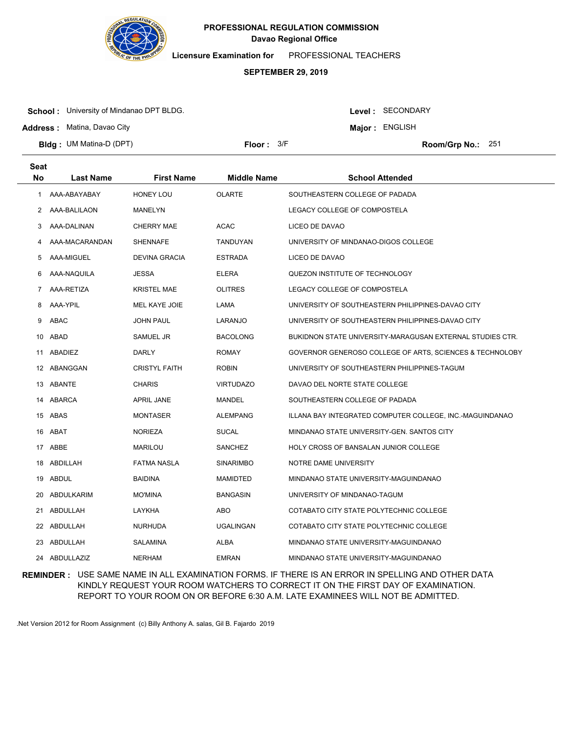**PROFESSIONAL REGULATION COMMISSION**
**Davao Regional Office**

**Licensure Examination for** PROFESSIONAL TEACHERS

**SEPTEMBER 29, 2019**

**School :** University of Mindanao DPT BLDG.
**Address :** Matina, Davao City
**Bldg :** UM Matina-D (DPT)
**Floor :** 3/F
**Level :** SECONDARY
**Major :** ENGLISH
**Room/Grp No.:** 251

| Seat No | Last Name | First Name | Middle Name | School Attended |
|---|---|---|---|---|
| 1 | AAA-ABAYABAY | HONEY LOU | OLARTE | SOUTHEASTERN COLLEGE OF PADADA |
| 2 | AAA-BALILAON | MANELYN | | LEGACY COLLEGE OF COMPOSTELA |
| 3 | AAA-DALINAN | CHERRY MAE | ACAC | LICEO DE DAVAO |
| 4 | AAA-MACARANDAN | SHENNAFE | TANDUYAN | UNIVERSITY OF MINDANAO-DIGOS COLLEGE |
| 5 | AAA-MIGUEL | DEVINA GRACIA | ESTRADA | LICEO DE DAVAO |
| 6 | AAA-NAQUILA | JESSA | ELERA | QUEZON INSTITUTE OF TECHNOLOGY |
| 7 | AAA-RETIZA | KRISTEL MAE | OLITRES | LEGACY COLLEGE OF COMPOSTELA |
| 8 | AAA-YPIL | MEL KAYE JOIE | LAMA | UNIVERSITY OF SOUTHEASTERN PHILIPPINES-DAVAO CITY |
| 9 | ABAC | JOHN PAUL | LARANJO | UNIVERSITY OF SOUTHEASTERN PHILIPPINES-DAVAO CITY |
| 10 | ABAD | SAMUEL JR | BACOLONG | BUKIDNON STATE UNIVERSITY-MARAGUSAN EXTERNAL STUDIES CTR. |
| 11 | ABADIEZ | DARLY | ROMAY | GOVERNOR GENEROSO COLLEGE OF ARTS, SCIENCES & TECHNOLOBY |
| 12 | ABANGGAN | CRISTYL FAITH | ROBIN | UNIVERSITY OF SOUTHEASTERN PHILIPPINES-TAGUM |
| 13 | ABANTE | CHARIS | VIRTUDAZO | DAVAO DEL NORTE STATE COLLEGE |
| 14 | ABARCA | APRIL JANE | MANDEL | SOUTHEASTERN COLLEGE OF PADADA |
| 15 | ABAS | MONTASER | ALEMPANG | ILLANA BAY INTEGRATED COMPUTER COLLEGE, INC.-MAGUINDANAO |
| 16 | ABAT | NORIEZA | SUCAL | MINDANAO STATE UNIVERSITY-GEN. SANTOS CITY |
| 17 | ABBE | MARILOU | SANCHEZ | HOLY CROSS OF BANSALAN JUNIOR COLLEGE |
| 18 | ABDILLAH | FATMA NASLA | SINARIMBO | NOTRE DAME UNIVERSITY |
| 19 | ABDUL | BAIDINA | MAMIDTED | MINDANAO STATE UNIVERSITY-MAGUINDANAO |
| 20 | ABDULKARIM | MO'MINA | BANGASIN | UNIVERSITY OF MINDANAO-TAGUM |
| 21 | ABDULLAH | LAYKHA | ABO | COTABATO CITY STATE POLYTECHNIC COLLEGE |
| 22 | ABDULLAH | NURHUDA | UGALINGAN | COTABATO CITY STATE POLYTECHNIC COLLEGE |
| 23 | ABDULLAH | SALAMINA | ALBA | MINDANAO STATE UNIVERSITY-MAGUINDANAO |
| 24 | ABDULLAZIZ | NERHAM | EMRAN | MINDANAO STATE UNIVERSITY-MAGUINDANAO |

**REMINDER :** USE SAME NAME IN ALL EXAMINATION FORMS. IF THERE IS AN ERROR IN SPELLING AND OTHER DATA KINDLY REQUEST YOUR ROOM WATCHERS TO CORRECT IT ON THE FIRST DAY OF EXAMINATION. REPORT TO YOUR ROOM ON OR BEFORE 6:30 A.M. LATE EXAMINEES WILL NOT BE ADMITTED.

.Net Version 2012 for Room Assignment (c) Billy Anthony A. salas, Gil B. Fajardo 2019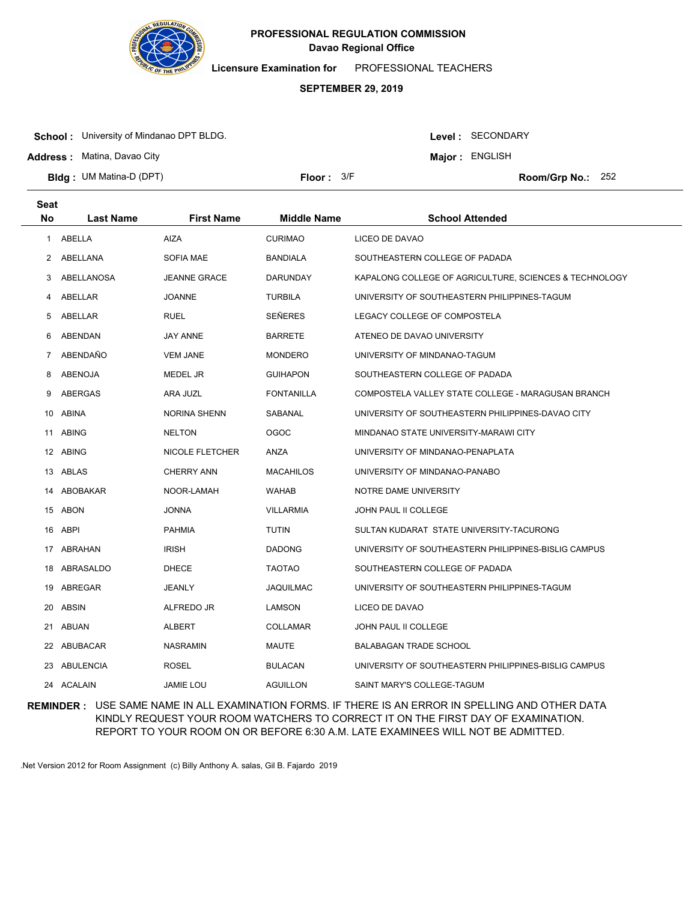**PROFESSIONAL REGULATION COMMISSION**
**Davao Regional Office**

**Licensure Examination for** PROFESSIONAL TEACHERS

**SEPTEMBER 29, 2019**

**School :** University of Mindanao DPT BLDG.
**Address :** Matina, Davao City
**Bldg :** UM Matina-D (DPT)
**Floor :** 3/F
**Level :** SECONDARY
**Major :** ENGLISH
**Room/Grp No.:** 252

| Seat No | Last Name | First Name | Middle Name | School Attended |
|---|---|---|---|---|
| 1 | ABELLA | AIZA | CURIMAO | LICEO DE DAVAO |
| 2 | ABELLANA | SOFIA MAE | BANDIALA | SOUTHEASTERN COLLEGE OF PADADA |
| 3 | ABELLANOSA | JEANNE GRACE | DARUNDAY | KAPALONG COLLEGE OF AGRICULTURE, SCIENCES & TECHNOLOGY |
| 4 | ABELLAR | JOANNE | TURBILA | UNIVERSITY OF SOUTHEASTERN PHILIPPINES-TAGUM |
| 5 | ABELLAR | RUEL | SEÑERES | LEGACY COLLEGE OF COMPOSTELA |
| 6 | ABENDAN | JAY ANNE | BARRETE | ATENEO DE DAVAO UNIVERSITY |
| 7 | ABENDAÑO | VEM JANE | MONDERO | UNIVERSITY OF MINDANAO-TAGUM |
| 8 | ABENOJA | MEDEL JR | GUIHAPON | SOUTHEASTERN COLLEGE OF PADADA |
| 9 | ABERGAS | ARA JUZL | FONTANILLA | COMPOSTELA VALLEY STATE COLLEGE - MARAGUSAN BRANCH |
| 10 | ABINA | NORINA SHENN | SABANAL | UNIVERSITY OF SOUTHEASTERN PHILIPPINES-DAVAO CITY |
| 11 | ABING | NELTON | OGOC | MINDANAO STATE UNIVERSITY-MARAWI CITY |
| 12 | ABING | NICOLE FLETCHER | ANZA | UNIVERSITY OF MINDANAO-PENAPLATA |
| 13 | ABLAS | CHERRY ANN | MACAHILOS | UNIVERSITY OF MINDANAO-PANABO |
| 14 | ABOBAKAR | NOOR-LAMAH | WAHAB | NOTRE DAME UNIVERSITY |
| 15 | ABON | JONNA | VILLARMIA | JOHN PAUL II COLLEGE |
| 16 | ABPI | PAHMIA | TUTIN | SULTAN KUDARAT STATE UNIVERSITY-TACURONG |
| 17 | ABRAHAN | IRISH | DADONG | UNIVERSITY OF SOUTHEASTERN PHILIPPINES-BISLIG CAMPUS |
| 18 | ABRASALDO | DHECE | TAOTAO | SOUTHEASTERN COLLEGE OF PADADA |
| 19 | ABREGAR | JEANLY | JAQUILMAC | UNIVERSITY OF SOUTHEASTERN PHILIPPINES-TAGUM |
| 20 | ABSIN | ALFREDO JR | LAMSON | LICEO DE DAVAO |
| 21 | ABUAN | ALBERT | COLLAMAR | JOHN PAUL II COLLEGE |
| 22 | ABUBACAR | NASRAMIN | MAUTE | BALABAGAN TRADE SCHOOL |
| 23 | ABULENCIA | ROSEL | BULACAN | UNIVERSITY OF SOUTHEASTERN PHILIPPINES-BISLIG CAMPUS |
| 24 | ACALAIN | JAMIE LOU | AGUILLON | SAINT MARY'S COLLEGE-TAGUM |

**REMINDER :** USE SAME NAME IN ALL EXAMINATION FORMS. IF THERE IS AN ERROR IN SPELLING AND OTHER DATA KINDLY REQUEST YOUR ROOM WATCHERS TO CORRECT IT ON THE FIRST DAY OF EXAMINATION. REPORT TO YOUR ROOM ON OR BEFORE 6:30 A.M. LATE EXAMINEES WILL NOT BE ADMITTED.

.Net Version 2012 for Room Assignment (c) Billy Anthony A. salas, Gil B. Fajardo 2019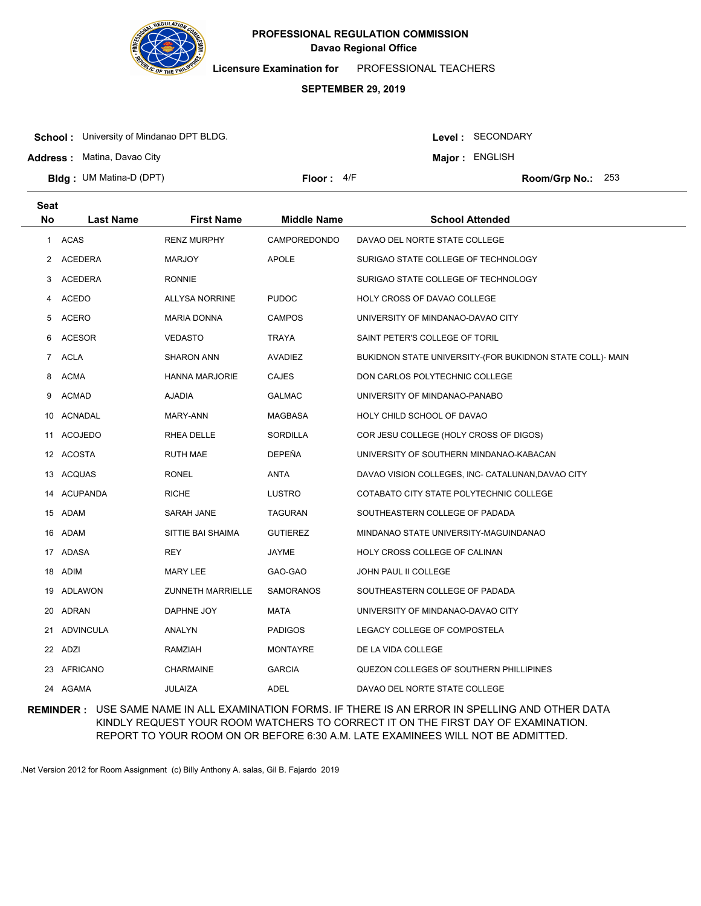**PROFESSIONAL REGULATION COMMISSION**
**Davao Regional Office**

**Licensure Examination for** PROFESSIONAL TEACHERS

**SEPTEMBER 29, 2019**

**School :** University of Mindanao DPT BLDG. **Level :** SECONDARY
**Address :** Matina, Davao City **Major :** ENGLISH
**Bldg :** UM Matina-D (DPT) **Floor :** 4/F **Room/Grp No.:** 253

| Seat No | Last Name | First Name | Middle Name | School Attended |
|---|---|---|---|---|
| 1 | ACAS | RENZ MURPHY | CAMPOREDONDO | DAVAO DEL NORTE STATE COLLEGE |
| 2 | ACEDERA | MARJOY | APOLE | SURIGAO STATE COLLEGE OF TECHNOLOGY |
| 3 | ACEDERA | RONNIE | | SURIGAO STATE COLLEGE OF TECHNOLOGY |
| 4 | ACEDO | ALLYSA NORRINE | PUDOC | HOLY CROSS OF DAVAO COLLEGE |
| 5 | ACERO | MARIA DONNA | CAMPOS | UNIVERSITY OF MINDANAO-DAVAO CITY |
| 6 | ACESOR | VEDASTO | TRAYA | SAINT PETER'S COLLEGE OF TORIL |
| 7 | ACLA | SHARON ANN | AVADIEZ | BUKIDNON STATE UNIVERSITY-(FOR BUKIDNON STATE COLL)- MAIN |
| 8 | ACMA | HANNA MARJORIE | CAJES | DON CARLOS POLYTECHNIC COLLEGE |
| 9 | ACMAD | AJADIA | GALMAC | UNIVERSITY OF MINDANAO-PANABO |
| 10 | ACNADAL | MARY-ANN | MAGBASA | HOLY CHILD SCHOOL OF DAVAO |
| 11 | ACOJEDO | RHEA DELLE | SORDILLA | COR JESU COLLEGE (HOLY CROSS OF DIGOS) |
| 12 | ACOSTA | RUTH MAE | DEPEÑA | UNIVERSITY OF SOUTHERN MINDANAO-KABACAN |
| 13 | ACQUAS | RONEL | ANTA | DAVAO VISION COLLEGES, INC- CATALUNAN,DAVAO CITY |
| 14 | ACUPANDA | RICHE | LUSTRO | COTABATO CITY STATE POLYTECHNIC COLLEGE |
| 15 | ADAM | SARAH JANE | TAGURAN | SOUTHEASTERN COLLEGE OF PADADA |
| 16 | ADAM | SITTIE BAI SHAIMA | GUTIEREZ | MINDANAO STATE UNIVERSITY-MAGUINDANAO |
| 17 | ADASA | REY | JAYME | HOLY CROSS COLLEGE OF CALINAN |
| 18 | ADIM | MARY LEE | GAO-GAO | JOHN PAUL II COLLEGE |
| 19 | ADLAWON | ZUNNETH MARRIELLE | SAMORANOS | SOUTHEASTERN COLLEGE OF PADADA |
| 20 | ADRAN | DAPHNE JOY | MATA | UNIVERSITY OF MINDANAO-DAVAO CITY |
| 21 | ADVINCULA | ANALYN | PADIGOS | LEGACY COLLEGE OF COMPOSTELA |
| 22 | ADZI | RAMZIAH | MONTAYRE | DE LA VIDA COLLEGE |
| 23 | AFRICANO | CHARMAINE | GARCIA | QUEZON COLLEGES OF SOUTHERN PHILLIPINES |
| 24 | AGAMA | JULAIZA | ADEL | DAVAO DEL NORTE STATE COLLEGE |

**REMINDER :** USE SAME NAME IN ALL EXAMINATION FORMS. IF THERE IS AN ERROR IN SPELLING AND OTHER DATA KINDLY REQUEST YOUR ROOM WATCHERS TO CORRECT IT ON THE FIRST DAY OF EXAMINATION. REPORT TO YOUR ROOM ON OR BEFORE 6:30 A.M. LATE EXAMINEES WILL NOT BE ADMITTED.

.Net Version 2012 for Room Assignment (c) Billy Anthony A. salas, Gil B. Fajardo 2019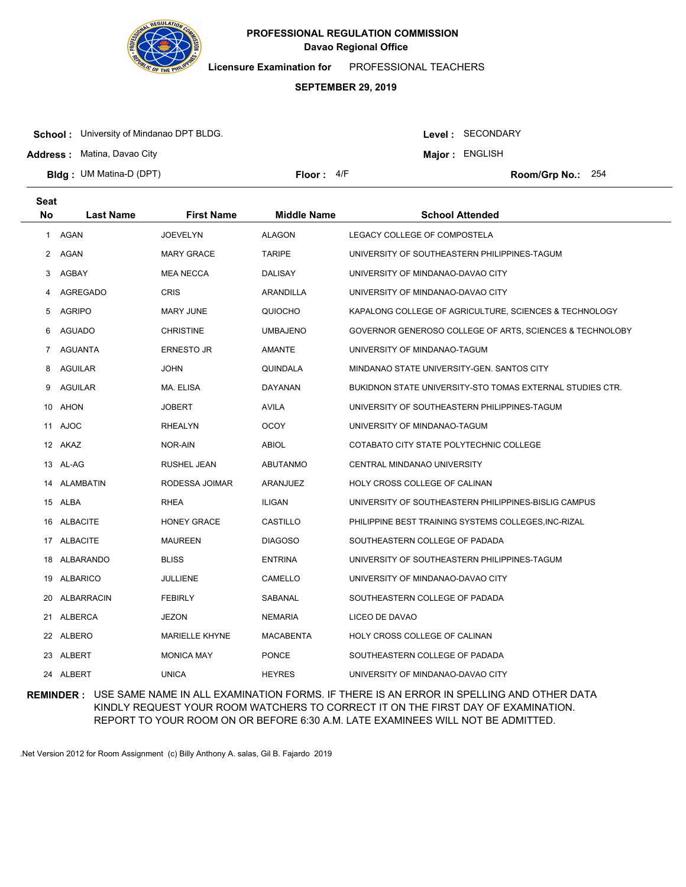**PROFESSIONAL REGULATION COMMISSION**
**Davao Regional Office**

**Licensure Examination for** PROFESSIONAL TEACHERS

**SEPTEMBER 29, 2019**

**School :** University of Mindanao DPT BLDG. **Level :** SECONDARY
**Address :** Matina, Davao City **Major :** ENGLISH
**Bldg :** UM Matina-D (DPT) **Floor :** 4/F **Room/Grp No.:** 254

| Seat No | Last Name | First Name | Middle Name | School Attended |
|---|---|---|---|---|
| 1 | AGAN | JOEVELYN | ALAGON | LEGACY COLLEGE OF COMPOSTELA |
| 2 | AGAN | MARY GRACE | TARIPE | UNIVERSITY OF SOUTHEASTERN PHILIPPINES-TAGUM |
| 3 | AGBAY | MEA NECCA | DALISAY | UNIVERSITY OF MINDANAO-DAVAO CITY |
| 4 | AGREGADO | CRIS | ARANDILLA | UNIVERSITY OF MINDANAO-DAVAO CITY |
| 5 | AGRIPO | MARY JUNE | QUIOCHO | KAPALONG COLLEGE OF AGRICULTURE, SCIENCES & TECHNOLOGY |
| 6 | AGUADO | CHRISTINE | UMBAJENO | GOVERNOR GENEROSO COLLEGE OF ARTS, SCIENCES & TECHNOLOBY |
| 7 | AGUANTA | ERNESTO JR | AMANTE | UNIVERSITY OF MINDANAO-TAGUM |
| 8 | AGUILAR | JOHN | QUINDALA | MINDANAO STATE UNIVERSITY-GEN. SANTOS CITY |
| 9 | AGUILAR | MA. ELISA | DAYANAN | BUKIDNON STATE UNIVERSITY-STO TOMAS EXTERNAL STUDIES CTR. |
| 10 | AHON | JOBERT | AVILA | UNIVERSITY OF SOUTHEASTERN PHILIPPINES-TAGUM |
| 11 | AJOC | RHEALYN | OCOY | UNIVERSITY OF MINDANAO-TAGUM |
| 12 | AKAZ | NOR-AIN | ABIOL | COTABATO CITY STATE POLYTECHNIC COLLEGE |
| 13 | AL-AG | RUSHEL JEAN | ABUTANMO | CENTRAL MINDANAO UNIVERSITY |
| 14 | ALAMBATIN | RODESSA JOIMAR | ARANJUEZ | HOLY CROSS COLLEGE OF CALINAN |
| 15 | ALBA | RHEA | ILIGAN | UNIVERSITY OF SOUTHEASTERN PHILIPPINES-BISLIG CAMPUS |
| 16 | ALBACITE | HONEY GRACE | CASTILLO | PHILIPPINE BEST TRAINING SYSTEMS COLLEGES,INC-RIZAL |
| 17 | ALBACITE | MAUREEN | DIAGOSO | SOUTHEASTERN COLLEGE OF PADADA |
| 18 | ALBARANDO | BLISS | ENTRINA | UNIVERSITY OF SOUTHEASTERN PHILIPPINES-TAGUM |
| 19 | ALBARICO | JULLIENE | CAMELLO | UNIVERSITY OF MINDANAO-DAVAO CITY |
| 20 | ALBARRACIN | FEBIRLY | SABANAL | SOUTHEASTERN COLLEGE OF PADADA |
| 21 | ALBERCA | JEZON | NEMARIA | LICEO DE DAVAO |
| 22 | ALBERO | MARIELLE KHYNE | MACABENTA | HOLY CROSS COLLEGE OF CALINAN |
| 23 | ALBERT | MONICA MAY | PONCE | SOUTHEASTERN COLLEGE OF PADADA |
| 24 | ALBERT | UNICA | HEYRES | UNIVERSITY OF MINDANAO-DAVAO CITY |

**REMINDER :** USE SAME NAME IN ALL EXAMINATION FORMS. IF THERE IS AN ERROR IN SPELLING AND OTHER DATA KINDLY REQUEST YOUR ROOM WATCHERS TO CORRECT IT ON THE FIRST DAY OF EXAMINATION. REPORT TO YOUR ROOM ON OR BEFORE 6:30 A.M. LATE EXAMINEES WILL NOT BE ADMITTED.

.Net Version 2012 for Room Assignment (c) Billy Anthony A. salas, Gil B. Fajardo 2019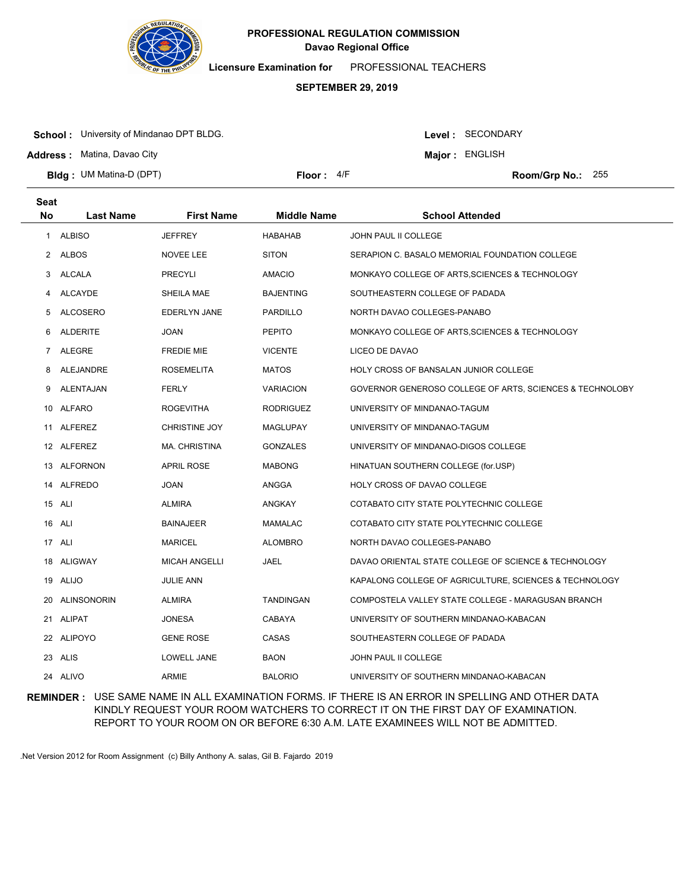**PROFESSIONAL REGULATION COMMISSION**
**Davao Regional Office**

**Licensure Examination for** PROFESSIONAL TEACHERS

**SEPTEMBER 29, 2019**

**School :** University of Mindanao DPT BLDG.
**Address :** Matina, Davao City
**Bldg :** UM Matina-D (DPT)
**Floor :** 4/F
**Level :** SECONDARY
**Major :** ENGLISH
**Room/Grp No.:** 255

| Seat No | Last Name | First Name | Middle Name | School Attended |
|---|---|---|---|---|
| 1 | ALBISO | JEFFREY | HABAHAB | JOHN PAUL II COLLEGE |
| 2 | ALBOS | NOVEE LEE | SITON | SERAPION C. BASALO MEMORIAL FOUNDATION COLLEGE |
| 3 | ALCALA | PRECYLI | AMACIO | MONKAYO COLLEGE OF ARTS,SCIENCES & TECHNOLOGY |
| 4 | ALCAYDE | SHEILA MAE | BAJENTING | SOUTHEASTERN COLLEGE OF PADADA |
| 5 | ALCOSERO | EDERLYN JANE | PARDILLO | NORTH DAVAO COLLEGES-PANABO |
| 6 | ALDERITE | JOAN | PEPITO | MONKAYO COLLEGE OF ARTS,SCIENCES & TECHNOLOGY |
| 7 | ALEGRE | FREDIE MIE | VICENTE | LICEO DE DAVAO |
| 8 | ALEJANDRE | ROSEMELITA | MATOS | HOLY CROSS OF BANSALAN JUNIOR COLLEGE |
| 9 | ALENTAJAN | FERLY | VARIACION | GOVERNOR GENEROSO COLLEGE OF ARTS, SCIENCES & TECHNOLOBY |
| 10 | ALFARO | ROGEVITHA | RODRIGUEZ | UNIVERSITY OF MINDANAO-TAGUM |
| 11 | ALFEREZ | CHRISTINE JOY | MAGLUPAY | UNIVERSITY OF MINDANAO-TAGUM |
| 12 | ALFEREZ | MA. CHRISTINA | GONZALES | UNIVERSITY OF MINDANAO-DIGOS COLLEGE |
| 13 | ALFORNON | APRIL ROSE | MABONG | HINATUAN SOUTHERN COLLEGE (for.USP) |
| 14 | ALFREDO | JOAN | ANGGA | HOLY CROSS OF DAVAO COLLEGE |
| 15 | ALI | ALMIRA | ANGKAY | COTABATO CITY STATE POLYTECHNIC COLLEGE |
| 16 | ALI | BAINAJEER | MAMALAC | COTABATO CITY STATE POLYTECHNIC COLLEGE |
| 17 | ALI | MARICEL | ALOMBRO | NORTH DAVAO COLLEGES-PANABO |
| 18 | ALIGWAY | MICAH ANGELLI | JAEL | DAVAO ORIENTAL STATE COLLEGE OF SCIENCE & TECHNOLOGY |
| 19 | ALIJO | JULIE ANN | | KAPALONG COLLEGE OF AGRICULTURE, SCIENCES & TECHNOLOGY |
| 20 | ALINSONORIN | ALMIRA | TANDINGAN | COMPOSTELA VALLEY STATE COLLEGE - MARAGUSAN BRANCH |
| 21 | ALIPAT | JONESA | CABAYA | UNIVERSITY OF SOUTHERN MINDANAO-KABACAN |
| 22 | ALIPOYO | GENE ROSE | CASAS | SOUTHEASTERN COLLEGE OF PADADA |
| 23 | ALIS | LOWELL JANE | BAON | JOHN PAUL II COLLEGE |
| 24 | ALIVO | ARMIE | BALORIO | UNIVERSITY OF SOUTHERN MINDANAO-KABACAN |

**REMINDER :** USE SAME NAME IN ALL EXAMINATION FORMS. IF THERE IS AN ERROR IN SPELLING AND OTHER DATA KINDLY REQUEST YOUR ROOM WATCHERS TO CORRECT IT ON THE FIRST DAY OF EXAMINATION. REPORT TO YOUR ROOM ON OR BEFORE 6:30 A.M. LATE EXAMINEES WILL NOT BE ADMITTED.

.Net Version 2012 for Room Assignment (c) Billy Anthony A. salas, Gil B. Fajardo 2019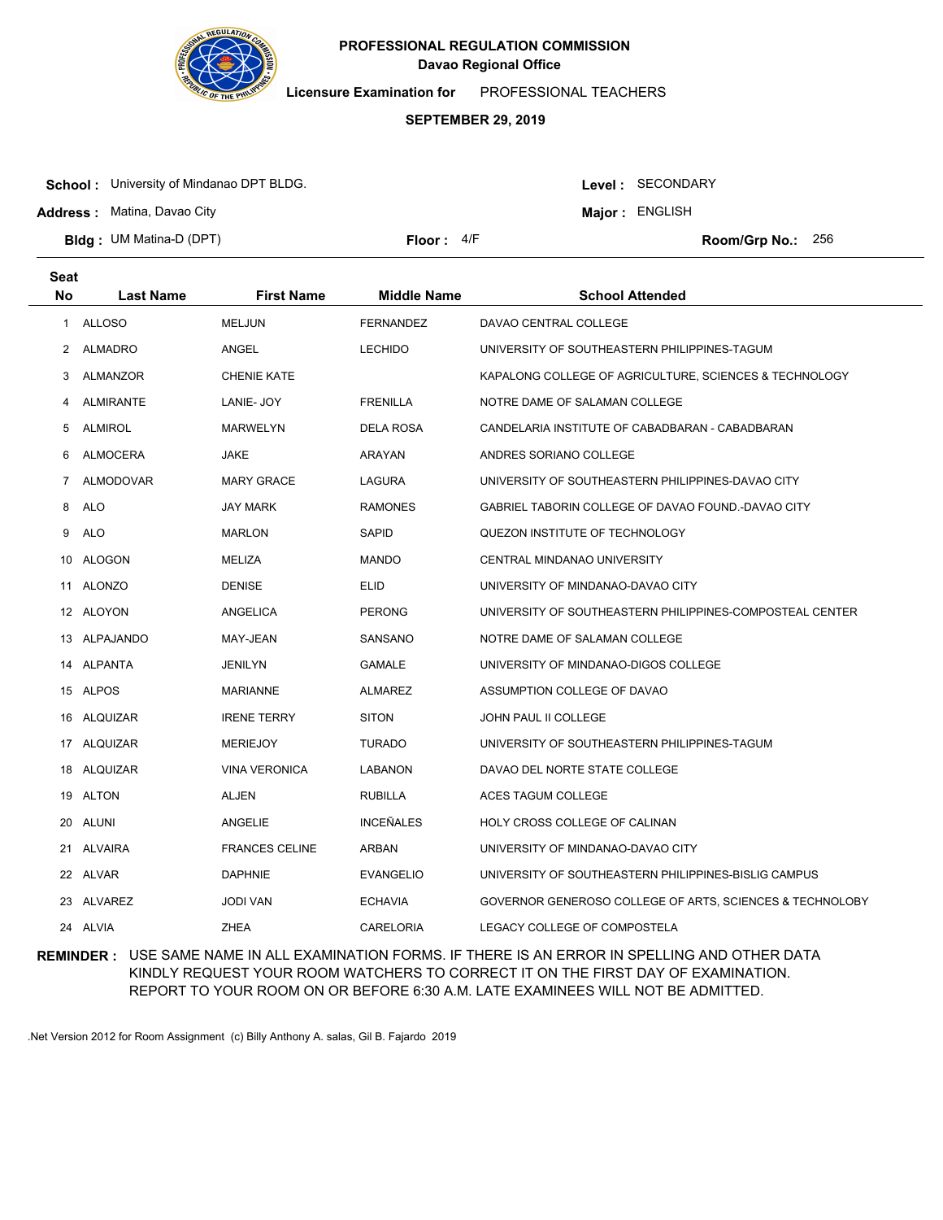**PROFESSIONAL REGULATION COMMISSION**
**Davao Regional Office**

**Licensure Examination for** PROFESSIONAL TEACHERS

**SEPTEMBER 29, 2019**

**School :** University of Mindanao DPT BLDG.
**Address :** Matina, Davao City
**Bldg :** UM Matina-D (DPT)
**Floor :** 4/F
**Level :** SECONDARY
**Major :** ENGLISH
**Room/Grp No.:** 256

| Seat No | Last Name | First Name | Middle Name | School Attended |
|---|---|---|---|---|
| 1 | ALLOSO | MELJUN | FERNANDEZ | DAVAO CENTRAL COLLEGE |
| 2 | ALMADRO | ANGEL | LECHIDO | UNIVERSITY OF SOUTHEASTERN PHILIPPINES-TAGUM |
| 3 | ALMANZOR | CHENIE KATE | | KAPALONG COLLEGE OF AGRICULTURE, SCIENCES & TECHNOLOGY |
| 4 | ALMIRANTE | LANIE- JOY | FRENILLA | NOTRE DAME OF SALAMAN COLLEGE |
| 5 | ALMIROL | MARWELYN | DELA ROSA | CANDELARIA INSTITUTE OF CABADBARAN - CABADBARAN |
| 6 | ALMOCERA | JAKE | ARAYAN | ANDRES SORIANO COLLEGE |
| 7 | ALMODOVAR | MARY GRACE | LAGURA | UNIVERSITY OF SOUTHEASTERN PHILIPPINES-DAVAO CITY |
| 8 | ALO | JAY MARK | RAMONES | GABRIEL TABORIN COLLEGE OF DAVAO FOUND.-DAVAO CITY |
| 9 | ALO | MARLON | SAPID | QUEZON INSTITUTE OF TECHNOLOGY |
| 10 | ALOGON | MELIZA | MANDO | CENTRAL MINDANAO UNIVERSITY |
| 11 | ALONZO | DENISE | ELID | UNIVERSITY OF MINDANAO-DAVAO CITY |
| 12 | ALOYON | ANGELICA | PERONG | UNIVERSITY OF SOUTHEASTERN PHILIPPINES-COMPOSTEAL CENTER |
| 13 | ALPAJANDO | MAY-JEAN | SANSANO | NOTRE DAME OF SALAMAN COLLEGE |
| 14 | ALPANTA | JENILYN | GAMALE | UNIVERSITY OF MINDANAO-DIGOS COLLEGE |
| 15 | ALPOS | MARIANNE | ALMAREZ | ASSUMPTION COLLEGE OF DAVAO |
| 16 | ALQUIZAR | IRENE TERRY | SITON | JOHN PAUL II COLLEGE |
| 17 | ALQUIZAR | MERIEJOY | TURADO | UNIVERSITY OF SOUTHEASTERN PHILIPPINES-TAGUM |
| 18 | ALQUIZAR | VINA VERONICA | LABANON | DAVAO DEL NORTE STATE COLLEGE |
| 19 | ALTON | ALJEN | RUBILLA | ACES TAGUM COLLEGE |
| 20 | ALUNI | ANGELIE | INCEÑALES | HOLY CROSS COLLEGE OF CALINAN |
| 21 | ALVAIRA | FRANCES CELINE | ARBAN | UNIVERSITY OF MINDANAO-DAVAO CITY |
| 22 | ALVAR | DAPHNIE | EVANGELIO | UNIVERSITY OF SOUTHEASTERN PHILIPPINES-BISLIG CAMPUS |
| 23 | ALVAREZ | JODI VAN | ECHAVIA | GOVERNOR GENEROSO COLLEGE OF ARTS, SCIENCES & TECHNOLOBY |
| 24 | ALVIA | ZHEA | CARELORIA | LEGACY COLLEGE OF COMPOSTELA |

**REMINDER :** USE SAME NAME IN ALL EXAMINATION FORMS. IF THERE IS AN ERROR IN SPELLING AND OTHER DATA KINDLY REQUEST YOUR ROOM WATCHERS TO CORRECT IT ON THE FIRST DAY OF EXAMINATION. REPORT TO YOUR ROOM ON OR BEFORE 6:30 A.M. LATE EXAMINEES WILL NOT BE ADMITTED.

.Net Version 2012 for Room Assignment (c) Billy Anthony A. salas, Gil B. Fajardo 2019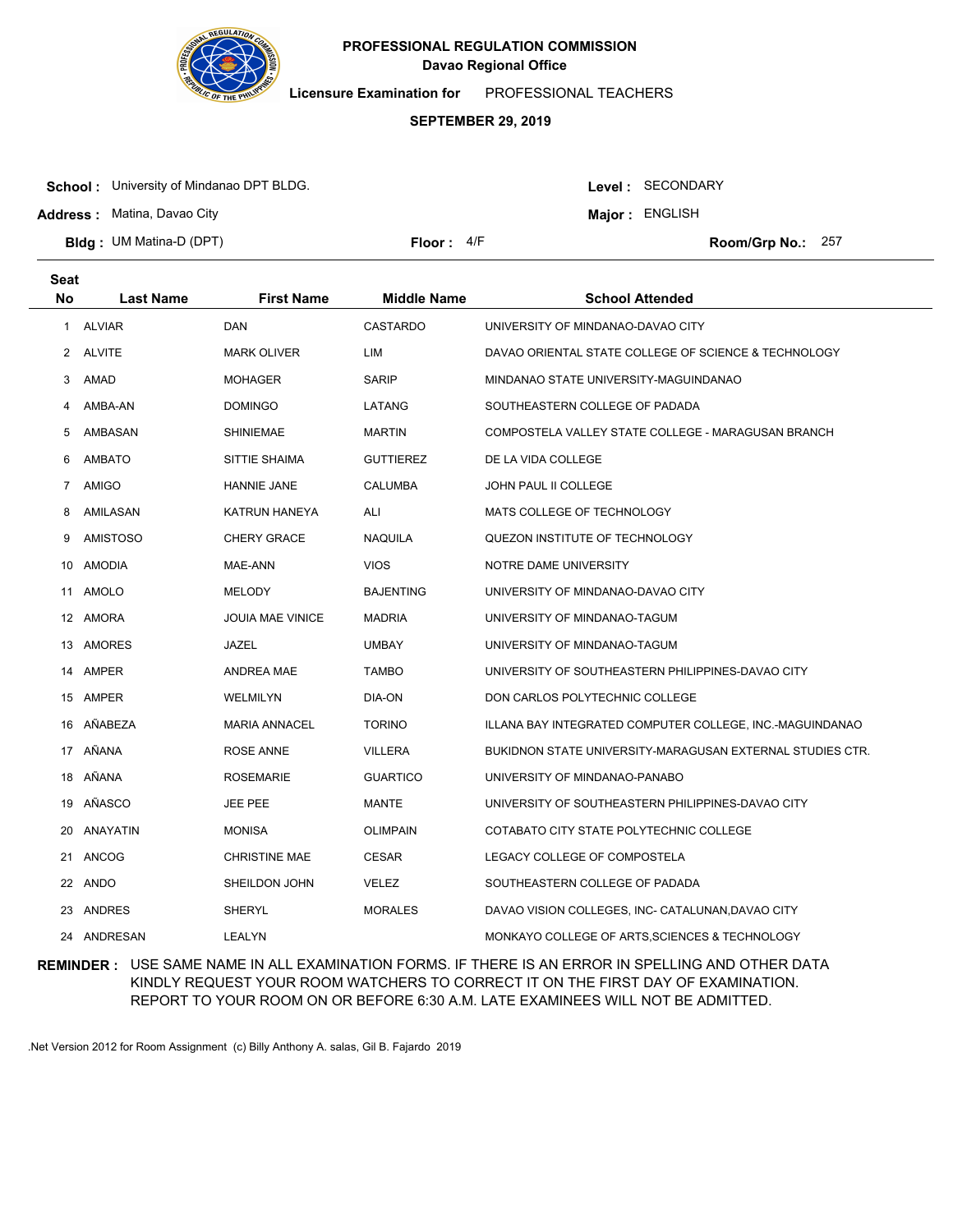**PROFESSIONAL REGULATION COMMISSION**
**Davao Regional Office**

**Licensure Examination for** PROFESSIONAL TEACHERS

**SEPTEMBER 29, 2019**

**School :** University of Mindanao DPT BLDG. **Level :** SECONDARY

**Address :** Matina, Davao City **Major :** ENGLISH

**Bldg :** UM Matina-D (DPT) **Floor :** 4/F **Room/Grp No.:** 257

| Seat No | Last Name | First Name | Middle Name | School Attended |
|---|---|---|---|---|
| 1 | ALVIAR | DAN | CASTARDO | UNIVERSITY OF MINDANAO-DAVAO CITY |
| 2 | ALVITE | MARK OLIVER | LIM | DAVAO ORIENTAL STATE COLLEGE OF SCIENCE & TECHNOLOGY |
| 3 | AMAD | MOHAGER | SARIP | MINDANAO STATE UNIVERSITY-MAGUINDANAO |
| 4 | AMBA-AN | DOMINGO | LATANG | SOUTHEASTERN COLLEGE OF PADADA |
| 5 | AMBASAN | SHINIEMAE | MARTIN | COMPOSTELA VALLEY STATE COLLEGE - MARAGUSAN BRANCH |
| 6 | AMBATO | SITTIE SHAIMA | GUTTIEREZ | DE LA VIDA COLLEGE |
| 7 | AMIGO | HANNIE JANE | CALUMBA | JOHN PAUL II COLLEGE |
| 8 | AMILASAN | KATRUN HANEYA | ALI | MATS COLLEGE OF TECHNOLOGY |
| 9 | AMISTOSO | CHERY GRACE | NAQUILA | QUEZON INSTITUTE OF TECHNOLOGY |
| 10 | AMODIA | MAE-ANN | VIOS | NOTRE DAME UNIVERSITY |
| 11 | AMOLO | MELODY | BAJENTING | UNIVERSITY OF MINDANAO-DAVAO CITY |
| 12 | AMORA | JOUIA MAE VINICE | MADRIA | UNIVERSITY OF MINDANAO-TAGUM |
| 13 | AMORES | JAZEL | UMBAY | UNIVERSITY OF MINDANAO-TAGUM |
| 14 | AMPER | ANDREA MAE | TAMBO | UNIVERSITY OF SOUTHEASTERN PHILIPPINES-DAVAO CITY |
| 15 | AMPER | WELMILYN | DIA-ON | DON CARLOS POLYTECHNIC COLLEGE |
| 16 | AÑABEZA | MARIA ANNACEL | TORINO | ILLANA BAY INTEGRATED COMPUTER COLLEGE, INC.-MAGUINDANAO |
| 17 | AÑANA | ROSE ANNE | VILLERA | BUKIDNON STATE UNIVERSITY-MARAGUSAN EXTERNAL STUDIES CTR. |
| 18 | AÑANA | ROSEMARIE | GUARTICO | UNIVERSITY OF MINDANAO-PANABO |
| 19 | AÑASCO | JEE PEE | MANTE | UNIVERSITY OF SOUTHEASTERN PHILIPPINES-DAVAO CITY |
| 20 | ANAYATIN | MONISA | OLIMPAIN | COTABATO CITY STATE POLYTECHNIC COLLEGE |
| 21 | ANCOG | CHRISTINE MAE | CESAR | LEGACY COLLEGE OF COMPOSTELA |
| 22 | ANDO | SHEILDON JOHN | VELEZ | SOUTHEASTERN COLLEGE OF PADADA |
| 23 | ANDRES | SHERYL | MORALES | DAVAO VISION COLLEGES, INC- CATALUNAN,DAVAO CITY |
| 24 | ANDRESAN | LEALYN | | MONKAYO COLLEGE OF ARTS,SCIENCES & TECHNOLOGY |

**REMINDER :** USE SAME NAME IN ALL EXAMINATION FORMS. IF THERE IS AN ERROR IN SPELLING AND OTHER DATA KINDLY REQUEST YOUR ROOM WATCHERS TO CORRECT IT ON THE FIRST DAY OF EXAMINATION. REPORT TO YOUR ROOM ON OR BEFORE 6:30 A.M. LATE EXAMINEES WILL NOT BE ADMITTED.

.Net Version 2012 for Room Assignment (c) Billy Anthony A. salas, Gil B. Fajardo 2019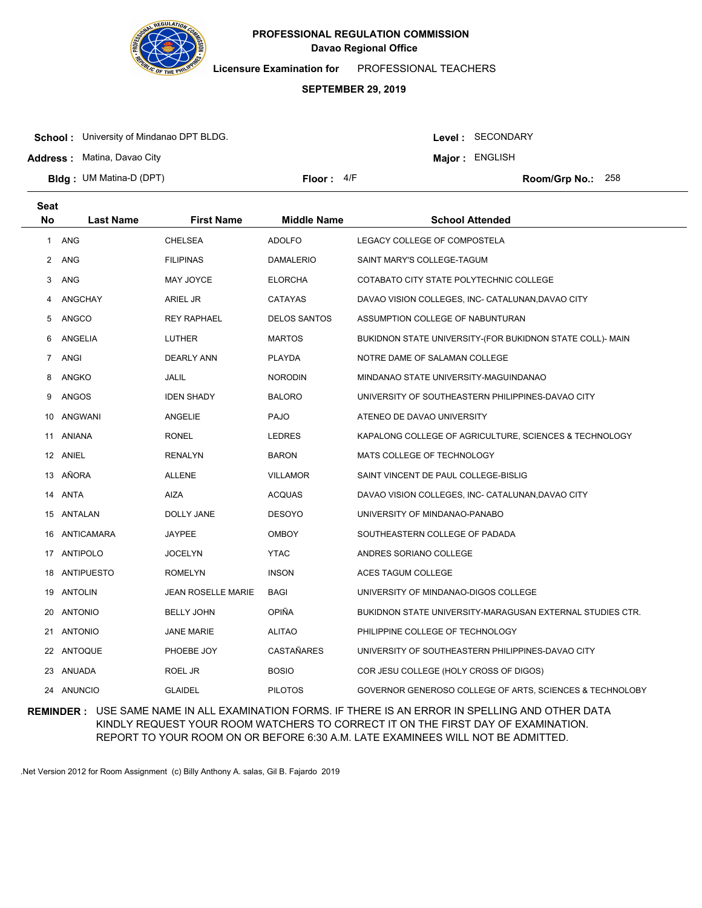**PROFESSIONAL REGULATION COMMISSION**
**Davao Regional Office**

**Licensure Examination for** PROFESSIONAL TEACHERS

**SEPTEMBER 29, 2019**

**School :** University of Mindanao DPT BLDG. **Level :** SECONDARY

**Address :** Matina, Davao City **Major :** ENGLISH

**Bldg :** UM Matina-D (DPT) **Floor :** 4/F **Room/Grp No.:** 258

| Seat No | Last Name | First Name | Middle Name | School Attended |
|---|---|---|---|---|
| 1 | ANG | CHELSEA | ADOLFO | LEGACY COLLEGE OF COMPOSTELA |
| 2 | ANG | FILIPINAS | DAMALERIO | SAINT MARY'S COLLEGE-TAGUM |
| 3 | ANG | MAY JOYCE | ELORCHA | COTABATO CITY STATE POLYTECHNIC COLLEGE |
| 4 | ANGCHAY | ARIEL JR | CATAYAS | DAVAO VISION COLLEGES, INC- CATALUNAN,DAVAO CITY |
| 5 | ANGCO | REY RAPHAEL | DELOS SANTOS | ASSUMPTION COLLEGE OF NABUNTURAN |
| 6 | ANGELIA | LUTHER | MARTOS | BUKIDNON STATE UNIVERSITY-(FOR BUKIDNON STATE COLL)- MAIN |
| 7 | ANGI | DEARLY ANN | PLAYDA | NOTRE DAME OF SALAMAN COLLEGE |
| 8 | ANGKO | JALIL | NORODIN | MINDANAO STATE UNIVERSITY-MAGUINDANAO |
| 9 | ANGOS | IDEN SHADY | BALORO | UNIVERSITY OF SOUTHEASTERN PHILIPPINES-DAVAO CITY |
| 10 | ANGWANI | ANGELIE | PAJO | ATENEO DE DAVAO UNIVERSITY |
| 11 | ANIANA | RONEL | LEDRES | KAPALONG COLLEGE OF AGRICULTURE, SCIENCES & TECHNOLOGY |
| 12 | ANIEL | RENALYN | BARON | MATS COLLEGE OF TECHNOLOGY |
| 13 | AÑORA | ALLENE | VILLAMOR | SAINT VINCENT DE PAUL COLLEGE-BISLIG |
| 14 | ANTA | AIZA | ACQUAS | DAVAO VISION COLLEGES, INC- CATALUNAN,DAVAO CITY |
| 15 | ANTALAN | DOLLY JANE | DESOYO | UNIVERSITY OF MINDANAO-PANABO |
| 16 | ANTICAMARA | JAYPEE | OMBOY | SOUTHEASTERN COLLEGE OF PADADA |
| 17 | ANTIPOLO | JOCELYN | YTAC | ANDRES SORIANO COLLEGE |
| 18 | ANTIPUESTO | ROMELYN | INSON | ACES TAGUM COLLEGE |
| 19 | ANTOLIN | JEAN ROSELLE MARIE | BAGI | UNIVERSITY OF MINDANAO-DIGOS COLLEGE |
| 20 | ANTONIO | BELLY JOHN | OPIÑA | BUKIDNON STATE UNIVERSITY-MARAGUSAN EXTERNAL STUDIES CTR. |
| 21 | ANTONIO | JANE MARIE | ALITAO | PHILIPPINE COLLEGE OF TECHNOLOGY |
| 22 | ANTOQUE | PHOEBE JOY | CASTAÑARES | UNIVERSITY OF SOUTHEASTERN PHILIPPINES-DAVAO CITY |
| 23 | ANUADA | ROEL JR | BOSIO | COR JESU COLLEGE (HOLY CROSS OF DIGOS) |
| 24 | ANUNCIO | GLAIDEL | PILOTOS | GOVERNOR GENEROSO COLLEGE OF ARTS, SCIENCES & TECHNOLOBY |

**REMINDER :** USE SAME NAME IN ALL EXAMINATION FORMS. IF THERE IS AN ERROR IN SPELLING AND OTHER DATA KINDLY REQUEST YOUR ROOM WATCHERS TO CORRECT IT ON THE FIRST DAY OF EXAMINATION. REPORT TO YOUR ROOM ON OR BEFORE 6:30 A.M. LATE EXAMINEES WILL NOT BE ADMITTED.

.Net Version 2012 for Room Assignment (c) Billy Anthony A. salas, Gil B. Fajardo 2019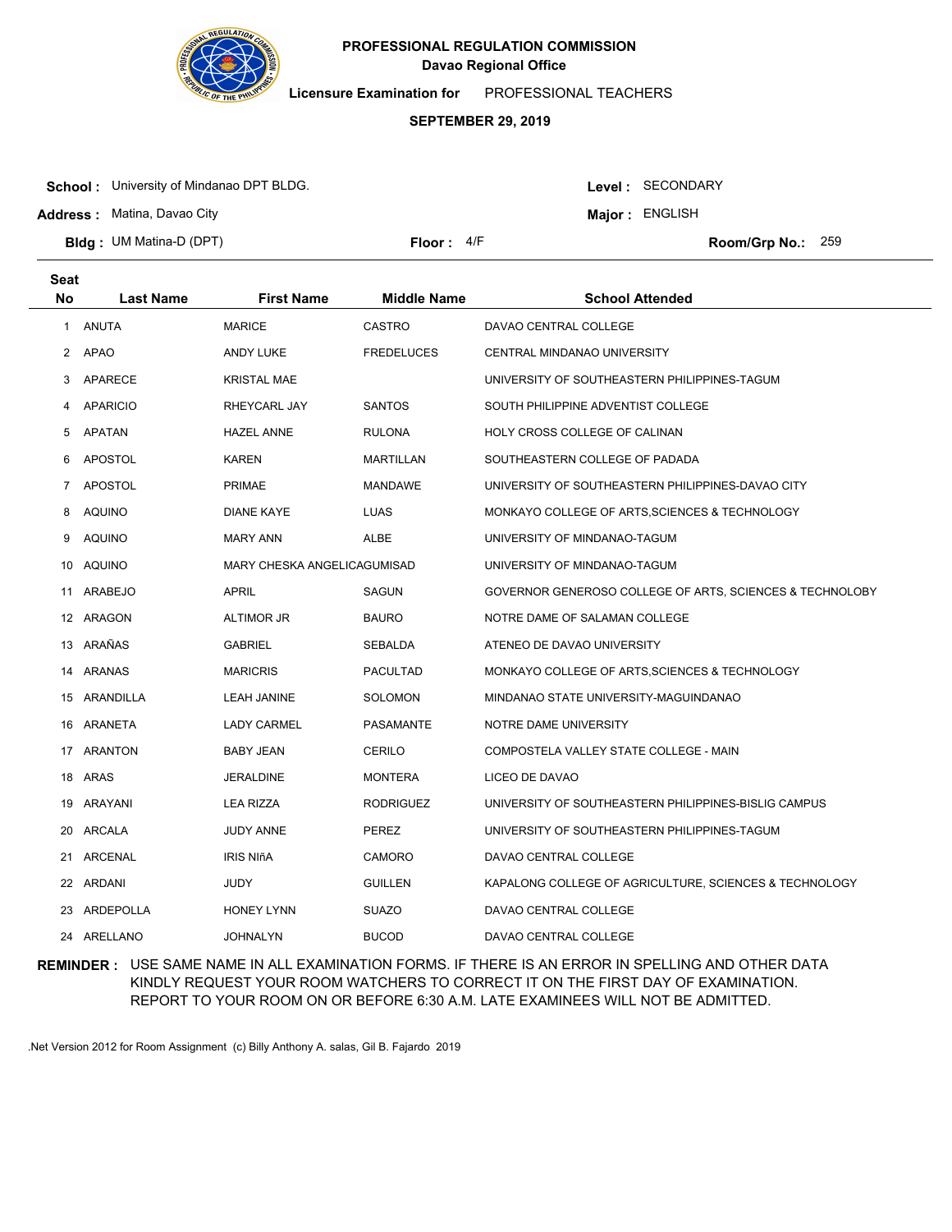**PROFESSIONAL REGULATION COMMISSION**
**Davao Regional Office**

**Licensure Examination for** PROFESSIONAL TEACHERS

**SEPTEMBER 29, 2019**

**School :** University of Mindanao DPT BLDG.
**Address :** Matina, Davao City
**Bldg :** UM Matina-D (DPT)
**Floor :** 4/F
**Level :** SECONDARY
**Major :** ENGLISH
**Room/Grp No.:** 259

| Seat No | Last Name | First Name | Middle Name | School Attended |
|---|---|---|---|---|
| 1 | ANUTA | MARICE | CASTRO | DAVAO CENTRAL COLLEGE |
| 2 | APAO | ANDY LUKE | FREDELUCES | CENTRAL MINDANAO UNIVERSITY |
| 3 | APARECE | KRISTAL MAE | | UNIVERSITY OF SOUTHEASTERN PHILIPPINES-TAGUM |
| 4 | APARICIO | RHEYCARL JAY | SANTOS | SOUTH PHILIPPINE ADVENTIST COLLEGE |
| 5 | APATAN | HAZEL ANNE | RULONA | HOLY CROSS COLLEGE OF CALINAN |
| 6 | APOSTOL | KAREN | MARTILLAN | SOUTHEASTERN COLLEGE OF PADADA |
| 7 | APOSTOL | PRIMAE | MANDAWE | UNIVERSITY OF SOUTHEASTERN PHILIPPINES-DAVAO CITY |
| 8 | AQUINO | DIANE KAYE | LUAS | MONKAYO COLLEGE OF ARTS,SCIENCES & TECHNOLOGY |
| 9 | AQUINO | MARY ANN | ALBE | UNIVERSITY OF MINDANAO-TAGUM |
| 10 | AQUINO | MARY CHESKA ANGELICA | GUMISAD | UNIVERSITY OF MINDANAO-TAGUM |
| 11 | ARABEJO | APRIL | SAGUN | GOVERNOR GENEROSO COLLEGE OF ARTS, SCIENCES & TECHNOLOBY |
| 12 | ARAGON | ALTIMOR JR | BAURO | NOTRE DAME OF SALAMAN COLLEGE |
| 13 | ARAÑAS | GABRIEL | SEBALDA | ATENEO DE DAVAO UNIVERSITY |
| 14 | ARANAS | MARICRIS | PACULTAD | MONKAYO COLLEGE OF ARTS,SCIENCES & TECHNOLOGY |
| 15 | ARANDILLA | LEAH JANINE | SOLOMON | MINDANAO STATE UNIVERSITY-MAGUINDANAO |
| 16 | ARANETA | LADY CARMEL | PASAMANTE | NOTRE DAME UNIVERSITY |
| 17 | ARANTON | BABY JEAN | CERILO | COMPOSTELA VALLEY STATE COLLEGE - MAIN |
| 18 | ARAS | JERALDINE | MONTERA | LICEO DE DAVAO |
| 19 | ARAYANI | LEA RIZZA | RODRIGUEZ | UNIVERSITY OF SOUTHEASTERN PHILIPPINES-BISLIG CAMPUS |
| 20 | ARCALA | JUDY ANNE | PEREZ | UNIVERSITY OF SOUTHEASTERN PHILIPPINES-TAGUM |
| 21 | ARCENAL | IRIS NIñA | CAMORO | DAVAO CENTRAL COLLEGE |
| 22 | ARDANI | JUDY | GUILLEN | KAPALONG COLLEGE OF AGRICULTURE, SCIENCES & TECHNOLOGY |
| 23 | ARDEPOLLA | HONEY LYNN | SUAZO | DAVAO CENTRAL COLLEGE |
| 24 | ARELLANO | JOHNALYN | BUCOD | DAVAO CENTRAL COLLEGE |

**REMINDER :** USE SAME NAME IN ALL EXAMINATION FORMS. IF THERE IS AN ERROR IN SPELLING AND OTHER DATA KINDLY REQUEST YOUR ROOM WATCHERS TO CORRECT IT ON THE FIRST DAY OF EXAMINATION. REPORT TO YOUR ROOM ON OR BEFORE 6:30 A.M. LATE EXAMINEES WILL NOT BE ADMITTED.

.Net Version 2012 for Room Assignment (c) Billy Anthony A. salas, Gil B. Fajardo 2019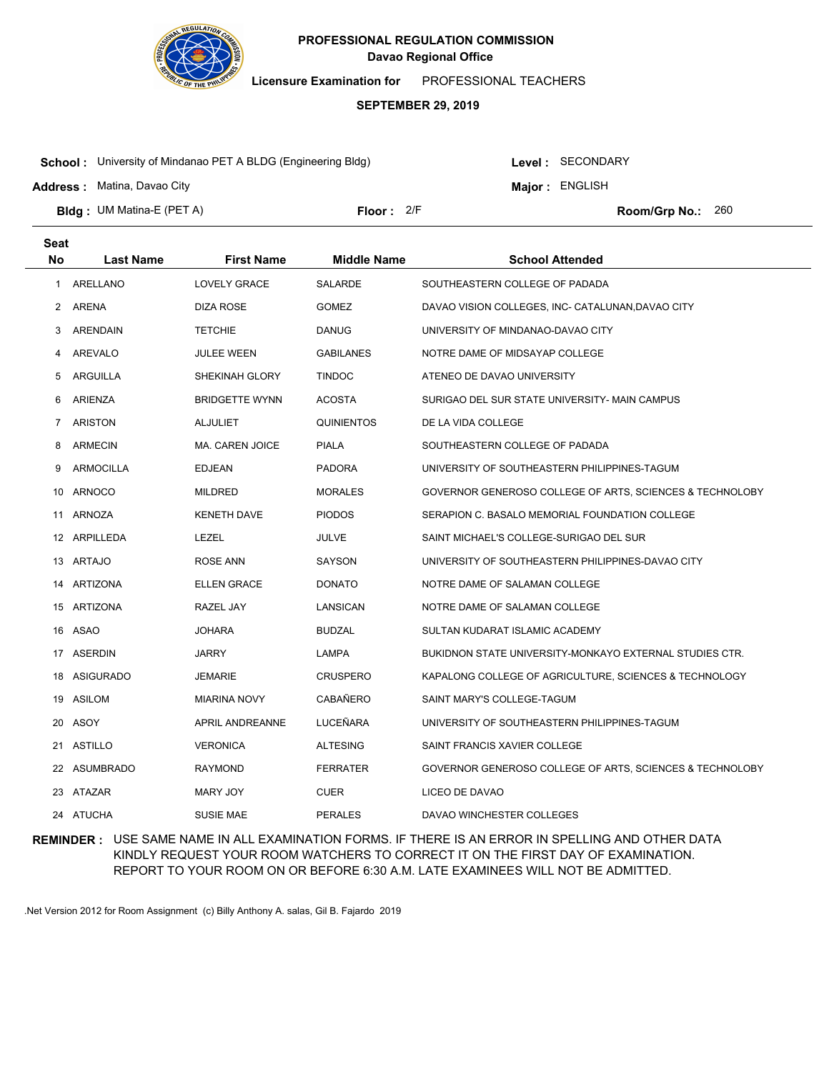**PROFESSIONAL REGULATION COMMISSION**
**Davao Regional Office**

**Licensure Examination for** PROFESSIONAL TEACHERS

**SEPTEMBER 29, 2019**

**School :** University of Mindanao PET A BLDG (Engineering Bldg) **Level :** SECONDARY

**Address :** Matina, Davao City **Major :** ENGLISH

**Bldg :** UM Matina-E (PET A) **Floor :** 2/F **Room/Grp No.:** 260

| Seat No | Last Name | First Name | Middle Name | School Attended |
|---|---|---|---|---|
| 1 | ARELLANO | LOVELY GRACE | SALARDE | SOUTHEASTERN COLLEGE OF PADADA |
| 2 | ARENA | DIZA ROSE | GOMEZ | DAVAO VISION COLLEGES, INC- CATALUNAN,DAVAO CITY |
| 3 | ARENDAIN | TETCHIE | DANUG | UNIVERSITY OF MINDANAO-DAVAO CITY |
| 4 | AREVALO | JULEE WEEN | GABILANES | NOTRE DAME OF MIDSAYAP COLLEGE |
| 5 | ARGUILLA | SHEKINAH GLORY | TINDOC | ATENEO DE DAVAO UNIVERSITY |
| 6 | ARIENZA | BRIDGETTE WYNN | ACOSTA | SURIGAO DEL SUR STATE UNIVERSITY- MAIN CAMPUS |
| 7 | ARISTON | ALJULIET | QUINIENTOS | DE LA VIDA COLLEGE |
| 8 | ARMECIN | MA. CAREN JOICE | PIALA | SOUTHEASTERN COLLEGE OF PADADA |
| 9 | ARMOCILLA | EDJEAN | PADORA | UNIVERSITY OF SOUTHEASTERN PHILIPPINES-TAGUM |
| 10 | ARNOCO | MILDRED | MORALES | GOVERNOR GENEROSO COLLEGE OF ARTS, SCIENCES & TECHNOLOBY |
| 11 | ARNOZA | KENETH DAVE | PIODOS | SERAPION C. BASALO MEMORIAL FOUNDATION COLLEGE |
| 12 | ARPILLEDA | LEZEL | JULVE | SAINT MICHAEL'S COLLEGE-SURIGAO DEL SUR |
| 13 | ARTAJO | ROSE ANN | SAYSON | UNIVERSITY OF SOUTHEASTERN PHILIPPINES-DAVAO CITY |
| 14 | ARTIZONA | ELLEN GRACE | DONATO | NOTRE DAME OF SALAMAN COLLEGE |
| 15 | ARTIZONA | RAZEL JAY | LANSICAN | NOTRE DAME OF SALAMAN COLLEGE |
| 16 | ASAO | JOHARA | BUDZAL | SULTAN KUDARAT ISLAMIC ACADEMY |
| 17 | ASERDIN | JARRY | LAMPA | BUKIDNON STATE UNIVERSITY-MONKAYO EXTERNAL STUDIES CTR. |
| 18 | ASIGURADO | JEMARIE | CRUSPERO | KAPALONG COLLEGE OF AGRICULTURE, SCIENCES & TECHNOLOGY |
| 19 | ASILOM | MIARINA NOVY | CABAÑERO | SAINT MARY'S COLLEGE-TAGUM |
| 20 | ASOY | APRIL ANDREANNE | LUCEÑARA | UNIVERSITY OF SOUTHEASTERN PHILIPPINES-TAGUM |
| 21 | ASTILLO | VERONICA | ALTESING | SAINT FRANCIS XAVIER COLLEGE |
| 22 | ASUMBRADO | RAYMOND | FERRATER | GOVERNOR GENEROSO COLLEGE OF ARTS, SCIENCES & TECHNOLOBY |
| 23 | ATAZAR | MARY JOY | CUER | LICEO DE DAVAO |
| 24 | ATUCHA | SUSIE MAE | PERALES | DAVAO WINCHESTER COLLEGES |

**REMINDER :** USE SAME NAME IN ALL EXAMINATION FORMS. IF THERE IS AN ERROR IN SPELLING AND OTHER DATA KINDLY REQUEST YOUR ROOM WATCHERS TO CORRECT IT ON THE FIRST DAY OF EXAMINATION. REPORT TO YOUR ROOM ON OR BEFORE 6:30 A.M. LATE EXAMINEES WILL NOT BE ADMITTED.

.Net Version 2012 for Room Assignment (c) Billy Anthony A. salas, Gil B. Fajardo 2019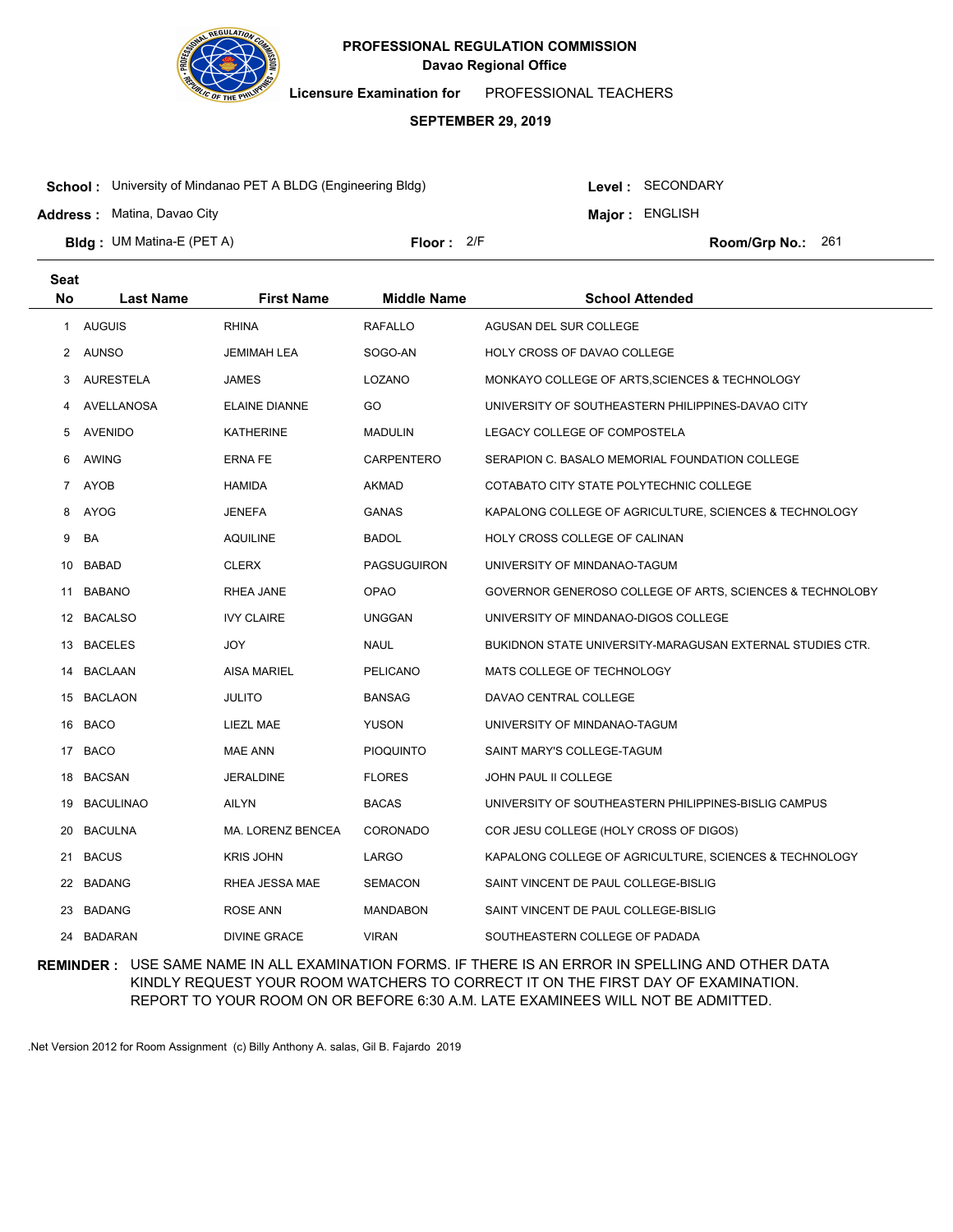# PROFESSIONAL REGULATION COMMISSION

**Davao Regional Office**

**Licensure Examination for** PROFESSIONAL TEACHERS

**SEPTEMBER 29, 2019**

**School :** University of Mindanao PET A BLDG (Engineering Bldg)
**Level :** SECONDARY

**Address :** Matina, Davao City
**Major :** ENGLISH

**Bldg :** UM Matina-E (PET A)
**Floor :** 2/F
**Room/Grp No.:** 261

| Seat No | Last Name | First Name | Middle Name | School Attended |
|---|---|---|---|---|
| 1 | AUGUIS | RHINA | RAFALLO | AGUSAN DEL SUR COLLEGE |
| 2 | AUNSO | JEMIMAH LEA | SOGO-AN | HOLY CROSS OF DAVAO COLLEGE |
| 3 | AURESTELA | JAMES | LOZANO | MONKAYO COLLEGE OF ARTS,SCIENCES & TECHNOLOGY |
| 4 | AVELLANOSA | ELAINE DIANNE | GO | UNIVERSITY OF SOUTHEASTERN PHILIPPINES-DAVAO CITY |
| 5 | AVENIDO | KATHERINE | MADULIN | LEGACY COLLEGE OF COMPOSTELA |
| 6 | AWING | ERNA FE | CARPENTERO | SERAPION C. BASALO MEMORIAL FOUNDATION COLLEGE |
| 7 | AYOB | HAMIDA | AKMAD | COTABATO CITY STATE POLYTECHNIC COLLEGE |
| 8 | AYOG | JENEFA | GANAS | KAPALONG COLLEGE OF AGRICULTURE, SCIENCES & TECHNOLOGY |
| 9 | BA | AQUILINE | BADOL | HOLY CROSS COLLEGE OF CALINAN |
| 10 | BABAD | CLERX | PAGSUGUIRON | UNIVERSITY OF MINDANAO-TAGUM |
| 11 | BABANO | RHEA JANE | OPAO | GOVERNOR GENEROSO COLLEGE OF ARTS, SCIENCES & TECHNOLOBY |
| 12 | BACALSO | IVY CLAIRE | UNGGAN | UNIVERSITY OF MINDANAO-DIGOS COLLEGE |
| 13 | BACELES | JOY | NAUL | BUKIDNON STATE UNIVERSITY-MARAGUSAN EXTERNAL STUDIES CTR. |
| 14 | BACLAAN | AISA MARIEL | PELICANO | MATS COLLEGE OF TECHNOLOGY |
| 15 | BACLAON | JULITO | BANSAG | DAVAO CENTRAL COLLEGE |
| 16 | BACO | LIEZL MAE | YUSON | UNIVERSITY OF MINDANAO-TAGUM |
| 17 | BACO | MAE ANN | PIOQUINTO | SAINT MARY'S COLLEGE-TAGUM |
| 18 | BACSAN | JERALDINE | FLORES | JOHN PAUL II COLLEGE |
| 19 | BACULINAO | AILYN | BACAS | UNIVERSITY OF SOUTHEASTERN PHILIPPINES-BISLIG CAMPUS |
| 20 | BACULNA | MA. LORENZ BENCEA | CORONADO | COR JESU COLLEGE (HOLY CROSS OF DIGOS) |
| 21 | BACUS | KRIS JOHN | LARGO | KAPALONG COLLEGE OF AGRICULTURE, SCIENCES & TECHNOLOGY |
| 22 | BADANG | RHEA JESSA MAE | SEMACON | SAINT VINCENT DE PAUL COLLEGE-BISLIG |
| 23 | BADANG | ROSE ANN | MANDABON | SAINT VINCENT DE PAUL COLLEGE-BISLIG |
| 24 | BADARAN | DIVINE GRACE | VIRAN | SOUTHEASTERN COLLEGE OF PADADA |

**REMINDER :** USE SAME NAME IN ALL EXAMINATION FORMS. IF THERE IS AN ERROR IN SPELLING AND OTHER DATA KINDLY REQUEST YOUR ROOM WATCHERS TO CORRECT IT ON THE FIRST DAY OF EXAMINATION. REPORT TO YOUR ROOM ON OR BEFORE 6:30 A.M. LATE EXAMINEES WILL NOT BE ADMITTED.

.Net Version 2012 for Room Assignment (c) Billy Anthony A. salas, Gil B. Fajardo 2019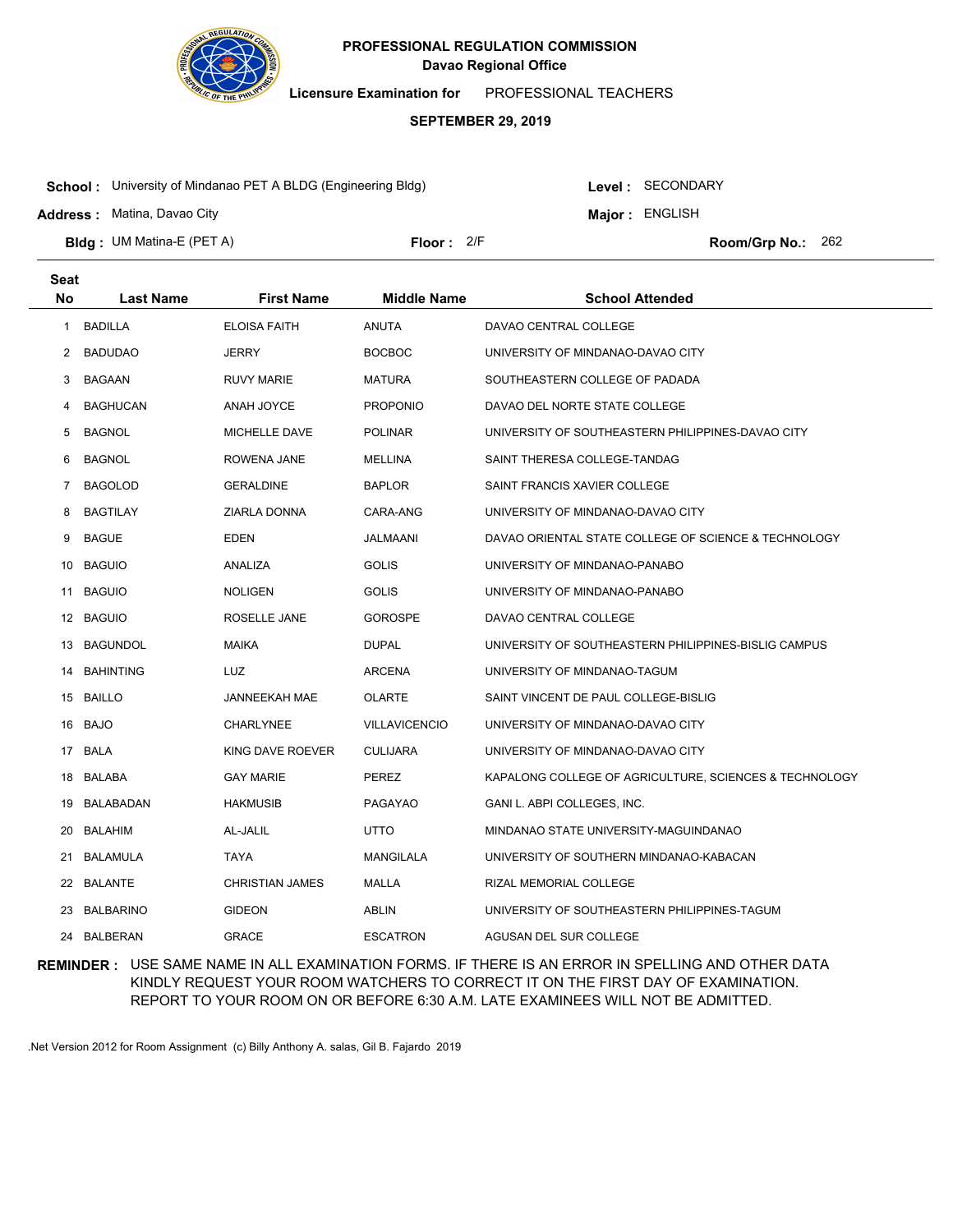**PROFESSIONAL REGULATION COMMISSION**
**Davao Regional Office**

**Licensure Examination for** PROFESSIONAL TEACHERS

**SEPTEMBER 29, 2019**

**School :** University of Mindanao PET A BLDG (Engineering Bldg)
**Level :** SECONDARY
**Address :** Matina, Davao City
**Major :** ENGLISH
**Bldg :** UM Matina-E (PET A)
**Floor :** 2/F
**Room/Grp No.:** 262

| Seat No | Last Name | First Name | Middle Name | School Attended |
|---|---|---|---|---|
| 1 | BADILLA | ELOISA FAITH | ANUTA | DAVAO CENTRAL COLLEGE |
| 2 | BADUDAO | JERRY | BOCBOC | UNIVERSITY OF MINDANAO-DAVAO CITY |
| 3 | BAGAAN | RUVY MARIE | MATURA | SOUTHEASTERN COLLEGE OF PADADA |
| 4 | BAGHUCAN | ANAH JOYCE | PROPONIO | DAVAO DEL NORTE STATE COLLEGE |
| 5 | BAGNOL | MICHELLE DAVE | POLINAR | UNIVERSITY OF SOUTHEASTERN PHILIPPINES-DAVAO CITY |
| 6 | BAGNOL | ROWENA JANE | MELLINA | SAINT THERESA COLLEGE-TANDAG |
| 7 | BAGOLOD | GERALDINE | BAPLOR | SAINT FRANCIS XAVIER COLLEGE |
| 8 | BAGTILAY | ZIARLA DONNA | CARA-ANG | UNIVERSITY OF MINDANAO-DAVAO CITY |
| 9 | BAGUE | EDEN | JALMAANI | DAVAO ORIENTAL STATE COLLEGE OF SCIENCE & TECHNOLOGY |
| 10 | BAGUIO | ANALIZA | GOLIS | UNIVERSITY OF MINDANAO-PANABO |
| 11 | BAGUIO | NOLIGEN | GOLIS | UNIVERSITY OF MINDANAO-PANABO |
| 12 | BAGUIO | ROSELLE JANE | GOROSPE | DAVAO CENTRAL COLLEGE |
| 13 | BAGUNDOL | MAIKA | DUPAL | UNIVERSITY OF SOUTHEASTERN PHILIPPINES-BISLIG CAMPUS |
| 14 | BAHINTING | LUZ | ARCENA | UNIVERSITY OF MINDANAO-TAGUM |
| 15 | BAILLO | JANNEEKAH MAE | OLARTE | SAINT VINCENT DE PAUL COLLEGE-BISLIG |
| 16 | BAJO | CHARLYNEE | VILLAVICENCIO | UNIVERSITY OF MINDANAO-DAVAO CITY |
| 17 | BALA | KING DAVE ROEVER | CULIJARA | UNIVERSITY OF MINDANAO-DAVAO CITY |
| 18 | BALABA | GAY MARIE | PEREZ | KAPALONG COLLEGE OF AGRICULTURE, SCIENCES & TECHNOLOGY |
| 19 | BALABADAN | HAKMUSIB | PAGAYAO | GANI L. ABPI COLLEGES, INC. |
| 20 | BALAHIM | AL-JALIL | UTTO | MINDANAO STATE UNIVERSITY-MAGUINDANAO |
| 21 | BALAMULA | TAYA | MANGILALA | UNIVERSITY OF SOUTHERN MINDANAO-KABACAN |
| 22 | BALANTE | CHRISTIAN JAMES | MALLA | RIZAL MEMORIAL COLLEGE |
| 23 | BALBARINO | GIDEON | ABLIN | UNIVERSITY OF SOUTHEASTERN PHILIPPINES-TAGUM |
| 24 | BALBERAN | GRACE | ESCATRON | AGUSAN DEL SUR COLLEGE |

**REMINDER :** USE SAME NAME IN ALL EXAMINATION FORMS. IF THERE IS AN ERROR IN SPELLING AND OTHER DATA KINDLY REQUEST YOUR ROOM WATCHERS TO CORRECT IT ON THE FIRST DAY OF EXAMINATION. REPORT TO YOUR ROOM ON OR BEFORE 6:30 A.M. LATE EXAMINEES WILL NOT BE ADMITTED.

.Net Version 2012 for Room Assignment (c) Billy Anthony A. salas, Gil B. Fajardo 2019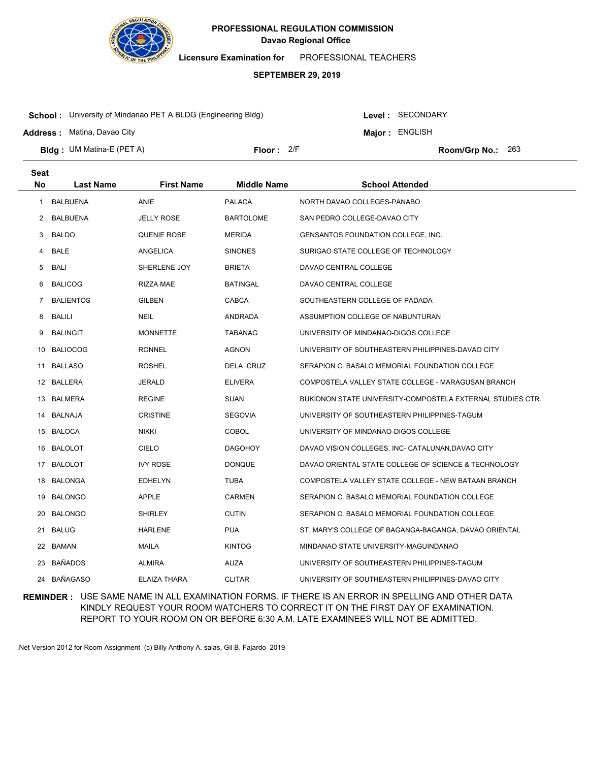**PROFESSIONAL REGULATION COMMISSION**
**Davao Regional Office**

**Licensure Examination for** PROFESSIONAL TEACHERS

**SEPTEMBER 29, 2019**

**School :** University of Mindanao PET A BLDG (Engineering Bldg) **Level :** SECONDARY

**Address :** Matina, Davao City **Major :** ENGLISH

**Bldg :** UM Matina-E (PET A) **Floor :** 2/F **Room/Grp No.:** 263

| Seat No | Last Name | First Name | Middle Name | School Attended |
|---|---|---|---|---|
| 1 | BALBUENA | ANIE | PALACA | NORTH DAVAO COLLEGES-PANABO |
| 2 | BALBUENA | JELLY ROSE | BARTOLOME | SAN PEDRO COLLEGE-DAVAO CITY |
| 3 | BALDO | QUENIE ROSE | MERIDA | GENSANTOS FOUNDATION COLLEGE, INC. |
| 4 | BALE | ANGELICA | SINONES | SURIGAO STATE COLLEGE OF TECHNOLOGY |
| 5 | BALI | SHERLENE JOY | BRIETA | DAVAO CENTRAL COLLEGE |
| 6 | BALICOG | RIZZA MAE | BATINGAL | DAVAO CENTRAL COLLEGE |
| 7 | BALIENTOS | GILBEN | CABCA | SOUTHEASTERN COLLEGE OF PADADA |
| 8 | BALILI | NEIL | ANDRADA | ASSUMPTION COLLEGE OF NABUNTURAN |
| 9 | BALINGIT | MONNETTE | TABANAG | UNIVERSITY OF MINDANAO-DIGOS COLLEGE |
| 10 | BALIOCOG | RONNEL | AGNON | UNIVERSITY OF SOUTHEASTERN PHILIPPINES-DAVAO CITY |
| 11 | BALLASO | ROSHEL | DELA CRUZ | SERAPION C. BASALO MEMORIAL FOUNDATION COLLEGE |
| 12 | BALLERA | JERALD | ELIVERA | COMPOSTELA VALLEY STATE COLLEGE - MARAGUSAN BRANCH |
| 13 | BALMERA | REGINE | SUAN | BUKIDNON STATE UNIVERSITY-COMPOSTELA EXTERNAL STUDIES CTR. |
| 14 | BALNAJA | CRISTINE | SEGOVIA | UNIVERSITY OF SOUTHEASTERN PHILIPPINES-TAGUM |
| 15 | BALOCA | NIKKI | COBOL | UNIVERSITY OF MINDANAO-DIGOS COLLEGE |
| 16 | BALOLOT | CIELO | DAGOHOY | DAVAO VISION COLLEGES, INC- CATALUNAN,DAVAO CITY |
| 17 | BALOLOT | IVY ROSE | DONQUE | DAVAO ORIENTAL STATE COLLEGE OF SCIENCE & TECHNOLOGY |
| 18 | BALONGA | EDHELYN | TUBA | COMPOSTELA VALLEY STATE COLLEGE - NEW BATAAN BRANCH |
| 19 | BALONGO | APPLE | CARMEN | SERAPION C. BASALO MEMORIAL FOUNDATION COLLEGE |
| 20 | BALONGO | SHIRLEY | CUTIN | SERAPION C. BASALO MEMORIAL FOUNDATION COLLEGE |
| 21 | BALUG | HARLENE | PUA | ST. MARY'S COLLEGE OF BAGANGA-BAGANGA, DAVAO ORIENTAL |
| 22 | BAMAN | MAILA | KINTOG | MINDANAO STATE UNIVERSITY-MAGUINDANAO |
| 23 | BAÑADOS | ALMIRA | AUZA | UNIVERSITY OF SOUTHEASTERN PHILIPPINES-TAGUM |
| 24 | BAÑAGASO | ELAIZA THARA | CLITAR | UNIVERSITY OF SOUTHEASTERN PHILIPPINES-DAVAO CITY |

**REMINDER :** USE SAME NAME IN ALL EXAMINATION FORMS. IF THERE IS AN ERROR IN SPELLING AND OTHER DATA KINDLY REQUEST YOUR ROOM WATCHERS TO CORRECT IT ON THE FIRST DAY OF EXAMINATION. REPORT TO YOUR ROOM ON OR BEFORE 6:30 A.M. LATE EXAMINEES WILL NOT BE ADMITTED.

.Net Version 2012 for Room Assignment (c) Billy Anthony A. salas, Gil B. Fajardo 2019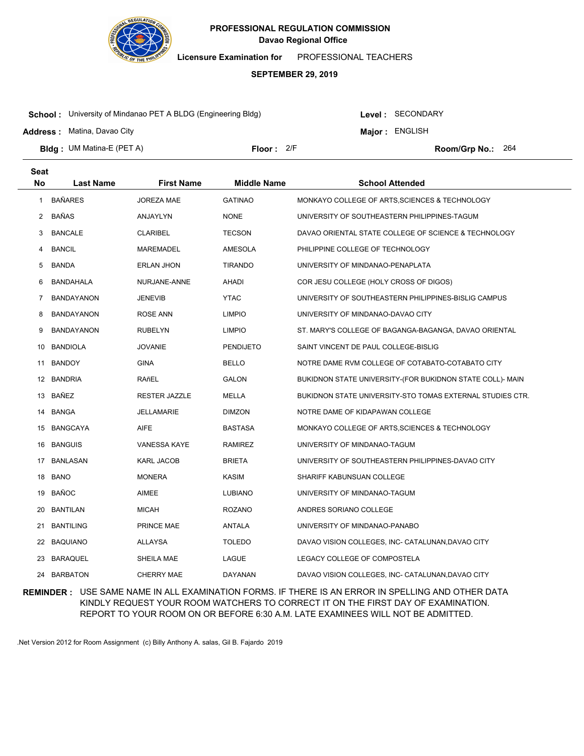**PROFESSIONAL REGULATION COMMISSION**
**Davao Regional Office**

**Licensure Examination for** PROFESSIONAL TEACHERS

**SEPTEMBER 29, 2019**

**School :** University of Mindanao PET A BLDG (Engineering Bldg) **Level :** SECONDARY
**Address :** Matina, Davao City **Major :** ENGLISH
**Bldg :** UM Matina-E (PET A) **Floor :** 2/F **Room/Grp No.:** 264

| Seat No | Last Name | First Name | Middle Name | School Attended |
|---|---|---|---|---|
| 1 | BAÑARES | JOREZA MAE | GATINAO | MONKAYO COLLEGE OF ARTS,SCIENCES & TECHNOLOGY |
| 2 | BAÑAS | ANJAYLYN | NONE | UNIVERSITY OF SOUTHEASTERN PHILIPPINES-TAGUM |
| 3 | BANCALE | CLARIBEL | TECSON | DAVAO ORIENTAL STATE COLLEGE OF SCIENCE & TECHNOLOGY |
| 4 | BANCIL | MAREMADEL | AMESOLA | PHILIPPINE COLLEGE OF TECHNOLOGY |
| 5 | BANDA | ERLAN JHON | TIRANDO | UNIVERSITY OF MINDANAO-PENAPLATA |
| 6 | BANDAHALA | NURJANE-ANNE | AHADI | COR JESU COLLEGE (HOLY CROSS OF DIGOS) |
| 7 | BANDAYANON | JENEVIB | YTAC | UNIVERSITY OF SOUTHEASTERN PHILIPPINES-BISLIG CAMPUS |
| 8 | BANDAYANON | ROSE ANN | LIMPIO | UNIVERSITY OF MINDANAO-DAVAO CITY |
| 9 | BANDAYANON | RUBELYN | LIMPIO | ST. MARY'S COLLEGE OF BAGANGA-BAGANGA, DAVAO ORIENTAL |
| 10 | BANDIOLA | JOVANIE | PENDIJETO | SAINT VINCENT DE PAUL COLLEGE-BISLIG |
| 11 | BANDOY | GINA | BELLO | NOTRE DAME RVM COLLEGE OF COTABATO-COTABATO CITY |
| 12 | BANDRIA | RAñEL | GALON | BUKIDNON STATE UNIVERSITY-(FOR BUKIDNON STATE COLL)- MAIN |
| 13 | BAÑEZ | RESTER JAZZLE | MELLA | BUKIDNON STATE UNIVERSITY-STO TOMAS EXTERNAL STUDIES CTR. |
| 14 | BANGA | JELLAMARIE | DIMZON | NOTRE DAME OF KIDAPAWAN COLLEGE |
| 15 | BANGCAYA | AIFE | BASTASA | MONKAYO COLLEGE OF ARTS,SCIENCES & TECHNOLOGY |
| 16 | BANGUIS | VANESSA KAYE | RAMIREZ | UNIVERSITY OF MINDANAO-TAGUM |
| 17 | BANLASAN | KARL JACOB | BRIETA | UNIVERSITY OF SOUTHEASTERN PHILIPPINES-DAVAO CITY |
| 18 | BANO | MONERA | KASIM | SHARIFF KABUNSUAN COLLEGE |
| 19 | BAÑOC | AIMEE | LUBIANO | UNIVERSITY OF MINDANAO-TAGUM |
| 20 | BANTILAN | MICAH | ROZANO | ANDRES SORIANO COLLEGE |
| 21 | BANTILING | PRINCE MAE | ANTALA | UNIVERSITY OF MINDANAO-PANABO |
| 22 | BAQUIANO | ALLAYSA | TOLEDO | DAVAO VISION COLLEGES, INC- CATALUNAN,DAVAO CITY |
| 23 | BARAQUEL | SHEILA MAE | LAGUE | LEGACY COLLEGE OF COMPOSTELA |
| 24 | BARBATON | CHERRY MAE | DAYANAN | DAVAO VISION COLLEGES, INC- CATALUNAN,DAVAO CITY |

**REMINDER :** USE SAME NAME IN ALL EXAMINATION FORMS. IF THERE IS AN ERROR IN SPELLING AND OTHER DATA KINDLY REQUEST YOUR ROOM WATCHERS TO CORRECT IT ON THE FIRST DAY OF EXAMINATION. REPORT TO YOUR ROOM ON OR BEFORE 6:30 A.M. LATE EXAMINEES WILL NOT BE ADMITTED.

.Net Version 2012 for Room Assignment (c) Billy Anthony A. salas, Gil B. Fajardo 2019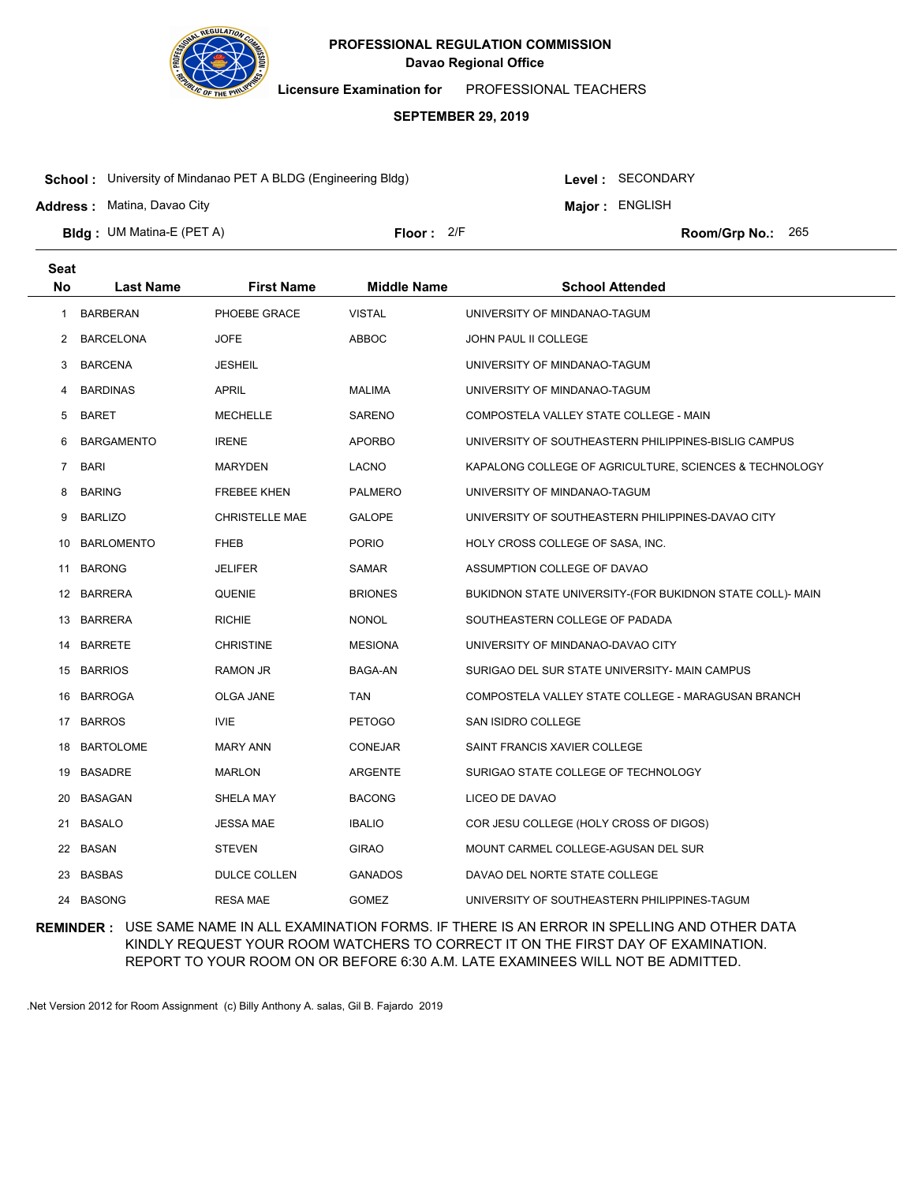**PROFESSIONAL REGULATION COMMISSION**
**Davao Regional Office**

**Licensure Examination for** PROFESSIONAL TEACHERS

**SEPTEMBER 29, 2019**

**School :** University of Mindanao PET A BLDG (Engineering Bldg)
**Level :** SECONDARY
**Address :** Matina, Davao City
**Major :** ENGLISH
**Bldg :** UM Matina-E (PET A)
**Floor :** 2/F
**Room/Grp No.:** 265

| Seat No | Last Name | First Name | Middle Name | School Attended |
|---|---|---|---|---|
| 1 | BARBERAN | PHOEBE GRACE | VISTAL | UNIVERSITY OF MINDANAO-TAGUM |
| 2 | BARCELONA | JOFE | ABBOC | JOHN PAUL II COLLEGE |
| 3 | BARCENA | JESHEIL | | UNIVERSITY OF MINDANAO-TAGUM |
| 4 | BARDINAS | APRIL | MALIMA | UNIVERSITY OF MINDANAO-TAGUM |
| 5 | BARET | MECHELLE | SARENO | COMPOSTELA VALLEY STATE COLLEGE - MAIN |
| 6 | BARGAMENTO | IRENE | APORBO | UNIVERSITY OF SOUTHEASTERN PHILIPPINES-BISLIG CAMPUS |
| 7 | BARI | MARYDEN | LACNO | KAPALONG COLLEGE OF AGRICULTURE, SCIENCES & TECHNOLOGY |
| 8 | BARING | FREBEE KHEN | PALMERO | UNIVERSITY OF MINDANAO-TAGUM |
| 9 | BARLIZO | CHRISTELLE MAE | GALOPE | UNIVERSITY OF SOUTHEASTERN PHILIPPINES-DAVAO CITY |
| 10 | BARLOMENTO | FHEB | PORIO | HOLY CROSS COLLEGE OF SASA, INC. |
| 11 | BARONG | JELIFER | SAMAR | ASSUMPTION COLLEGE OF DAVAO |
| 12 | BARRERA | QUENIE | BRIONES | BUKIDNON STATE UNIVERSITY-(FOR BUKIDNON STATE COLL)- MAIN |
| 13 | BARRERA | RICHIE | NONOL | SOUTHEASTERN COLLEGE OF PADADA |
| 14 | BARRETE | CHRISTINE | MESIONA | UNIVERSITY OF MINDANAO-DAVAO CITY |
| 15 | BARRIOS | RAMON JR | BAGA-AN | SURIGAO DEL SUR STATE UNIVERSITY- MAIN CAMPUS |
| 16 | BARROGA | OLGA JANE | TAN | COMPOSTELA VALLEY STATE COLLEGE - MARAGUSAN BRANCH |
| 17 | BARROS | IVIE | PETOGO | SAN ISIDRO COLLEGE |
| 18 | BARTOLOME | MARY ANN | CONEJAR | SAINT FRANCIS XAVIER COLLEGE |
| 19 | BASADRE | MARLON | ARGENTE | SURIGAO STATE COLLEGE OF TECHNOLOGY |
| 20 | BASAGAN | SHELA MAY | BACONG | LICEO DE DAVAO |
| 21 | BASALO | JESSA MAE | IBALIO | COR JESU COLLEGE (HOLY CROSS OF DIGOS) |
| 22 | BASAN | STEVEN | GIRAO | MOUNT CARMEL COLLEGE-AGUSAN DEL SUR |
| 23 | BASBAS | DULCE COLLEN | GANADOS | DAVAO DEL NORTE STATE COLLEGE |
| 24 | BASONG | RESA MAE | GOMEZ | UNIVERSITY OF SOUTHEASTERN PHILIPPINES-TAGUM |

**REMINDER :** USE SAME NAME IN ALL EXAMINATION FORMS. IF THERE IS AN ERROR IN SPELLING AND OTHER DATA KINDLY REQUEST YOUR ROOM WATCHERS TO CORRECT IT ON THE FIRST DAY OF EXAMINATION. REPORT TO YOUR ROOM ON OR BEFORE 6:30 A.M. LATE EXAMINEES WILL NOT BE ADMITTED.

.Net Version 2012 for Room Assignment (c) Billy Anthony A. salas, Gil B. Fajardo 2019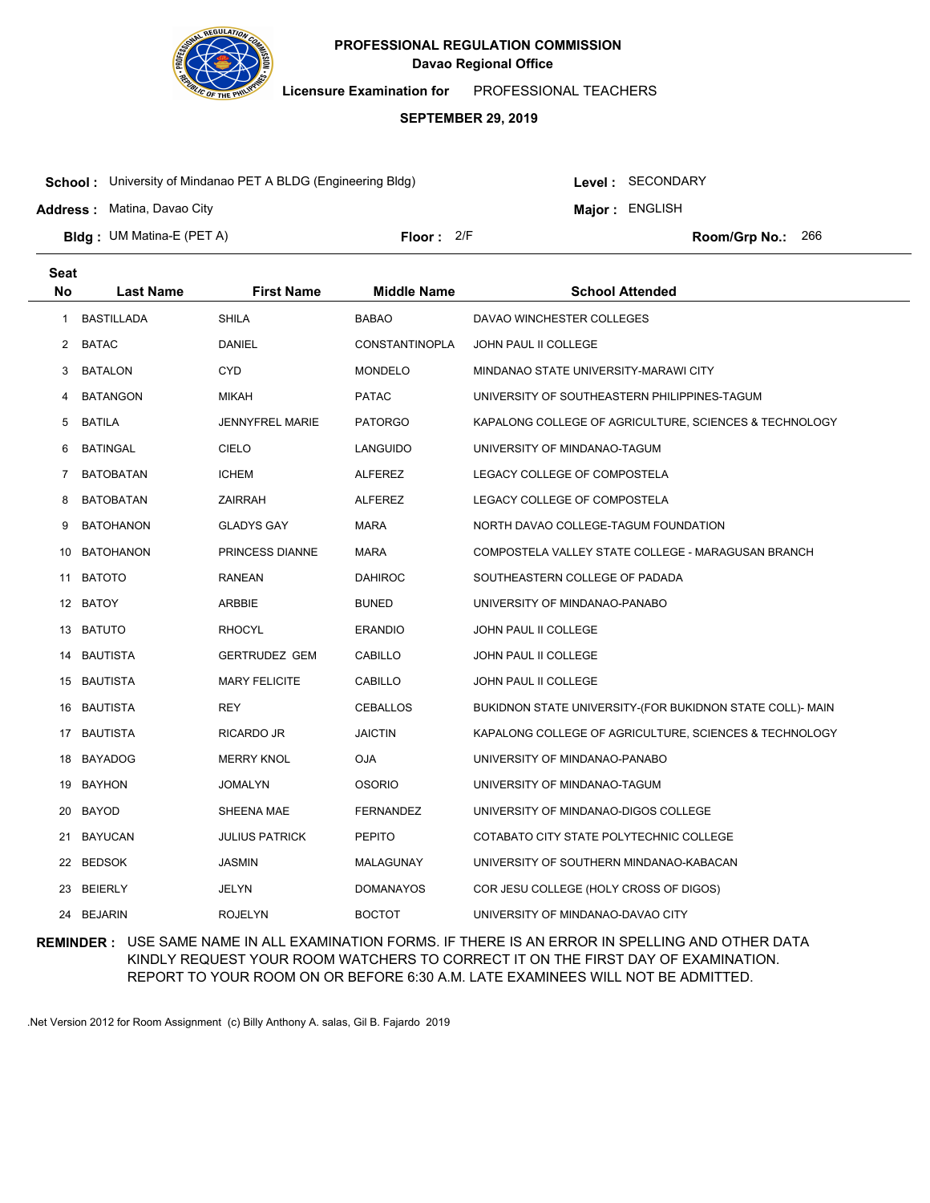**PROFESSIONAL REGULATION COMMISSION**
**Davao Regional Office**

**Licensure Examination for** PROFESSIONAL TEACHERS

**SEPTEMBER 29, 2019**

**School :** University of Mindanao PET A BLDG (Engineering Bldg)
**Level :** SECONDARY
**Address :** Matina, Davao City
**Major :** ENGLISH
**Bldg :** UM Matina-E (PET A)
**Floor :** 2/F
**Room/Grp No.:** 266

| Seat No | Last Name | First Name | Middle Name | School Attended |
|---|---|---|---|---|
| 1 | BASTILLADA | SHILA | BABAO | DAVAO WINCHESTER COLLEGES |
| 2 | BATAC | DANIEL | CONSTANTINOPLA | JOHN PAUL II COLLEGE |
| 3 | BATALON | CYD | MONDELO | MINDANAO STATE UNIVERSITY-MARAWI CITY |
| 4 | BATANGON | MIKAH | PATAC | UNIVERSITY OF SOUTHEASTERN PHILIPPINES-TAGUM |
| 5 | BATILA | JENNYFREL MARIE | PATORGO | KAPALONG COLLEGE OF AGRICULTURE, SCIENCES & TECHNOLOGY |
| 6 | BATINGAL | CIELO | LANGUIDO | UNIVERSITY OF MINDANAO-TAGUM |
| 7 | BATOBATAN | ICHEM | ALFEREZ | LEGACY COLLEGE OF COMPOSTELA |
| 8 | BATOBATAN | ZAIRRAH | ALFEREZ | LEGACY COLLEGE OF COMPOSTELA |
| 9 | BATOHANON | GLADYS GAY | MARA | NORTH DAVAO COLLEGE-TAGUM FOUNDATION |
| 10 | BATOHANON | PRINCESS DIANNE | MARA | COMPOSTELA VALLEY STATE COLLEGE - MARAGUSAN BRANCH |
| 11 | BATOTO | RANEAN | DAHIROC | SOUTHEASTERN COLLEGE OF PADADA |
| 12 | BATOY | ARBBIE | BUNED | UNIVERSITY OF MINDANAO-PANABO |
| 13 | BATUTO | RHOCYL | ERANDIO | JOHN PAUL II COLLEGE |
| 14 | BAUTISTA | GERTRUDEZ GEM | CABILLO | JOHN PAUL II COLLEGE |
| 15 | BAUTISTA | MARY FELICITE | CABILLO | JOHN PAUL II COLLEGE |
| 16 | BAUTISTA | REY | CEBALLOS | BUKIDNON STATE UNIVERSITY-(FOR BUKIDNON STATE COLL)- MAIN |
| 17 | BAUTISTA | RICARDO JR | JAICTIN | KAPALONG COLLEGE OF AGRICULTURE, SCIENCES & TECHNOLOGY |
| 18 | BAYADOG | MERRY KNOL | OJA | UNIVERSITY OF MINDANAO-PANABO |
| 19 | BAYHON | JOMALYN | OSORIO | UNIVERSITY OF MINDANAO-TAGUM |
| 20 | BAYOD | SHEENA MAE | FERNANDEZ | UNIVERSITY OF MINDANAO-DIGOS COLLEGE |
| 21 | BAYUCAN | JULIUS PATRICK | PEPITO | COTABATO CITY STATE POLYTECHNIC COLLEGE |
| 22 | BEDSOK | JASMIN | MALAGUNAY | UNIVERSITY OF SOUTHERN MINDANAO-KABACAN |
| 23 | BEIERLY | JELYN | DOMANAYOS | COR JESU COLLEGE (HOLY CROSS OF DIGOS) |
| 24 | BEJARIN | ROJELYN | BOCTOT | UNIVERSITY OF MINDANAO-DAVAO CITY |

**REMINDER :** USE SAME NAME IN ALL EXAMINATION FORMS. IF THERE IS AN ERROR IN SPELLING AND OTHER DATA KINDLY REQUEST YOUR ROOM WATCHERS TO CORRECT IT ON THE FIRST DAY OF EXAMINATION. REPORT TO YOUR ROOM ON OR BEFORE 6:30 A.M. LATE EXAMINEES WILL NOT BE ADMITTED.

.Net Version 2012 for Room Assignment (c) Billy Anthony A. salas, Gil B. Fajardo 2019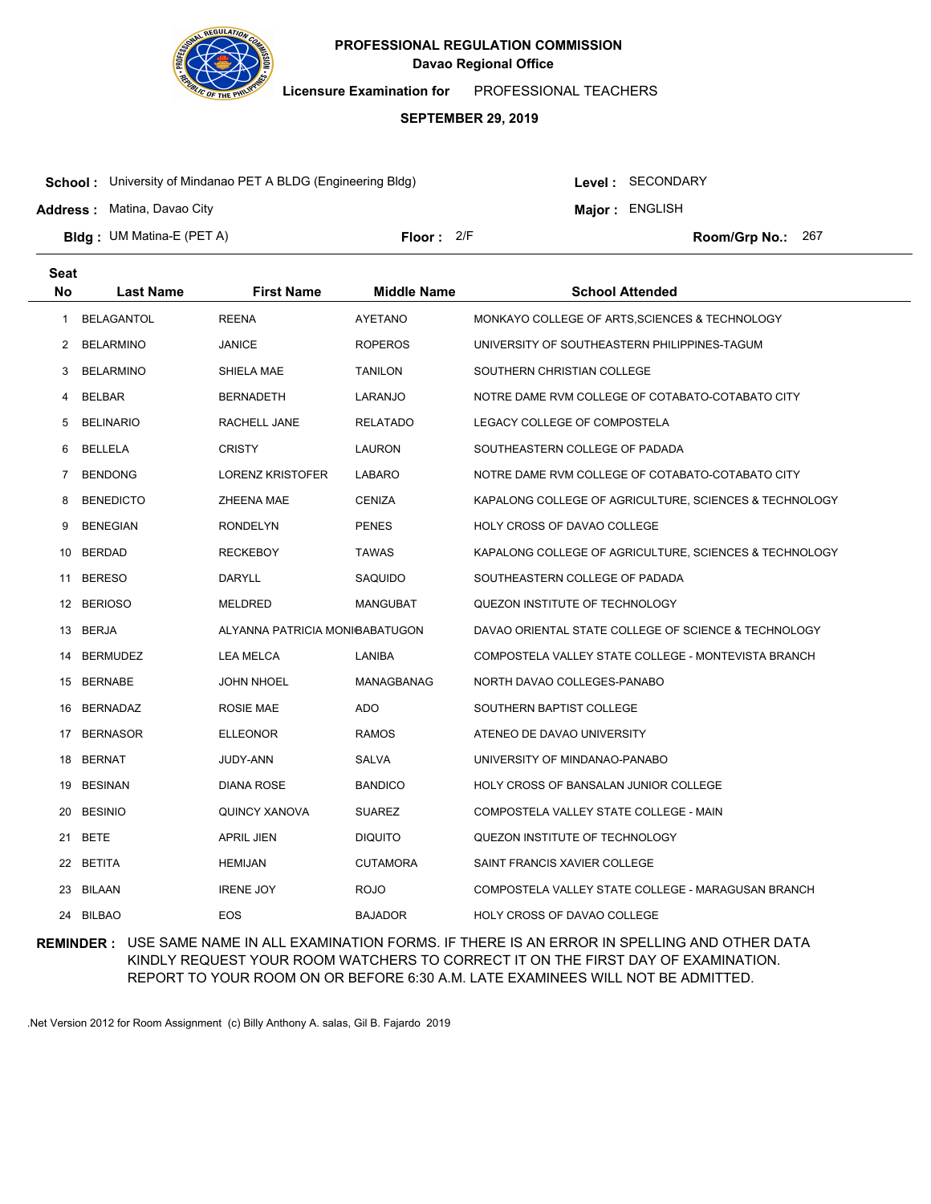**PROFESSIONAL REGULATION COMMISSION**
**Davao Regional Office**

**Licensure Examination for** PROFESSIONAL TEACHERS

**SEPTEMBER 29, 2019**

**School :** University of Mindanao PET A BLDG (Engineering Bldg)
**Level :** SECONDARY
**Address :** Matina, Davao City
**Major :** ENGLISH
**Bldg :** UM Matina-E (PET A)
**Floor :** 2/F
**Room/Grp No.:** 267

| Seat No | Last Name | First Name | Middle Name | School Attended |
|---|---|---|---|---|
| 1 | BELAGANTOL | REENA | AYETANO | MONKAYO COLLEGE OF ARTS,SCIENCES & TECHNOLOGY |
| 2 | BELARMINO | JANICE | ROPEROS | UNIVERSITY OF SOUTHEASTERN PHILIPPINES-TAGUM |
| 3 | BELARMINO | SHIELA MAE | TANILON | SOUTHERN CHRISTIAN COLLEGE |
| 4 | BELBAR | BERNADETH | LARANJO | NOTRE DAME RVM COLLEGE OF COTABATO-COTABATO CITY |
| 5 | BELINARIO | RACHELL JANE | RELATADO | LEGACY COLLEGE OF COMPOSTELA |
| 6 | BELLELA | CRISTY | LAURON | SOUTHEASTERN COLLEGE OF PADADA |
| 7 | BENDONG | LORENZ KRISTOFER | LABARO | NOTRE DAME RVM COLLEGE OF COTABATO-COTABATO CITY |
| 8 | BENEDICTO | ZHEENA MAE | CENIZA | KAPALONG COLLEGE OF AGRICULTURE, SCIENCES & TECHNOLOGY |
| 9 | BENEGIAN | RONDELYN | PENES | HOLY CROSS OF DAVAO COLLEGE |
| 10 | BERDAD | RECKEBOY | TAWAS | KAPALONG COLLEGE OF AGRICULTURE, SCIENCES & TECHNOLOGY |
| 11 | BERESO | DARYLL | SAQUIDO | SOUTHEASTERN COLLEGE OF PADADA |
| 12 | BERIOSO | MELDRED | MANGUBAT | QUEZON INSTITUTE OF TECHNOLOGY |
| 13 | BERJA | ALYANNA PATRICIA MONI | BABATUGON | DAVAO ORIENTAL STATE COLLEGE OF SCIENCE & TECHNOLOGY |
| 14 | BERMUDEZ | LEA MELCA | LANIBA | COMPOSTELA VALLEY STATE COLLEGE - MONTEVISTA BRANCH |
| 15 | BERNABE | JOHN NHOEL | MANAGBANAG | NORTH DAVAO COLLEGES-PANABO |
| 16 | BERNADAZ | ROSIE MAE | ADO | SOUTHERN BAPTIST COLLEGE |
| 17 | BERNASOR | ELLEONOR | RAMOS | ATENEO DE DAVAO UNIVERSITY |
| 18 | BERNAT | JUDY-ANN | SALVA | UNIVERSITY OF MINDANAO-PANABO |
| 19 | BESINAN | DIANA ROSE | BANDICO | HOLY CROSS OF BANSALAN JUNIOR COLLEGE |
| 20 | BESINIO | QUINCY XANOVA | SUAREZ | COMPOSTELA VALLEY STATE COLLEGE - MAIN |
| 21 | BETE | APRIL JIEN | DIQUITO | QUEZON INSTITUTE OF TECHNOLOGY |
| 22 | BETITA | HEMIJAN | CUTAMORA | SAINT FRANCIS XAVIER COLLEGE |
| 23 | BILAAN | IRENE JOY | ROJO | COMPOSTELA VALLEY STATE COLLEGE - MARAGUSAN BRANCH |
| 24 | BILBAO | EOS | BAJADOR | HOLY CROSS OF DAVAO COLLEGE |

**REMINDER :** USE SAME NAME IN ALL EXAMINATION FORMS. IF THERE IS AN ERROR IN SPELLING AND OTHER DATA KINDLY REQUEST YOUR ROOM WATCHERS TO CORRECT IT ON THE FIRST DAY OF EXAMINATION. REPORT TO YOUR ROOM ON OR BEFORE 6:30 A.M. LATE EXAMINEES WILL NOT BE ADMITTED.

.Net Version 2012 for Room Assignment (c) Billy Anthony A. salas, Gil B. Fajardo 2019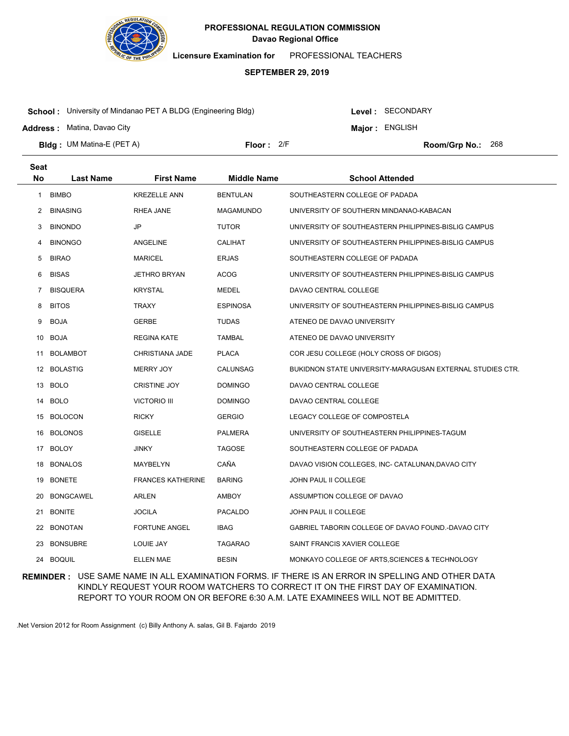**PROFESSIONAL REGULATION COMMISSION**
**Davao Regional Office**

**Licensure Examination for** PROFESSIONAL TEACHERS

**SEPTEMBER 29, 2019**

**School :** University of Mindanao PET A BLDG (Engineering Bldg)
**Level :** SECONDARY
**Address :** Matina, Davao City
**Major :** ENGLISH
**Bldg :** UM Matina-E (PET A)
**Floor :** 2/F
**Room/Grp No.:** 268

| Seat No | Last Name | First Name | Middle Name | School Attended |
|---|---|---|---|---|
| 1 | BIMBO | KREZELLE ANN | BENTULAN | SOUTHEASTERN COLLEGE OF PADADA |
| 2 | BINASING | RHEA JANE | MAGAMUNDO | UNIVERSITY OF SOUTHERN MINDANAO-KABACAN |
| 3 | BINONDO | JP | TUTOR | UNIVERSITY OF SOUTHEASTERN PHILIPPINES-BISLIG CAMPUS |
| 4 | BINONGO | ANGELINE | CALIHAT | UNIVERSITY OF SOUTHEASTERN PHILIPPINES-BISLIG CAMPUS |
| 5 | BIRAO | MARICEL | ERJAS | SOUTHEASTERN COLLEGE OF PADADA |
| 6 | BISAS | JETHRO BRYAN | ACOG | UNIVERSITY OF SOUTHEASTERN PHILIPPINES-BISLIG CAMPUS |
| 7 | BISQUERA | KRYSTAL | MEDEL | DAVAO CENTRAL COLLEGE |
| 8 | BITOS | TRAXY | ESPINOSA | UNIVERSITY OF SOUTHEASTERN PHILIPPINES-BISLIG CAMPUS |
| 9 | BOJA | GERBE | TUDAS | ATENEO DE DAVAO UNIVERSITY |
| 10 | BOJA | REGINA KATE | TAMBAL | ATENEO DE DAVAO UNIVERSITY |
| 11 | BOLAMBOT | CHRISTIANA JADE | PLACA | COR JESU COLLEGE (HOLY CROSS OF DIGOS) |
| 12 | BOLASTIG | MERRY JOY | CALUNSAG | BUKIDNON STATE UNIVERSITY-MARAGUSAN EXTERNAL STUDIES CTR. |
| 13 | BOLO | CRISTINE JOY | DOMINGO | DAVAO CENTRAL COLLEGE |
| 14 | BOLO | VICTORIO III | DOMINGO | DAVAO CENTRAL COLLEGE |
| 15 | BOLOCON | RICKY | GERGIO | LEGACY COLLEGE OF COMPOSTELA |
| 16 | BOLONOS | GISELLE | PALMERA | UNIVERSITY OF SOUTHEASTERN PHILIPPINES-TAGUM |
| 17 | BOLOY | JINKY | TAGOSE | SOUTHEASTERN COLLEGE OF PADADA |
| 18 | BONALOS | MAYBELYN | CAÑA | DAVAO VISION COLLEGES, INC- CATALUNAN,DAVAO CITY |
| 19 | BONETE | FRANCES KATHERINE | BARING | JOHN PAUL II COLLEGE |
| 20 | BONGCAWEL | ARLEN | AMBOY | ASSUMPTION COLLEGE OF DAVAO |
| 21 | BONITE | JOCILA | PACALDO | JOHN PAUL II COLLEGE |
| 22 | BONOTAN | FORTUNE ANGEL | IBAG | GABRIEL TABORIN COLLEGE OF DAVAO FOUND.-DAVAO CITY |
| 23 | BONSUBRE | LOUIE JAY | TAGARAO | SAINT FRANCIS XAVIER COLLEGE |
| 24 | BOQUIL | ELLEN MAE | BESIN | MONKAYO COLLEGE OF ARTS,SCIENCES & TECHNOLOGY |

**REMINDER :** USE SAME NAME IN ALL EXAMINATION FORMS. IF THERE IS AN ERROR IN SPELLING AND OTHER DATA KINDLY REQUEST YOUR ROOM WATCHERS TO CORRECT IT ON THE FIRST DAY OF EXAMINATION. REPORT TO YOUR ROOM ON OR BEFORE 6:30 A.M. LATE EXAMINEES WILL NOT BE ADMITTED.

.Net Version 2012 for Room Assignment (c) Billy Anthony A. salas, Gil B. Fajardo 2019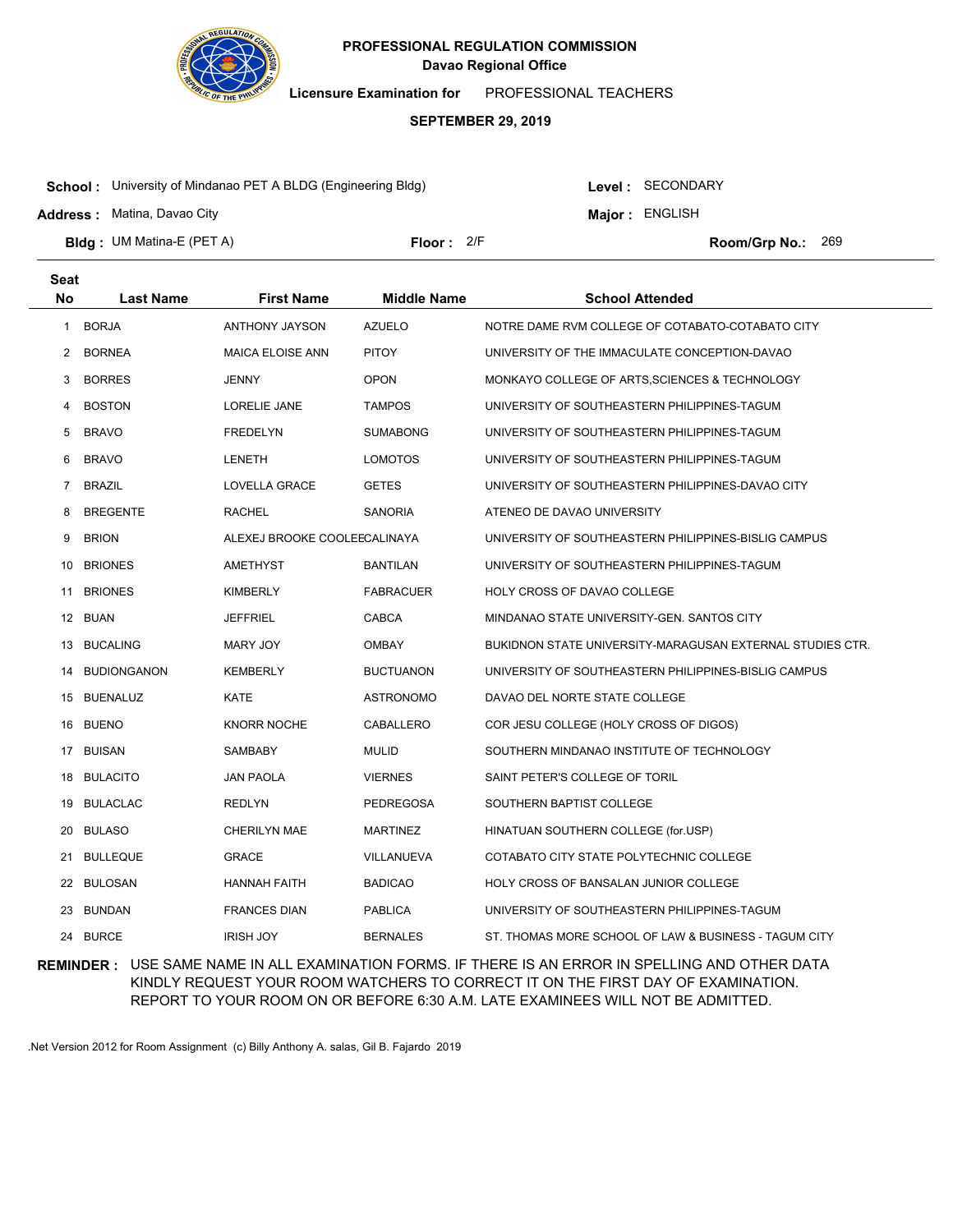# PROFESSIONAL REGULATION COMMISSION

**Davao Regional Office**

**Licensure Examination for** PROFESSIONAL TEACHERS

**SEPTEMBER 29, 2019**

**School :** University of Mindanao PET A BLDG (Engineering Bldg)
**Level :** SECONDARY

**Address :** Matina, Davao City
**Major :** ENGLISH

**Bldg :** UM Matina-E (PET A)
**Floor :** 2/F
**Room/Grp No.:** 269

| Seat No | Last Name | First Name | Middle Name | School Attended |
|---|---|---|---|---|
| 1 | BORJA | ANTHONY JAYSON | AZUELO | NOTRE DAME RVM COLLEGE OF COTABATO-COTABATO CITY |
| 2 | BORNEA | MAICA ELOISE ANN | PITOY | UNIVERSITY OF THE IMMACULATE CONCEPTION-DAVAO |
| 3 | BORRES | JENNY | OPON | MONKAYO COLLEGE OF ARTS,SCIENCES & TECHNOLOGY |
| 4 | BOSTON | LORELIE JANE | TAMPOS | UNIVERSITY OF SOUTHEASTERN PHILIPPINES-TAGUM |
| 5 | BRAVO | FREDELYN | SUMABONG | UNIVERSITY OF SOUTHEASTERN PHILIPPINES-TAGUM |
| 6 | BRAVO | LENETH | LOMOTOS | UNIVERSITY OF SOUTHEASTERN PHILIPPINES-TAGUM |
| 7 | BRAZIL | LOVELLA GRACE | GETES | UNIVERSITY OF SOUTHEASTERN PHILIPPINES-DAVAO CITY |
| 8 | BREGENTE | RACHEL | SANORIA | ATENEO DE DAVAO UNIVERSITY |
| 9 | BRION | ALEXEJ BROOKE COOLEE | CALINAYA | UNIVERSITY OF SOUTHEASTERN PHILIPPINES-BISLIG CAMPUS |
| 10 | BRIONES | AMETHYST | BANTILAN | UNIVERSITY OF SOUTHEASTERN PHILIPPINES-TAGUM |
| 11 | BRIONES | KIMBERLY | FABRACUER | HOLY CROSS OF DAVAO COLLEGE |
| 12 | BUAN | JEFFRIEL | CABCA | MINDANAO STATE UNIVERSITY-GEN. SANTOS CITY |
| 13 | BUCALING | MARY JOY | OMBAY | BUKIDNON STATE UNIVERSITY-MARAGUSAN EXTERNAL STUDIES CTR. |
| 14 | BUDIONGANON | KEMBERLY | BUCTUANON | UNIVERSITY OF SOUTHEASTERN PHILIPPINES-BISLIG CAMPUS |
| 15 | BUENALUZ | KATE | ASTRONOMO | DAVAO DEL NORTE STATE COLLEGE |
| 16 | BUENO | KNORR NOCHE | CABALLERO | COR JESU COLLEGE (HOLY CROSS OF DIGOS) |
| 17 | BUISAN | SAMBABY | MULID | SOUTHERN MINDANAO INSTITUTE OF TECHNOLOGY |
| 18 | BULACITO | JAN PAOLA | VIERNES | SAINT PETER'S COLLEGE OF TORIL |
| 19 | BULACLAC | REDLYN | PEDREGOSA | SOUTHERN BAPTIST COLLEGE |
| 20 | BULASO | CHERILYN MAE | MARTINEZ | HINATUAN SOUTHERN COLLEGE (for.USP) |
| 21 | BULLEQUE | GRACE | VILLANUEVA | COTABATO CITY STATE POLYTECHNIC COLLEGE |
| 22 | BULOSAN | HANNAH FAITH | BADICAO | HOLY CROSS OF BANSALAN JUNIOR COLLEGE |
| 23 | BUNDAN | FRANCES DIAN | PABLICA | UNIVERSITY OF SOUTHEASTERN PHILIPPINES-TAGUM |
| 24 | BURCE | IRISH JOY | BERNALES | ST. THOMAS MORE SCHOOL OF LAW & BUSINESS - TAGUM CITY |

**REMINDER :** USE SAME NAME IN ALL EXAMINATION FORMS. IF THERE IS AN ERROR IN SPELLING AND OTHER DATA KINDLY REQUEST YOUR ROOM WATCHERS TO CORRECT IT ON THE FIRST DAY OF EXAMINATION. REPORT TO YOUR ROOM ON OR BEFORE 6:30 A.M. LATE EXAMINEES WILL NOT BE ADMITTED.

.Net Version 2012 for Room Assignment (c) Billy Anthony A. salas, Gil B. Fajardo 2019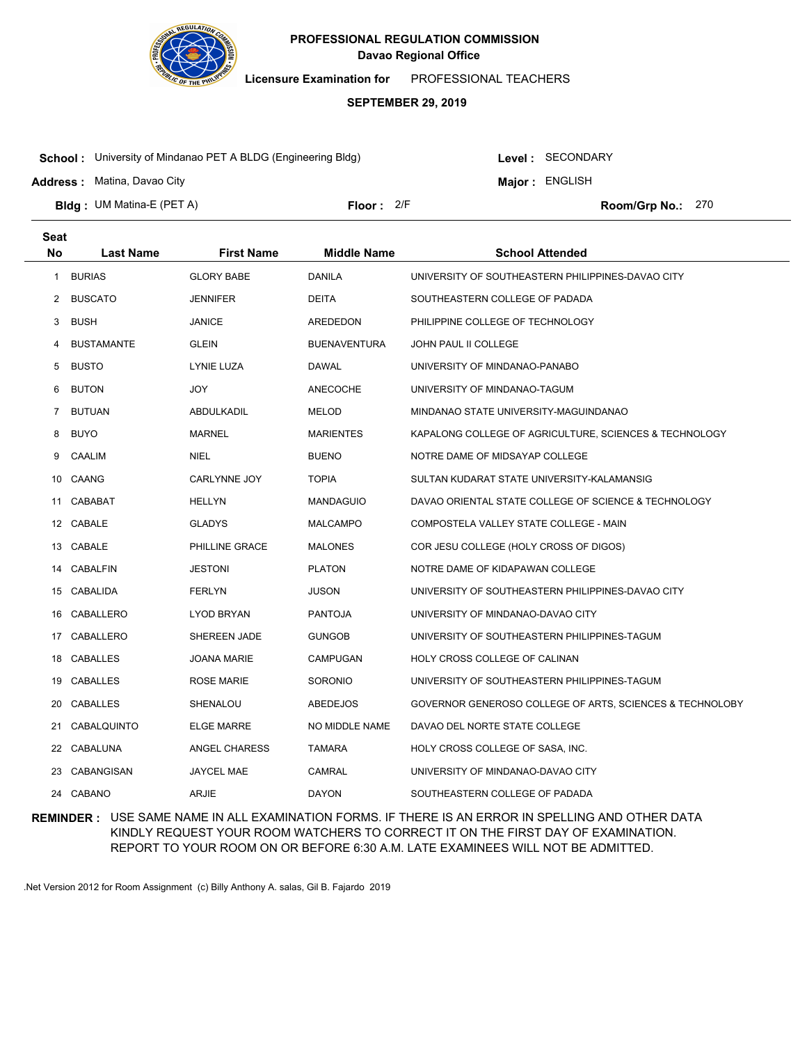**PROFESSIONAL REGULATION COMMISSION**
**Davao Regional Office**

**Licensure Examination for** PROFESSIONAL TEACHERS

**SEPTEMBER 29, 2019**

**School :** University of Mindanao PET A BLDG (Engineering Bldg) **Level :** SECONDARY

**Address :** Matina, Davao City **Major :** ENGLISH

**Bldg :** UM Matina-E (PET A) **Floor :** 2/F **Room/Grp No.:** 270

| Seat No | Last Name | First Name | Middle Name | School Attended |
|---|---|---|---|---|
| 1 | BURIAS | GLORY BABE | DANILA | UNIVERSITY OF SOUTHEASTERN PHILIPPINES-DAVAO CITY |
| 2 | BUSCATO | JENNIFER | DEITA | SOUTHEASTERN COLLEGE OF PADADA |
| 3 | BUSH | JANICE | AREDEDON | PHILIPPINE COLLEGE OF TECHNOLOGY |
| 4 | BUSTAMANTE | GLEIN | BUENAVENTURA | JOHN PAUL II COLLEGE |
| 5 | BUSTO | LYNIE LUZA | DAWAL | UNIVERSITY OF MINDANAO-PANABO |
| 6 | BUTON | JOY | ANECOCHE | UNIVERSITY OF MINDANAO-TAGUM |
| 7 | BUTUAN | ABDULKADIL | MELOD | MINDANAO STATE UNIVERSITY-MAGUINDANAO |
| 8 | BUYO | MARNEL | MARIENTES | KAPALONG COLLEGE OF AGRICULTURE, SCIENCES & TECHNOLOGY |
| 9 | CAALIM | NIEL | BUENO | NOTRE DAME OF MIDSAYAP COLLEGE |
| 10 | CAANG | CARLYNNE JOY | TOPIA | SULTAN KUDARAT STATE UNIVERSITY-KALAMANSIG |
| 11 | CABABAT | HELLYN | MANDAGUIO | DAVAO ORIENTAL STATE COLLEGE OF SCIENCE & TECHNOLOGY |
| 12 | CABALE | GLADYS | MALCAMPO | COMPOSTELA VALLEY STATE COLLEGE - MAIN |
| 13 | CABALE | PHILLINE GRACE | MALONES | COR JESU COLLEGE (HOLY CROSS OF DIGOS) |
| 14 | CABALFIN | JESTONI | PLATON | NOTRE DAME OF KIDAPAWAN COLLEGE |
| 15 | CABALIDA | FERLYN | JUSON | UNIVERSITY OF SOUTHEASTERN PHILIPPINES-DAVAO CITY |
| 16 | CABALLERO | LYOD BRYAN | PANTOJA | UNIVERSITY OF MINDANAO-DAVAO CITY |
| 17 | CABALLERO | SHEREEN JADE | GUNGOB | UNIVERSITY OF SOUTHEASTERN PHILIPPINES-TAGUM |
| 18 | CABALLES | JOANA MARIE | CAMPUGAN | HOLY CROSS COLLEGE OF CALINAN |
| 19 | CABALLES | ROSE MARIE | SORONIO | UNIVERSITY OF SOUTHEASTERN PHILIPPINES-TAGUM |
| 20 | CABALLES | SHENALOU | ABEDEJOS | GOVERNOR GENEROSO COLLEGE OF ARTS, SCIENCES & TECHNOLOBY |
| 21 | CABALQUINTO | ELGE MARRE | NO MIDDLE NAME | DAVAO DEL NORTE STATE COLLEGE |
| 22 | CABALUNA | ANGEL CHARESS | TAMARA | HOLY CROSS COLLEGE OF SASA, INC. |
| 23 | CABANGISAN | JAYCEL MAE | CAMRAL | UNIVERSITY OF MINDANAO-DAVAO CITY |
| 24 | CABANO | ARJIE | DAYON | SOUTHEASTERN COLLEGE OF PADADA |

**REMINDER :** USE SAME NAME IN ALL EXAMINATION FORMS. IF THERE IS AN ERROR IN SPELLING AND OTHER DATA KINDLY REQUEST YOUR ROOM WATCHERS TO CORRECT IT ON THE FIRST DAY OF EXAMINATION. REPORT TO YOUR ROOM ON OR BEFORE 6:30 A.M. LATE EXAMINEES WILL NOT BE ADMITTED.

.Net Version 2012 for Room Assignment (c) Billy Anthony A. salas, Gil B. Fajardo 2019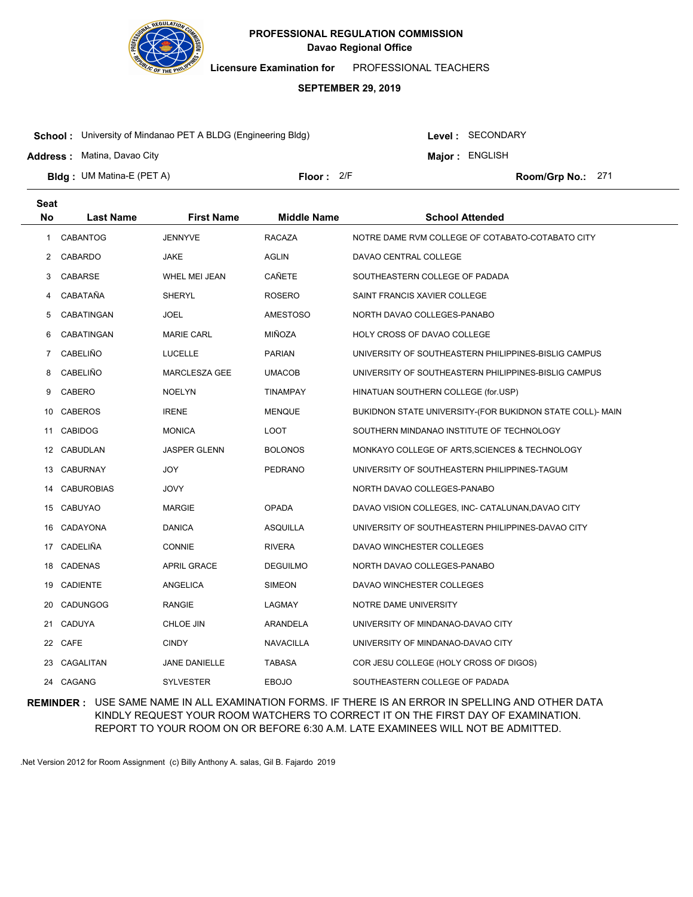# PROFESSIONAL REGULATION COMMISSION
## Davao Regional Office

**Licensure Examination for** PROFESSIONAL TEACHERS

**SEPTEMBER 29, 2019**

**School :** University of Mindanao PET A BLDG (Engineering Bldg) **Level :** SECONDARY

**Address :** Matina, Davao City **Major :** ENGLISH

**Bldg :** UM Matina-E (PET A) **Floor :** 2/F **Room/Grp No.:** 271

| Seat No | Last Name | First Name | Middle Name | School Attended |
|---|---|---|---|---|
| 1 | CABANTOG | JENNYVE | RACAZA | NOTRE DAME RVM COLLEGE OF COTABATO-COTABATO CITY |
| 2 | CABARDO | JAKE | AGLIN | DAVAO CENTRAL COLLEGE |
| 3 | CABARSE | WHEL MEI JEAN | CAÑETE | SOUTHEASTERN COLLEGE OF PADADA |
| 4 | CABATAÑA | SHERYL | ROSERO | SAINT FRANCIS XAVIER COLLEGE |
| 5 | CABATINGAN | JOEL | AMESTOSO | NORTH DAVAO COLLEGES-PANABO |
| 6 | CABATINGAN | MARIE CARL | MIÑOZA | HOLY CROSS OF DAVAO COLLEGE |
| 7 | CABELIÑO | LUCELLE | PARIAN | UNIVERSITY OF SOUTHEASTERN PHILIPPINES-BISLIG CAMPUS |
| 8 | CABELIÑO | MARCLESZA GEE | UMACOB | UNIVERSITY OF SOUTHEASTERN PHILIPPINES-BISLIG CAMPUS |
| 9 | CABERO | NOELYN | TINAMPAY | HINATUAN SOUTHERN COLLEGE (for.USP) |
| 10 | CABEROS | IRENE | MENQUE | BUKIDNON STATE UNIVERSITY-(FOR BUKIDNON STATE COLL)- MAIN |
| 11 | CABIDOG | MONICA | LOOT | SOUTHERN MINDANAO INSTITUTE OF TECHNOLOGY |
| 12 | CABUDLAN | JASPER GLENN | BOLONOS | MONKAYO COLLEGE OF ARTS,SCIENCES & TECHNOLOGY |
| 13 | CABURNAY | JOY | PEDRANO | UNIVERSITY OF SOUTHEASTERN PHILIPPINES-TAGUM |
| 14 | CABUROBIAS | JOVY | | NORTH DAVAO COLLEGES-PANABO |
| 15 | CABUYAO | MARGIE | OPADA | DAVAO VISION COLLEGES, INC- CATALUNAN,DAVAO CITY |
| 16 | CADAYONA | DANICA | ASQUILLA | UNIVERSITY OF SOUTHEASTERN PHILIPPINES-DAVAO CITY |
| 17 | CADELIÑA | CONNIE | RIVERA | DAVAO WINCHESTER COLLEGES |
| 18 | CADENAS | APRIL GRACE | DEGUILMO | NORTH DAVAO COLLEGES-PANABO |
| 19 | CADIENTE | ANGELICA | SIMEON | DAVAO WINCHESTER COLLEGES |
| 20 | CADUNGOG | RANGIE | LAGMAY | NOTRE DAME UNIVERSITY |
| 21 | CADUYA | CHLOE JIN | ARANDELA | UNIVERSITY OF MINDANAO-DAVAO CITY |
| 22 | CAFE | CINDY | NAVACILLA | UNIVERSITY OF MINDANAO-DAVAO CITY |
| 23 | CAGALITAN | JANE DANIELLE | TABASA | COR JESU COLLEGE (HOLY CROSS OF DIGOS) |
| 24 | CAGANG | SYLVESTER | EBOJO | SOUTHEASTERN COLLEGE OF PADADA |

**REMINDER :** USE SAME NAME IN ALL EXAMINATION FORMS. IF THERE IS AN ERROR IN SPELLING AND OTHER DATA KINDLY REQUEST YOUR ROOM WATCHERS TO CORRECT IT ON THE FIRST DAY OF EXAMINATION. REPORT TO YOUR ROOM ON OR BEFORE 6:30 A.M. LATE EXAMINEES WILL NOT BE ADMITTED.

.Net Version 2012 for Room Assignment (c) Billy Anthony A. salas, Gil B. Fajardo 2019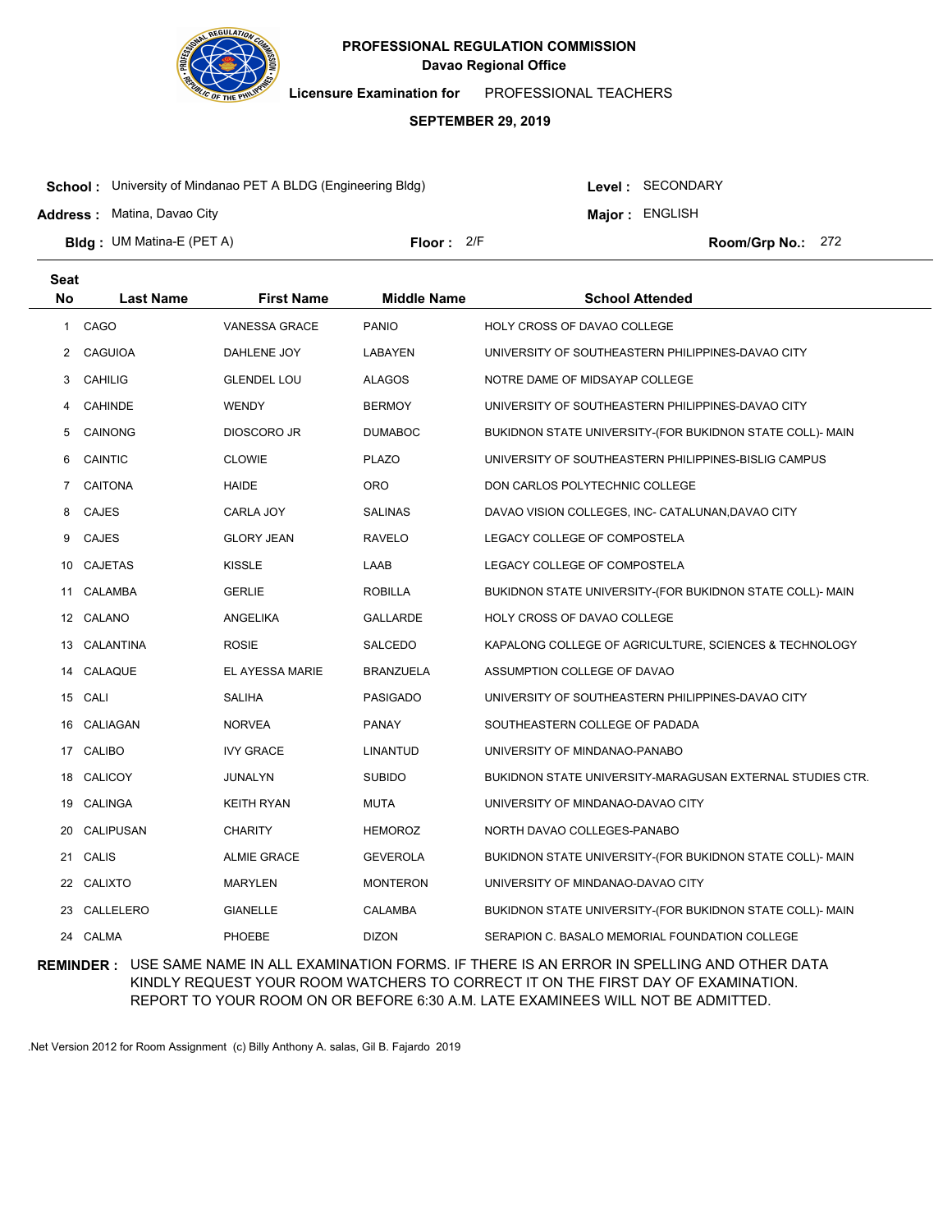**PROFESSIONAL REGULATION COMMISSION**
**Davao Regional Office**

**Licensure Examination for** PROFESSIONAL TEACHERS

**SEPTEMBER 29, 2019**

**School :** University of Mindanao PET A BLDG (Engineering Bldg) **Level :** SECONDARY

**Address :** Matina, Davao City **Major :** ENGLISH

**Bldg :** UM Matina-E (PET A) **Floor :** 2/F **Room/Grp No.:** 272

| Seat No | Last Name | First Name | Middle Name | School Attended |
|---|---|---|---|---|
| 1 | CAGO | VANESSA GRACE | PANIO | HOLY CROSS OF DAVAO COLLEGE |
| 2 | CAGUIOA | DAHLENE JOY | LABAYEN | UNIVERSITY OF SOUTHEASTERN PHILIPPINES-DAVAO CITY |
| 3 | CAHILIG | GLENDEL LOU | ALAGOS | NOTRE DAME OF MIDSAYAP COLLEGE |
| 4 | CAHINDE | WENDY | BERMOY | UNIVERSITY OF SOUTHEASTERN PHILIPPINES-DAVAO CITY |
| 5 | CAINONG | DIOSCORO JR | DUMABOC | BUKIDNON STATE UNIVERSITY-(FOR BUKIDNON STATE COLL)- MAIN |
| 6 | CAINTIC | CLOWIE | PLAZO | UNIVERSITY OF SOUTHEASTERN PHILIPPINES-BISLIG CAMPUS |
| 7 | CAITONA | HAIDE | ORO | DON CARLOS POLYTECHNIC COLLEGE |
| 8 | CAJES | CARLA JOY | SALINAS | DAVAO VISION COLLEGES, INC- CATALUNAN,DAVAO CITY |
| 9 | CAJES | GLORY JEAN | RAVELO | LEGACY COLLEGE OF COMPOSTELA |
| 10 | CAJETAS | KISSLE | LAAB | LEGACY COLLEGE OF COMPOSTELA |
| 11 | CALAMBA | GERLIE | ROBILLA | BUKIDNON STATE UNIVERSITY-(FOR BUKIDNON STATE COLL)- MAIN |
| 12 | CALANO | ANGELIKA | GALLARDE | HOLY CROSS OF DAVAO COLLEGE |
| 13 | CALANTINA | ROSIE | SALCEDO | KAPALONG COLLEGE OF AGRICULTURE, SCIENCES & TECHNOLOGY |
| 14 | CALAQUE | EL AYESSA MARIE | BRANZUELA | ASSUMPTION COLLEGE OF DAVAO |
| 15 | CALI | SALIHA | PASIGADO | UNIVERSITY OF SOUTHEASTERN PHILIPPINES-DAVAO CITY |
| 16 | CALIAGAN | NORVEA | PANAY | SOUTHEASTERN COLLEGE OF PADADA |
| 17 | CALIBO | IVY GRACE | LINANTUD | UNIVERSITY OF MINDANAO-PANABO |
| 18 | CALICOY | JUNALYN | SUBIDO | BUKIDNON STATE UNIVERSITY-MARAGUSAN EXTERNAL STUDIES CTR. |
| 19 | CALINGA | KEITH RYAN | MUTA | UNIVERSITY OF MINDANAO-DAVAO CITY |
| 20 | CALIPUSAN | CHARITY | HEMOROZ | NORTH DAVAO COLLEGES-PANABO |
| 21 | CALIS | ALMIE GRACE | GEVEROLA | BUKIDNON STATE UNIVERSITY-(FOR BUKIDNON STATE COLL)- MAIN |
| 22 | CALIXTO | MARYLEN | MONTERON | UNIVERSITY OF MINDANAO-DAVAO CITY |
| 23 | CALLELERO | GIANELLE | CALAMBA | BUKIDNON STATE UNIVERSITY-(FOR BUKIDNON STATE COLL)- MAIN |
| 24 | CALMA | PHOEBE | DIZON | SERAPION C. BASALO MEMORIAL FOUNDATION COLLEGE |

**REMINDER :** USE SAME NAME IN ALL EXAMINATION FORMS. IF THERE IS AN ERROR IN SPELLING AND OTHER DATA KINDLY REQUEST YOUR ROOM WATCHERS TO CORRECT IT ON THE FIRST DAY OF EXAMINATION. REPORT TO YOUR ROOM ON OR BEFORE 6:30 A.M. LATE EXAMINEES WILL NOT BE ADMITTED.

.Net Version 2012 for Room Assignment (c) Billy Anthony A. salas, Gil B. Fajardo 2019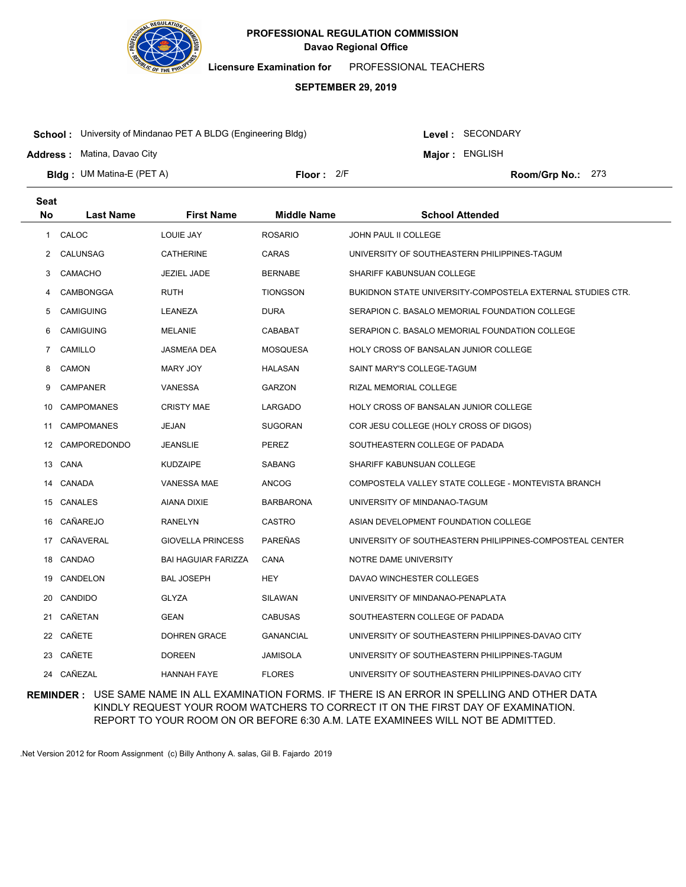**PROFESSIONAL REGULATION COMMISSION**
**Davao Regional Office**

**Licensure Examination for** PROFESSIONAL TEACHERS

**SEPTEMBER 29, 2019**

**School :** University of Mindanao PET A BLDG (Engineering Bldg) **Level :** SECONDARY

**Address :** Matina, Davao City **Major :** ENGLISH

**Bldg :** UM Matina-E (PET A) **Floor :** 2/F **Room/Grp No.:** 273

| Seat No | Last Name | First Name | Middle Name | School Attended |
|---|---|---|---|---|
| 1 | CALOC | LOUIE JAY | ROSARIO | JOHN PAUL II COLLEGE |
| 2 | CALUNSAG | CATHERINE | CARAS | UNIVERSITY OF SOUTHEASTERN PHILIPPINES-TAGUM |
| 3 | CAMACHO | JEZIEL JADE | BERNABE | SHARIFF KABUNSUAN COLLEGE |
| 4 | CAMBONGGA | RUTH | TIONGSON | BUKIDNON STATE UNIVERSITY-COMPOSTELA EXTERNAL STUDIES CTR. |
| 5 | CAMIGUING | LEANEZA | DURA | SERAPION C. BASALO MEMORIAL FOUNDATION COLLEGE |
| 6 | CAMIGUING | MELANIE | CABABAT | SERAPION C. BASALO MEMORIAL FOUNDATION COLLEGE |
| 7 | CAMILLO | JASMEñA DEA | MOSQUESA | HOLY CROSS OF BANSALAN JUNIOR COLLEGE |
| 8 | CAMON | MARY JOY | HALASAN | SAINT MARY'S COLLEGE-TAGUM |
| 9 | CAMPANER | VANESSA | GARZON | RIZAL MEMORIAL COLLEGE |
| 10 | CAMPOMANES | CRISTY MAE | LARGADO | HOLY CROSS OF BANSALAN JUNIOR COLLEGE |
| 11 | CAMPOMANES | JEJAN | SUGORAN | COR JESU COLLEGE (HOLY CROSS OF DIGOS) |
| 12 | CAMPOREDONDO | JEANSLIE | PEREZ | SOUTHEASTERN COLLEGE OF PADADA |
| 13 | CANA | KUDZAIPE | SABANG | SHARIFF KABUNSUAN COLLEGE |
| 14 | CANADA | VANESSA MAE | ANCOG | COMPOSTELA VALLEY STATE COLLEGE - MONTEVISTA BRANCH |
| 15 | CANALES | AIANA DIXIE | BARBARONA | UNIVERSITY OF MINDANAO-TAGUM |
| 16 | CAÑAREJO | RANELYN | CASTRO | ASIAN DEVELOPMENT FOUNDATION COLLEGE |
| 17 | CAÑAVERAL | GIOVELLA PRINCESS | PAREÑAS | UNIVERSITY OF SOUTHEASTERN PHILIPPINES-COMPOSTEAL CENTER |
| 18 | CANDAO | BAI HAGUIAR FARIZZA | CANA | NOTRE DAME UNIVERSITY |
| 19 | CANDELON | BAL JOSEPH | HEY | DAVAO WINCHESTER COLLEGES |
| 20 | CANDIDO | GLYZA | SILAWAN | UNIVERSITY OF MINDANAO-PENAPLATA |
| 21 | CAÑETAN | GEAN | CABUSAS | SOUTHEASTERN COLLEGE OF PADADA |
| 22 | CAÑETE | DOHREN GRACE | GANANCIAL | UNIVERSITY OF SOUTHEASTERN PHILIPPINES-DAVAO CITY |
| 23 | CAÑETE | DOREEN | JAMISOLA | UNIVERSITY OF SOUTHEASTERN PHILIPPINES-TAGUM |
| 24 | CAÑEZAL | HANNAH FAYE | FLORES | UNIVERSITY OF SOUTHEASTERN PHILIPPINES-DAVAO CITY |

**REMINDER :** USE SAME NAME IN ALL EXAMINATION FORMS. IF THERE IS AN ERROR IN SPELLING AND OTHER DATA KINDLY REQUEST YOUR ROOM WATCHERS TO CORRECT IT ON THE FIRST DAY OF EXAMINATION. REPORT TO YOUR ROOM ON OR BEFORE 6:30 A.M. LATE EXAMINEES WILL NOT BE ADMITTED.

.Net Version 2012 for Room Assignment (c) Billy Anthony A. salas, Gil B. Fajardo 2019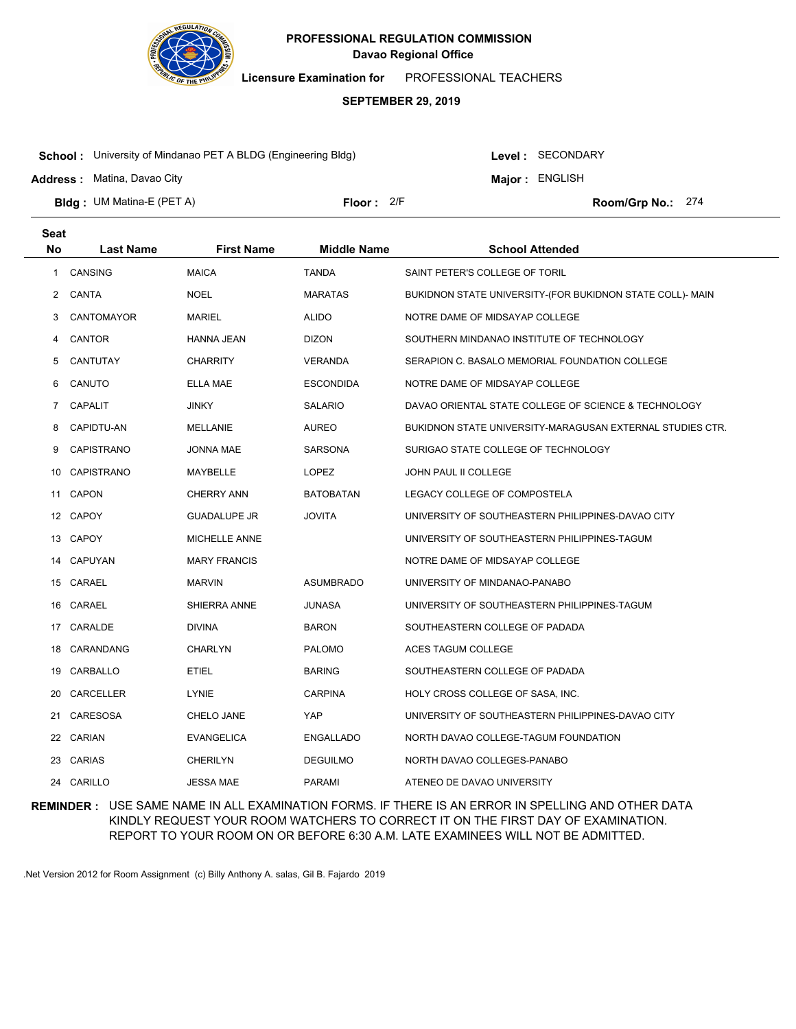**PROFESSIONAL REGULATION COMMISSION**
**Davao Regional Office**

**Licensure Examination for** PROFESSIONAL TEACHERS

**SEPTEMBER 29, 2019**

**School :** University of Mindanao PET A BLDG (Engineering Bldg) **Level :** SECONDARY

**Address :** Matina, Davao City **Major :** ENGLISH

**Bldg :** UM Matina-E (PET A) **Floor :** 2/F **Room/Grp No.:** 274

| Seat No | Last Name | First Name | Middle Name | School Attended |
|---|---|---|---|---|
| 1 | CANSING | MAICA | TANDA | SAINT PETER'S COLLEGE OF TORIL |
| 2 | CANTA | NOEL | MARATAS | BUKIDNON STATE UNIVERSITY-(FOR BUKIDNON STATE COLL)- MAIN |
| 3 | CANTOMAYOR | MARIEL | ALIDO | NOTRE DAME OF MIDSAYAP COLLEGE |
| 4 | CANTOR | HANNA JEAN | DIZON | SOUTHERN MINDANAO INSTITUTE OF TECHNOLOGY |
| 5 | CANTUTAY | CHARRITY | VERANDA | SERAPION C. BASALO MEMORIAL FOUNDATION COLLEGE |
| 6 | CANUTO | ELLA MAE | ESCONDIDA | NOTRE DAME OF MIDSAYAP COLLEGE |
| 7 | CAPALIT | JINKY | SALARIO | DAVAO ORIENTAL STATE COLLEGE OF SCIENCE & TECHNOLOGY |
| 8 | CAPIDTU-AN | MELLANIE | AUREO | BUKIDNON STATE UNIVERSITY-MARAGUSAN EXTERNAL STUDIES CTR. |
| 9 | CAPISTRANO | JONNA MAE | SARSONA | SURIGAO STATE COLLEGE OF TECHNOLOGY |
| 10 | CAPISTRANO | MAYBELLE | LOPEZ | JOHN PAUL II COLLEGE |
| 11 | CAPON | CHERRY ANN | BATOBATAN | LEGACY COLLEGE OF COMPOSTELA |
| 12 | CAPOY | GUADALUPE JR | JOVITA | UNIVERSITY OF SOUTHEASTERN PHILIPPINES-DAVAO CITY |
| 13 | CAPOY | MICHELLE ANNE | | UNIVERSITY OF SOUTHEASTERN PHILIPPINES-TAGUM |
| 14 | CAPUYAN | MARY FRANCIS | | NOTRE DAME OF MIDSAYAP COLLEGE |
| 15 | CARAEL | MARVIN | ASUMBRADO | UNIVERSITY OF MINDANAO-PANABO |
| 16 | CARAEL | SHIERRA ANNE | JUNASA | UNIVERSITY OF SOUTHEASTERN PHILIPPINES-TAGUM |
| 17 | CARALDE | DIVINA | BARON | SOUTHEASTERN COLLEGE OF PADADA |
| 18 | CARANDANG | CHARLYN | PALOMO | ACES TAGUM COLLEGE |
| 19 | CARBALLO | ETIEL | BARING | SOUTHEASTERN COLLEGE OF PADADA |
| 20 | CARCELLER | LYNIE | CARPINA | HOLY CROSS COLLEGE OF SASA, INC. |
| 21 | CARESOSA | CHELO JANE | YAP | UNIVERSITY OF SOUTHEASTERN PHILIPPINES-DAVAO CITY |
| 22 | CARIAN | EVANGELICA | ENGALLADO | NORTH DAVAO COLLEGE-TAGUM FOUNDATION |
| 23 | CARIAS | CHERILYN | DEGUILMO | NORTH DAVAO COLLEGES-PANABO |
| 24 | CARILLO | JESSA MAE | PARAMI | ATENEO DE DAVAO UNIVERSITY |

**REMINDER :** USE SAME NAME IN ALL EXAMINATION FORMS. IF THERE IS AN ERROR IN SPELLING AND OTHER DATA KINDLY REQUEST YOUR ROOM WATCHERS TO CORRECT IT ON THE FIRST DAY OF EXAMINATION. REPORT TO YOUR ROOM ON OR BEFORE 6:30 A.M. LATE EXAMINEES WILL NOT BE ADMITTED.

.Net Version 2012 for Room Assignment (c) Billy Anthony A. salas, Gil B. Fajardo 2019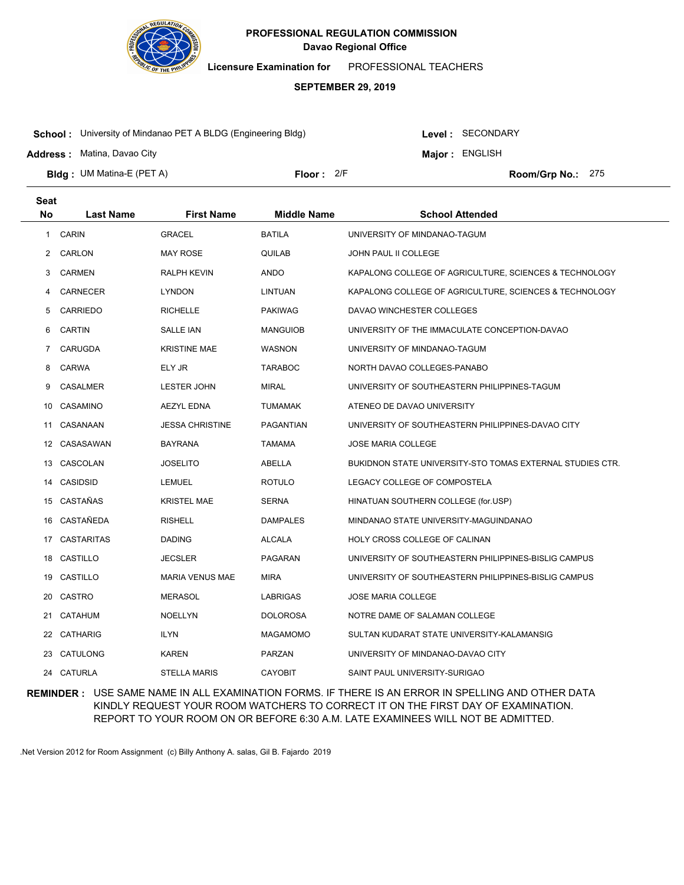# PROFESSIONAL REGULATION COMMISSION

**Davao Regional Office**

**Licensure Examination for** PROFESSIONAL TEACHERS

**SEPTEMBER 29, 2019**

**School :** University of Mindanao PET A BLDG (Engineering Bldg)
**Level :** SECONDARY

**Address :** Matina, Davao City
**Major :** ENGLISH

**Bldg :** UM Matina-E (PET A)
**Floor :** 2/F
**Room/Grp No.:** 275

| Seat No | Last Name | First Name | Middle Name | School Attended |
|---|---|---|---|---|
| 1 | CARIN | GRACEL | BATILA | UNIVERSITY OF MINDANAO-TAGUM |
| 2 | CARLON | MAY ROSE | QUILAB | JOHN PAUL II COLLEGE |
| 3 | CARMEN | RALPH KEVIN | ANDO | KAPALONG COLLEGE OF AGRICULTURE, SCIENCES & TECHNOLOGY |
| 4 | CARNECER | LYNDON | LINTUAN | KAPALONG COLLEGE OF AGRICULTURE, SCIENCES & TECHNOLOGY |
| 5 | CARRIEDO | RICHELLE | PAKIWAG | DAVAO WINCHESTER COLLEGES |
| 6 | CARTIN | SALLE IAN | MANGUIOB | UNIVERSITY OF THE IMMACULATE CONCEPTION-DAVAO |
| 7 | CARUGDA | KRISTINE MAE | WASNON | UNIVERSITY OF MINDANAO-TAGUM |
| 8 | CARWA | ELY JR | TARABOC | NORTH DAVAO COLLEGES-PANABO |
| 9 | CASALMER | LESTER JOHN | MIRAL | UNIVERSITY OF SOUTHEASTERN PHILIPPINES-TAGUM |
| 10 | CASAMINO | AEZYL EDNA | TUMAMAK | ATENEO DE DAVAO UNIVERSITY |
| 11 | CASANAAN | JESSA CHRISTINE | PAGANTIAN | UNIVERSITY OF SOUTHEASTERN PHILIPPINES-DAVAO CITY |
| 12 | CASASAWAN | BAYRANA | TAMAMA | JOSE MARIA COLLEGE |
| 13 | CASCOLAN | JOSELITO | ABELLA | BUKIDNON STATE UNIVERSITY-STO TOMAS EXTERNAL STUDIES CTR. |
| 14 | CASIDSID | LEMUEL | ROTULO | LEGACY COLLEGE OF COMPOSTELA |
| 15 | CASTAÑAS | KRISTEL MAE | SERNA | HINATUAN SOUTHERN COLLEGE (for.USP) |
| 16 | CASTAÑEDA | RISHELL | DAMPALES | MINDANAO STATE UNIVERSITY-MAGUINDANAO |
| 17 | CASTARITAS | DADING | ALCALA | HOLY CROSS COLLEGE OF CALINAN |
| 18 | CASTILLO | JECSLER | PAGARAN | UNIVERSITY OF SOUTHEASTERN PHILIPPINES-BISLIG CAMPUS |
| 19 | CASTILLO | MARIA VENUS MAE | MIRA | UNIVERSITY OF SOUTHEASTERN PHILIPPINES-BISLIG CAMPUS |
| 20 | CASTRO | MERASOL | LABRIGAS | JOSE MARIA COLLEGE |
| 21 | CATAHUM | NOELLYN | DOLOROSA | NOTRE DAME OF SALAMAN COLLEGE |
| 22 | CATHARIG | ILYN | MAGAMOMO | SULTAN KUDARAT STATE UNIVERSITY-KALAMANSIG |
| 23 | CATULONG | KAREN | PARZAN | UNIVERSITY OF MINDANAO-DAVAO CITY |
| 24 | CATURLA | STELLA MARIS | CAYOBIT | SAINT PAUL UNIVERSITY-SURIGAO |

**REMINDER :** USE SAME NAME IN ALL EXAMINATION FORMS. IF THERE IS AN ERROR IN SPELLING AND OTHER DATA KINDLY REQUEST YOUR ROOM WATCHERS TO CORRECT IT ON THE FIRST DAY OF EXAMINATION. REPORT TO YOUR ROOM ON OR BEFORE 6:30 A.M. LATE EXAMINEES WILL NOT BE ADMITTED.

.Net Version 2012 for Room Assignment (c) Billy Anthony A. salas, Gil B. Fajardo 2019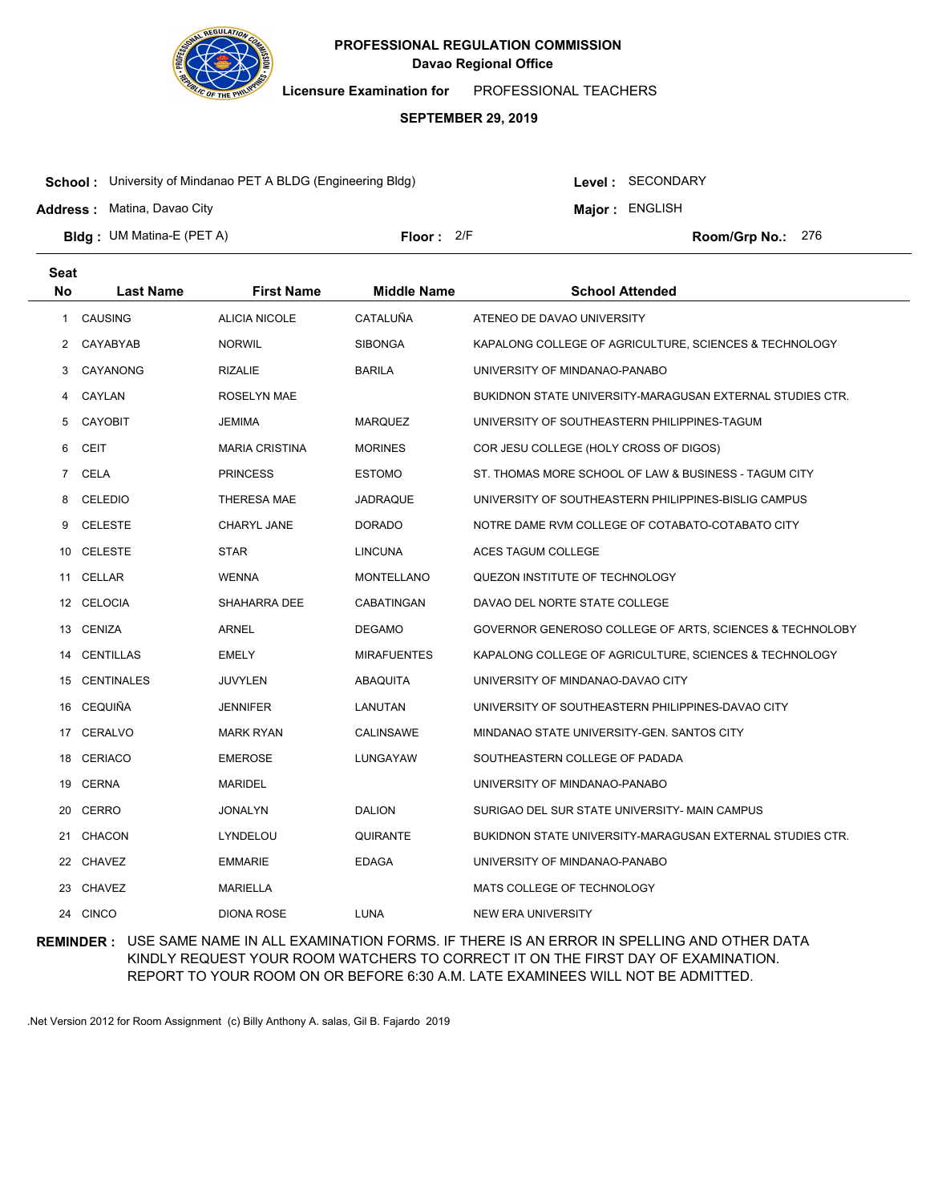**PROFESSIONAL REGULATION COMMISSION**
**Davao Regional Office**

**Licensure Examination for** PROFESSIONAL TEACHERS

**SEPTEMBER 29, 2019**

**School :** University of Mindanao PET A BLDG (Engineering Bldg) **Level :** SECONDARY

**Address :** Matina, Davao City **Major :** ENGLISH

**Bldg :** UM Matina-E (PET A) **Floor :** 2/F **Room/Grp No.:** 276

| Seat No | Last Name | First Name | Middle Name | School Attended |
|---|---|---|---|---|
| 1 | CAUSING | ALICIA NICOLE | CATALUÑA | ATENEO DE DAVAO UNIVERSITY |
| 2 | CAYABYAB | NORWIL | SIBONGA | KAPALONG COLLEGE OF AGRICULTURE, SCIENCES & TECHNOLOGY |
| 3 | CAYANONG | RIZALIE | BARILA | UNIVERSITY OF MINDANAO-PANABO |
| 4 | CAYLAN | ROSELYN MAE | | BUKIDNON STATE UNIVERSITY-MARAGUSAN EXTERNAL STUDIES CTR. |
| 5 | CAYOBIT | JEMIMA | MARQUEZ | UNIVERSITY OF SOUTHEASTERN PHILIPPINES-TAGUM |
| 6 | CEIT | MARIA CRISTINA | MORINES | COR JESU COLLEGE (HOLY CROSS OF DIGOS) |
| 7 | CELA | PRINCESS | ESTOMO | ST. THOMAS MORE SCHOOL OF LAW & BUSINESS - TAGUM CITY |
| 8 | CELEDIO | THERESA MAE | JADRAQUE | UNIVERSITY OF SOUTHEASTERN PHILIPPINES-BISLIG CAMPUS |
| 9 | CELESTE | CHARYL JANE | DORADO | NOTRE DAME RVM COLLEGE OF COTABATO-COTABATO CITY |
| 10 | CELESTE | STAR | LINCUNA | ACES TAGUM COLLEGE |
| 11 | CELLAR | WENNA | MONTELLANO | QUEZON INSTITUTE OF TECHNOLOGY |
| 12 | CELOCIA | SHAHARRA DEE | CABATINGAN | DAVAO DEL NORTE STATE COLLEGE |
| 13 | CENIZA | ARNEL | DEGAMO | GOVERNOR GENEROSO COLLEGE OF ARTS, SCIENCES & TECHNOLOBY |
| 14 | CENTILLAS | EMELY | MIRAFUENTES | KAPALONG COLLEGE OF AGRICULTURE, SCIENCES & TECHNOLOGY |
| 15 | CENTINALES | JUVYLEN | ABAQUITA | UNIVERSITY OF MINDANAO-DAVAO CITY |
| 16 | CEQUIÑA | JENNIFER | LANUTAN | UNIVERSITY OF SOUTHEASTERN PHILIPPINES-DAVAO CITY |
| 17 | CERALVO | MARK RYAN | CALINSAWE | MINDANAO STATE UNIVERSITY-GEN. SANTOS CITY |
| 18 | CERIACO | EMEROSE | LUNGAYAW | SOUTHEASTERN COLLEGE OF PADADA |
| 19 | CERNA | MARIDEL | | UNIVERSITY OF MINDANAO-PANABO |
| 20 | CERRO | JONALYN | DALION | SURIGAO DEL SUR STATE UNIVERSITY- MAIN CAMPUS |
| 21 | CHACON | LYNDELOU | QUIRANTE | BUKIDNON STATE UNIVERSITY-MARAGUSAN EXTERNAL STUDIES CTR. |
| 22 | CHAVEZ | EMMARIE | EDAGA | UNIVERSITY OF MINDANAO-PANABO |
| 23 | CHAVEZ | MARIELLA | | MATS COLLEGE OF TECHNOLOGY |
| 24 | CINCO | DIONA ROSE | LUNA | NEW ERA UNIVERSITY |

**REMINDER :** USE SAME NAME IN ALL EXAMINATION FORMS. IF THERE IS AN ERROR IN SPELLING AND OTHER DATA KINDLY REQUEST YOUR ROOM WATCHERS TO CORRECT IT ON THE FIRST DAY OF EXAMINATION. REPORT TO YOUR ROOM ON OR BEFORE 6:30 A.M. LATE EXAMINEES WILL NOT BE ADMITTED.

.Net Version 2012 for Room Assignment (c) Billy Anthony A. salas, Gil B. Fajardo 2019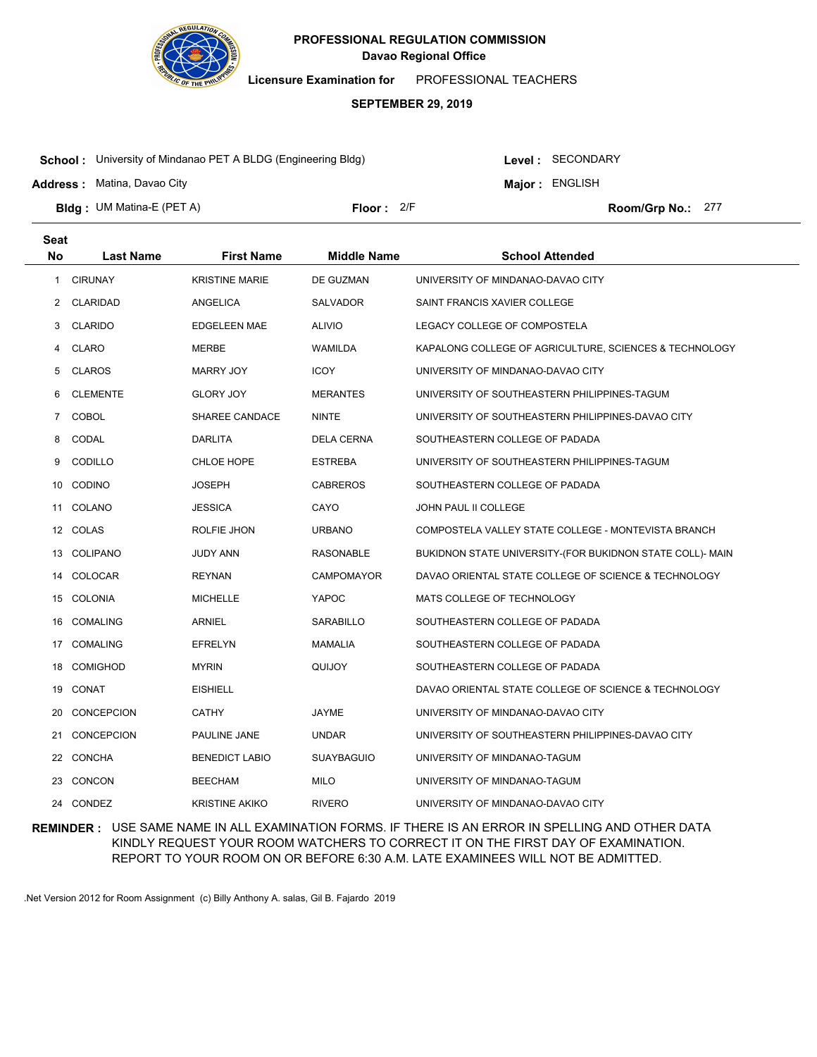**PROFESSIONAL REGULATION COMMISSION**
**Davao Regional Office**

**Licensure Examination for** PROFESSIONAL TEACHERS

**SEPTEMBER 29, 2019**

**School :** University of Mindanao PET A BLDG (Engineering Bldg)
**Level :** SECONDARY
**Address :** Matina, Davao City
**Major :** ENGLISH
**Bldg :** UM Matina-E (PET A)
**Floor :** 2/F
**Room/Grp No.:** 277

| Seat No | Last Name | First Name | Middle Name | School Attended |
|---|---|---|---|---|
| 1 | CIRUNAY | KRISTINE MARIE | DE GUZMAN | UNIVERSITY OF MINDANAO-DAVAO CITY |
| 2 | CLARIDAD | ANGELICA | SALVADOR | SAINT FRANCIS XAVIER COLLEGE |
| 3 | CLARIDO | EDGELEEN MAE | ALIVIO | LEGACY COLLEGE OF COMPOSTELA |
| 4 | CLARO | MERBE | WAMILDA | KAPALONG COLLEGE OF AGRICULTURE, SCIENCES & TECHNOLOGY |
| 5 | CLAROS | MARRY JOY | ICOY | UNIVERSITY OF MINDANAO-DAVAO CITY |
| 6 | CLEMENTE | GLORY JOY | MERANTES | UNIVERSITY OF SOUTHEASTERN PHILIPPINES-TAGUM |
| 7 | COBOL | SHAREE CANDACE | NINTE | UNIVERSITY OF SOUTHEASTERN PHILIPPINES-DAVAO CITY |
| 8 | CODAL | DARLITA | DELA CERNA | SOUTHEASTERN COLLEGE OF PADADA |
| 9 | CODILLO | CHLOE HOPE | ESTREBA | UNIVERSITY OF SOUTHEASTERN PHILIPPINES-TAGUM |
| 10 | CODINO | JOSEPH | CABREROS | SOUTHEASTERN COLLEGE OF PADADA |
| 11 | COLANO | JESSICA | CAYO | JOHN PAUL II COLLEGE |
| 12 | COLAS | ROLFIE JHON | URBANO | COMPOSTELA VALLEY STATE COLLEGE - MONTEVISTA BRANCH |
| 13 | COLIPANO | JUDY ANN | RASONABLE | BUKIDNON STATE UNIVERSITY-(FOR BUKIDNON STATE COLL)- MAIN |
| 14 | COLOCAR | REYNAN | CAMPOMAYOR | DAVAO ORIENTAL STATE COLLEGE OF SCIENCE & TECHNOLOGY |
| 15 | COLONIA | MICHELLE | YAPOC | MATS COLLEGE OF TECHNOLOGY |
| 16 | COMALING | ARNIEL | SARABILLO | SOUTHEASTERN COLLEGE OF PADADA |
| 17 | COMALING | EFRELYN | MAMALIA | SOUTHEASTERN COLLEGE OF PADADA |
| 18 | COMIGHOD | MYRIN | QUIJOY | SOUTHEASTERN COLLEGE OF PADADA |
| 19 | CONAT | EISHIELL | | DAVAO ORIENTAL STATE COLLEGE OF SCIENCE & TECHNOLOGY |
| 20 | CONCEPCION | CATHY | JAYME | UNIVERSITY OF MINDANAO-DAVAO CITY |
| 21 | CONCEPCION | PAULINE JANE | UNDAR | UNIVERSITY OF SOUTHEASTERN PHILIPPINES-DAVAO CITY |
| 22 | CONCHA | BENEDICT LABIO | SUAYBAGUIO | UNIVERSITY OF MINDANAO-TAGUM |
| 23 | CONCON | BEECHAM | MILO | UNIVERSITY OF MINDANAO-TAGUM |
| 24 | CONDEZ | KRISTINE AKIKO | RIVERO | UNIVERSITY OF MINDANAO-DAVAO CITY |

**REMINDER :** USE SAME NAME IN ALL EXAMINATION FORMS. IF THERE IS AN ERROR IN SPELLING AND OTHER DATA KINDLY REQUEST YOUR ROOM WATCHERS TO CORRECT IT ON THE FIRST DAY OF EXAMINATION. REPORT TO YOUR ROOM ON OR BEFORE 6:30 A.M. LATE EXAMINEES WILL NOT BE ADMITTED.

.Net Version 2012 for Room Assignment (c) Billy Anthony A. salas, Gil B. Fajardo 2019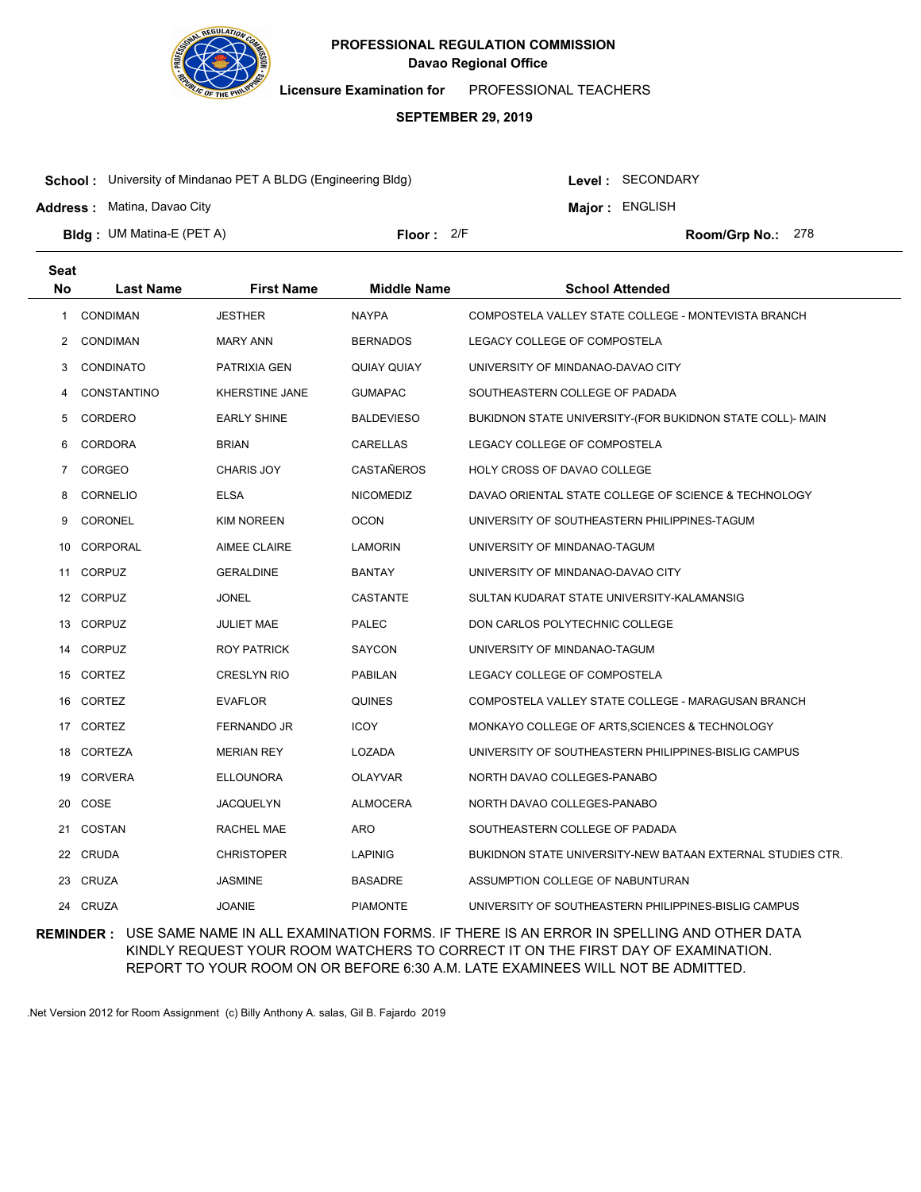**PROFESSIONAL REGULATION COMMISSION**
**Davao Regional Office**

**Licensure Examination for** PROFESSIONAL TEACHERS

**SEPTEMBER 29, 2019**

**School :** University of Mindanao PET A BLDG (Engineering Bldg)
**Level :** SECONDARY
**Address :** Matina, Davao City
**Major :** ENGLISH
**Bldg :** UM Matina-E (PET A)
**Floor :** 2/F
**Room/Grp No.:** 278

| Seat No | Last Name | First Name | Middle Name | School Attended |
|---|---|---|---|---|
| 1 | CONDIMAN | JESTHER | NAYPA | COMPOSTELA VALLEY STATE COLLEGE - MONTEVISTA BRANCH |
| 2 | CONDIMAN | MARY ANN | BERNADOS | LEGACY COLLEGE OF COMPOSTELA |
| 3 | CONDINATO | PATRIXIA GEN | QUIAY QUIAY | UNIVERSITY OF MINDANAO-DAVAO CITY |
| 4 | CONSTANTINO | KHERSTINE JANE | GUMAPAC | SOUTHEASTERN COLLEGE OF PADADA |
| 5 | CORDERO | EARLY SHINE | BALDEVIESO | BUKIDNON STATE UNIVERSITY-(FOR BUKIDNON STATE COLL)- MAIN |
| 6 | CORDORA | BRIAN | CARELLAS | LEGACY COLLEGE OF COMPOSTELA |
| 7 | CORGEO | CHARIS JOY | CASTAÑEROS | HOLY CROSS OF DAVAO COLLEGE |
| 8 | CORNELIO | ELSA | NICOMEDIZ | DAVAO ORIENTAL STATE COLLEGE OF SCIENCE & TECHNOLOGY |
| 9 | CORONEL | KIM NOREEN | OCON | UNIVERSITY OF SOUTHEASTERN PHILIPPINES-TAGUM |
| 10 | CORPORAL | AIMEE CLAIRE | LAMORIN | UNIVERSITY OF MINDANAO-TAGUM |
| 11 | CORPUZ | GERALDINE | BANTAY | UNIVERSITY OF MINDANAO-DAVAO CITY |
| 12 | CORPUZ | JONEL | CASTANTE | SULTAN KUDARAT STATE UNIVERSITY-KALAMANSIG |
| 13 | CORPUZ | JULIET MAE | PALEC | DON CARLOS POLYTECHNIC COLLEGE |
| 14 | CORPUZ | ROY PATRICK | SAYCON | UNIVERSITY OF MINDANAO-TAGUM |
| 15 | CORTEZ | CRESLYN RIO | PABILAN | LEGACY COLLEGE OF COMPOSTELA |
| 16 | CORTEZ | EVAFLOR | QUINES | COMPOSTELA VALLEY STATE COLLEGE - MARAGUSAN BRANCH |
| 17 | CORTEZ | FERNANDO JR | ICOY | MONKAYO COLLEGE OF ARTS,SCIENCES & TECHNOLOGY |
| 18 | CORTEZA | MERIAN REY | LOZADA | UNIVERSITY OF SOUTHEASTERN PHILIPPINES-BISLIG CAMPUS |
| 19 | CORVERA | ELLOUNORA | OLAYVAR | NORTH DAVAO COLLEGES-PANABO |
| 20 | COSE | JACQUELYN | ALMOCERA | NORTH DAVAO COLLEGES-PANABO |
| 21 | COSTAN | RACHEL MAE | ARO | SOUTHEASTERN COLLEGE OF PADADA |
| 22 | CRUDA | CHRISTOPER | LAPINIG | BUKIDNON STATE UNIVERSITY-NEW BATAAN EXTERNAL STUDIES CTR. |
| 23 | CRUZA | JASMINE | BASADRE | ASSUMPTION COLLEGE OF NABUNTURAN |
| 24 | CRUZA | JOANIE | PIAMONTE | UNIVERSITY OF SOUTHEASTERN PHILIPPINES-BISLIG CAMPUS |

**REMINDER :** USE SAME NAME IN ALL EXAMINATION FORMS. IF THERE IS AN ERROR IN SPELLING AND OTHER DATA KINDLY REQUEST YOUR ROOM WATCHERS TO CORRECT IT ON THE FIRST DAY OF EXAMINATION. REPORT TO YOUR ROOM ON OR BEFORE 6:30 A.M. LATE EXAMINEES WILL NOT BE ADMITTED.

.Net Version 2012 for Room Assignment (c) Billy Anthony A. salas, Gil B. Fajardo 2019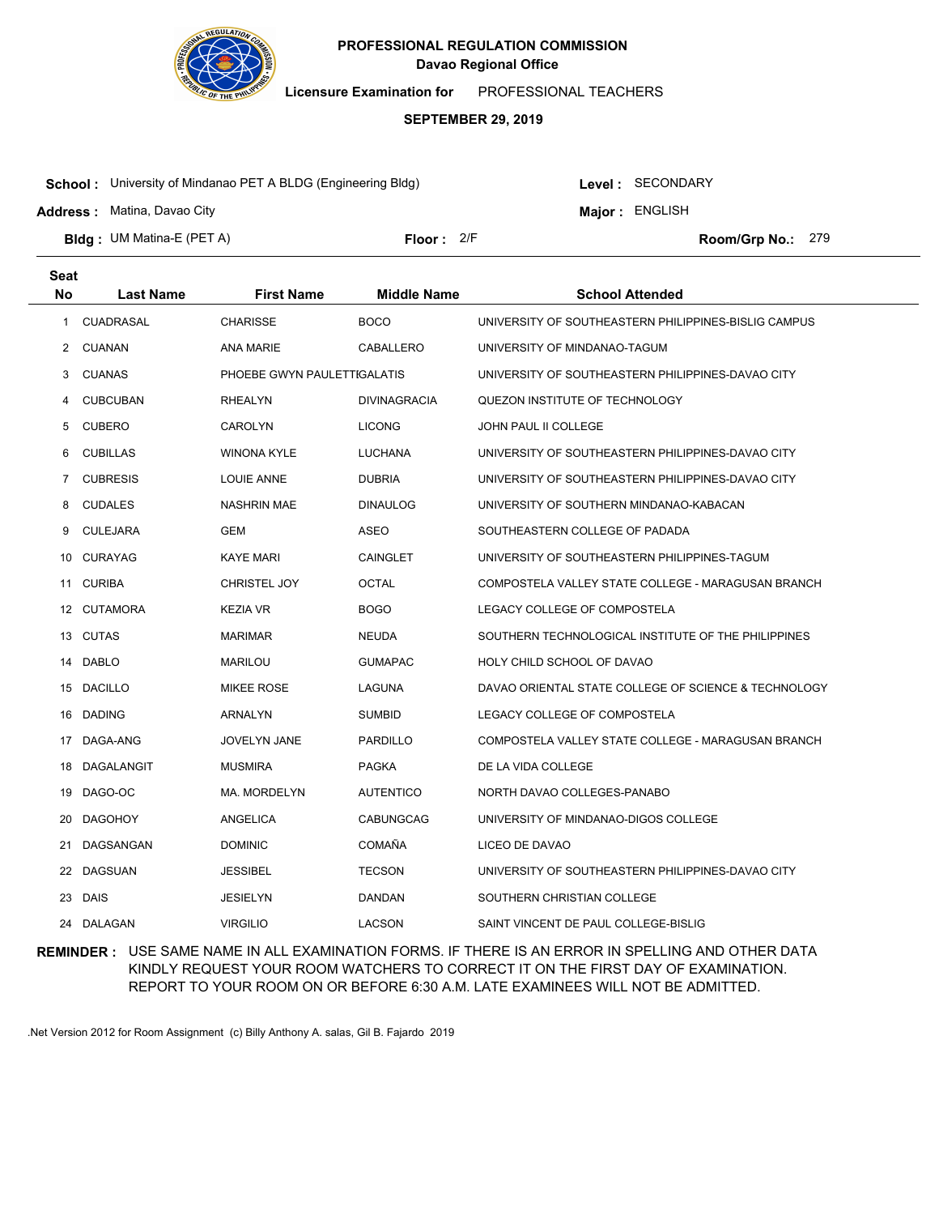**PROFESSIONAL REGULATION COMMISSION**
**Davao Regional Office**

**Licensure Examination for** PROFESSIONAL TEACHERS

**SEPTEMBER 29, 2019**

**School :** University of Mindanao PET A BLDG (Engineering Bldg)
**Level :** SECONDARY
**Address :** Matina, Davao City
**Major :** ENGLISH
**Bldg :** UM Matina-E (PET A)
**Floor :** 2/F
**Room/Grp No.:** 279

| Seat No | Last Name | First Name | Middle Name | School Attended |
|---|---|---|---|---|
| 1 | CUADRASAL | CHARISSE | BOCO | UNIVERSITY OF SOUTHEASTERN PHILIPPINES-BISLIG CAMPUS |
| 2 | CUANAN | ANA MARIE | CABALLERO | UNIVERSITY OF MINDANAO-TAGUM |
| 3 | CUANAS | PHOEBE GWYN PAULETTE | GALATIS | UNIVERSITY OF SOUTHEASTERN PHILIPPINES-DAVAO CITY |
| 4 | CUBCUBAN | RHEALYN | DIVINAGRACIA | QUEZON INSTITUTE OF TECHNOLOGY |
| 5 | CUBERO | CAROLYN | LICONG | JOHN PAUL II COLLEGE |
| 6 | CUBILLAS | WINONA KYLE | LUCHANA | UNIVERSITY OF SOUTHEASTERN PHILIPPINES-DAVAO CITY |
| 7 | CUBRESIS | LOUIE ANNE | DUBRIA | UNIVERSITY OF SOUTHEASTERN PHILIPPINES-DAVAO CITY |
| 8 | CUDALES | NASHRIN MAE | DINAULOG | UNIVERSITY OF SOUTHERN MINDANAO-KABACAN |
| 9 | CULEJARA | GEM | ASEO | SOUTHEASTERN COLLEGE OF PADADA |
| 10 | CURAYAG | KAYE MARI | CAINGLET | UNIVERSITY OF SOUTHEASTERN PHILIPPINES-TAGUM |
| 11 | CURIBA | CHRISTEL JOY | OCTAL | COMPOSTELA VALLEY STATE COLLEGE - MARAGUSAN BRANCH |
| 12 | CUTAMORA | KEZIA VR | BOGO | LEGACY COLLEGE OF COMPOSTELA |
| 13 | CUTAS | MARIMAR | NEUDA | SOUTHERN TECHNOLOGICAL INSTITUTE OF THE PHILIPPINES |
| 14 | DABLO | MARILOU | GUMAPAC | HOLY CHILD SCHOOL OF DAVAO |
| 15 | DACILLO | MIKEE ROSE | LAGUNA | DAVAO ORIENTAL STATE COLLEGE OF SCIENCE & TECHNOLOGY |
| 16 | DADING | ARNALYN | SUMBID | LEGACY COLLEGE OF COMPOSTELA |
| 17 | DAGA-ANG | JOVELYN JANE | PARDILLO | COMPOSTELA VALLEY STATE COLLEGE - MARAGUSAN BRANCH |
| 18 | DAGALANGIT | MUSMIRA | PAGKA | DE LA VIDA COLLEGE |
| 19 | DAGO-OC | MA. MORDELYN | AUTENTICO | NORTH DAVAO COLLEGES-PANABO |
| 20 | DAGOHOY | ANGELICA | CABUNGCAG | UNIVERSITY OF MINDANAO-DIGOS COLLEGE |
| 21 | DAGSANGAN | DOMINIC | COMAÑA | LICEO DE DAVAO |
| 22 | DAGSUAN | JESSIBEL | TECSON | UNIVERSITY OF SOUTHEASTERN PHILIPPINES-DAVAO CITY |
| 23 | DAIS | JESIELYN | DANDAN | SOUTHERN CHRISTIAN COLLEGE |
| 24 | DALAGAN | VIRGILIO | LACSON | SAINT VINCENT DE PAUL COLLEGE-BISLIG |

**REMINDER :** USE SAME NAME IN ALL EXAMINATION FORMS. IF THERE IS AN ERROR IN SPELLING AND OTHER DATA KINDLY REQUEST YOUR ROOM WATCHERS TO CORRECT IT ON THE FIRST DAY OF EXAMINATION. REPORT TO YOUR ROOM ON OR BEFORE 6:30 A.M. LATE EXAMINEES WILL NOT BE ADMITTED.

.Net Version 2012 for Room Assignment (c) Billy Anthony A. salas, Gil B. Fajardo 2019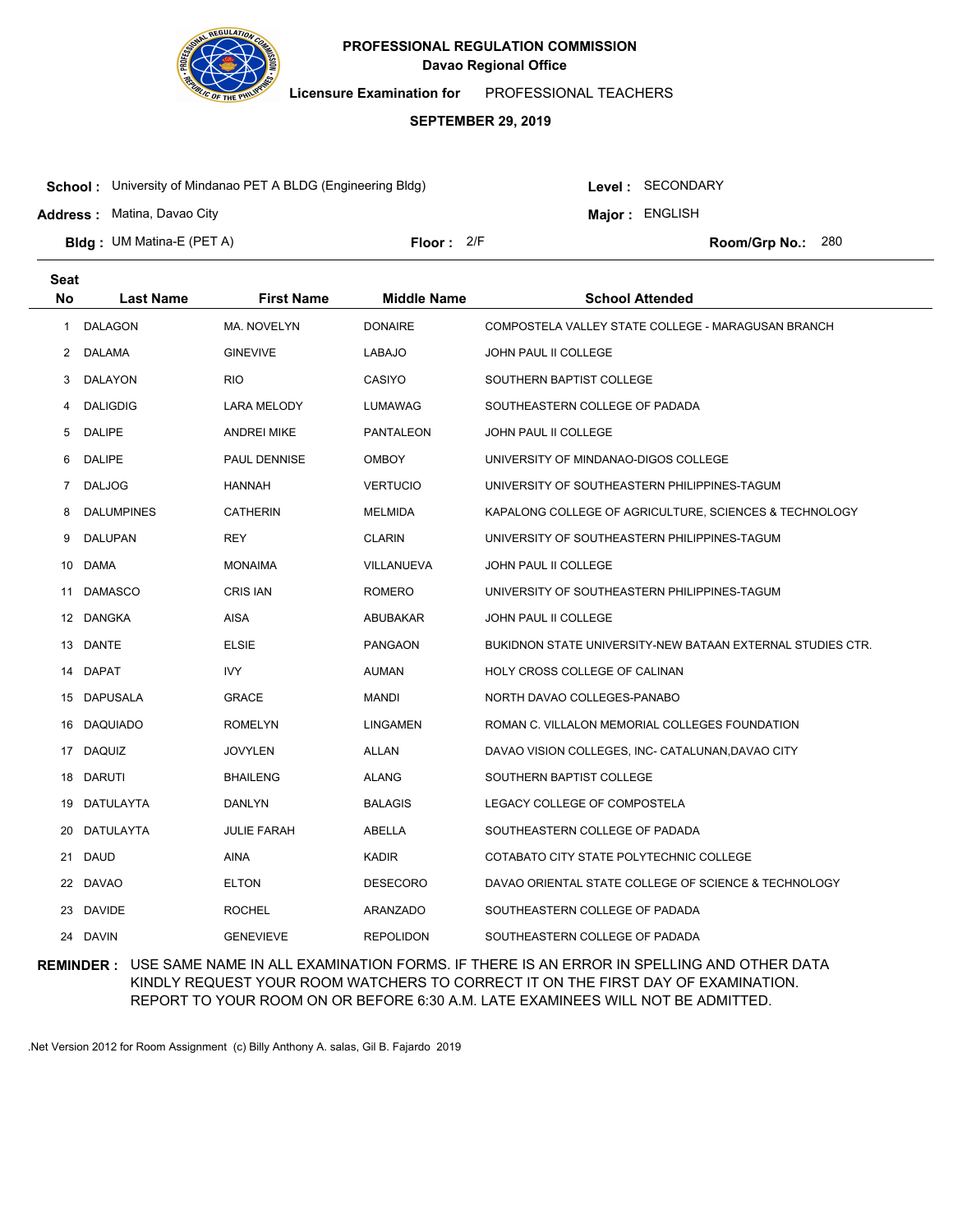# PROFESSIONAL REGULATION COMMISSION

**Davao Regional Office**

**Licensure Examination for** PROFESSIONAL TEACHERS

**SEPTEMBER 29, 2019**

**School :** University of Mindanao PET A BLDG (Engineering Bldg) **Level :** SECONDARY

**Address :** Matina, Davao City **Major :** ENGLISH

**Bldg :** UM Matina-E (PET A) **Floor :** 2/F **Room/Grp No.:** 280

| Seat No | Last Name | First Name | Middle Name | School Attended |
|---|---|---|---|---|
| 1 | DALAGON | MA. NOVELYN | DONAIRE | COMPOSTELA VALLEY STATE COLLEGE - MARAGUSAN BRANCH |
| 2 | DALAMA | GINEVIVE | LABAJO | JOHN PAUL II COLLEGE |
| 3 | DALAYON | RIO | CASIYO | SOUTHERN BAPTIST COLLEGE |
| 4 | DALIGDIG | LARA MELODY | LUMAWAG | SOUTHEASTERN COLLEGE OF PADADA |
| 5 | DALIPE | ANDREI MIKE | PANTALEON | JOHN PAUL II COLLEGE |
| 6 | DALIPE | PAUL DENNISE | OMBOY | UNIVERSITY OF MINDANAO-DIGOS COLLEGE |
| 7 | DALJOG | HANNAH | VERTUCIO | UNIVERSITY OF SOUTHEASTERN PHILIPPINES-TAGUM |
| 8 | DALUMPINES | CATHERIN | MELMIDA | KAPALONG COLLEGE OF AGRICULTURE, SCIENCES & TECHNOLOGY |
| 9 | DALUPAN | REY | CLARIN | UNIVERSITY OF SOUTHEASTERN PHILIPPINES-TAGUM |
| 10 | DAMA | MONAIMA | VILLANUEVA | JOHN PAUL II COLLEGE |
| 11 | DAMASCO | CRIS IAN | ROMERO | UNIVERSITY OF SOUTHEASTERN PHILIPPINES-TAGUM |
| 12 | DANGKA | AISA | ABUBAKAR | JOHN PAUL II COLLEGE |
| 13 | DANTE | ELSIE | PANGAON | BUKIDNON STATE UNIVERSITY-NEW BATAAN EXTERNAL STUDIES CTR. |
| 14 | DAPAT | IVY | AUMAN | HOLY CROSS COLLEGE OF CALINAN |
| 15 | DAPUSALA | GRACE | MANDI | NORTH DAVAO COLLEGES-PANABO |
| 16 | DAQUIADO | ROMELYN | LINGAMEN | ROMAN C. VILLALON MEMORIAL COLLEGES FOUNDATION |
| 17 | DAQUIZ | JOVYLEN | ALLAN | DAVAO VISION COLLEGES, INC- CATALUNAN,DAVAO CITY |
| 18 | DARUTI | BHAILENG | ALANG | SOUTHERN BAPTIST COLLEGE |
| 19 | DATULAYTA | DANLYN | BALAGIS | LEGACY COLLEGE OF COMPOSTELA |
| 20 | DATULAYTA | JULIE FARAH | ABELLA | SOUTHEASTERN COLLEGE OF PADADA |
| 21 | DAUD | AINA | KADIR | COTABATO CITY STATE POLYTECHNIC COLLEGE |
| 22 | DAVAO | ELTON | DESECORO | DAVAO ORIENTAL STATE COLLEGE OF SCIENCE & TECHNOLOGY |
| 23 | DAVIDE | ROCHEL | ARANZADO | SOUTHEASTERN COLLEGE OF PADADA |
| 24 | DAVIN | GENEVIEVE | REPOLIDON | SOUTHEASTERN COLLEGE OF PADADA |

**REMINDER :** USE SAME NAME IN ALL EXAMINATION FORMS. IF THERE IS AN ERROR IN SPELLING AND OTHER DATA KINDLY REQUEST YOUR ROOM WATCHERS TO CORRECT IT ON THE FIRST DAY OF EXAMINATION. REPORT TO YOUR ROOM ON OR BEFORE 6:30 A.M. LATE EXAMINEES WILL NOT BE ADMITTED.

.Net Version 2012 for Room Assignment (c) Billy Anthony A. salas, Gil B. Fajardo 2019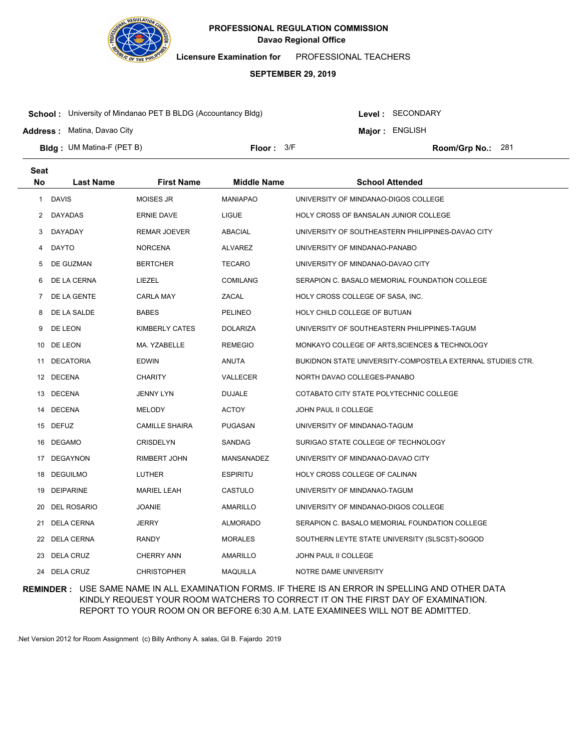**PROFESSIONAL REGULATION COMMISSION**
**Davao Regional Office**

**Licensure Examination for** PROFESSIONAL TEACHERS

**SEPTEMBER 29, 2019**

**School :** University of Mindanao PET B BLDG (Accountancy Bldg) **Level :** SECONDARY

**Address :** Matina, Davao City **Major :** ENGLISH

**Bldg :** UM Matina-F (PET B) **Floor :** 3/F **Room/Grp No.:** 281

| Seat No | Last Name | First Name | Middle Name | School Attended |
|---|---|---|---|---|
| 1 | DAVIS | MOISES JR | MANIAPAO | UNIVERSITY OF MINDANAO-DIGOS COLLEGE |
| 2 | DAYADAS | ERNIE DAVE | LIGUE | HOLY CROSS OF BANSALAN JUNIOR COLLEGE |
| 3 | DAYADAY | REMAR JOEVER | ABACIAL | UNIVERSITY OF SOUTHEASTERN PHILIPPINES-DAVAO CITY |
| 4 | DAYTO | NORCENA | ALVAREZ | UNIVERSITY OF MINDANAO-PANABO |
| 5 | DE GUZMAN | BERTCHER | TECARO | UNIVERSITY OF MINDANAO-DAVAO CITY |
| 6 | DE LA CERNA | LIEZEL | COMILANG | SERAPION C. BASALO MEMORIAL FOUNDATION COLLEGE |
| 7 | DE LA GENTE | CARLA MAY | ZACAL | HOLY CROSS COLLEGE OF SASA, INC. |
| 8 | DE LA SALDE | BABES | PELINEO | HOLY CHILD COLLEGE OF BUTUAN |
| 9 | DE LEON | KIMBERLY CATES | DOLARIZA | UNIVERSITY OF SOUTHEASTERN PHILIPPINES-TAGUM |
| 10 | DE LEON | MA. YZABELLE | REMEGIO | MONKAYO COLLEGE OF ARTS,SCIENCES & TECHNOLOGY |
| 11 | DECATORIA | EDWIN | ANUTA | BUKIDNON STATE UNIVERSITY-COMPOSTELA EXTERNAL STUDIES CTR. |
| 12 | DECENA | CHARITY | VALLECER | NORTH DAVAO COLLEGES-PANABO |
| 13 | DECENA | JENNY LYN | DUJALE | COTABATO CITY STATE POLYTECHNIC COLLEGE |
| 14 | DECENA | MELODY | ACTOY | JOHN PAUL II COLLEGE |
| 15 | DEFUZ | CAMILLE SHAIRA | PUGASAN | UNIVERSITY OF MINDANAO-TAGUM |
| 16 | DEGAMO | CRISDELYN | SANDAG | SURIGAO STATE COLLEGE OF TECHNOLOGY |
| 17 | DEGAYNON | RIMBERT JOHN | MANSANADEZ | UNIVERSITY OF MINDANAO-DAVAO CITY |
| 18 | DEGUILMO | LUTHER | ESPIRITU | HOLY CROSS COLLEGE OF CALINAN |
| 19 | DEIPARINE | MARIEL LEAH | CASTULO | UNIVERSITY OF MINDANAO-TAGUM |
| 20 | DEL ROSARIO | JOANIE | AMARILLO | UNIVERSITY OF MINDANAO-DIGOS COLLEGE |
| 21 | DELA CERNA | JERRY | ALMORADO | SERAPION C. BASALO MEMORIAL FOUNDATION COLLEGE |
| 22 | DELA CERNA | RANDY | MORALES | SOUTHERN LEYTE STATE UNIVERSITY (SLSCST)-SOGOD |
| 23 | DELA CRUZ | CHERRY ANN | AMARILLO | JOHN PAUL II COLLEGE |
| 24 | DELA CRUZ | CHRISTOPHER | MAQUILLA | NOTRE DAME UNIVERSITY |

**REMINDER :** USE SAME NAME IN ALL EXAMINATION FORMS. IF THERE IS AN ERROR IN SPELLING AND OTHER DATA KINDLY REQUEST YOUR ROOM WATCHERS TO CORRECT IT ON THE FIRST DAY OF EXAMINATION. REPORT TO YOUR ROOM ON OR BEFORE 6:30 A.M. LATE EXAMINEES WILL NOT BE ADMITTED.

.Net Version 2012 for Room Assignment (c) Billy Anthony A. salas, Gil B. Fajardo 2019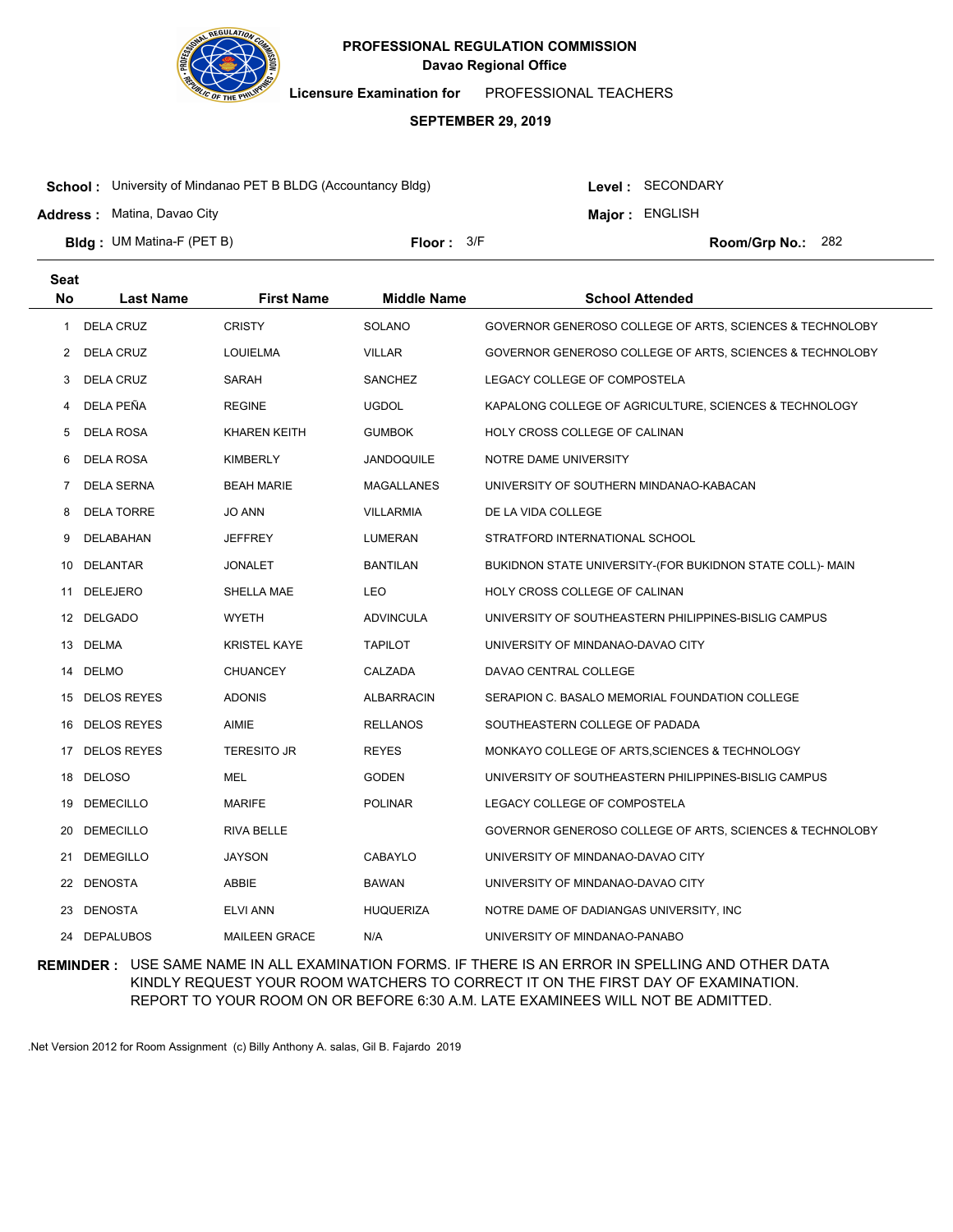# PROFESSIONAL REGULATION COMMISSION

**Davao Regional Office**

**Licensure Examination for** PROFESSIONAL TEACHERS

**SEPTEMBER 29, 2019**

**School :** University of Mindanao PET B BLDG (Accountancy Bldg) **Level :** SECONDARY

**Address :** Matina, Davao City **Major :** ENGLISH

**Bldg :** UM Matina-F (PET B) **Floor :** 3/F **Room/Grp No.:** 282

| Seat No | Last Name | First Name | Middle Name | School Attended |
|---|---|---|---|---|
| 1 | DELA CRUZ | CRISTY | SOLANO | GOVERNOR GENEROSO COLLEGE OF ARTS, SCIENCES & TECHNOLOBY |
| 2 | DELA CRUZ | LOUIELMA | VILLAR | GOVERNOR GENEROSO COLLEGE OF ARTS, SCIENCES & TECHNOLOBY |
| 3 | DELA CRUZ | SARAH | SANCHEZ | LEGACY COLLEGE OF COMPOSTELA |
| 4 | DELA PEÑA | REGINE | UGDOL | KAPALONG COLLEGE OF AGRICULTURE, SCIENCES & TECHNOLOGY |
| 5 | DELA ROSA | KHAREN KEITH | GUMBOK | HOLY CROSS COLLEGE OF CALINAN |
| 6 | DELA ROSA | KIMBERLY | JANDOQUILE | NOTRE DAME UNIVERSITY |
| 7 | DELA SERNA | BEAH MARIE | MAGALLANES | UNIVERSITY OF SOUTHERN MINDANAO-KABACAN |
| 8 | DELA TORRE | JO ANN | VILLARMIA | DE LA VIDA COLLEGE |
| 9 | DELABAHAN | JEFFREY | LUMERAN | STRATFORD INTERNATIONAL SCHOOL |
| 10 | DELANTAR | JONALET | BANTILAN | BUKIDNON STATE UNIVERSITY-(FOR BUKIDNON STATE COLL)- MAIN |
| 11 | DELEJERO | SHELLA MAE | LEO | HOLY CROSS COLLEGE OF CALINAN |
| 12 | DELGADO | WYETH | ADVINCULA | UNIVERSITY OF SOUTHEASTERN PHILIPPINES-BISLIG CAMPUS |
| 13 | DELMA | KRISTEL KAYE | TAPILOT | UNIVERSITY OF MINDANAO-DAVAO CITY |
| 14 | DELMO | CHUANCEY | CALZADA | DAVAO CENTRAL COLLEGE |
| 15 | DELOS REYES | ADONIS | ALBARRACIN | SERAPION C. BASALO MEMORIAL FOUNDATION COLLEGE |
| 16 | DELOS REYES | AIMIE | RELLANOS | SOUTHEASTERN COLLEGE OF PADADA |
| 17 | DELOS REYES | TERESITO JR | REYES | MONKAYO COLLEGE OF ARTS,SCIENCES & TECHNOLOGY |
| 18 | DELOSO | MEL | GODEN | UNIVERSITY OF SOUTHEASTERN PHILIPPINES-BISLIG CAMPUS |
| 19 | DEMECILLO | MARIFE | POLINAR | LEGACY COLLEGE OF COMPOSTELA |
| 20 | DEMECILLO | RIVA BELLE | | GOVERNOR GENEROSO COLLEGE OF ARTS, SCIENCES & TECHNOLOBY |
| 21 | DEMEGILLO | JAYSON | CABAYLO | UNIVERSITY OF MINDANAO-DAVAO CITY |
| 22 | DENOSTA | ABBIE | BAWAN | UNIVERSITY OF MINDANAO-DAVAO CITY |
| 23 | DENOSTA | ELVI ANN | HUQUERIZA | NOTRE DAME OF DADIANGAS UNIVERSITY, INC |
| 24 | DEPALUBOS | MAILEEN GRACE | N/A | UNIVERSITY OF MINDANAO-PANABO |

**REMINDER :** USE SAME NAME IN ALL EXAMINATION FORMS. IF THERE IS AN ERROR IN SPELLING AND OTHER DATA KINDLY REQUEST YOUR ROOM WATCHERS TO CORRECT IT ON THE FIRST DAY OF EXAMINATION. REPORT TO YOUR ROOM ON OR BEFORE 6:30 A.M. LATE EXAMINEES WILL NOT BE ADMITTED.

.Net Version 2012 for Room Assignment (c) Billy Anthony A. salas, Gil B. Fajardo 2019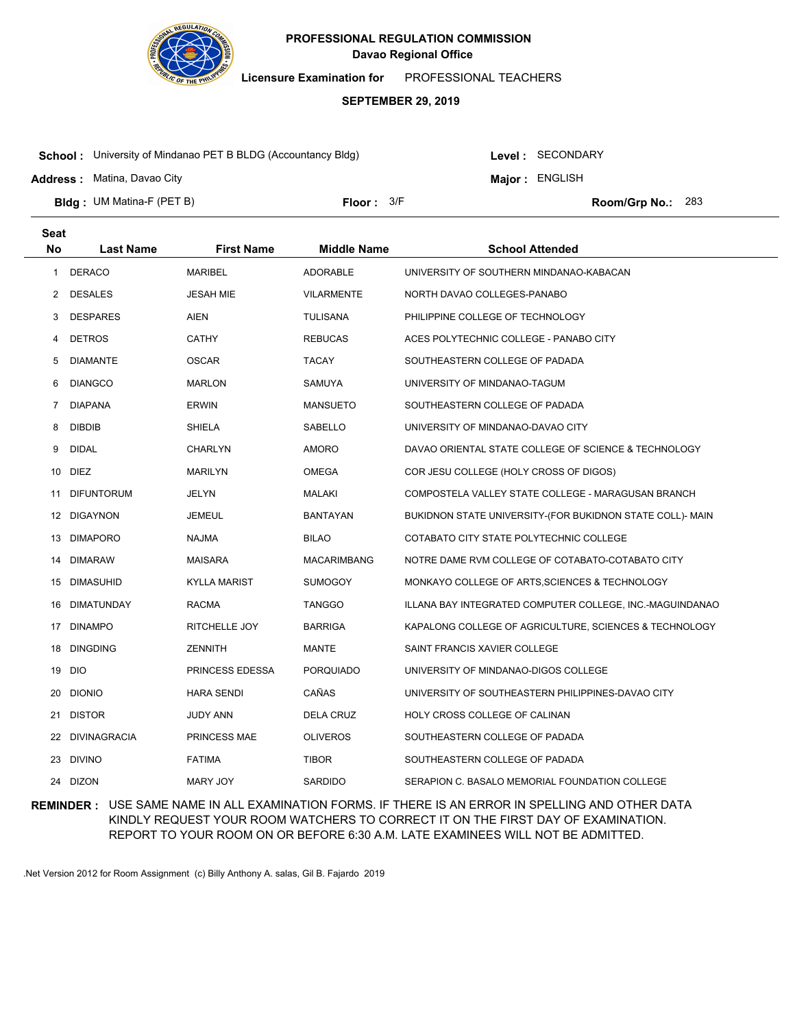# PROFESSIONAL REGULATION COMMISSION

**Davao Regional Office**

**Licensure Examination for** PROFESSIONAL TEACHERS

**SEPTEMBER 29, 2019**

**School :** University of Mindanao PET B BLDG (Accountancy Bldg)  **Level :** SECONDARY

**Address :** Matina, Davao City  **Major :** ENGLISH

**Bldg :** UM Matina-F (PET B)  **Floor :** 3/F  **Room/Grp No.:** 283

| Seat No | Last Name | First Name | Middle Name | School Attended |
|---|---|---|---|---|
| 1 | DERACO | MARIBEL | ADORABLE | UNIVERSITY OF SOUTHERN MINDANAO-KABACAN |
| 2 | DESALES | JESAH MIE | VILARMENTE | NORTH DAVAO COLLEGES-PANABO |
| 3 | DESPARES | AIEN | TULISANA | PHILIPPINE COLLEGE OF TECHNOLOGY |
| 4 | DETROS | CATHY | REBUCAS | ACES POLYTECHNIC COLLEGE - PANABO CITY |
| 5 | DIAMANTE | OSCAR | TACAY | SOUTHEASTERN COLLEGE OF PADADA |
| 6 | DIANGCO | MARLON | SAMUYA | UNIVERSITY OF MINDANAO-TAGUM |
| 7 | DIAPANA | ERWIN | MANSUETO | SOUTHEASTERN COLLEGE OF PADADA |
| 8 | DIBDIB | SHIELA | SABELLO | UNIVERSITY OF MINDANAO-DAVAO CITY |
| 9 | DIDAL | CHARLYN | AMORO | DAVAO ORIENTAL STATE COLLEGE OF SCIENCE & TECHNOLOGY |
| 10 | DIEZ | MARILYN | OMEGA | COR JESU COLLEGE (HOLY CROSS OF DIGOS) |
| 11 | DIFUNTORUM | JELYN | MALAKI | COMPOSTELA VALLEY STATE COLLEGE - MARAGUSAN BRANCH |
| 12 | DIGAYNON | JEMEUL | BANTAYAN | BUKIDNON STATE UNIVERSITY-(FOR BUKIDNON STATE COLL)- MAIN |
| 13 | DIMAPORO | NAJMA | BILAO | COTABATO CITY STATE POLYTECHNIC COLLEGE |
| 14 | DIMARAW | MAISARA | MACARIMBANG | NOTRE DAME RVM COLLEGE OF COTABATO-COTABATO CITY |
| 15 | DIMASUHID | KYLLA MARIST | SUMOGOY | MONKAYO COLLEGE OF ARTS,SCIENCES & TECHNOLOGY |
| 16 | DIMATUNDAY | RACMA | TANGGO | ILLANA BAY INTEGRATED COMPUTER COLLEGE, INC.-MAGUINDANAO |
| 17 | DINAMPO | RITCHELLE JOY | BARRIGA | KAPALONG COLLEGE OF AGRICULTURE, SCIENCES & TECHNOLOGY |
| 18 | DINGDING | ZENNITH | MANTE | SAINT FRANCIS XAVIER COLLEGE |
| 19 | DIO | PRINCESS EDESSA | PORQUIADO | UNIVERSITY OF MINDANAO-DIGOS COLLEGE |
| 20 | DIONIO | HARA SENDI | CAÑAS | UNIVERSITY OF SOUTHEASTERN PHILIPPINES-DAVAO CITY |
| 21 | DISTOR | JUDY ANN | DELA CRUZ | HOLY CROSS COLLEGE OF CALINAN |
| 22 | DIVINAGRACIA | PRINCESS MAE | OLIVEROS | SOUTHEASTERN COLLEGE OF PADADA |
| 23 | DIVINO | FATIMA | TIBOR | SOUTHEASTERN COLLEGE OF PADADA |
| 24 | DIZON | MARY JOY | SARDIDO | SERAPION C. BASALO MEMORIAL FOUNDATION COLLEGE |

**REMINDER :** USE SAME NAME IN ALL EXAMINATION FORMS. IF THERE IS AN ERROR IN SPELLING AND OTHER DATA KINDLY REQUEST YOUR ROOM WATCHERS TO CORRECT IT ON THE FIRST DAY OF EXAMINATION. REPORT TO YOUR ROOM ON OR BEFORE 6:30 A.M. LATE EXAMINEES WILL NOT BE ADMITTED.

.Net Version 2012 for Room Assignment (c) Billy Anthony A. salas, Gil B. Fajardo 2019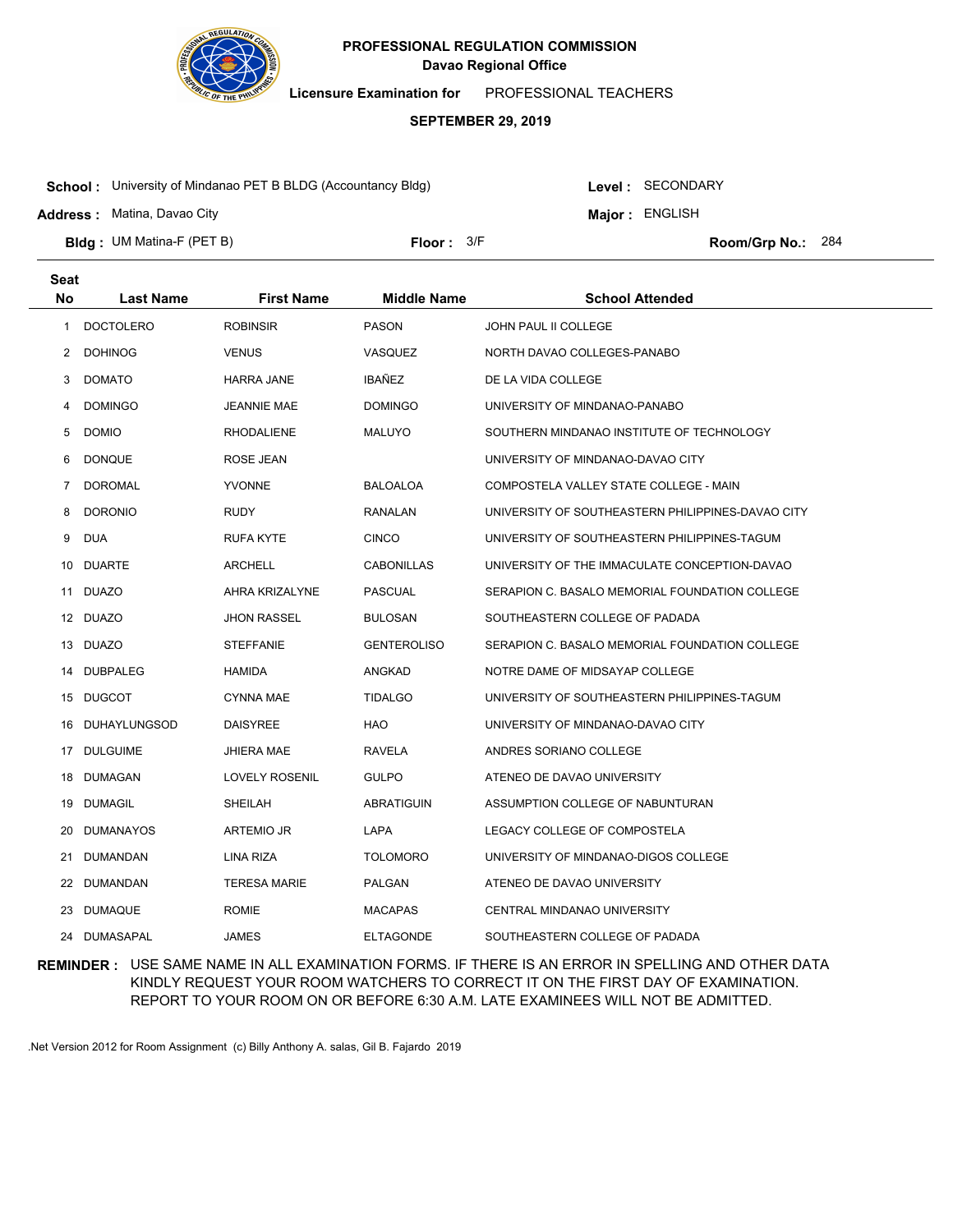# PROFESSIONAL REGULATION COMMISSION
## Davao Regional Office

**Licensure Examination for** PROFESSIONAL TEACHERS

**SEPTEMBER 29, 2019**

**School :** University of Mindanao PET B BLDG (Accountancy Bldg) **Level :** SECONDARY

**Address :** Matina, Davao City **Major :** ENGLISH

**Bldg :** UM Matina-F (PET B) **Floor :** 3/F **Room/Grp No.:** 284

| Seat No | Last Name | First Name | Middle Name | School Attended |
|---|---|---|---|---|
| 1 | DOCTOLERO | ROBINSIR | PASON | JOHN PAUL II COLLEGE |
| 2 | DOHINOG | VENUS | VASQUEZ | NORTH DAVAO COLLEGES-PANABO |
| 3 | DOMATO | HARRA JANE | IBAÑEZ | DE LA VIDA COLLEGE |
| 4 | DOMINGO | JEANNIE MAE | DOMINGO | UNIVERSITY OF MINDANAO-PANABO |
| 5 | DOMIO | RHODALIENE | MALUYO | SOUTHERN MINDANAO INSTITUTE OF TECHNOLOGY |
| 6 | DONQUE | ROSE JEAN | | UNIVERSITY OF MINDANAO-DAVAO CITY |
| 7 | DOROMAL | YVONNE | BALOALOA | COMPOSTELA VALLEY STATE COLLEGE - MAIN |
| 8 | DORONIO | RUDY | RANALAN | UNIVERSITY OF SOUTHEASTERN PHILIPPINES-DAVAO CITY |
| 9 | DUA | RUFA KYTE | CINCO | UNIVERSITY OF SOUTHEASTERN PHILIPPINES-TAGUM |
| 10 | DUARTE | ARCHELL | CABONILLAS | UNIVERSITY OF THE IMMACULATE CONCEPTION-DAVAO |
| 11 | DUAZO | AHRA KRIZALYNE | PASCUAL | SERAPION C. BASALO MEMORIAL FOUNDATION COLLEGE |
| 12 | DUAZO | JHON RASSEL | BULOSAN | SOUTHEASTERN COLLEGE OF PADADA |
| 13 | DUAZO | STEFFANIE | GENTEROLISO | SERAPION C. BASALO MEMORIAL FOUNDATION COLLEGE |
| 14 | DUBPALEG | HAMIDA | ANGKAD | NOTRE DAME OF MIDSAYAP COLLEGE |
| 15 | DUGCOT | CYNNA MAE | TIDALGO | UNIVERSITY OF SOUTHEASTERN PHILIPPINES-TAGUM |
| 16 | DUHAYLUNGSOD | DAISYREE | HAO | UNIVERSITY OF MINDANAO-DAVAO CITY |
| 17 | DULGUIME | JHIERA MAE | RAVELA | ANDRES SORIANO COLLEGE |
| 18 | DUMAGAN | LOVELY ROSENIL | GULPO | ATENEO DE DAVAO UNIVERSITY |
| 19 | DUMAGIL | SHEILAH | ABRATIGUIN | ASSUMPTION COLLEGE OF NABUNTURAN |
| 20 | DUMANAYOS | ARTEMIO JR | LAPA | LEGACY COLLEGE OF COMPOSTELA |
| 21 | DUMANDAN | LINA RIZA | TOLOMORO | UNIVERSITY OF MINDANAO-DIGOS COLLEGE |
| 22 | DUMANDAN | TERESA MARIE | PALGAN | ATENEO DE DAVAO UNIVERSITY |
| 23 | DUMAQUE | ROMIE | MACAPAS | CENTRAL MINDANAO UNIVERSITY |
| 24 | DUMASAPAL | JAMES | ELTAGONDE | SOUTHEASTERN COLLEGE OF PADADA |

**REMINDER :** USE SAME NAME IN ALL EXAMINATION FORMS. IF THERE IS AN ERROR IN SPELLING AND OTHER DATA KINDLY REQUEST YOUR ROOM WATCHERS TO CORRECT IT ON THE FIRST DAY OF EXAMINATION. REPORT TO YOUR ROOM ON OR BEFORE 6:30 A.M. LATE EXAMINEES WILL NOT BE ADMITTED.

.Net Version 2012 for Room Assignment (c) Billy Anthony A. salas, Gil B. Fajardo 2019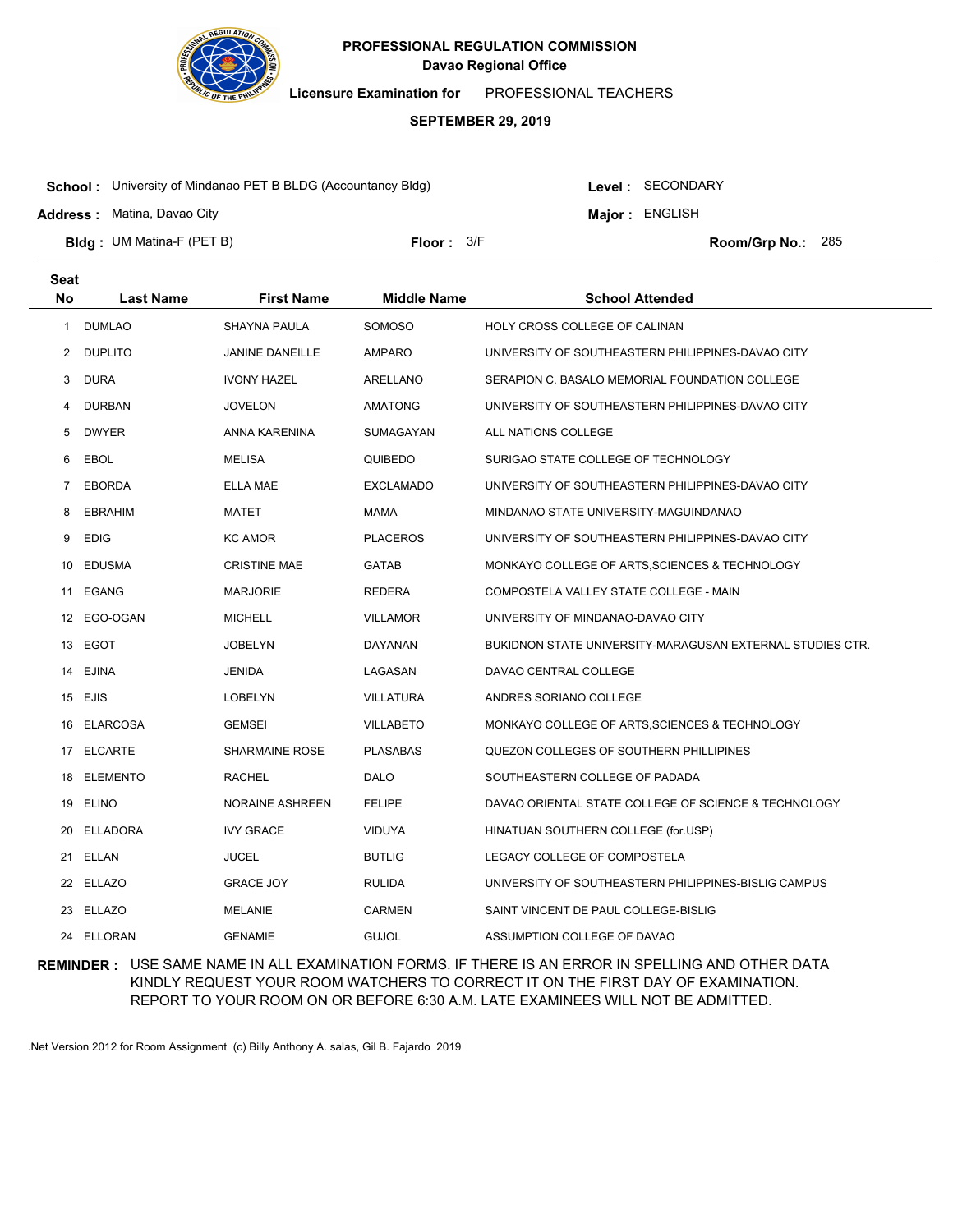**PROFESSIONAL REGULATION COMMISSION**
**Davao Regional Office**

**Licensure Examination for** PROFESSIONAL TEACHERS

**SEPTEMBER 29, 2019**

**School :** University of Mindanao PET B BLDG (Accountancy Bldg)  **Level :** SECONDARY
**Address :** Matina, Davao City  **Major :** ENGLISH
**Bldg :** UM Matina-F (PET B)  **Floor :** 3/F  **Room/Grp No.:** 285

| Seat No | Last Name | First Name | Middle Name | School Attended |
|---|---|---|---|---|
| 1 | DUMLAO | SHAYNA PAULA | SOMOSO | HOLY CROSS COLLEGE OF CALINAN |
| 2 | DUPLITO | JANINE DANEILLE | AMPARO | UNIVERSITY OF SOUTHEASTERN PHILIPPINES-DAVAO CITY |
| 3 | DURA | IVONY HAZEL | ARELLANO | SERAPION C. BASALO MEMORIAL FOUNDATION COLLEGE |
| 4 | DURBAN | JOVELON | AMATONG | UNIVERSITY OF SOUTHEASTERN PHILIPPINES-DAVAO CITY |
| 5 | DWYER | ANNA KARENINA | SUMAGAYAN | ALL NATIONS COLLEGE |
| 6 | EBOL | MELISA | QUIBEDO | SURIGAO STATE COLLEGE OF TECHNOLOGY |
| 7 | EBORDA | ELLA MAE | EXCLAMADO | UNIVERSITY OF SOUTHEASTERN PHILIPPINES-DAVAO CITY |
| 8 | EBRAHIM | MATET | MAMA | MINDANAO STATE UNIVERSITY-MAGUINDANAO |
| 9 | EDIG | KC AMOR | PLACEROS | UNIVERSITY OF SOUTHEASTERN PHILIPPINES-DAVAO CITY |
| 10 | EDUSMA | CRISTINE MAE | GATAB | MONKAYO COLLEGE OF ARTS,SCIENCES & TECHNOLOGY |
| 11 | EGANG | MARJORIE | REDERA | COMPOSTELA VALLEY STATE COLLEGE - MAIN |
| 12 | EGO-OGAN | MICHELL | VILLAMOR | UNIVERSITY OF MINDANAO-DAVAO CITY |
| 13 | EGOT | JOBELYN | DAYANAN | BUKIDNON STATE UNIVERSITY-MARAGUSAN EXTERNAL STUDIES CTR. |
| 14 | EJINA | JENIDA | LAGASAN | DAVAO CENTRAL COLLEGE |
| 15 | EJIS | LOBELYN | VILLATURA | ANDRES SORIANO COLLEGE |
| 16 | ELARCOSA | GEMSEI | VILLABETO | MONKAYO COLLEGE OF ARTS,SCIENCES & TECHNOLOGY |
| 17 | ELCARTE | SHARMAINE ROSE | PLASABAS | QUEZON COLLEGES OF SOUTHERN PHILLIPINES |
| 18 | ELEMENTO | RACHEL | DALO | SOUTHEASTERN COLLEGE OF PADADA |
| 19 | ELINO | NORAINE ASHREEN | FELIPE | DAVAO ORIENTAL STATE COLLEGE OF SCIENCE & TECHNOLOGY |
| 20 | ELLADORA | IVY GRACE | VIDUYA | HINATUAN SOUTHERN COLLEGE (for.USP) |
| 21 | ELLAN | JUCEL | BUTLIG | LEGACY COLLEGE OF COMPOSTELA |
| 22 | ELLAZO | GRACE JOY | RULIDA | UNIVERSITY OF SOUTHEASTERN PHILIPPINES-BISLIG CAMPUS |
| 23 | ELLAZO | MELANIE | CARMEN | SAINT VINCENT DE PAUL COLLEGE-BISLIG |
| 24 | ELLORAN | GENAMIE | GUJOL | ASSUMPTION COLLEGE OF DAVAO |

**REMINDER :** USE SAME NAME IN ALL EXAMINATION FORMS. IF THERE IS AN ERROR IN SPELLING AND OTHER DATA KINDLY REQUEST YOUR ROOM WATCHERS TO CORRECT IT ON THE FIRST DAY OF EXAMINATION. REPORT TO YOUR ROOM ON OR BEFORE 6:30 A.M. LATE EXAMINEES WILL NOT BE ADMITTED.

.Net Version 2012 for Room Assignment (c) Billy Anthony A. salas, Gil B. Fajardo 2019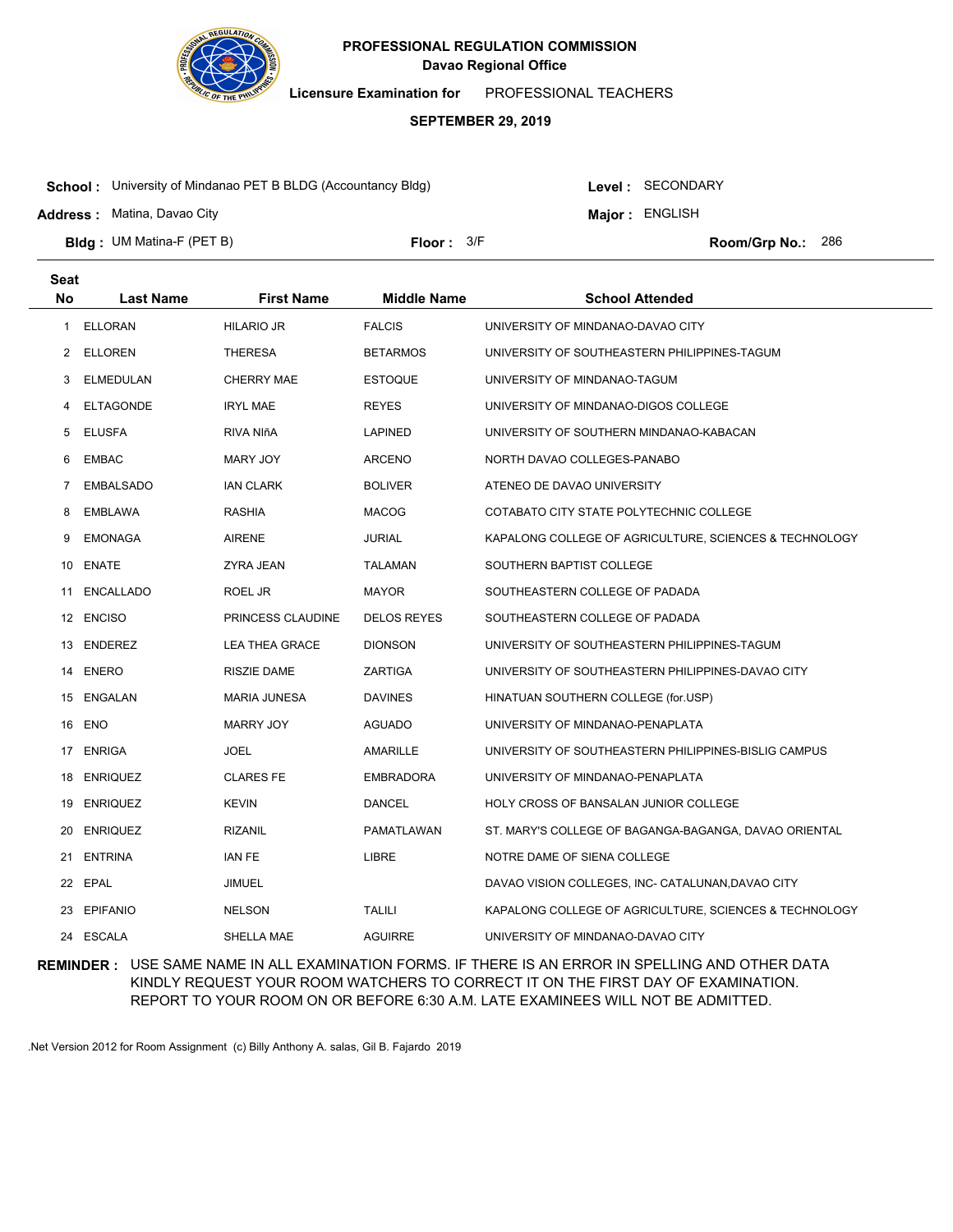# PROFESSIONAL REGULATION COMMISSION

**Davao Regional Office**

**Licensure Examination for** PROFESSIONAL TEACHERS

**SEPTEMBER 29, 2019**

**School :** University of Mindanao PET B BLDG (Accountancy Bldg)

**Level :** SECONDARY

**Address :** Matina, Davao City

**Major :** ENGLISH

**Bldg :** UM Matina-F (PET B)

**Floor :** 3/F

**Room/Grp No.:** 286

| Seat No | Last Name | First Name | Middle Name | School Attended |
|---|---|---|---|---|
| 1 | ELLORAN | HILARIO JR | FALCIS | UNIVERSITY OF MINDANAO-DAVAO CITY |
| 2 | ELLOREN | THERESA | BETARMOS | UNIVERSITY OF SOUTHEASTERN PHILIPPINES-TAGUM |
| 3 | ELMEDULAN | CHERRY MAE | ESTOQUE | UNIVERSITY OF MINDANAO-TAGUM |
| 4 | ELTAGONDE | IRYL MAE | REYES | UNIVERSITY OF MINDANAO-DIGOS COLLEGE |
| 5 | ELUSFA | RIVA NIñA | LAPINED | UNIVERSITY OF SOUTHERN MINDANAO-KABACAN |
| 6 | EMBAC | MARY JOY | ARCENO | NORTH DAVAO COLLEGES-PANABO |
| 7 | EMBALSADO | IAN CLARK | BOLIVER | ATENEO DE DAVAO UNIVERSITY |
| 8 | EMBLAWA | RASHIA | MACOG | COTABATO CITY STATE POLYTECHNIC COLLEGE |
| 9 | EMONAGA | AIRENE | JURIAL | KAPALONG COLLEGE OF AGRICULTURE, SCIENCES & TECHNOLOGY |
| 10 | ENATE | ZYRA JEAN | TALAMAN | SOUTHERN BAPTIST COLLEGE |
| 11 | ENCALLADO | ROEL JR | MAYOR | SOUTHEASTERN COLLEGE OF PADADA |
| 12 | ENCISO | PRINCESS CLAUDINE | DELOS REYES | SOUTHEASTERN COLLEGE OF PADADA |
| 13 | ENDEREZ | LEA THEA GRACE | DIONSON | UNIVERSITY OF SOUTHEASTERN PHILIPPINES-TAGUM |
| 14 | ENERO | RISZIE DAME | ZARTIGA | UNIVERSITY OF SOUTHEASTERN PHILIPPINES-DAVAO CITY |
| 15 | ENGALAN | MARIA JUNESA | DAVINES | HINATUAN SOUTHERN COLLEGE (for.USP) |
| 16 | ENO | MARRY JOY | AGUADO | UNIVERSITY OF MINDANAO-PENAPLATA |
| 17 | ENRIGA | JOEL | AMARILLE | UNIVERSITY OF SOUTHEASTERN PHILIPPINES-BISLIG CAMPUS |
| 18 | ENRIQUEZ | CLARES FE | EMBRADORA | UNIVERSITY OF MINDANAO-PENAPLATA |
| 19 | ENRIQUEZ | KEVIN | DANCEL | HOLY CROSS OF BANSALAN JUNIOR COLLEGE |
| 20 | ENRIQUEZ | RIZANIL | PAMATLAWAN | ST. MARY'S COLLEGE OF BAGANGA-BAGANGA, DAVAO ORIENTAL |
| 21 | ENTRINA | IAN FE | LIBRE | NOTRE DAME OF SIENA COLLEGE |
| 22 | EPAL | JIMUEL | | DAVAO VISION COLLEGES, INC- CATALUNAN,DAVAO CITY |
| 23 | EPIFANIO | NELSON | TALILI | KAPALONG COLLEGE OF AGRICULTURE, SCIENCES & TECHNOLOGY |
| 24 | ESCALA | SHELLA MAE | AGUIRRE | UNIVERSITY OF MINDANAO-DAVAO CITY |

**REMINDER :** USE SAME NAME IN ALL EXAMINATION FORMS. IF THERE IS AN ERROR IN SPELLING AND OTHER DATA KINDLY REQUEST YOUR ROOM WATCHERS TO CORRECT IT ON THE FIRST DAY OF EXAMINATION. REPORT TO YOUR ROOM ON OR BEFORE 6:30 A.M. LATE EXAMINEES WILL NOT BE ADMITTED.

.Net Version 2012 for Room Assignment (c) Billy Anthony A. salas, Gil B. Fajardo 2019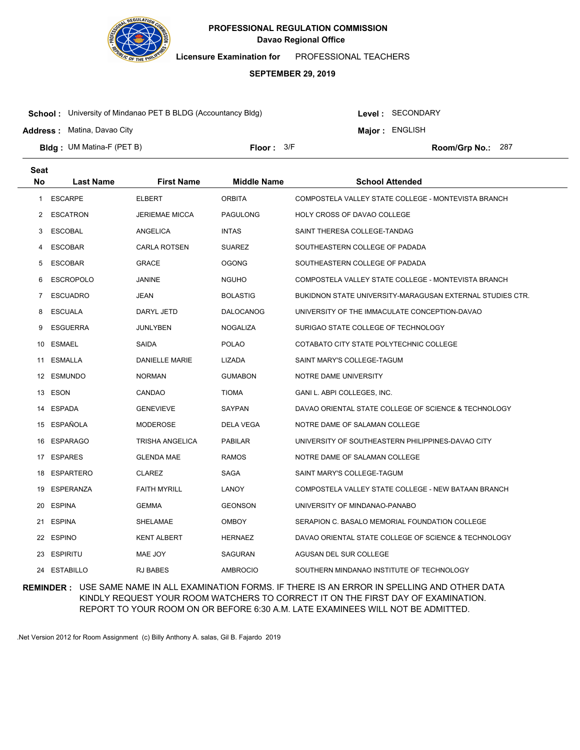# PROFESSIONAL REGULATION COMMISSION

**Davao Regional Office**

**Licensure Examination for** PROFESSIONAL TEACHERS

**SEPTEMBER 29, 2019**

**School :** University of Mindanao PET B BLDG (Accountancy Bldg)

**Level :** SECONDARY

**Address :** Matina, Davao City

**Major :** ENGLISH

**Bldg :** UM Matina-F (PET B)

**Floor :** 3/F

**Room/Grp No.:** 287

| Seat No | Last Name | First Name | Middle Name | School Attended |
|---|---|---|---|---|
| 1 | ESCARPE | ELBERT | ORBITA | COMPOSTELA VALLEY STATE COLLEGE - MONTEVISTA BRANCH |
| 2 | ESCATRON | JERIEMAE MICCA | PAGULONG | HOLY CROSS OF DAVAO COLLEGE |
| 3 | ESCOBAL | ANGELICA | INTAS | SAINT THERESA COLLEGE-TANDAG |
| 4 | ESCOBAR | CARLA ROTSEN | SUAREZ | SOUTHEASTERN COLLEGE OF PADADA |
| 5 | ESCOBAR | GRACE | OGONG | SOUTHEASTERN COLLEGE OF PADADA |
| 6 | ESCROPOLO | JANINE | NGUHO | COMPOSTELA VALLEY STATE COLLEGE - MONTEVISTA BRANCH |
| 7 | ESCUADRO | JEAN | BOLASTIG | BUKIDNON STATE UNIVERSITY-MARAGUSAN EXTERNAL STUDIES CTR. |
| 8 | ESCUALA | DARYL JETD | DALOCANOG | UNIVERSITY OF THE IMMACULATE CONCEPTION-DAVAO |
| 9 | ESGUERRA | JUNLYBEN | NOGALIZA | SURIGAO STATE COLLEGE OF TECHNOLOGY |
| 10 | ESMAEL | SAIDA | POLAO | COTABATO CITY STATE POLYTECHNIC COLLEGE |
| 11 | ESMALLA | DANIELLE MARIE | LIZADA | SAINT MARY'S COLLEGE-TAGUM |
| 12 | ESMUNDO | NORMAN | GUMABON | NOTRE DAME UNIVERSITY |
| 13 | ESON | CANDAO | TIOMA | GANI L. ABPI COLLEGES, INC. |
| 14 | ESPADA | GENEVIEVE | SAYPAN | DAVAO ORIENTAL STATE COLLEGE OF SCIENCE & TECHNOLOGY |
| 15 | ESPAÑOLA | MODEROSE | DELA VEGA | NOTRE DAME OF SALAMAN COLLEGE |
| 16 | ESPARAGO | TRISHA ANGELICA | PABILAR | UNIVERSITY OF SOUTHEASTERN PHILIPPINES-DAVAO CITY |
| 17 | ESPARES | GLENDA MAE | RAMOS | NOTRE DAME OF SALAMAN COLLEGE |
| 18 | ESPARTERO | CLAREZ | SAGA | SAINT MARY'S COLLEGE-TAGUM |
| 19 | ESPERANZA | FAITH MYRILL | LANOY | COMPOSTELA VALLEY STATE COLLEGE - NEW BATAAN BRANCH |
| 20 | ESPINA | GEMMA | GEONSON | UNIVERSITY OF MINDANAO-PANABO |
| 21 | ESPINA | SHELAMAE | OMBOY | SERAPION C. BASALO MEMORIAL FOUNDATION COLLEGE |
| 22 | ESPINO | KENT ALBERT | HERNAEZ | DAVAO ORIENTAL STATE COLLEGE OF SCIENCE & TECHNOLOGY |
| 23 | ESPIRITU | MAE JOY | SAGURAN | AGUSAN DEL SUR COLLEGE |
| 24 | ESTABILLO | RJ BABES | AMBROCIO | SOUTHERN MINDANAO INSTITUTE OF TECHNOLOGY |

**REMINDER :** USE SAME NAME IN ALL EXAMINATION FORMS. IF THERE IS AN ERROR IN SPELLING AND OTHER DATA KINDLY REQUEST YOUR ROOM WATCHERS TO CORRECT IT ON THE FIRST DAY OF EXAMINATION. REPORT TO YOUR ROOM ON OR BEFORE 6:30 A.M. LATE EXAMINEES WILL NOT BE ADMITTED.

.Net Version 2012 for Room Assignment (c) Billy Anthony A. salas, Gil B. Fajardo 2019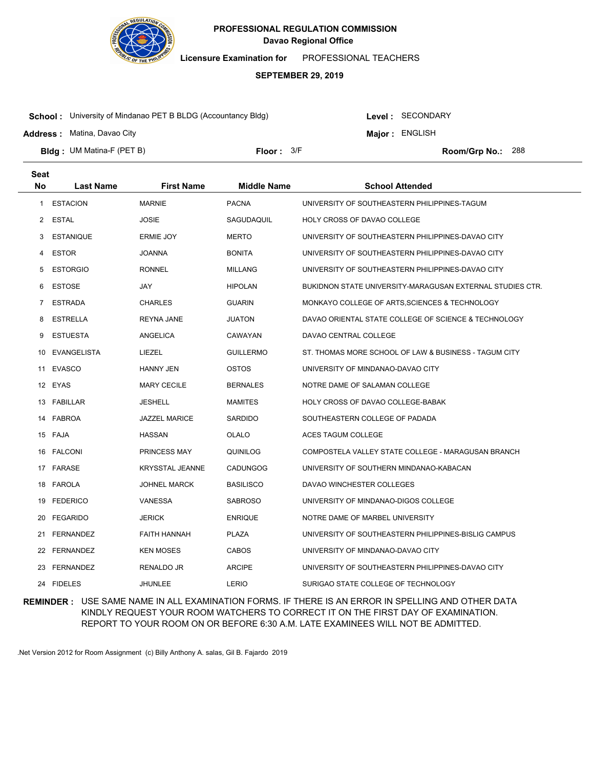**PROFESSIONAL REGULATION COMMISSION**
**Davao Regional Office**

**Licensure Examination for** PROFESSIONAL TEACHERS

**SEPTEMBER 29, 2019**

**School :** University of Mindanao PET B BLDG (Accountancy Bldg)
**Level :** SECONDARY
**Address :** Matina, Davao City
**Major :** ENGLISH
**Bldg :** UM Matina-F (PET B)
**Floor :** 3/F
**Room/Grp No.:** 288

| Seat No | Last Name | First Name | Middle Name | School Attended |
|---|---|---|---|---|
| 1 | ESTACION | MARNIE | PACNA | UNIVERSITY OF SOUTHEASTERN PHILIPPINES-TAGUM |
| 2 | ESTAL | JOSIE | SAGUDAQUIL | HOLY CROSS OF DAVAO COLLEGE |
| 3 | ESTANIQUE | ERMIE JOY | MERTO | UNIVERSITY OF SOUTHEASTERN PHILIPPINES-DAVAO CITY |
| 4 | ESTOR | JOANNA | BONITA | UNIVERSITY OF SOUTHEASTERN PHILIPPINES-DAVAO CITY |
| 5 | ESTORGIO | RONNEL | MILLANG | UNIVERSITY OF SOUTHEASTERN PHILIPPINES-DAVAO CITY |
| 6 | ESTOSE | JAY | HIPOLAN | BUKIDNON STATE UNIVERSITY-MARAGUSAN EXTERNAL STUDIES CTR. |
| 7 | ESTRADA | CHARLES | GUARIN | MONKAYO COLLEGE OF ARTS,SCIENCES & TECHNOLOGY |
| 8 | ESTRELLA | REYNA JANE | JUATON | DAVAO ORIENTAL STATE COLLEGE OF SCIENCE & TECHNOLOGY |
| 9 | ESTUESTA | ANGELICA | CAWAYAN | DAVAO CENTRAL COLLEGE |
| 10 | EVANGELISTA | LIEZEL | GUILLERMO | ST. THOMAS MORE SCHOOL OF LAW & BUSINESS - TAGUM CITY |
| 11 | EVASCO | HANNY JEN | OSTOS | UNIVERSITY OF MINDANAO-DAVAO CITY |
| 12 | EYAS | MARY CECILE | BERNALES | NOTRE DAME OF SALAMAN COLLEGE |
| 13 | FABILLAR | JESHELL | MAMITES | HOLY CROSS OF DAVAO COLLEGE-BABAK |
| 14 | FABROA | JAZZEL MARICE | SARDIDO | SOUTHEASTERN COLLEGE OF PADADA |
| 15 | FAJA | HASSAN | OLALO | ACES TAGUM COLLEGE |
| 16 | FALCONI | PRINCESS MAY | QUINILOG | COMPOSTELA VALLEY STATE COLLEGE - MARAGUSAN BRANCH |
| 17 | FARASE | KRYSSTAL JEANNE | CADUNGOG | UNIVERSITY OF SOUTHERN MINDANAO-KABACAN |
| 18 | FAROLA | JOHNEL MARCK | BASILISCO | DAVAO WINCHESTER COLLEGES |
| 19 | FEDERICO | VANESSA | SABROSO | UNIVERSITY OF MINDANAO-DIGOS COLLEGE |
| 20 | FEGARIDO | JERICK | ENRIQUE | NOTRE DAME OF MARBEL UNIVERSITY |
| 21 | FERNANDEZ | FAITH HANNAH | PLAZA | UNIVERSITY OF SOUTHEASTERN PHILIPPINES-BISLIG CAMPUS |
| 22 | FERNANDEZ | KEN MOSES | CABOS | UNIVERSITY OF MINDANAO-DAVAO CITY |
| 23 | FERNANDEZ | RENALDO JR | ARCIPE | UNIVERSITY OF SOUTHEASTERN PHILIPPINES-DAVAO CITY |
| 24 | FIDELES | JHUNLEE | LERIO | SURIGAO STATE COLLEGE OF TECHNOLOGY |

**REMINDER :** USE SAME NAME IN ALL EXAMINATION FORMS. IF THERE IS AN ERROR IN SPELLING AND OTHER DATA KINDLY REQUEST YOUR ROOM WATCHERS TO CORRECT IT ON THE FIRST DAY OF EXAMINATION. REPORT TO YOUR ROOM ON OR BEFORE 6:30 A.M. LATE EXAMINEES WILL NOT BE ADMITTED.

.Net Version 2012 for Room Assignment (c) Billy Anthony A. salas, Gil B. Fajardo 2019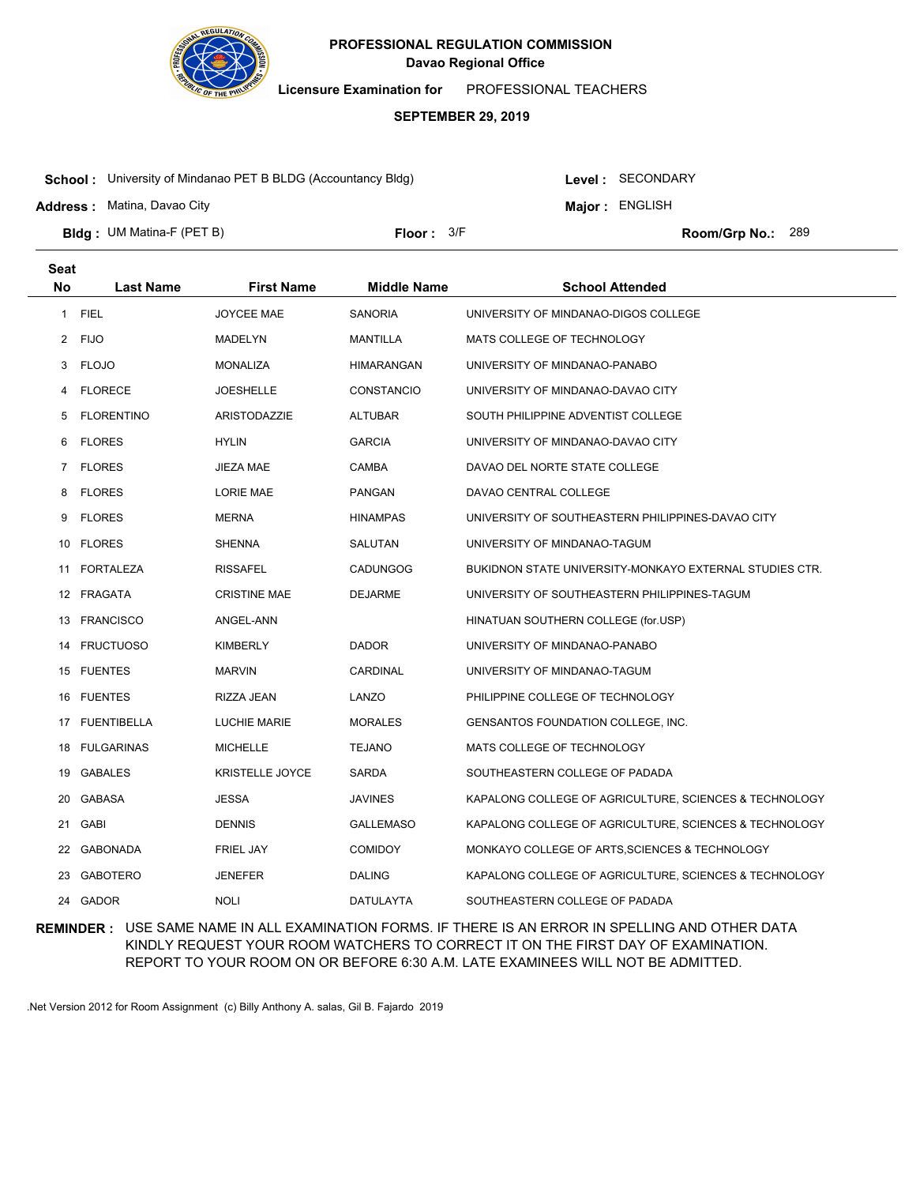**PROFESSIONAL REGULATION COMMISSION**
**Davao Regional Office**

**Licensure Examination for** PROFESSIONAL TEACHERS

**SEPTEMBER 29, 2019**

**School :** University of Mindanao PET B BLDG (Accountancy Bldg)
**Level :** SECONDARY
**Address :** Matina, Davao City
**Major :** ENGLISH
**Bldg :** UM Matina-F (PET B)
**Floor :** 3/F
**Room/Grp No.:** 289

| Seat No | Last Name | First Name | Middle Name | School Attended |
|---|---|---|---|---|
| 1 | FIEL | JOYCEE MAE | SANORIA | UNIVERSITY OF MINDANAO-DIGOS COLLEGE |
| 2 | FIJO | MADELYN | MANTILLA | MATS COLLEGE OF TECHNOLOGY |
| 3 | FLOJO | MONALIZA | HIMARANGAN | UNIVERSITY OF MINDANAO-PANABO |
| 4 | FLORECE | JOESHELLE | CONSTANCIO | UNIVERSITY OF MINDANAO-DAVAO CITY |
| 5 | FLORENTINO | ARISTODAZZIE | ALTUBAR | SOUTH PHILIPPINE ADVENTIST COLLEGE |
| 6 | FLORES | HYLIN | GARCIA | UNIVERSITY OF MINDANAO-DAVAO CITY |
| 7 | FLORES | JIEZA MAE | CAMBA | DAVAO DEL NORTE STATE COLLEGE |
| 8 | FLORES | LORIE MAE | PANGAN | DAVAO CENTRAL COLLEGE |
| 9 | FLORES | MERNA | HINAMPAS | UNIVERSITY OF SOUTHEASTERN PHILIPPINES-DAVAO CITY |
| 10 | FLORES | SHENNA | SALUTAN | UNIVERSITY OF MINDANAO-TAGUM |
| 11 | FORTALEZA | RISSAFEL | CADUNGOG | BUKIDNON STATE UNIVERSITY-MONKAYO EXTERNAL STUDIES CTR. |
| 12 | FRAGATA | CRISTINE MAE | DEJARME | UNIVERSITY OF SOUTHEASTERN PHILIPPINES-TAGUM |
| 13 | FRANCISCO | ANGEL-ANN | | HINATUAN SOUTHERN COLLEGE (for.USP) |
| 14 | FRUCTUOSO | KIMBERLY | DADOR | UNIVERSITY OF MINDANAO-PANABO |
| 15 | FUENTES | MARVIN | CARDINAL | UNIVERSITY OF MINDANAO-TAGUM |
| 16 | FUENTES | RIZZA JEAN | LANZO | PHILIPPINE COLLEGE OF TECHNOLOGY |
| 17 | FUENTIBELLA | LUCHIE MARIE | MORALES | GENSANTOS FOUNDATION COLLEGE, INC. |
| 18 | FULGARINAS | MICHELLE | TEJANO | MATS COLLEGE OF TECHNOLOGY |
| 19 | GABALES | KRISTELLE JOYCE | SARDA | SOUTHEASTERN COLLEGE OF PADADA |
| 20 | GABASA | JESSA | JAVINES | KAPALONG COLLEGE OF AGRICULTURE, SCIENCES & TECHNOLOGY |
| 21 | GABI | DENNIS | GALLEMASO | KAPALONG COLLEGE OF AGRICULTURE, SCIENCES & TECHNOLOGY |
| 22 | GABONADA | FRIEL JAY | COMIDOY | MONKAYO COLLEGE OF ARTS,SCIENCES & TECHNOLOGY |
| 23 | GABOTERO | JENEFER | DALING | KAPALONG COLLEGE OF AGRICULTURE, SCIENCES & TECHNOLOGY |
| 24 | GADOR | NOLI | DATULAYTA | SOUTHEASTERN COLLEGE OF PADADA |

**REMINDER :** USE SAME NAME IN ALL EXAMINATION FORMS. IF THERE IS AN ERROR IN SPELLING AND OTHER DATA KINDLY REQUEST YOUR ROOM WATCHERS TO CORRECT IT ON THE FIRST DAY OF EXAMINATION. REPORT TO YOUR ROOM ON OR BEFORE 6:30 A.M. LATE EXAMINEES WILL NOT BE ADMITTED.

.Net Version 2012 for Room Assignment (c) Billy Anthony A. salas, Gil B. Fajardo 2019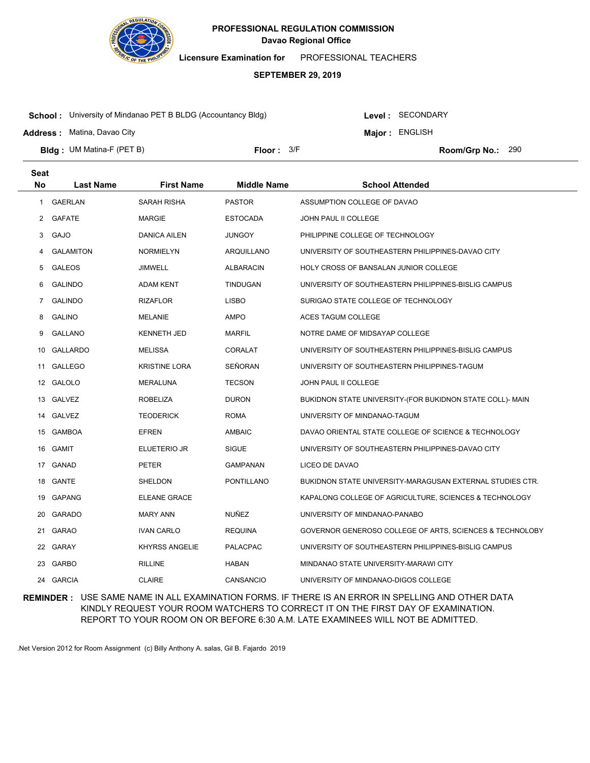**PROFESSIONAL REGULATION COMMISSION**
**Davao Regional Office**

**Licensure Examination for** PROFESSIONAL TEACHERS

**SEPTEMBER 29, 2019**

**School :** University of Mindanao PET B BLDG (Accountancy Bldg) **Level :** SECONDARY
**Address :** Matina, Davao City **Major :** ENGLISH
**Bldg :** UM Matina-F (PET B) **Floor :** 3/F **Room/Grp No.:** 290

| Seat No | Last Name | First Name | Middle Name | School Attended |
|---|---|---|---|---|
| 1 | GAERLAN | SARAH RISHA | PASTOR | ASSUMPTION COLLEGE OF DAVAO |
| 2 | GAFATE | MARGIE | ESTOCADA | JOHN PAUL II COLLEGE |
| 3 | GAJO | DANICA AILEN | JUNGOY | PHILIPPINE COLLEGE OF TECHNOLOGY |
| 4 | GALAMITON | NORMIELYN | ARQUILLANO | UNIVERSITY OF SOUTHEASTERN PHILIPPINES-DAVAO CITY |
| 5 | GALEOS | JIMWELL | ALBARACIN | HOLY CROSS OF BANSALAN JUNIOR COLLEGE |
| 6 | GALINDO | ADAM KENT | TINDUGAN | UNIVERSITY OF SOUTHEASTERN PHILIPPINES-BISLIG CAMPUS |
| 7 | GALINDO | RIZAFLOR | LISBO | SURIGAO STATE COLLEGE OF TECHNOLOGY |
| 8 | GALINO | MELANIE | AMPO | ACES TAGUM COLLEGE |
| 9 | GALLANO | KENNETH JED | MARFIL | NOTRE DAME OF MIDSAYAP COLLEGE |
| 10 | GALLARDO | MELISSA | CORALAT | UNIVERSITY OF SOUTHEASTERN PHILIPPINES-BISLIG CAMPUS |
| 11 | GALLEGO | KRISTINE LORA | SEÑORAN | UNIVERSITY OF SOUTHEASTERN PHILIPPINES-TAGUM |
| 12 | GALOLO | MERALUNA | TECSON | JOHN PAUL II COLLEGE |
| 13 | GALVEZ | ROBELIZA | DURON | BUKIDNON STATE UNIVERSITY-(FOR BUKIDNON STATE COLL)- MAIN |
| 14 | GALVEZ | TEODERICK | ROMA | UNIVERSITY OF MINDANAO-TAGUM |
| 15 | GAMBOA | EFREN | AMBAIC | DAVAO ORIENTAL STATE COLLEGE OF SCIENCE & TECHNOLOGY |
| 16 | GAMIT | ELUETERIO JR | SIGUE | UNIVERSITY OF SOUTHEASTERN PHILIPPINES-DAVAO CITY |
| 17 | GANAD | PETER | GAMPANAN | LICEO DE DAVAO |
| 18 | GANTE | SHELDON | PONTILLANO | BUKIDNON STATE UNIVERSITY-MARAGUSAN EXTERNAL STUDIES CTR. |
| 19 | GAPANG | ELEANE GRACE | | KAPALONG COLLEGE OF AGRICULTURE, SCIENCES & TECHNOLOGY |
| 20 | GARADO | MARY ANN | NUÑEZ | UNIVERSITY OF MINDANAO-PANABO |
| 21 | GARAO | IVAN CARLO | REQUINA | GOVERNOR GENEROSO COLLEGE OF ARTS, SCIENCES & TECHNOLOBY |
| 22 | GARAY | KHYRSS ANGELIE | PALACPAC | UNIVERSITY OF SOUTHEASTERN PHILIPPINES-BISLIG CAMPUS |
| 23 | GARBO | RILLINE | HABAN | MINDANAO STATE UNIVERSITY-MARAWI CITY |
| 24 | GARCIA | CLAIRE | CANSANCIO | UNIVERSITY OF MINDANAO-DIGOS COLLEGE |

**REMINDER :** USE SAME NAME IN ALL EXAMINATION FORMS. IF THERE IS AN ERROR IN SPELLING AND OTHER DATA KINDLY REQUEST YOUR ROOM WATCHERS TO CORRECT IT ON THE FIRST DAY OF EXAMINATION. REPORT TO YOUR ROOM ON OR BEFORE 6:30 A.M. LATE EXAMINEES WILL NOT BE ADMITTED.

.Net Version 2012 for Room Assignment (c) Billy Anthony A. salas, Gil B. Fajardo 2019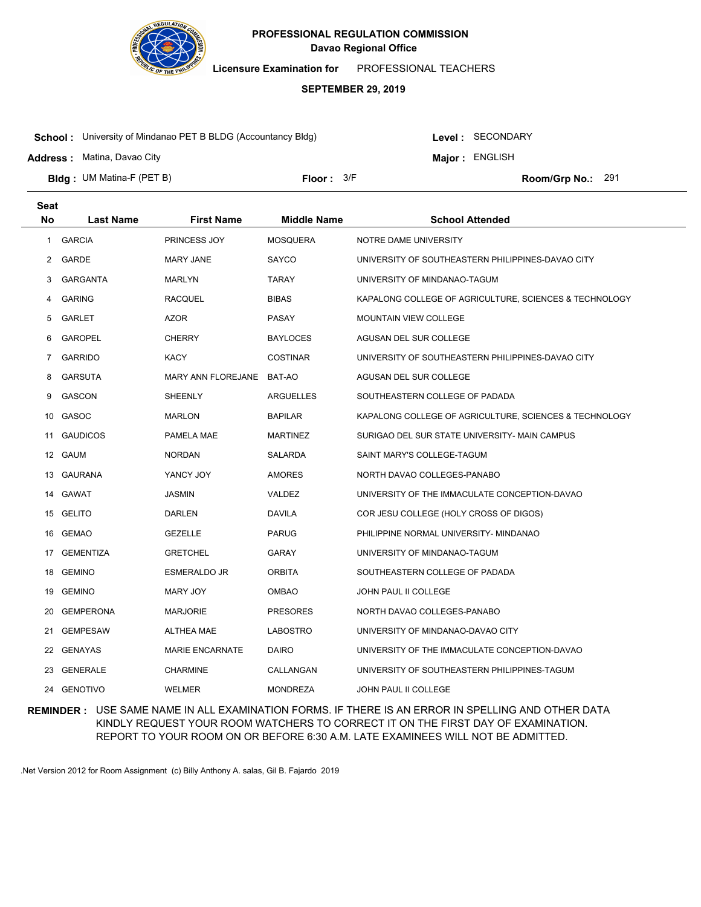**PROFESSIONAL REGULATION COMMISSION**
**Davao Regional Office**

**Licensure Examination for** PROFESSIONAL TEACHERS

**SEPTEMBER 29, 2019**

**School :** University of Mindanao PET B BLDG (Accountancy Bldg) **Level :** SECONDARY

**Address :** Matina, Davao City **Major :** ENGLISH

**Bldg :** UM Matina-F (PET B) **Floor :** 3/F **Room/Grp No.:** 291

| Seat No | Last Name | First Name | Middle Name | School Attended |
|---|---|---|---|---|
| 1 | GARCIA | PRINCESS JOY | MOSQUERA | NOTRE DAME UNIVERSITY |
| 2 | GARDE | MARY JANE | SAYCO | UNIVERSITY OF SOUTHEASTERN PHILIPPINES-DAVAO CITY |
| 3 | GARGANTA | MARLYN | TARAY | UNIVERSITY OF MINDANAO-TAGUM |
| 4 | GARING | RACQUEL | BIBAS | KAPALONG COLLEGE OF AGRICULTURE, SCIENCES & TECHNOLOGY |
| 5 | GARLET | AZOR | PASAY | MOUNTAIN VIEW COLLEGE |
| 6 | GAROPEL | CHERRY | BAYLOCES | AGUSAN DEL SUR COLLEGE |
| 7 | GARRIDO | KACY | COSTINAR | UNIVERSITY OF SOUTHEASTERN PHILIPPINES-DAVAO CITY |
| 8 | GARSUTA | MARY ANN FLOREJANE | BAT-AO | AGUSAN DEL SUR COLLEGE |
| 9 | GASCON | SHEENLY | ARGUELLES | SOUTHEASTERN COLLEGE OF PADADA |
| 10 | GASOC | MARLON | BAPILAR | KAPALONG COLLEGE OF AGRICULTURE, SCIENCES & TECHNOLOGY |
| 11 | GAUDICOS | PAMELA MAE | MARTINEZ | SURIGAO DEL SUR STATE UNIVERSITY- MAIN CAMPUS |
| 12 | GAUM | NORDAN | SALARDA | SAINT MARY'S COLLEGE-TAGUM |
| 13 | GAURANA | YANCY JOY | AMORES | NORTH DAVAO COLLEGES-PANABO |
| 14 | GAWAT | JASMIN | VALDEZ | UNIVERSITY OF THE IMMACULATE CONCEPTION-DAVAO |
| 15 | GELITO | DARLEN | DAVILA | COR JESU COLLEGE (HOLY CROSS OF DIGOS) |
| 16 | GEMAO | GEZELLE | PARUG | PHILIPPINE NORMAL UNIVERSITY- MINDANAO |
| 17 | GEMENTIZA | GRETCHEL | GARAY | UNIVERSITY OF MINDANAO-TAGUM |
| 18 | GEMINO | ESMERALDO JR | ORBITA | SOUTHEASTERN COLLEGE OF PADADA |
| 19 | GEMINO | MARY JOY | OMBAO | JOHN PAUL II COLLEGE |
| 20 | GEMPERONA | MARJORIE | PRESORES | NORTH DAVAO COLLEGES-PANABO |
| 21 | GEMPESAW | ALTHEA MAE | LABOSTRO | UNIVERSITY OF MINDANAO-DAVAO CITY |
| 22 | GENAYAS | MARIE ENCARNATE | DAIRO | UNIVERSITY OF THE IMMACULATE CONCEPTION-DAVAO |
| 23 | GENERALE | CHARMINE | CALLANGAN | UNIVERSITY OF SOUTHEASTERN PHILIPPINES-TAGUM |
| 24 | GENOTIVO | WELMER | MONDREZA | JOHN PAUL II COLLEGE |

**REMINDER :** USE SAME NAME IN ALL EXAMINATION FORMS. IF THERE IS AN ERROR IN SPELLING AND OTHER DATA KINDLY REQUEST YOUR ROOM WATCHERS TO CORRECT IT ON THE FIRST DAY OF EXAMINATION. REPORT TO YOUR ROOM ON OR BEFORE 6:30 A.M. LATE EXAMINEES WILL NOT BE ADMITTED.

.Net Version 2012 for Room Assignment (c) Billy Anthony A. salas, Gil B. Fajardo 2019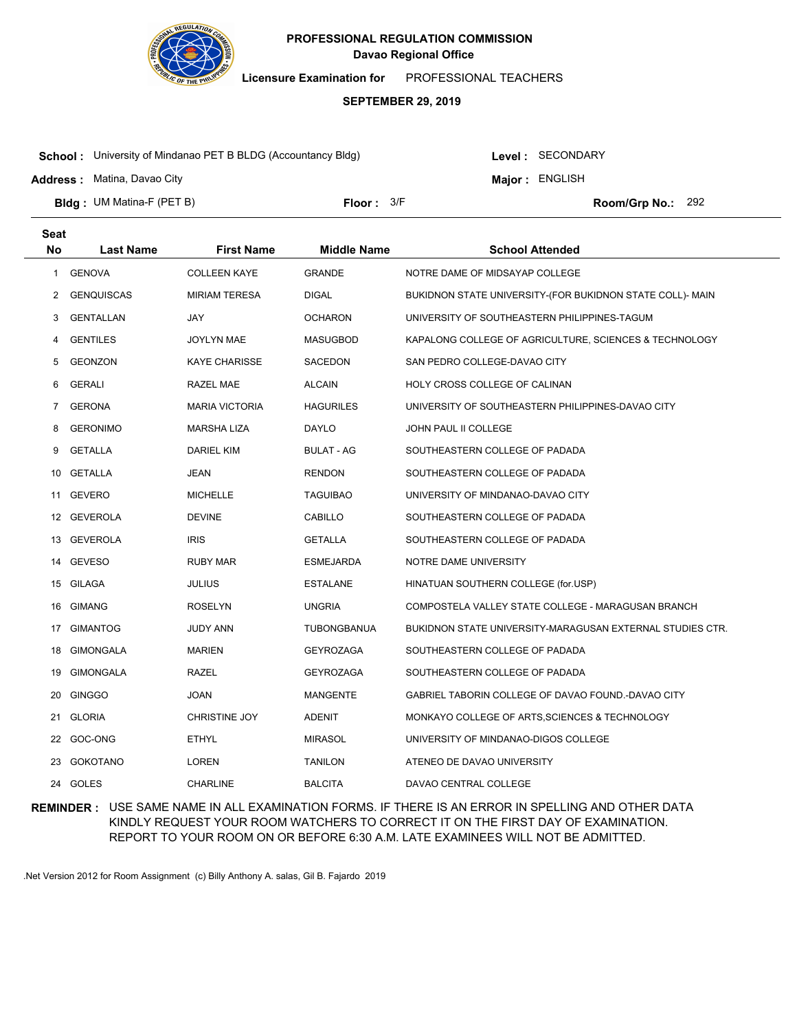**PROFESSIONAL REGULATION COMMISSION**
**Davao Regional Office**

**Licensure Examination for** PROFESSIONAL TEACHERS

**SEPTEMBER 29, 2019**

**School :** University of Mindanao PET B BLDG (Accountancy Bldg) **Level :** SECONDARY

**Address :** Matina, Davao City **Major :** ENGLISH

**Bldg :** UM Matina-F (PET B) **Floor :** 3/F **Room/Grp No.:** 292

| Seat No | Last Name | First Name | Middle Name | School Attended |
|---|---|---|---|---|
| 1 | GENOVA | COLLEEN KAYE | GRANDE | NOTRE DAME OF MIDSAYAP COLLEGE |
| 2 | GENQUISCAS | MIRIAM TERESA | DIGAL | BUKIDNON STATE UNIVERSITY-(FOR BUKIDNON STATE COLL)- MAIN |
| 3 | GENTALLAN | JAY | OCHARON | UNIVERSITY OF SOUTHEASTERN PHILIPPINES-TAGUM |
| 4 | GENTILES | JOYLYN MAE | MASUGBOD | KAPALONG COLLEGE OF AGRICULTURE, SCIENCES & TECHNOLOGY |
| 5 | GEONZON | KAYE CHARISSE | SACEDON | SAN PEDRO COLLEGE-DAVAO CITY |
| 6 | GERALI | RAZEL MAE | ALCAIN | HOLY CROSS COLLEGE OF CALINAN |
| 7 | GERONA | MARIA VICTORIA | HAGURILES | UNIVERSITY OF SOUTHEASTERN PHILIPPINES-DAVAO CITY |
| 8 | GERONIMO | MARSHA LIZA | DAYLO | JOHN PAUL II COLLEGE |
| 9 | GETALLA | DARIEL KIM | BULAT - AG | SOUTHEASTERN COLLEGE OF PADADA |
| 10 | GETALLA | JEAN | RENDON | SOUTHEASTERN COLLEGE OF PADADA |
| 11 | GEVERO | MICHELLE | TAGUIBAO | UNIVERSITY OF MINDANAO-DAVAO CITY |
| 12 | GEVEROLA | DEVINE | CABILLO | SOUTHEASTERN COLLEGE OF PADADA |
| 13 | GEVEROLA | IRIS | GETALLA | SOUTHEASTERN COLLEGE OF PADADA |
| 14 | GEVESO | RUBY MAR | ESMEJARDA | NOTRE DAME UNIVERSITY |
| 15 | GILAGA | JULIUS | ESTALANE | HINATUAN SOUTHERN COLLEGE (for.USP) |
| 16 | GIMANG | ROSELYN | UNGRIA | COMPOSTELA VALLEY STATE COLLEGE - MARAGUSAN BRANCH |
| 17 | GIMANTOG | JUDY ANN | TUBONGBANUA | BUKIDNON STATE UNIVERSITY-MARAGUSAN EXTERNAL STUDIES CTR. |
| 18 | GIMONGALA | MARIEN | GEYROZAGA | SOUTHEASTERN COLLEGE OF PADADA |
| 19 | GIMONGALA | RAZEL | GEYROZAGA | SOUTHEASTERN COLLEGE OF PADADA |
| 20 | GINGGO | JOAN | MANGENTE | GABRIEL TABORIN COLLEGE OF DAVAO FOUND.-DAVAO CITY |
| 21 | GLORIA | CHRISTINE JOY | ADENIT | MONKAYO COLLEGE OF ARTS,SCIENCES & TECHNOLOGY |
| 22 | GOC-ONG | ETHYL | MIRASOL | UNIVERSITY OF MINDANAO-DIGOS COLLEGE |
| 23 | GOKOTANO | LOREN | TANILON | ATENEO DE DAVAO UNIVERSITY |
| 24 | GOLES | CHARLINE | BALCITA | DAVAO CENTRAL COLLEGE |

**REMINDER :** USE SAME NAME IN ALL EXAMINATION FORMS. IF THERE IS AN ERROR IN SPELLING AND OTHER DATA KINDLY REQUEST YOUR ROOM WATCHERS TO CORRECT IT ON THE FIRST DAY OF EXAMINATION. REPORT TO YOUR ROOM ON OR BEFORE 6:30 A.M. LATE EXAMINEES WILL NOT BE ADMITTED.

.Net Version 2012 for Room Assignment (c) Billy Anthony A. salas, Gil B. Fajardo 2019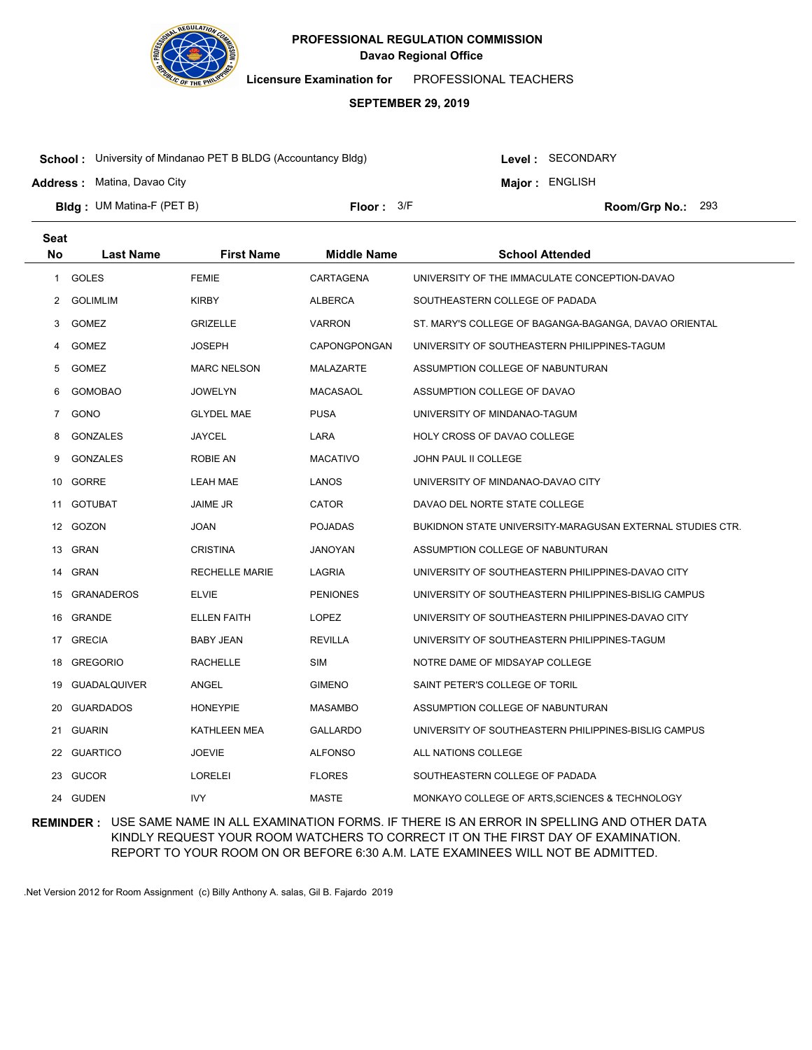**PROFESSIONAL REGULATION COMMISSION**
**Davao Regional Office**

**Licensure Examination for** PROFESSIONAL TEACHERS

**SEPTEMBER 29, 2019**

**School :** University of Mindanao PET B BLDG (Accountancy Bldg) **Level :** SECONDARY

**Address :** Matina, Davao City **Major :** ENGLISH

**Bldg :** UM Matina-F (PET B) **Floor :** 3/F **Room/Grp No.:** 293

| Seat No | Last Name | First Name | Middle Name | School Attended |
|---|---|---|---|---|
| 1 | GOLES | FEMIE | CARTAGENA | UNIVERSITY OF THE IMMACULATE CONCEPTION-DAVAO |
| 2 | GOLIMLIM | KIRBY | ALBERCA | SOUTHEASTERN COLLEGE OF PADADA |
| 3 | GOMEZ | GRIZELLE | VARRON | ST. MARY'S COLLEGE OF BAGANGA-BAGANGA, DAVAO ORIENTAL |
| 4 | GOMEZ | JOSEPH | CAPONGPONGAN | UNIVERSITY OF SOUTHEASTERN PHILIPPINES-TAGUM |
| 5 | GOMEZ | MARC NELSON | MALAZARTE | ASSUMPTION COLLEGE OF NABUNTURAN |
| 6 | GOMOBAO | JOWELYN | MACASAOL | ASSUMPTION COLLEGE OF DAVAO |
| 7 | GONO | GLYDEL MAE | PUSA | UNIVERSITY OF MINDANAO-TAGUM |
| 8 | GONZALES | JAYCEL | LARA | HOLY CROSS OF DAVAO COLLEGE |
| 9 | GONZALES | ROBIE AN | MACATIVO | JOHN PAUL II COLLEGE |
| 10 | GORRE | LEAH MAE | LANOS | UNIVERSITY OF MINDANAO-DAVAO CITY |
| 11 | GOTUBAT | JAIME JR | CATOR | DAVAO DEL NORTE STATE COLLEGE |
| 12 | GOZON | JOAN | POJADAS | BUKIDNON STATE UNIVERSITY-MARAGUSAN EXTERNAL STUDIES CTR. |
| 13 | GRAN | CRISTINA | JANOYAN | ASSUMPTION COLLEGE OF NABUNTURAN |
| 14 | GRAN | RECHELLE MARIE | LAGRIA | UNIVERSITY OF SOUTHEASTERN PHILIPPINES-DAVAO CITY |
| 15 | GRANADEROS | ELVIE | PENIONES | UNIVERSITY OF SOUTHEASTERN PHILIPPINES-BISLIG CAMPUS |
| 16 | GRANDE | ELLEN FAITH | LOPEZ | UNIVERSITY OF SOUTHEASTERN PHILIPPINES-DAVAO CITY |
| 17 | GRECIA | BABY JEAN | REVILLA | UNIVERSITY OF SOUTHEASTERN PHILIPPINES-TAGUM |
| 18 | GREGORIO | RACHELLE | SIM | NOTRE DAME OF MIDSAYAP COLLEGE |
| 19 | GUADALQUIVER | ANGEL | GIMENO | SAINT PETER'S COLLEGE OF TORIL |
| 20 | GUARDADOS | HONEYPIE | MASAMBO | ASSUMPTION COLLEGE OF NABUNTURAN |
| 21 | GUARIN | KATHLEEN MEA | GALLARDO | UNIVERSITY OF SOUTHEASTERN PHILIPPINES-BISLIG CAMPUS |
| 22 | GUARTICO | JOEVIE | ALFONSO | ALL NATIONS COLLEGE |
| 23 | GUCOR | LORELEI | FLORES | SOUTHEASTERN COLLEGE OF PADADA |
| 24 | GUDEN | IVY | MASTE | MONKAYO COLLEGE OF ARTS,SCIENCES & TECHNOLOGY |

**REMINDER :** USE SAME NAME IN ALL EXAMINATION FORMS. IF THERE IS AN ERROR IN SPELLING AND OTHER DATA KINDLY REQUEST YOUR ROOM WATCHERS TO CORRECT IT ON THE FIRST DAY OF EXAMINATION. REPORT TO YOUR ROOM ON OR BEFORE 6:30 A.M. LATE EXAMINEES WILL NOT BE ADMITTED.

.Net Version 2012 for Room Assignment (c) Billy Anthony A. salas, Gil B. Fajardo 2019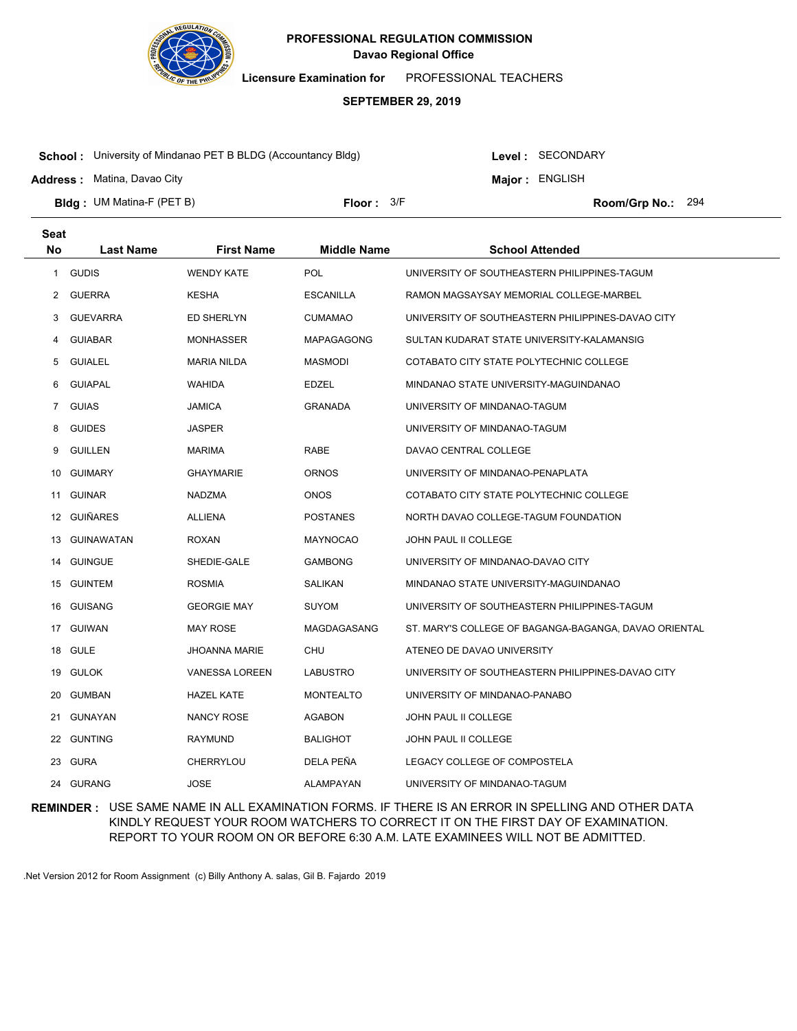**PROFESSIONAL REGULATION COMMISSION**
**Davao Regional Office**

**Licensure Examination for** PROFESSIONAL TEACHERS

**SEPTEMBER 29, 2019**

**School :** University of Mindanao PET B BLDG (Accountancy Bldg) **Level :** SECONDARY

**Address :** Matina, Davao City **Major :** ENGLISH

**Bldg :** UM Matina-F (PET B) **Floor :** 3/F **Room/Grp No.:** 294

| Seat No | Last Name | First Name | Middle Name | School Attended |
|---|---|---|---|---|
| 1 | GUDIS | WENDY KATE | POL | UNIVERSITY OF SOUTHEASTERN PHILIPPINES-TAGUM |
| 2 | GUERRA | KESHA | ESCANILLA | RAMON MAGSAYSAY MEMORIAL COLLEGE-MARBEL |
| 3 | GUEVARRA | ED SHERLYN | CUMAMAO | UNIVERSITY OF SOUTHEASTERN PHILIPPINES-DAVAO CITY |
| 4 | GUIABAR | MONHASSER | MAPAGAGONG | SULTAN KUDARAT STATE UNIVERSITY-KALAMANSIG |
| 5 | GUIALEL | MARIA NILDA | MASMODI | COTABATO CITY STATE POLYTECHNIC COLLEGE |
| 6 | GUIAPAL | WAHIDA | EDZEL | MINDANAO STATE UNIVERSITY-MAGUINDANAO |
| 7 | GUIAS | JAMICA | GRANADA | UNIVERSITY OF MINDANAO-TAGUM |
| 8 | GUIDES | JASPER | | UNIVERSITY OF MINDANAO-TAGUM |
| 9 | GUILLEN | MARIMA | RABE | DAVAO CENTRAL COLLEGE |
| 10 | GUIMARY | GHAYMARIE | ORNOS | UNIVERSITY OF MINDANAO-PENAPLATA |
| 11 | GUINAR | NADZMA | ONOS | COTABATO CITY STATE POLYTECHNIC COLLEGE |
| 12 | GUIÑARES | ALLIENA | POSTANES | NORTH DAVAO COLLEGE-TAGUM FOUNDATION |
| 13 | GUINAWATAN | ROXAN | MAYNOCAO | JOHN PAUL II COLLEGE |
| 14 | GUINGUE | SHEDIE-GALE | GAMBONG | UNIVERSITY OF MINDANAO-DAVAO CITY |
| 15 | GUINTEM | ROSMIA | SALIKAN | MINDANAO STATE UNIVERSITY-MAGUINDANAO |
| 16 | GUISANG | GEORGIE MAY | SUYOM | UNIVERSITY OF SOUTHEASTERN PHILIPPINES-TAGUM |
| 17 | GUIWAN | MAY ROSE | MAGDAGASANG | ST. MARY'S COLLEGE OF BAGANGA-BAGANGA, DAVAO ORIENTAL |
| 18 | GULE | JHOANNA MARIE | CHU | ATENEO DE DAVAO UNIVERSITY |
| 19 | GULOK | VANESSA LOREEN | LABUSTRO | UNIVERSITY OF SOUTHEASTERN PHILIPPINES-DAVAO CITY |
| 20 | GUMBAN | HAZEL KATE | MONTEALTO | UNIVERSITY OF MINDANAO-PANABO |
| 21 | GUNAYAN | NANCY ROSE | AGABON | JOHN PAUL II COLLEGE |
| 22 | GUNTING | RAYMUND | BALIGHOT | JOHN PAUL II COLLEGE |
| 23 | GURA | CHERRYLOU | DELA PEÑA | LEGACY COLLEGE OF COMPOSTELA |
| 24 | GURANG | JOSE | ALAMPAYAN | UNIVERSITY OF MINDANAO-TAGUM |

**REMINDER :** USE SAME NAME IN ALL EXAMINATION FORMS. IF THERE IS AN ERROR IN SPELLING AND OTHER DATA KINDLY REQUEST YOUR ROOM WATCHERS TO CORRECT IT ON THE FIRST DAY OF EXAMINATION. REPORT TO YOUR ROOM ON OR BEFORE 6:30 A.M. LATE EXAMINEES WILL NOT BE ADMITTED.

.Net Version 2012 for Room Assignment (c) Billy Anthony A. salas, Gil B. Fajardo 2019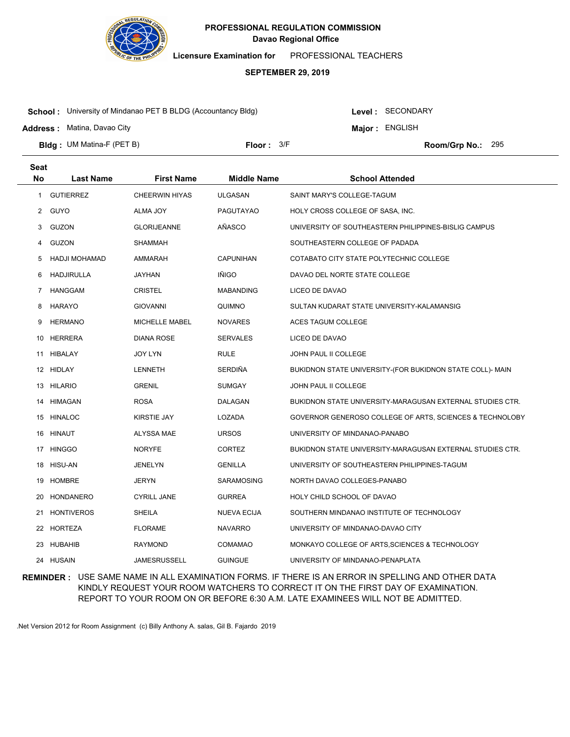**PROFESSIONAL REGULATION COMMISSION**
**Davao Regional Office**

**Licensure Examination for** PROFESSIONAL TEACHERS

**SEPTEMBER 29, 2019**

**School :** University of Mindanao PET B BLDG (Accountancy Bldg)
**Level :** SECONDARY
**Address :** Matina, Davao City
**Major :** ENGLISH
**Bldg :** UM Matina-F (PET B)
**Floor :** 3/F
**Room/Grp No.:** 295

| Seat No | Last Name | First Name | Middle Name | School Attended |
|---|---|---|---|---|
| 1 | GUTIERREZ | CHEERWIN HIYAS | ULGASAN | SAINT MARY'S COLLEGE-TAGUM |
| 2 | GUYO | ALMA JOY | PAGUTAYAO | HOLY CROSS COLLEGE OF SASA, INC. |
| 3 | GUZON | GLORIJEANNE | AÑASCO | UNIVERSITY OF SOUTHEASTERN PHILIPPINES-BISLIG CAMPUS |
| 4 | GUZON | SHAMMAH | | SOUTHEASTERN COLLEGE OF PADADA |
| 5 | HADJI MOHAMAD | AMMARAH | CAPUNIHAN | COTABATO CITY STATE POLYTECHNIC COLLEGE |
| 6 | HADJIRULLA | JAYHAN | IÑIGO | DAVAO DEL NORTE STATE COLLEGE |
| 7 | HANGGAM | CRISTEL | MABANDING | LICEO DE DAVAO |
| 8 | HARAYO | GIOVANNI | QUIMNO | SULTAN KUDARAT STATE UNIVERSITY-KALAMANSIG |
| 9 | HERMANO | MICHELLE MABEL | NOVARES | ACES TAGUM COLLEGE |
| 10 | HERRERA | DIANA ROSE | SERVALES | LICEO DE DAVAO |
| 11 | HIBALAY | JOY LYN | RULE | JOHN PAUL II COLLEGE |
| 12 | HIDLAY | LENNETH | SERDIÑA | BUKIDNON STATE UNIVERSITY-(FOR BUKIDNON STATE COLL)- MAIN |
| 13 | HILARIO | GRENIL | SUMGAY | JOHN PAUL II COLLEGE |
| 14 | HIMAGAN | ROSA | DALAGAN | BUKIDNON STATE UNIVERSITY-MARAGUSAN EXTERNAL STUDIES CTR. |
| 15 | HINALOC | KIRSTIE JAY | LOZADA | GOVERNOR GENEROSO COLLEGE OF ARTS, SCIENCES & TECHNOLOBY |
| 16 | HINAUT | ALYSSA MAE | URSOS | UNIVERSITY OF MINDANAO-PANABO |
| 17 | HINGGO | NORYFE | CORTEZ | BUKIDNON STATE UNIVERSITY-MARAGUSAN EXTERNAL STUDIES CTR. |
| 18 | HISU-AN | JENELYN | GENILLA | UNIVERSITY OF SOUTHEASTERN PHILIPPINES-TAGUM |
| 19 | HOMBRE | JERYN | SARAMOSING | NORTH DAVAO COLLEGES-PANABO |
| 20 | HONDANERO | CYRILL JANE | GURREA | HOLY CHILD SCHOOL OF DAVAO |
| 21 | HONTIVEROS | SHEILA | NUEVA ECIJA | SOUTHERN MINDANAO INSTITUTE OF TECHNOLOGY |
| 22 | HORTEZA | FLORAME | NAVARRO | UNIVERSITY OF MINDANAO-DAVAO CITY |
| 23 | HUBAHIB | RAYMOND | COMAMAO | MONKAYO COLLEGE OF ARTS,SCIENCES & TECHNOLOGY |
| 24 | HUSAIN | JAMESRUSSELL | GUINGUE | UNIVERSITY OF MINDANAO-PENAPLATA |

**REMINDER :** USE SAME NAME IN ALL EXAMINATION FORMS. IF THERE IS AN ERROR IN SPELLING AND OTHER DATA KINDLY REQUEST YOUR ROOM WATCHERS TO CORRECT IT ON THE FIRST DAY OF EXAMINATION. REPORT TO YOUR ROOM ON OR BEFORE 6:30 A.M. LATE EXAMINEES WILL NOT BE ADMITTED.

.Net Version 2012 for Room Assignment (c) Billy Anthony A. salas, Gil B. Fajardo 2019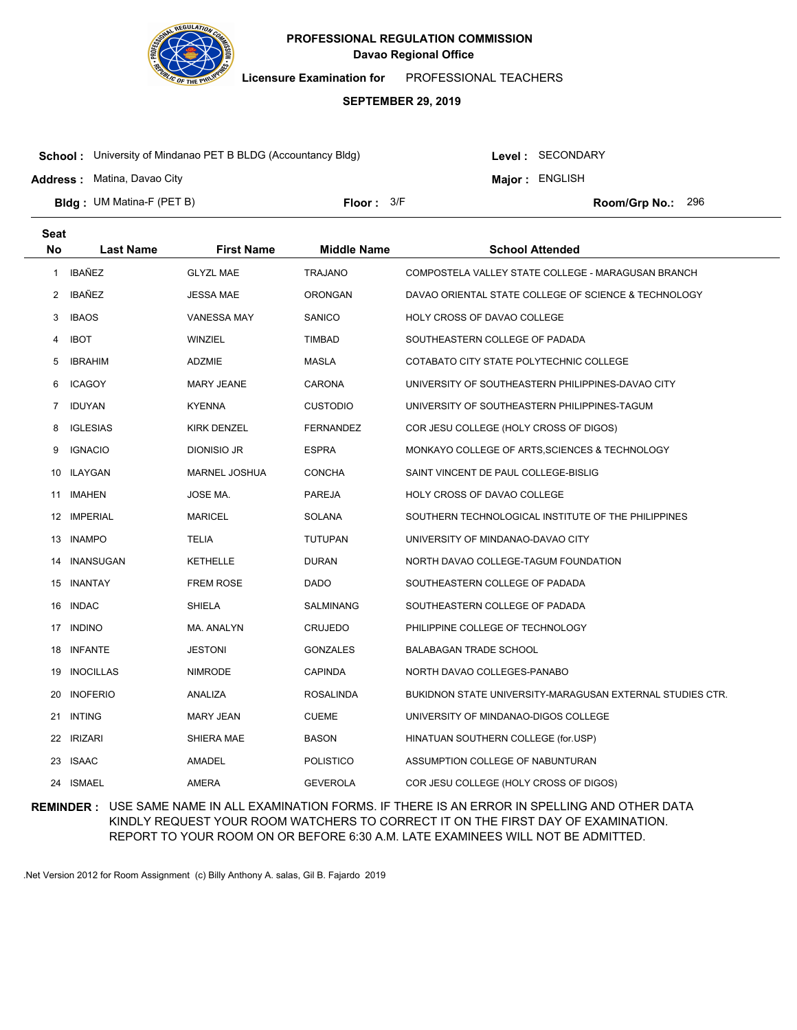# PROFESSIONAL REGULATION COMMISSION

## Davao Regional Office

**Licensure Examination for** PROFESSIONAL TEACHERS

**SEPTEMBER 29, 2019**

**School :** University of Mindanao PET B BLDG (Accountancy Bldg)

**Level :** SECONDARY

**Address :** Matina, Davao City

**Major :** ENGLISH

**Bldg :** UM Matina-F (PET B)

**Floor :** 3/F

**Room/Grp No.:** 296

| Seat No | Last Name | First Name | Middle Name | School Attended |
|---|---|---|---|---|
| 1 | IBAÑEZ | GLYZL MAE | TRAJANO | COMPOSTELA VALLEY STATE COLLEGE - MARAGUSAN BRANCH |
| 2 | IBAÑEZ | JESSA MAE | ORONGAN | DAVAO ORIENTAL STATE COLLEGE OF SCIENCE & TECHNOLOGY |
| 3 | IBAOS | VANESSA MAY | SANICO | HOLY CROSS OF DAVAO COLLEGE |
| 4 | IBOT | WINZIEL | TIMBAD | SOUTHEASTERN COLLEGE OF PADADA |
| 5 | IBRAHIM | ADZMIE | MASLA | COTABATO CITY STATE POLYTECHNIC COLLEGE |
| 6 | ICAGOY | MARY JEANE | CARONA | UNIVERSITY OF SOUTHEASTERN PHILIPPINES-DAVAO CITY |
| 7 | IDUYAN | KYENNA | CUSTODIO | UNIVERSITY OF SOUTHEASTERN PHILIPPINES-TAGUM |
| 8 | IGLESIAS | KIRK DENZEL | FERNANDEZ | COR JESU COLLEGE (HOLY CROSS OF DIGOS) |
| 9 | IGNACIO | DIONISIO JR | ESPRA | MONKAYO COLLEGE OF ARTS,SCIENCES & TECHNOLOGY |
| 10 | ILAYGAN | MARNEL JOSHUA | CONCHA | SAINT VINCENT DE PAUL COLLEGE-BISLIG |
| 11 | IMAHEN | JOSE MA. | PAREJA | HOLY CROSS OF DAVAO COLLEGE |
| 12 | IMPERIAL | MARICEL | SOLANA | SOUTHERN TECHNOLOGICAL INSTITUTE OF THE PHILIPPINES |
| 13 | INAMPO | TELIA | TUTUPAN | UNIVERSITY OF MINDANAO-DAVAO CITY |
| 14 | INANSUGAN | KETHELLE | DURAN | NORTH DAVAO COLLEGE-TAGUM FOUNDATION |
| 15 | INANTAY | FREM ROSE | DADO | SOUTHEASTERN COLLEGE OF PADADA |
| 16 | INDAC | SHIELA | SALMINANG | SOUTHEASTERN COLLEGE OF PADADA |
| 17 | INDINO | MA. ANALYN | CRUJEDO | PHILIPPINE COLLEGE OF TECHNOLOGY |
| 18 | INFANTE | JESTONI | GONZALES | BALABAGAN TRADE SCHOOL |
| 19 | INOCILLAS | NIMRODE | CAPINDA | NORTH DAVAO COLLEGES-PANABO |
| 20 | INOFERIO | ANALIZA | ROSALINDA | BUKIDNON STATE UNIVERSITY-MARAGUSAN EXTERNAL STUDIES CTR. |
| 21 | INTING | MARY JEAN | CUEME | UNIVERSITY OF MINDANAO-DIGOS COLLEGE |
| 22 | IRIZARI | SHIERA MAE | BASON | HINATUAN SOUTHERN COLLEGE (for.USP) |
| 23 | ISAAC | AMADEL | POLISTICO | ASSUMPTION COLLEGE OF NABUNTURAN |
| 24 | ISMAEL | AMERA | GEVEROLA | COR JESU COLLEGE (HOLY CROSS OF DIGOS) |

**REMINDER :** USE SAME NAME IN ALL EXAMINATION FORMS. IF THERE IS AN ERROR IN SPELLING AND OTHER DATA KINDLY REQUEST YOUR ROOM WATCHERS TO CORRECT IT ON THE FIRST DAY OF EXAMINATION. REPORT TO YOUR ROOM ON OR BEFORE 6:30 A.M. LATE EXAMINEES WILL NOT BE ADMITTED.

.Net Version 2012 for Room Assignment (c) Billy Anthony A. salas, Gil B. Fajardo 2019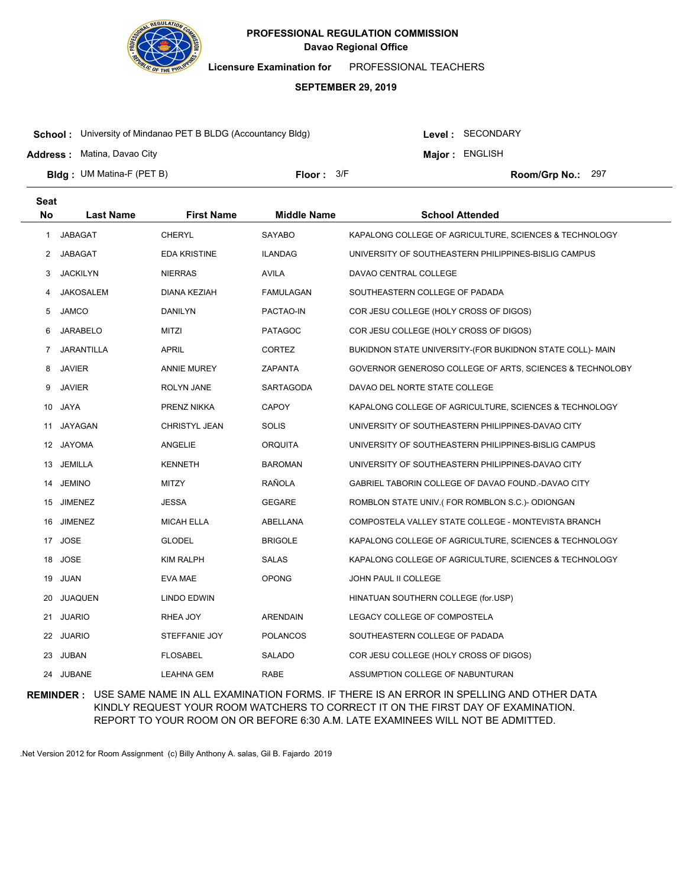**PROFESSIONAL REGULATION COMMISSION**
**Davao Regional Office**

**Licensure Examination for** PROFESSIONAL TEACHERS

**SEPTEMBER 29, 2019**

**School :** University of Mindanao PET B BLDG (Accountancy Bldg)
**Level :** SECONDARY
**Address :** Matina, Davao City
**Major :** ENGLISH
**Bldg :** UM Matina-F (PET B)
**Floor :** 3/F
**Room/Grp No.:** 297

| Seat No | Last Name | First Name | Middle Name | School Attended |
|---|---|---|---|---|
| 1 | JABAGAT | CHERYL | SAYABO | KAPALONG COLLEGE OF AGRICULTURE, SCIENCES & TECHNOLOGY |
| 2 | JABAGAT | EDA KRISTINE | ILANDAG | UNIVERSITY OF SOUTHEASTERN PHILIPPINES-BISLIG CAMPUS |
| 3 | JACKILYN | NIERRAS | AVILA | DAVAO CENTRAL COLLEGE |
| 4 | JAKOSALEM | DIANA KEZIAH | FAMULAGAN | SOUTHEASTERN COLLEGE OF PADADA |
| 5 | JAMCO | DANILYN | PACTAO-IN | COR JESU COLLEGE (HOLY CROSS OF DIGOS) |
| 6 | JARABELO | MITZI | PATAGOC | COR JESU COLLEGE (HOLY CROSS OF DIGOS) |
| 7 | JARANTILLA | APRIL | CORTEZ | BUKIDNON STATE UNIVERSITY-(FOR BUKIDNON STATE COLL)- MAIN |
| 8 | JAVIER | ANNIE MUREY | ZAPANTA | GOVERNOR GENEROSO COLLEGE OF ARTS, SCIENCES & TECHNOLOBY |
| 9 | JAVIER | ROLYN JANE | SARTAGODA | DAVAO DEL NORTE STATE COLLEGE |
| 10 | JAYA | PRENZ NIKKA | CAPOY | KAPALONG COLLEGE OF AGRICULTURE, SCIENCES & TECHNOLOGY |
| 11 | JAYAGAN | CHRISTYL JEAN | SOLIS | UNIVERSITY OF SOUTHEASTERN PHILIPPINES-DAVAO CITY |
| 12 | JAYOMA | ANGELIE | ORQUITA | UNIVERSITY OF SOUTHEASTERN PHILIPPINES-BISLIG CAMPUS |
| 13 | JEMILLA | KENNETH | BAROMAN | UNIVERSITY OF SOUTHEASTERN PHILIPPINES-DAVAO CITY |
| 14 | JEMINO | MITZY | RAÑOLA | GABRIEL TABORIN COLLEGE OF DAVAO FOUND.-DAVAO CITY |
| 15 | JIMENEZ | JESSA | GEGARE | ROMBLON STATE UNIV.( FOR ROMBLON S.C.)- ODIONGAN |
| 16 | JIMENEZ | MICAH ELLA | ABELLANA | COMPOSTELA VALLEY STATE COLLEGE - MONTEVISTA BRANCH |
| 17 | JOSE | GLODEL | BRIGOLE | KAPALONG COLLEGE OF AGRICULTURE, SCIENCES & TECHNOLOGY |
| 18 | JOSE | KIM RALPH | SALAS | KAPALONG COLLEGE OF AGRICULTURE, SCIENCES & TECHNOLOGY |
| 19 | JUAN | EVA MAE | OPONG | JOHN PAUL II COLLEGE |
| 20 | JUAQUEN | LINDO EDWIN | | HINATUAN SOUTHERN COLLEGE (for.USP) |
| 21 | JUARIO | RHEA JOY | ARENDAIN | LEGACY COLLEGE OF COMPOSTELA |
| 22 | JUARIO | STEFFANIE JOY | POLANCOS | SOUTHEASTERN COLLEGE OF PADADA |
| 23 | JUBAN | FLOSABEL | SALADO | COR JESU COLLEGE (HOLY CROSS OF DIGOS) |
| 24 | JUBANE | LEAHNA GEM | RABE | ASSUMPTION COLLEGE OF NABUNTURAN |

**REMINDER :** USE SAME NAME IN ALL EXAMINATION FORMS. IF THERE IS AN ERROR IN SPELLING AND OTHER DATA KINDLY REQUEST YOUR ROOM WATCHERS TO CORRECT IT ON THE FIRST DAY OF EXAMINATION. REPORT TO YOUR ROOM ON OR BEFORE 6:30 A.M. LATE EXAMINEES WILL NOT BE ADMITTED.

.Net Version 2012 for Room Assignment (c) Billy Anthony A. salas, Gil B. Fajardo 2019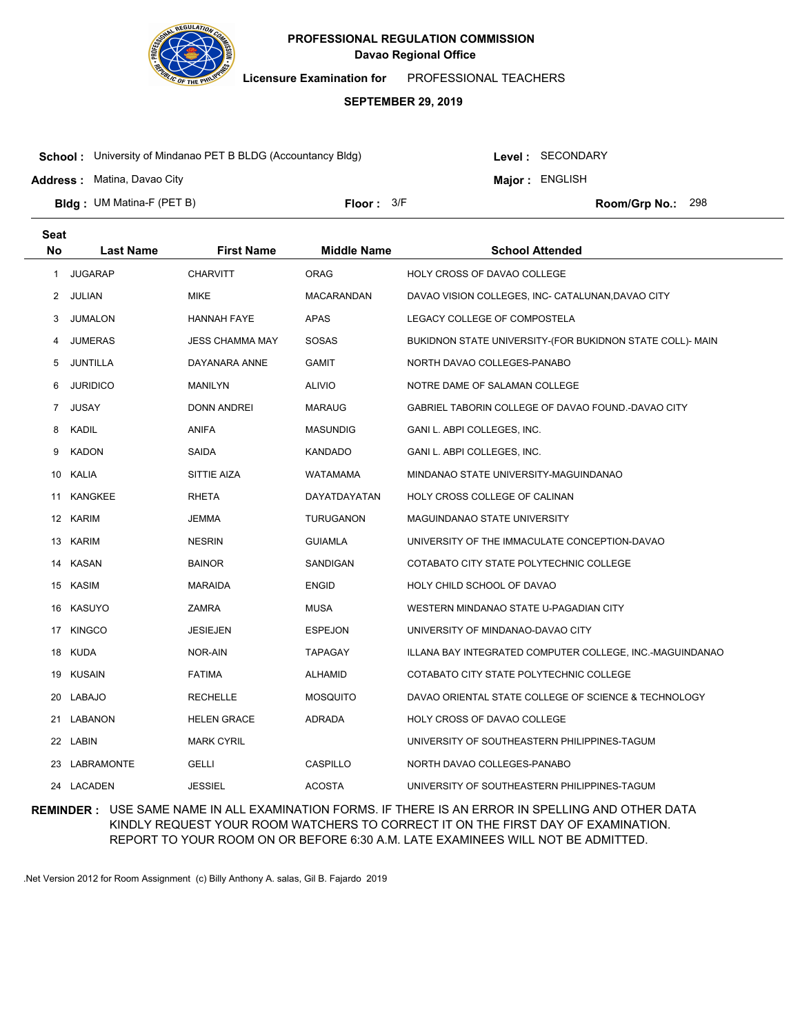**PROFESSIONAL REGULATION COMMISSION**
**Davao Regional Office**

**Licensure Examination for** PROFESSIONAL TEACHERS

**SEPTEMBER 29, 2019**

**School :** University of Mindanao PET B BLDG (Accountancy Bldg)
**Level :** SECONDARY
**Address :** Matina, Davao City
**Major :** ENGLISH
**Bldg :** UM Matina-F (PET B)
**Floor :** 3/F
**Room/Grp No.:** 298

| Seat No | Last Name | First Name | Middle Name | School Attended |
|---|---|---|---|---|
| 1 | JUGARAP | CHARVITT | ORAG | HOLY CROSS OF DAVAO COLLEGE |
| 2 | JULIAN | MIKE | MACARANDAN | DAVAO VISION COLLEGES, INC- CATALUNAN,DAVAO CITY |
| 3 | JUMALON | HANNAH FAYE | APAS | LEGACY COLLEGE OF COMPOSTELA |
| 4 | JUMERAS | JESS CHAMMA MAY | SOSAS | BUKIDNON STATE UNIVERSITY-(FOR BUKIDNON STATE COLL)- MAIN |
| 5 | JUNTILLA | DAYANARA ANNE | GAMIT | NORTH DAVAO COLLEGES-PANABO |
| 6 | JURIDICO | MANILYN | ALIVIO | NOTRE DAME OF SALAMAN COLLEGE |
| 7 | JUSAY | DONN ANDREI | MARAUG | GABRIEL TABORIN COLLEGE OF DAVAO FOUND.-DAVAO CITY |
| 8 | KADIL | ANIFA | MASUNDIG | GANI L. ABPI COLLEGES, INC. |
| 9 | KADON | SAIDA | KANDADO | GANI L. ABPI COLLEGES, INC. |
| 10 | KALIA | SITTIE AIZA | WATAMAMA | MINDANAO STATE UNIVERSITY-MAGUINDANAO |
| 11 | KANGKEE | RHETA | DAYATDAYATAN | HOLY CROSS COLLEGE OF CALINAN |
| 12 | KARIM | JEMMA | TURUGANON | MAGUINDANAO STATE UNIVERSITY |
| 13 | KARIM | NESRIN | GUIAMLA | UNIVERSITY OF THE IMMACULATE CONCEPTION-DAVAO |
| 14 | KASAN | BAINOR | SANDIGAN | COTABATO CITY STATE POLYTECHNIC COLLEGE |
| 15 | KASIM | MARAIDA | ENGID | HOLY CHILD SCHOOL OF DAVAO |
| 16 | KASUYO | ZAMRA | MUSA | WESTERN MINDANAO STATE U-PAGADIAN CITY |
| 17 | KINGCO | JESIEJEN | ESPEJON | UNIVERSITY OF MINDANAO-DAVAO CITY |
| 18 | KUDA | NOR-AIN | TAPAGAY | ILLANA BAY INTEGRATED COMPUTER COLLEGE, INC.-MAGUINDANAO |
| 19 | KUSAIN | FATIMA | ALHAMID | COTABATO CITY STATE POLYTECHNIC COLLEGE |
| 20 | LABAJO | RECHELLE | MOSQUITO | DAVAO ORIENTAL STATE COLLEGE OF SCIENCE & TECHNOLOGY |
| 21 | LABANON | HELEN GRACE | ADRADA | HOLY CROSS OF DAVAO COLLEGE |
| 22 | LABIN | MARK CYRIL | | UNIVERSITY OF SOUTHEASTERN PHILIPPINES-TAGUM |
| 23 | LABRAMONTE | GELLI | CASPILLO | NORTH DAVAO COLLEGES-PANABO |
| 24 | LACADEN | JESSIEL | ACOSTA | UNIVERSITY OF SOUTHEASTERN PHILIPPINES-TAGUM |

**REMINDER :** USE SAME NAME IN ALL EXAMINATION FORMS. IF THERE IS AN ERROR IN SPELLING AND OTHER DATA KINDLY REQUEST YOUR ROOM WATCHERS TO CORRECT IT ON THE FIRST DAY OF EXAMINATION. REPORT TO YOUR ROOM ON OR BEFORE 6:30 A.M. LATE EXAMINEES WILL NOT BE ADMITTED.

.Net Version 2012 for Room Assignment (c) Billy Anthony A. salas, Gil B. Fajardo 2019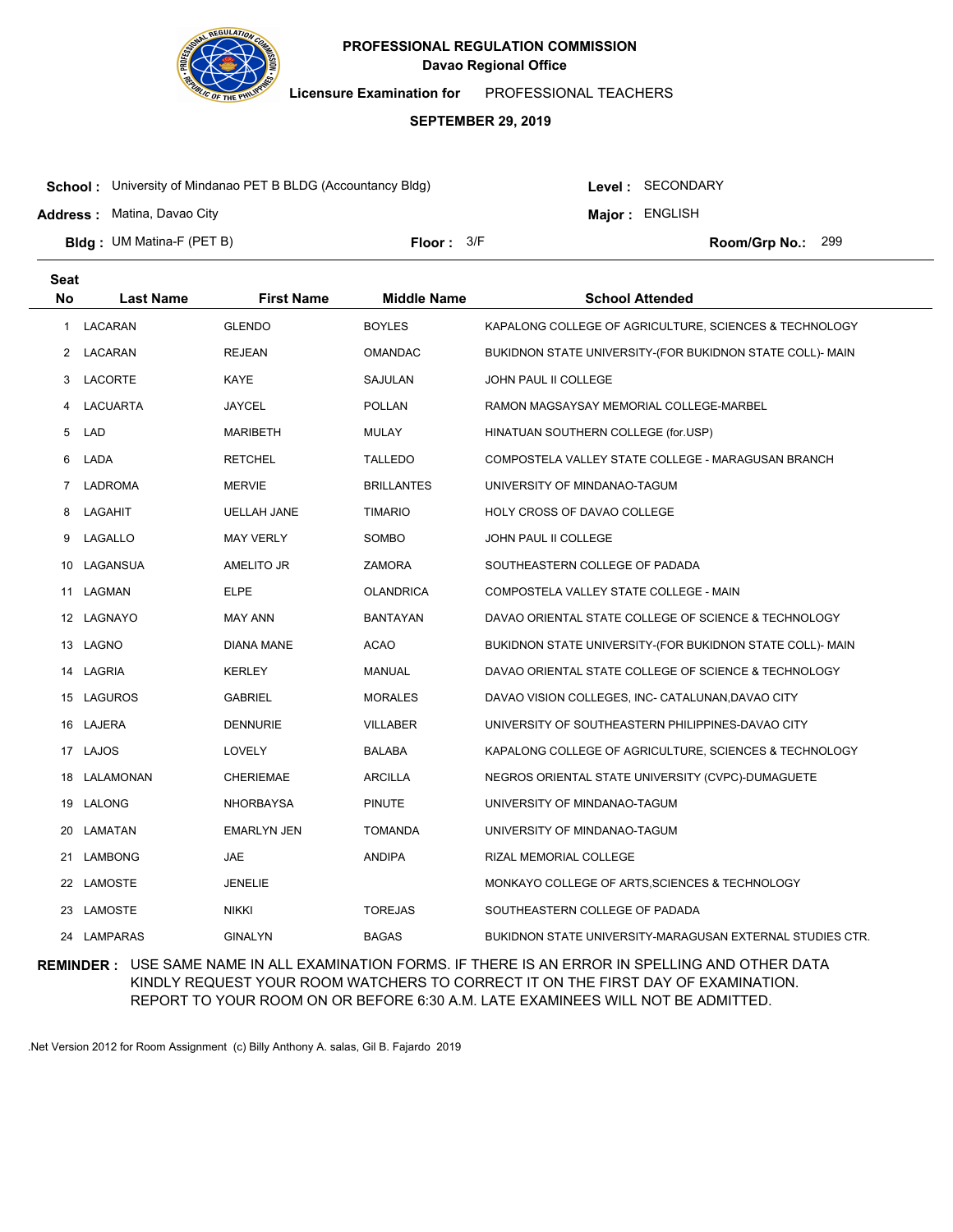**PROFESSIONAL REGULATION COMMISSION**
**Davao Regional Office**

**Licensure Examination for** PROFESSIONAL TEACHERS

**SEPTEMBER 29, 2019**

**School :** University of Mindanao PET B BLDG (Accountancy Bldg) **Level :** SECONDARY
**Address :** Matina, Davao City **Major :** ENGLISH
**Bldg :** UM Matina-F (PET B) **Floor :** 3/F **Room/Grp No.:** 299

| Seat No | Last Name | First Name | Middle Name | School Attended |
|---|---|---|---|---|
| 1 | LACARAN | GLENDO | BOYLES | KAPALONG COLLEGE OF AGRICULTURE, SCIENCES & TECHNOLOGY |
| 2 | LACARAN | REJEAN | OMANDAC | BUKIDNON STATE UNIVERSITY-(FOR BUKIDNON STATE COLL)- MAIN |
| 3 | LACORTE | KAYE | SAJULAN | JOHN PAUL II COLLEGE |
| 4 | LACUARTA | JAYCEL | POLLAN | RAMON MAGSAYSAY MEMORIAL COLLEGE-MARBEL |
| 5 | LAD | MARIBETH | MULAY | HINATUAN SOUTHERN COLLEGE (for.USP) |
| 6 | LADA | RETCHEL | TALLEDO | COMPOSTELA VALLEY STATE COLLEGE - MARAGUSAN BRANCH |
| 7 | LADROMA | MERVIE | BRILLANTES | UNIVERSITY OF MINDANAO-TAGUM |
| 8 | LAGAHIT | UELLAH JANE | TIMARIO | HOLY CROSS OF DAVAO COLLEGE |
| 9 | LAGALLO | MAY VERLY | SOMBO | JOHN PAUL II COLLEGE |
| 10 | LAGANSUA | AMELITO JR | ZAMORA | SOUTHEASTERN COLLEGE OF PADADA |
| 11 | LAGMAN | ELPE | OLANDRICA | COMPOSTELA VALLEY STATE COLLEGE - MAIN |
| 12 | LAGNAYO | MAY ANN | BANTAYAN | DAVAO ORIENTAL STATE COLLEGE OF SCIENCE & TECHNOLOGY |
| 13 | LAGNO | DIANA MANE | ACAO | BUKIDNON STATE UNIVERSITY-(FOR BUKIDNON STATE COLL)- MAIN |
| 14 | LAGRIA | KERLEY | MANUAL | DAVAO ORIENTAL STATE COLLEGE OF SCIENCE & TECHNOLOGY |
| 15 | LAGUROS | GABRIEL | MORALES | DAVAO VISION COLLEGES, INC- CATALUNAN,DAVAO CITY |
| 16 | LAJERA | DENNURIE | VILLABER | UNIVERSITY OF SOUTHEASTERN PHILIPPINES-DAVAO CITY |
| 17 | LAJOS | LOVELY | BALABA | KAPALONG COLLEGE OF AGRICULTURE, SCIENCES & TECHNOLOGY |
| 18 | LALAMONAN | CHERIEMAE | ARCILLA | NEGROS ORIENTAL STATE UNIVERSITY (CVPC)-DUMAGUETE |
| 19 | LALONG | NHORBAYSA | PINUTE | UNIVERSITY OF MINDANAO-TAGUM |
| 20 | LAMATAN | EMARLYN JEN | TOMANDA | UNIVERSITY OF MINDANAO-TAGUM |
| 21 | LAMBONG | JAE | ANDIPA | RIZAL MEMORIAL COLLEGE |
| 22 | LAMOSTE | JENELIE | | MONKAYO COLLEGE OF ARTS,SCIENCES & TECHNOLOGY |
| 23 | LAMOSTE | NIKKI | TOREJAS | SOUTHEASTERN COLLEGE OF PADADA |
| 24 | LAMPARAS | GINALYN | BAGAS | BUKIDNON STATE UNIVERSITY-MARAGUSAN EXTERNAL STUDIES CTR. |

**REMINDER :** USE SAME NAME IN ALL EXAMINATION FORMS. IF THERE IS AN ERROR IN SPELLING AND OTHER DATA KINDLY REQUEST YOUR ROOM WATCHERS TO CORRECT IT ON THE FIRST DAY OF EXAMINATION. REPORT TO YOUR ROOM ON OR BEFORE 6:30 A.M. LATE EXAMINEES WILL NOT BE ADMITTED.

.Net Version 2012 for Room Assignment (c) Billy Anthony A. salas, Gil B. Fajardo 2019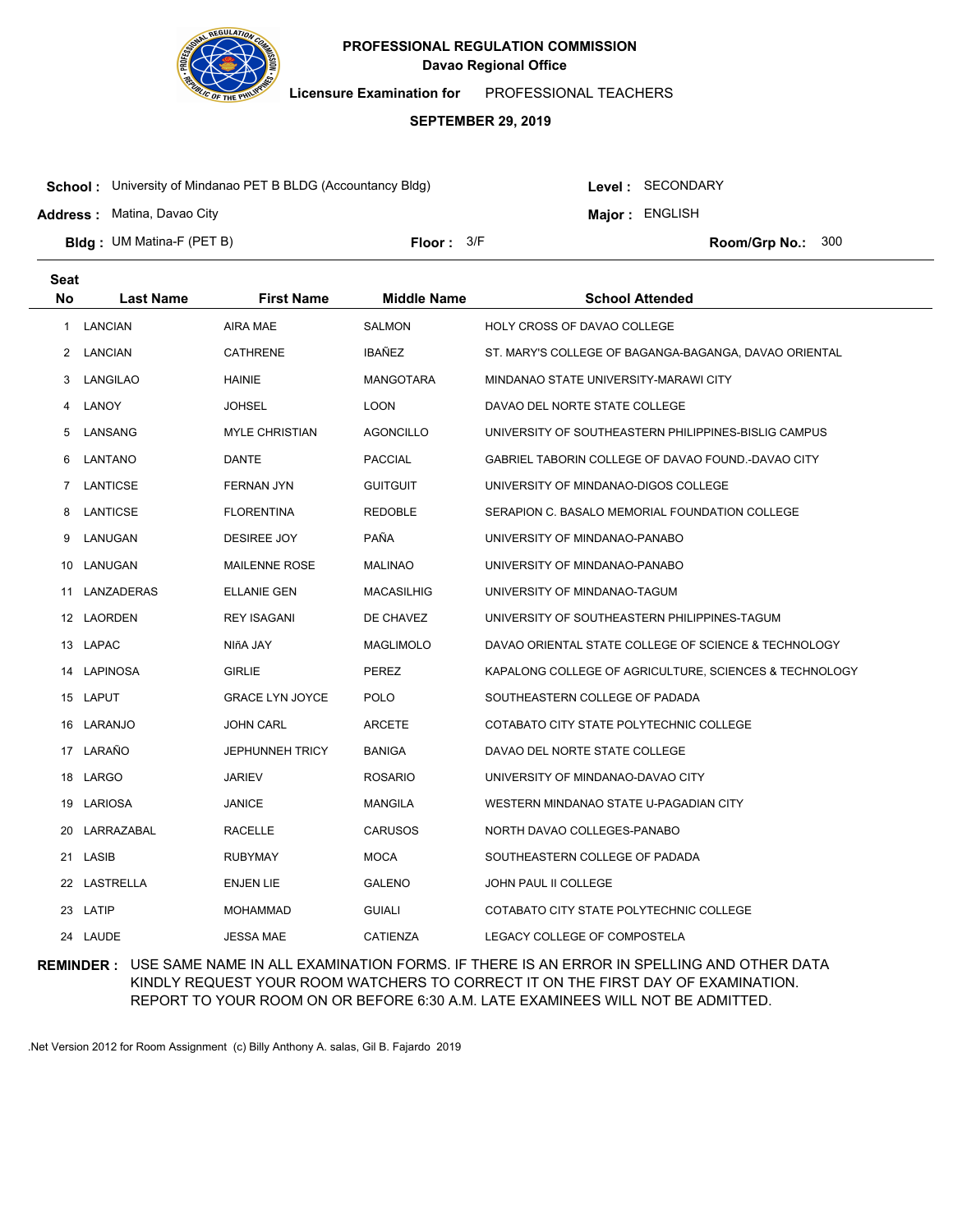**PROFESSIONAL REGULATION COMMISSION**
**Davao Regional Office**

**Licensure Examination for** PROFESSIONAL TEACHERS

**SEPTEMBER 29, 2019**

**School :** University of Mindanao PET B BLDG (Accountancy Bldg) **Level :** SECONDARY

**Address :** Matina, Davao City **Major :** ENGLISH

**Bldg :** UM Matina-F (PET B) **Floor :** 3/F **Room/Grp No.:** 300

| Seat No | Last Name | First Name | Middle Name | School Attended |
|---|---|---|---|---|
| 1 | LANCIAN | AIRA MAE | SALMON | HOLY CROSS OF DAVAO COLLEGE |
| 2 | LANCIAN | CATHRENE | IBAÑEZ | ST. MARY'S COLLEGE OF BAGANGA-BAGANGA, DAVAO ORIENTAL |
| 3 | LANGILAO | HAINIE | MANGOTARA | MINDANAO STATE UNIVERSITY-MARAWI CITY |
| 4 | LANOY | JOHSEL | LOON | DAVAO DEL NORTE STATE COLLEGE |
| 5 | LANSANG | MYLE CHRISTIAN | AGONCILLO | UNIVERSITY OF SOUTHEASTERN PHILIPPINES-BISLIG CAMPUS |
| 6 | LANTANO | DANTE | PACCIAL | GABRIEL TABORIN COLLEGE OF DAVAO FOUND.-DAVAO CITY |
| 7 | LANTICSE | FERNAN JYN | GUITGUIT | UNIVERSITY OF MINDANAO-DIGOS COLLEGE |
| 8 | LANTICSE | FLORENTINA | REDOBLE | SERAPION C. BASALO MEMORIAL FOUNDATION COLLEGE |
| 9 | LANUGAN | DESIREE JOY | PAÑA | UNIVERSITY OF MINDANAO-PANABO |
| 10 | LANUGAN | MAILENNE ROSE | MALINAO | UNIVERSITY OF MINDANAO-PANABO |
| 11 | LANZADERAS | ELLANIE GEN | MACASILHIG | UNIVERSITY OF MINDANAO-TAGUM |
| 12 | LAORDEN | REY ISAGANI | DE CHAVEZ | UNIVERSITY OF SOUTHEASTERN PHILIPPINES-TAGUM |
| 13 | LAPAC | NIñA JAY | MAGLIMOLO | DAVAO ORIENTAL STATE COLLEGE OF SCIENCE & TECHNOLOGY |
| 14 | LAPINOSA | GIRLIE | PEREZ | KAPALONG COLLEGE OF AGRICULTURE, SCIENCES & TECHNOLOGY |
| 15 | LAPUT | GRACE LYN JOYCE | POLO | SOUTHEASTERN COLLEGE OF PADADA |
| 16 | LARANJO | JOHN CARL | ARCETE | COTABATO CITY STATE POLYTECHNIC COLLEGE |
| 17 | LARAÑO | JEPHUNNEH TRICY | BANIGA | DAVAO DEL NORTE STATE COLLEGE |
| 18 | LARGO | JARIEV | ROSARIO | UNIVERSITY OF MINDANAO-DAVAO CITY |
| 19 | LARIOSA | JANICE | MANGILA | WESTERN MINDANAO STATE U-PAGADIAN CITY |
| 20 | LARRAZABAL | RACELLE | CARUSOS | NORTH DAVAO COLLEGES-PANABO |
| 21 | LASIB | RUBYMAY | MOCA | SOUTHEASTERN COLLEGE OF PADADA |
| 22 | LASTRELLA | ENJEN LIE | GALENO | JOHN PAUL II COLLEGE |
| 23 | LATIP | MOHAMMAD | GUIALI | COTABATO CITY STATE POLYTECHNIC COLLEGE |
| 24 | LAUDE | JESSA MAE | CATIENZA | LEGACY COLLEGE OF COMPOSTELA |

**REMINDER :** USE SAME NAME IN ALL EXAMINATION FORMS. IF THERE IS AN ERROR IN SPELLING AND OTHER DATA KINDLY REQUEST YOUR ROOM WATCHERS TO CORRECT IT ON THE FIRST DAY OF EXAMINATION. REPORT TO YOUR ROOM ON OR BEFORE 6:30 A.M. LATE EXAMINEES WILL NOT BE ADMITTED.

.Net Version 2012 for Room Assignment (c) Billy Anthony A. salas, Gil B. Fajardo 2019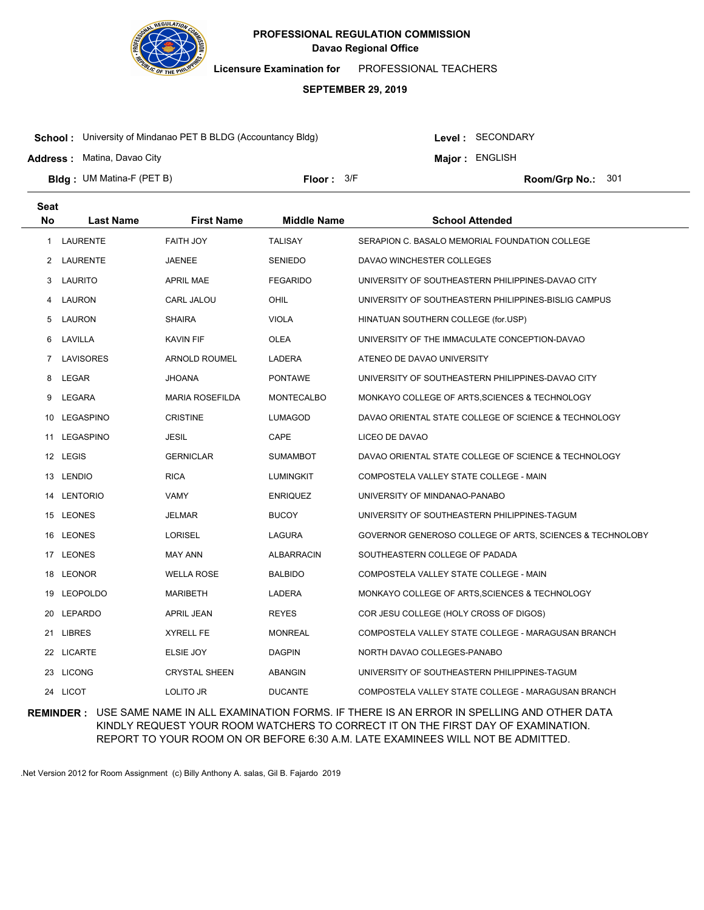**PROFESSIONAL REGULATION COMMISSION**
**Davao Regional Office**

**Licensure Examination for** PROFESSIONAL TEACHERS

**SEPTEMBER 29, 2019**

**School :** University of Mindanao PET B BLDG (Accountancy Bldg) **Level :** SECONDARY

**Address :** Matina, Davao City **Major :** ENGLISH

**Bldg :** UM Matina-F (PET B) **Floor :** 3/F **Room/Grp No.:** 301

| Seat No | Last Name | First Name | Middle Name | School Attended |
|---|---|---|---|---|
| 1 | LAURENTE | FAITH JOY | TALISAY | SERAPION C. BASALO MEMORIAL FOUNDATION COLLEGE |
| 2 | LAURENTE | JAENEE | SENIEDO | DAVAO WINCHESTER COLLEGES |
| 3 | LAURITO | APRIL MAE | FEGARIDO | UNIVERSITY OF SOUTHEASTERN PHILIPPINES-DAVAO CITY |
| 4 | LAURON | CARL JALOU | OHIL | UNIVERSITY OF SOUTHEASTERN PHILIPPINES-BISLIG CAMPUS |
| 5 | LAURON | SHAIRA | VIOLA | HINATUAN SOUTHERN COLLEGE (for.USP) |
| 6 | LAVILLA | KAVIN FIF | OLEA | UNIVERSITY OF THE IMMACULATE CONCEPTION-DAVAO |
| 7 | LAVISORES | ARNOLD ROUMEL | LADERA | ATENEO DE DAVAO UNIVERSITY |
| 8 | LEGAR | JHOANA | PONTAWE | UNIVERSITY OF SOUTHEASTERN PHILIPPINES-DAVAO CITY |
| 9 | LEGARA | MARIA ROSEFILDA | MONTECALBO | MONKAYO COLLEGE OF ARTS,SCIENCES & TECHNOLOGY |
| 10 | LEGASPINO | CRISTINE | LUMAGOD | DAVAO ORIENTAL STATE COLLEGE OF SCIENCE & TECHNOLOGY |
| 11 | LEGASPINO | JESIL | CAPE | LICEO DE DAVAO |
| 12 | LEGIS | GERNICLAR | SUMAMBOT | DAVAO ORIENTAL STATE COLLEGE OF SCIENCE & TECHNOLOGY |
| 13 | LENDIO | RICA | LUMINGKIT | COMPOSTELA VALLEY STATE COLLEGE - MAIN |
| 14 | LENTORIO | VAMY | ENRIQUEZ | UNIVERSITY OF MINDANAO-PANABO |
| 15 | LEONES | JELMAR | BUCOY | UNIVERSITY OF SOUTHEASTERN PHILIPPINES-TAGUM |
| 16 | LEONES | LORISEL | LAGURA | GOVERNOR GENEROSO COLLEGE OF ARTS, SCIENCES & TECHNOLOBY |
| 17 | LEONES | MAY ANN | ALBARRACIN | SOUTHEASTERN COLLEGE OF PADADA |
| 18 | LEONOR | WELLA ROSE | BALBIDO | COMPOSTELA VALLEY STATE COLLEGE - MAIN |
| 19 | LEOPOLDO | MARIBETH | LADERA | MONKAYO COLLEGE OF ARTS,SCIENCES & TECHNOLOGY |
| 20 | LEPARDO | APRIL JEAN | REYES | COR JESU COLLEGE (HOLY CROSS OF DIGOS) |
| 21 | LIBRES | XYRELL FE | MONREAL | COMPOSTELA VALLEY STATE COLLEGE - MARAGUSAN BRANCH |
| 22 | LICARTE | ELSIE JOY | DAGPIN | NORTH DAVAO COLLEGES-PANABO |
| 23 | LICONG | CRYSTAL SHEEN | ABANGIN | UNIVERSITY OF SOUTHEASTERN PHILIPPINES-TAGUM |
| 24 | LICOT | LOLITO JR | DUCANTE | COMPOSTELA VALLEY STATE COLLEGE - MARAGUSAN BRANCH |

**REMINDER :** USE SAME NAME IN ALL EXAMINATION FORMS. IF THERE IS AN ERROR IN SPELLING AND OTHER DATA KINDLY REQUEST YOUR ROOM WATCHERS TO CORRECT IT ON THE FIRST DAY OF EXAMINATION. REPORT TO YOUR ROOM ON OR BEFORE 6:30 A.M. LATE EXAMINEES WILL NOT BE ADMITTED.

.Net Version 2012 for Room Assignment (c) Billy Anthony A. salas, Gil B. Fajardo 2019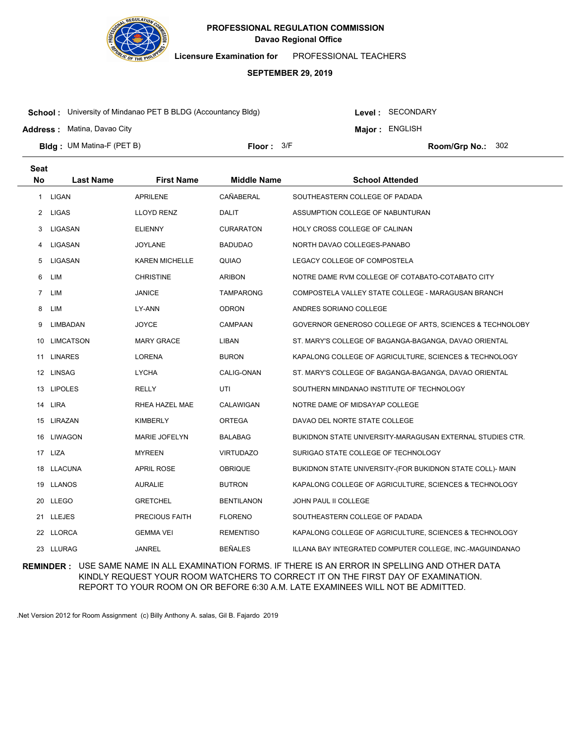# PROFESSIONAL REGULATION COMMISSION

**Davao Regional Office**

**Licensure Examination for** PROFESSIONAL TEACHERS

**SEPTEMBER 29, 2019**

**School :** University of Mindanao PET B BLDG (Accountancy Bldg)

**Level :** SECONDARY

**Address :** Matina, Davao City

**Major :** ENGLISH

**Bldg :** UM Matina-F (PET B)

**Floor :** 3/F

**Room/Grp No.:** 302

| Seat No | Last Name | First Name | Middle Name | School Attended |
|---|---|---|---|---|
| 1 | LIGAN | APRILENE | CAÑABERAL | SOUTHEASTERN COLLEGE OF PADADA |
| 2 | LIGAS | LLOYD RENZ | DALIT | ASSUMPTION COLLEGE OF NABUNTURAN |
| 3 | LIGASAN | ELIENNY | CURARATON | HOLY CROSS COLLEGE OF CALINAN |
| 4 | LIGASAN | JOYLANE | BADUDAO | NORTH DAVAO COLLEGES-PANABO |
| 5 | LIGASAN | KAREN MICHELLE | QUIAO | LEGACY COLLEGE OF COMPOSTELA |
| 6 | LIM | CHRISTINE | ARIBON | NOTRE DAME RVM COLLEGE OF COTABATO-COTABATO CITY |
| 7 | LIM | JANICE | TAMPARONG | COMPOSTELA VALLEY STATE COLLEGE - MARAGUSAN BRANCH |
| 8 | LIM | LY-ANN | ODRON | ANDRES SORIANO COLLEGE |
| 9 | LIMBADAN | JOYCE | CAMPAAN | GOVERNOR GENEROSO COLLEGE OF ARTS, SCIENCES & TECHNOLOBY |
| 10 | LIMCATSON | MARY GRACE | LIBAN | ST. MARY'S COLLEGE OF BAGANGA-BAGANGA, DAVAO ORIENTAL |
| 11 | LINARES | LORENA | BURON | KAPALONG COLLEGE OF AGRICULTURE, SCIENCES & TECHNOLOGY |
| 12 | LINSAG | LYCHA | CALIG-ONAN | ST. MARY'S COLLEGE OF BAGANGA-BAGANGA, DAVAO ORIENTAL |
| 13 | LIPOLES | RELLY | UTI | SOUTHERN MINDANAO INSTITUTE OF TECHNOLOGY |
| 14 | LIRA | RHEA HAZEL MAE | CALAWIGAN | NOTRE DAME OF MIDSAYAP COLLEGE |
| 15 | LIRAZAN | KIMBERLY | ORTEGA | DAVAO DEL NORTE STATE COLLEGE |
| 16 | LIWAGON | MARIE JOFELYN | BALABAG | BUKIDNON STATE UNIVERSITY-MARAGUSAN EXTERNAL STUDIES CTR. |
| 17 | LIZA | MYREEN | VIRTUDAZO | SURIGAO STATE COLLEGE OF TECHNOLOGY |
| 18 | LLACUNA | APRIL ROSE | OBRIQUE | BUKIDNON STATE UNIVERSITY-(FOR BUKIDNON STATE COLL)- MAIN |
| 19 | LLANOS | AURALIE | BUTRON | KAPALONG COLLEGE OF AGRICULTURE, SCIENCES & TECHNOLOGY |
| 20 | LLEGO | GRETCHEL | BENTILANON | JOHN PAUL II COLLEGE |
| 21 | LLEJES | PRECIOUS FAITH | FLORENO | SOUTHEASTERN COLLEGE OF PADADA |
| 22 | LLORCA | GEMMA VEI | REMENTISO | KAPALONG COLLEGE OF AGRICULTURE, SCIENCES & TECHNOLOGY |
| 23 | LLURAG | JANREL | BEÑALES | ILLANA BAY INTEGRATED COMPUTER COLLEGE, INC.-MAGUINDANAO |

**REMINDER :** USE SAME NAME IN ALL EXAMINATION FORMS. IF THERE IS AN ERROR IN SPELLING AND OTHER DATA KINDLY REQUEST YOUR ROOM WATCHERS TO CORRECT IT ON THE FIRST DAY OF EXAMINATION. REPORT TO YOUR ROOM ON OR BEFORE 6:30 A.M. LATE EXAMINEES WILL NOT BE ADMITTED.

.Net Version 2012 for Room Assignment (c) Billy Anthony A. salas, Gil B. Fajardo 2019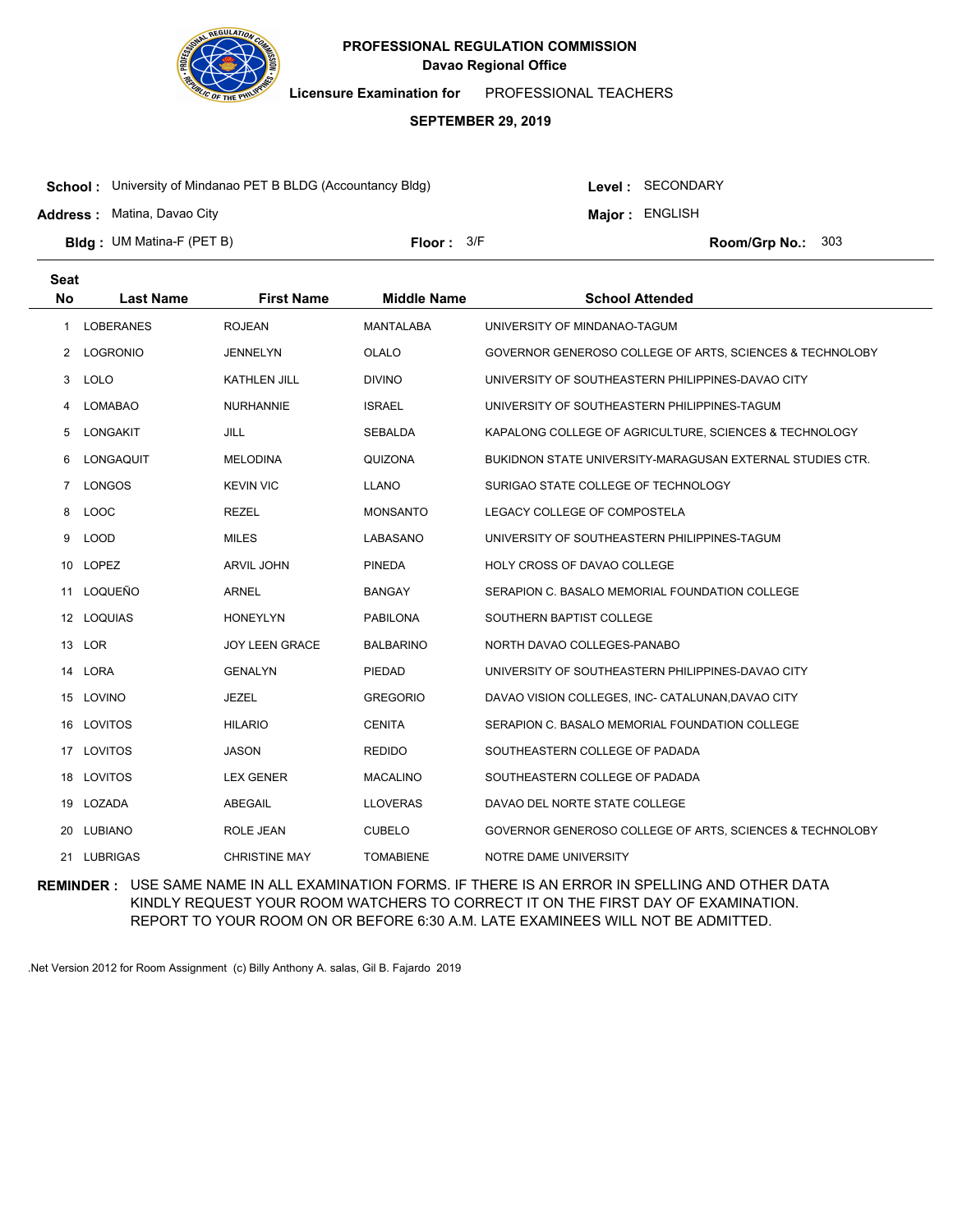**PROFESSIONAL REGULATION COMMISSION**
**Davao Regional Office**

**Licensure Examination for** PROFESSIONAL TEACHERS

**SEPTEMBER 29, 2019**

**School :** University of Mindanao PET B BLDG (Accountancy Bldg)
**Level :** SECONDARY
**Address :** Matina, Davao City
**Major :** ENGLISH
**Bldg :** UM Matina-F (PET B)
**Floor :** 3/F
**Room/Grp No.:** 303

| Seat No | Last Name | First Name | Middle Name | School Attended |
|---|---|---|---|---|
| 1 | LOBERANES | ROJEAN | MANTALABA | UNIVERSITY OF MINDANAO-TAGUM |
| 2 | LOGRONIO | JENNELYN | OLALO | GOVERNOR GENEROSO COLLEGE OF ARTS, SCIENCES & TECHNOLOBY |
| 3 | LOLO | KATHLEN JILL | DIVINO | UNIVERSITY OF SOUTHEASTERN PHILIPPINES-DAVAO CITY |
| 4 | LOMABAO | NURHANNIE | ISRAEL | UNIVERSITY OF SOUTHEASTERN PHILIPPINES-TAGUM |
| 5 | LONGAKIT | JILL | SEBALDA | KAPALONG COLLEGE OF AGRICULTURE, SCIENCES & TECHNOLOGY |
| 6 | LONGAQUIT | MELODINA | QUIZONA | BUKIDNON STATE UNIVERSITY-MARAGUSAN EXTERNAL STUDIES CTR. |
| 7 | LONGOS | KEVIN VIC | LLANO | SURIGAO STATE COLLEGE OF TECHNOLOGY |
| 8 | LOOC | REZEL | MONSANTO | LEGACY COLLEGE OF COMPOSTELA |
| 9 | LOOD | MILES | LABASANO | UNIVERSITY OF SOUTHEASTERN PHILIPPINES-TAGUM |
| 10 | LOPEZ | ARVIL JOHN | PINEDA | HOLY CROSS OF DAVAO COLLEGE |
| 11 | LOQUEÑO | ARNEL | BANGAY | SERAPION C. BASALO MEMORIAL FOUNDATION COLLEGE |
| 12 | LOQUIAS | HONEYLYN | PABILONA | SOUTHERN BAPTIST COLLEGE |
| 13 | LOR | JOY LEEN GRACE | BALBARINO | NORTH DAVAO COLLEGES-PANABO |
| 14 | LORA | GENALYN | PIEDAD | UNIVERSITY OF SOUTHEASTERN PHILIPPINES-DAVAO CITY |
| 15 | LOVINO | JEZEL | GREGORIO | DAVAO VISION COLLEGES, INC- CATALUNAN,DAVAO CITY |
| 16 | LOVITOS | HILARIO | CENITA | SERAPION C. BASALO MEMORIAL FOUNDATION COLLEGE |
| 17 | LOVITOS | JASON | REDIDO | SOUTHEASTERN COLLEGE OF PADADA |
| 18 | LOVITOS | LEX GENER | MACALINO | SOUTHEASTERN COLLEGE OF PADADA |
| 19 | LOZADA | ABEGAIL | LLOVERAS | DAVAO DEL NORTE STATE COLLEGE |
| 20 | LUBIANO | ROLE JEAN | CUBELO | GOVERNOR GENEROSO COLLEGE OF ARTS, SCIENCES & TECHNOLOBY |
| 21 | LUBRIGAS | CHRISTINE MAY | TOMABIENE | NOTRE DAME UNIVERSITY |

**REMINDER :** USE SAME NAME IN ALL EXAMINATION FORMS. IF THERE IS AN ERROR IN SPELLING AND OTHER DATA KINDLY REQUEST YOUR ROOM WATCHERS TO CORRECT IT ON THE FIRST DAY OF EXAMINATION. REPORT TO YOUR ROOM ON OR BEFORE 6:30 A.M. LATE EXAMINEES WILL NOT BE ADMITTED.

.Net Version 2012 for Room Assignment (c) Billy Anthony A. salas, Gil B. Fajardo 2019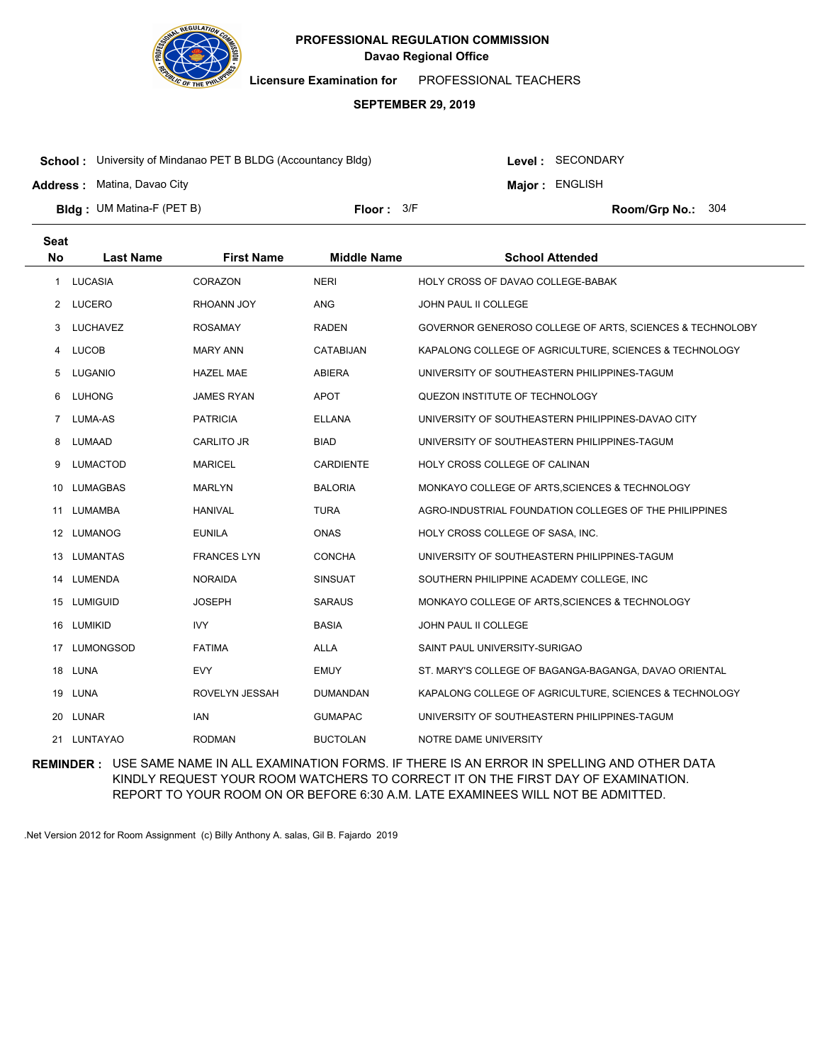**PROFESSIONAL REGULATION COMMISSION**
**Davao Regional Office**

**Licensure Examination for** PROFESSIONAL TEACHERS

**SEPTEMBER 29, 2019**

**School :** University of Mindanao PET B BLDG (Accountancy Bldg)
**Level :** SECONDARY
**Address :** Matina, Davao City
**Major :** ENGLISH
**Bldg :** UM Matina-F (PET B)
**Floor :** 3/F
**Room/Grp No.:** 304

| Seat No | Last Name | First Name | Middle Name | School Attended |
|---|---|---|---|---|
| 1 | LUCASIA | CORAZON | NERI | HOLY CROSS OF DAVAO COLLEGE-BABAK |
| 2 | LUCERO | RHOANN JOY | ANG | JOHN PAUL II COLLEGE |
| 3 | LUCHAVEZ | ROSAMAY | RADEN | GOVERNOR GENEROSO COLLEGE OF ARTS, SCIENCES & TECHNOLOBY |
| 4 | LUCOB | MARY ANN | CATABIJAN | KAPALONG COLLEGE OF AGRICULTURE, SCIENCES & TECHNOLOGY |
| 5 | LUGANIO | HAZEL MAE | ABIERA | UNIVERSITY OF SOUTHEASTERN PHILIPPINES-TAGUM |
| 6 | LUHONG | JAMES RYAN | APOT | QUEZON INSTITUTE OF TECHNOLOGY |
| 7 | LUMA-AS | PATRICIA | ELLANA | UNIVERSITY OF SOUTHEASTERN PHILIPPINES-DAVAO CITY |
| 8 | LUMAAD | CARLITO JR | BIAD | UNIVERSITY OF SOUTHEASTERN PHILIPPINES-TAGUM |
| 9 | LUMACTOD | MARICEL | CARDIENTE | HOLY CROSS COLLEGE OF CALINAN |
| 10 | LUMAGBAS | MARLYN | BALORIA | MONKAYO COLLEGE OF ARTS,SCIENCES & TECHNOLOGY |
| 11 | LUMAMBA | HANIVAL | TURA | AGRO-INDUSTRIAL FOUNDATION COLLEGES OF THE PHILIPPINES |
| 12 | LUMANOG | EUNILA | ONAS | HOLY CROSS COLLEGE OF SASA, INC. |
| 13 | LUMANTAS | FRANCES LYN | CONCHA | UNIVERSITY OF SOUTHEASTERN PHILIPPINES-TAGUM |
| 14 | LUMENDA | NORAIDA | SINSUAT | SOUTHERN PHILIPPINE ACADEMY COLLEGE, INC |
| 15 | LUMIGUID | JOSEPH | SARAUS | MONKAYO COLLEGE OF ARTS,SCIENCES & TECHNOLOGY |
| 16 | LUMIKID | IVY | BASIA | JOHN PAUL II COLLEGE |
| 17 | LUMONGSOD | FATIMA | ALLA | SAINT PAUL UNIVERSITY-SURIGAO |
| 18 | LUNA | EVY | EMUY | ST. MARY'S COLLEGE OF BAGANGA-BAGANGA, DAVAO ORIENTAL |
| 19 | LUNA | ROVELYN JESSAH | DUMANDAN | KAPALONG COLLEGE OF AGRICULTURE, SCIENCES & TECHNOLOGY |
| 20 | LUNAR | IAN | GUMAPAC | UNIVERSITY OF SOUTHEASTERN PHILIPPINES-TAGUM |
| 21 | LUNTAYAO | RODMAN | BUCTOLAN | NOTRE DAME UNIVERSITY |

**REMINDER :** USE SAME NAME IN ALL EXAMINATION FORMS. IF THERE IS AN ERROR IN SPELLING AND OTHER DATA KINDLY REQUEST YOUR ROOM WATCHERS TO CORRECT IT ON THE FIRST DAY OF EXAMINATION. REPORT TO YOUR ROOM ON OR BEFORE 6:30 A.M. LATE EXAMINEES WILL NOT BE ADMITTED.

.Net Version 2012 for Room Assignment (c) Billy Anthony A. salas, Gil B. Fajardo 2019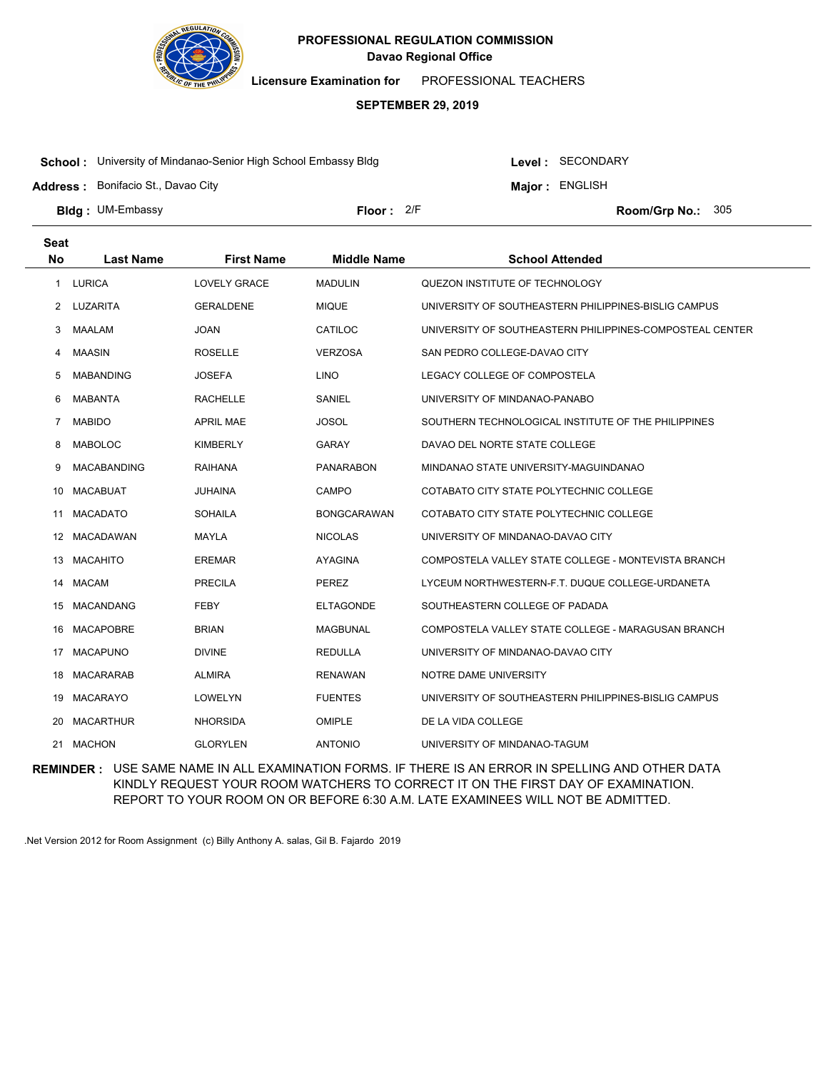**PROFESSIONAL REGULATION COMMISSION**
**Davao Regional Office**

**Licensure Examination for** PROFESSIONAL TEACHERS

**SEPTEMBER 29, 2019**

**School :** University of Mindanao-Senior High School Embassy Bldg
**Level :** SECONDARY
**Address :** Bonifacio St., Davao City
**Major :** ENGLISH
**Bldg :** UM-Embassy
**Floor :** 2/F
**Room/Grp No.:** 305

| Seat No | Last Name | First Name | Middle Name | School Attended |
|---|---|---|---|---|
| 1 | LURICA | LOVELY GRACE | MADULIN | QUEZON INSTITUTE OF TECHNOLOGY |
| 2 | LUZARITA | GERALDENE | MIQUE | UNIVERSITY OF SOUTHEASTERN PHILIPPINES-BISLIG CAMPUS |
| 3 | MAALAM | JOAN | CATILOC | UNIVERSITY OF SOUTHEASTERN PHILIPPINES-COMPOSTEAL CENTER |
| 4 | MAASIN | ROSELLE | VERZOSA | SAN PEDRO COLLEGE-DAVAO CITY |
| 5 | MABANDING | JOSEFA | LINO | LEGACY COLLEGE OF COMPOSTELA |
| 6 | MABANTA | RACHELLE | SANIEL | UNIVERSITY OF MINDANAO-PANABO |
| 7 | MABIDO | APRIL MAE | JOSOL | SOUTHERN TECHNOLOGICAL INSTITUTE OF THE PHILIPPINES |
| 8 | MABOLOC | KIMBERLY | GARAY | DAVAO DEL NORTE STATE COLLEGE |
| 9 | MACABANDING | RAIHANA | PANARABON | MINDANAO STATE UNIVERSITY-MAGUINDANAO |
| 10 | MACABUAT | JUHAINA | CAMPO | COTABATO CITY STATE POLYTECHNIC COLLEGE |
| 11 | MACADATO | SOHAILA | BONGCARAWAN | COTABATO CITY STATE POLYTECHNIC COLLEGE |
| 12 | MACADAWAN | MAYLA | NICOLAS | UNIVERSITY OF MINDANAO-DAVAO CITY |
| 13 | MACAHITO | EREMAR | AYAGINA | COMPOSTELA VALLEY STATE COLLEGE - MONTEVISTA BRANCH |
| 14 | MACAM | PRECILA | PEREZ | LYCEUM NORTHWESTERN-F.T. DUQUE COLLEGE-URDANETA |
| 15 | MACANDANG | FEBY | ELTAGONDE | SOUTHEASTERN COLLEGE OF PADADA |
| 16 | MACAPOBRE | BRIAN | MAGBUNAL | COMPOSTELA VALLEY STATE COLLEGE - MARAGUSAN BRANCH |
| 17 | MACAPUNO | DIVINE | REDULLA | UNIVERSITY OF MINDANAO-DAVAO CITY |
| 18 | MACARARAB | ALMIRA | RENAWAN | NOTRE DAME UNIVERSITY |
| 19 | MACARAYO | LOWELYN | FUENTES | UNIVERSITY OF SOUTHEASTERN PHILIPPINES-BISLIG CAMPUS |
| 20 | MACARTHUR | NHORSIDA | OMIPLE | DE LA VIDA COLLEGE |
| 21 | MACHON | GLORYLEN | ANTONIO | UNIVERSITY OF MINDANAO-TAGUM |

**REMINDER :** USE SAME NAME IN ALL EXAMINATION FORMS. IF THERE IS AN ERROR IN SPELLING AND OTHER DATA KINDLY REQUEST YOUR ROOM WATCHERS TO CORRECT IT ON THE FIRST DAY OF EXAMINATION. REPORT TO YOUR ROOM ON OR BEFORE 6:30 A.M. LATE EXAMINEES WILL NOT BE ADMITTED.

.Net Version 2012 for Room Assignment (c) Billy Anthony A. salas, Gil B. Fajardo 2019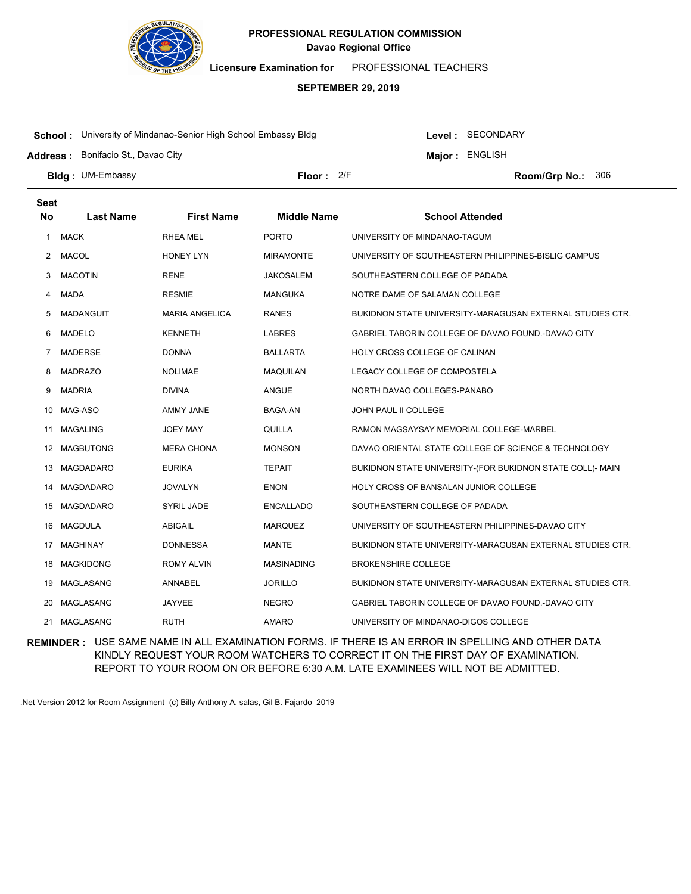**PROFESSIONAL REGULATION COMMISSION**
**Davao Regional Office**

**Licensure Examination for** PROFESSIONAL TEACHERS

**SEPTEMBER 29, 2019**

**School :** University of Mindanao-Senior High School Embassy Bldg
**Address :** Bonifacio St., Davao City
**Bldg :** UM-Embassy
**Floor :** 2/F
**Level :** SECONDARY
**Major :** ENGLISH
**Room/Grp No.:** 306

| Seat No | Last Name | First Name | Middle Name | School Attended |
|---|---|---|---|---|
| 1 | MACK | RHEA MEL | PORTO | UNIVERSITY OF MINDANAO-TAGUM |
| 2 | MACOL | HONEY LYN | MIRAMONTE | UNIVERSITY OF SOUTHEASTERN PHILIPPINES-BISLIG CAMPUS |
| 3 | MACOTIN | RENE | JAKOSALEM | SOUTHEASTERN COLLEGE OF PADADA |
| 4 | MADA | RESMIE | MANGUKA | NOTRE DAME OF SALAMAN COLLEGE |
| 5 | MADANGUIT | MARIA ANGELICA | RANES | BUKIDNON STATE UNIVERSITY-MARAGUSAN EXTERNAL STUDIES CTR. |
| 6 | MADELO | KENNETH | LABRES | GABRIEL TABORIN COLLEGE OF DAVAO FOUND.-DAVAO CITY |
| 7 | MADERSE | DONNA | BALLARTA | HOLY CROSS COLLEGE OF CALINAN |
| 8 | MADRAZO | NOLIMAE | MAQUILAN | LEGACY COLLEGE OF COMPOSTELA |
| 9 | MADRIA | DIVINA | ANGUE | NORTH DAVAO COLLEGES-PANABO |
| 10 | MAG-ASO | AMMY JANE | BAGA-AN | JOHN PAUL II COLLEGE |
| 11 | MAGALING | JOEY MAY | QUILLA | RAMON MAGSAYSAY MEMORIAL COLLEGE-MARBEL |
| 12 | MAGBUTONG | MERA CHONA | MONSON | DAVAO ORIENTAL STATE COLLEGE OF SCIENCE & TECHNOLOGY |
| 13 | MAGDADARO | EURIKA | TEPAIT | BUKIDNON STATE UNIVERSITY-(FOR BUKIDNON STATE COLL)- MAIN |
| 14 | MAGDADARO | JOVALYN | ENON | HOLY CROSS OF BANSALAN JUNIOR COLLEGE |
| 15 | MAGDADARO | SYRIL JADE | ENCALLADO | SOUTHEASTERN COLLEGE OF PADADA |
| 16 | MAGDULA | ABIGAIL | MARQUEZ | UNIVERSITY OF SOUTHEASTERN PHILIPPINES-DAVAO CITY |
| 17 | MAGHINAY | DONNESSA | MANTE | BUKIDNON STATE UNIVERSITY-MARAGUSAN EXTERNAL STUDIES CTR. |
| 18 | MAGKIDONG | ROMY ALVIN | MASINADING | BROKENSHIRE COLLEGE |
| 19 | MAGLASANG | ANNABEL | JORILLO | BUKIDNON STATE UNIVERSITY-MARAGUSAN EXTERNAL STUDIES CTR. |
| 20 | MAGLASANG | JAYVEE | NEGRO | GABRIEL TABORIN COLLEGE OF DAVAO FOUND.-DAVAO CITY |
| 21 | MAGLASANG | RUTH | AMARO | UNIVERSITY OF MINDANAO-DIGOS COLLEGE |

**REMINDER :** USE SAME NAME IN ALL EXAMINATION FORMS. IF THERE IS AN ERROR IN SPELLING AND OTHER DATA KINDLY REQUEST YOUR ROOM WATCHERS TO CORRECT IT ON THE FIRST DAY OF EXAMINATION. REPORT TO YOUR ROOM ON OR BEFORE 6:30 A.M. LATE EXAMINEES WILL NOT BE ADMITTED.

.Net Version 2012 for Room Assignment (c) Billy Anthony A. salas, Gil B. Fajardo 2019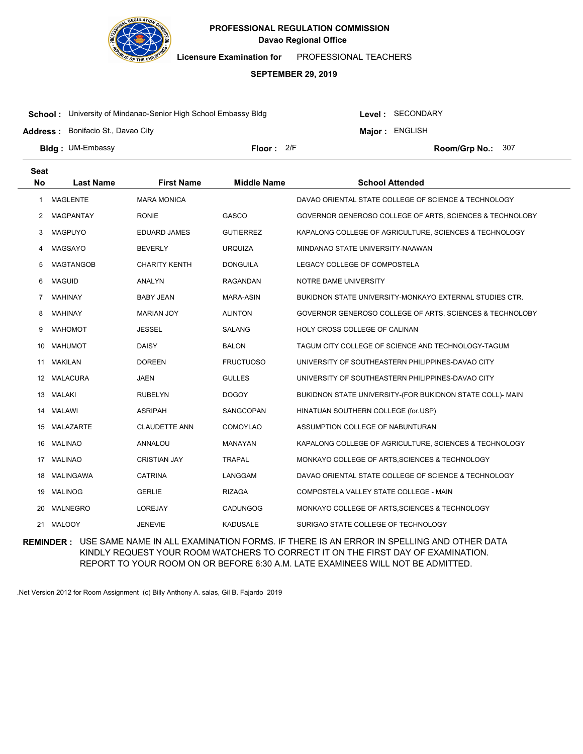**PROFESSIONAL REGULATION COMMISSION**
**Davao Regional Office**

**Licensure Examination for** PROFESSIONAL TEACHERS

**SEPTEMBER 29, 2019**

**School :** University of Mindanao-Senior High School Embassy Bldg
**Level :** SECONDARY
**Address :** Bonifacio St., Davao City
**Major :** ENGLISH
**Bldg :** UM-Embassy
**Floor :** 2/F
**Room/Grp No.:** 307

| Seat No | Last Name | First Name | Middle Name | School Attended |
|---|---|---|---|---|
| 1 | MAGLENTE | MARA MONICA | | DAVAO ORIENTAL STATE COLLEGE OF SCIENCE & TECHNOLOGY |
| 2 | MAGPANTAY | RONIE | GASCO | GOVERNOR GENEROSO COLLEGE OF ARTS, SCIENCES & TECHNOLOBY |
| 3 | MAGPUYO | EDUARD JAMES | GUTIERREZ | KAPALONG COLLEGE OF AGRICULTURE, SCIENCES & TECHNOLOGY |
| 4 | MAGSAYO | BEVERLY | URQUIZA | MINDANAO STATE UNIVERSITY-NAAWAN |
| 5 | MAGTANGOB | CHARITY KENTH | DONGUILA | LEGACY COLLEGE OF COMPOSTELA |
| 6 | MAGUID | ANALYN | RAGANDAN | NOTRE DAME UNIVERSITY |
| 7 | MAHINAY | BABY JEAN | MARA-ASIN | BUKIDNON STATE UNIVERSITY-MONKAYO EXTERNAL STUDIES CTR. |
| 8 | MAHINAY | MARIAN JOY | ALINTON | GOVERNOR GENEROSO COLLEGE OF ARTS, SCIENCES & TECHNOLOBY |
| 9 | MAHOMOT | JESSEL | SALANG | HOLY CROSS COLLEGE OF CALINAN |
| 10 | MAHUMOT | DAISY | BALON | TAGUM CITY COLLEGE OF SCIENCE AND TECHNOLOGY-TAGUM |
| 11 | MAKILAN | DOREEN | FRUCTUOSO | UNIVERSITY OF SOUTHEASTERN PHILIPPINES-DAVAO CITY |
| 12 | MALACURA | JAEN | GULLES | UNIVERSITY OF SOUTHEASTERN PHILIPPINES-DAVAO CITY |
| 13 | MALAKI | RUBELYN | DOGOY | BUKIDNON STATE UNIVERSITY-(FOR BUKIDNON STATE COLL)- MAIN |
| 14 | MALAWI | ASRIPAH | SANGCOPAN | HINATUAN SOUTHERN COLLEGE (for.USP) |
| 15 | MALAZARTE | CLAUDETTE ANN | COMOYLAO | ASSUMPTION COLLEGE OF NABUNTURAN |
| 16 | MALINAO | ANNALOU | MANAYAN | KAPALONG COLLEGE OF AGRICULTURE, SCIENCES & TECHNOLOGY |
| 17 | MALINAO | CRISTIAN JAY | TRAPAL | MONKAYO COLLEGE OF ARTS,SCIENCES & TECHNOLOGY |
| 18 | MALINGAWA | CATRINA | LANGGAM | DAVAO ORIENTAL STATE COLLEGE OF SCIENCE & TECHNOLOGY |
| 19 | MALINOG | GERLIE | RIZAGA | COMPOSTELA VALLEY STATE COLLEGE - MAIN |
| 20 | MALNEGRO | LOREJAY | CADUNGOG | MONKAYO COLLEGE OF ARTS,SCIENCES & TECHNOLOGY |
| 21 | MALOOY | JENEVIE | KADUSALE | SURIGAO STATE COLLEGE OF TECHNOLOGY |

**REMINDER :** USE SAME NAME IN ALL EXAMINATION FORMS. IF THERE IS AN ERROR IN SPELLING AND OTHER DATA KINDLY REQUEST YOUR ROOM WATCHERS TO CORRECT IT ON THE FIRST DAY OF EXAMINATION. REPORT TO YOUR ROOM ON OR BEFORE 6:30 A.M. LATE EXAMINEES WILL NOT BE ADMITTED.

.Net Version 2012 for Room Assignment (c) Billy Anthony A. salas, Gil B. Fajardo 2019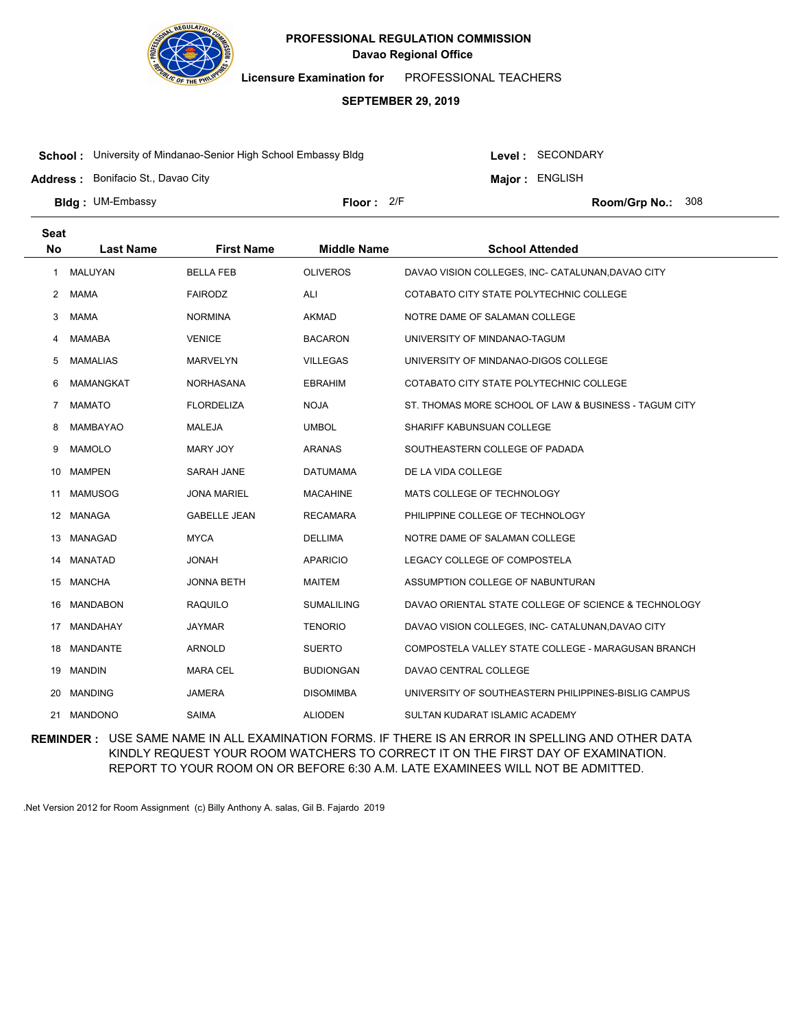**PROFESSIONAL REGULATION COMMISSION**
**Davao Regional Office**

**Licensure Examination for** PROFESSIONAL TEACHERS

**SEPTEMBER 29, 2019**

**School :** University of Mindanao-Senior High School Embassy Bldg
**Level :** SECONDARY
**Address :** Bonifacio St., Davao City
**Major :** ENGLISH
**Bldg :** UM-Embassy
**Floor :** 2/F
**Room/Grp No.:** 308

| Seat No | Last Name | First Name | Middle Name | School Attended |
|---|---|---|---|---|
| 1 | MALUYAN | BELLA FEB | OLIVEROS | DAVAO VISION COLLEGES, INC- CATALUNAN,DAVAO CITY |
| 2 | MAMA | FAIRODZ | ALI | COTABATO CITY STATE POLYTECHNIC COLLEGE |
| 3 | MAMA | NORMINA | AKMAD | NOTRE DAME OF SALAMAN COLLEGE |
| 4 | MAMABA | VENICE | BACARON | UNIVERSITY OF MINDANAO-TAGUM |
| 5 | MAMALIAS | MARVELYN | VILLEGAS | UNIVERSITY OF MINDANAO-DIGOS COLLEGE |
| 6 | MAMANGKAT | NORHASANA | EBRAHIM | COTABATO CITY STATE POLYTECHNIC COLLEGE |
| 7 | MAMATO | FLORDELIZA | NOJA | ST. THOMAS MORE SCHOOL OF LAW & BUSINESS - TAGUM CITY |
| 8 | MAMBAYAO | MALEJA | UMBOL | SHARIFF KABUNSUAN COLLEGE |
| 9 | MAMOLO | MARY JOY | ARANAS | SOUTHEASTERN COLLEGE OF PADADA |
| 10 | MAMPEN | SARAH JANE | DATUMAMA | DE LA VIDA COLLEGE |
| 11 | MAMUSOG | JONA MARIEL | MACAHINE | MATS COLLEGE OF TECHNOLOGY |
| 12 | MANAGA | GABELLE JEAN | RECAMARA | PHILIPPINE COLLEGE OF TECHNOLOGY |
| 13 | MANAGAD | MYCA | DELLIMA | NOTRE DAME OF SALAMAN COLLEGE |
| 14 | MANATAD | JONAH | APARICIO | LEGACY COLLEGE OF COMPOSTELA |
| 15 | MANCHA | JONNA BETH | MAITEM | ASSUMPTION COLLEGE OF NABUNTURAN |
| 16 | MANDABON | RAQUILO | SUMALILING | DAVAO ORIENTAL STATE COLLEGE OF SCIENCE & TECHNOLOGY |
| 17 | MANDAHAY | JAYMAR | TENORIO | DAVAO VISION COLLEGES, INC- CATALUNAN,DAVAO CITY |
| 18 | MANDANTE | ARNOLD | SUERTO | COMPOSTELA VALLEY STATE COLLEGE - MARAGUSAN BRANCH |
| 19 | MANDIN | MARA CEL | BUDIONGAN | DAVAO CENTRAL COLLEGE |
| 20 | MANDING | JAMERA | DISOMIMBA | UNIVERSITY OF SOUTHEASTERN PHILIPPINES-BISLIG CAMPUS |
| 21 | MANDONO | SAIMA | ALIODEN | SULTAN KUDARAT ISLAMIC ACADEMY |

**REMINDER :** USE SAME NAME IN ALL EXAMINATION FORMS. IF THERE IS AN ERROR IN SPELLING AND OTHER DATA KINDLY REQUEST YOUR ROOM WATCHERS TO CORRECT IT ON THE FIRST DAY OF EXAMINATION. REPORT TO YOUR ROOM ON OR BEFORE 6:30 A.M. LATE EXAMINEES WILL NOT BE ADMITTED.

.Net Version 2012 for Room Assignment (c) Billy Anthony A. salas, Gil B. Fajardo 2019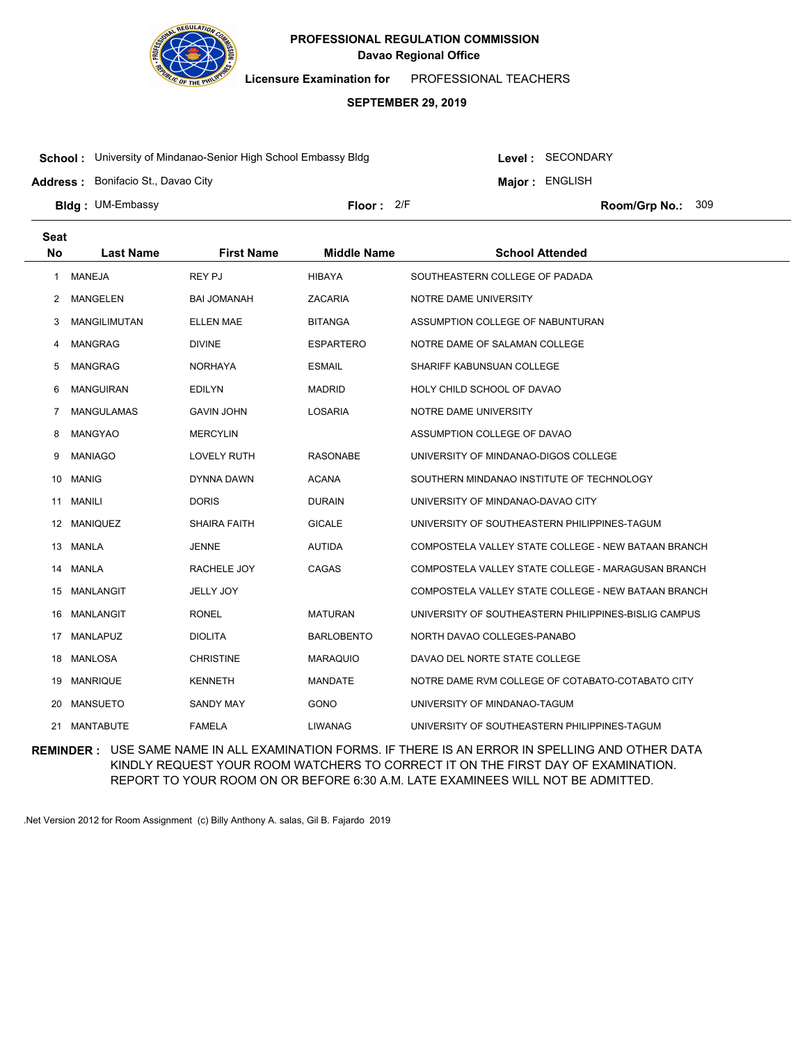**PROFESSIONAL REGULATION COMMISSION**
**Davao Regional Office**

**Licensure Examination for** PROFESSIONAL TEACHERS

**SEPTEMBER 29, 2019**

**School :** University of Mindanao-Senior High School Embassy Bldg
**Level :** SECONDARY
**Address :** Bonifacio St., Davao City
**Major :** ENGLISH
**Bldg :** UM-Embassy
**Floor :** 2/F
**Room/Grp No.:** 309

| Seat No | Last Name | First Name | Middle Name | School Attended |
|---|---|---|---|---|
| 1 | MANEJA | REY PJ | HIBAYA | SOUTHEASTERN COLLEGE OF PADADA |
| 2 | MANGELEN | BAI JOMANAH | ZACARIA | NOTRE DAME UNIVERSITY |
| 3 | MANGILIMUTAN | ELLEN MAE | BITANGA | ASSUMPTION COLLEGE OF NABUNTURAN |
| 4 | MANGRAG | DIVINE | ESPARTERO | NOTRE DAME OF SALAMAN COLLEGE |
| 5 | MANGRAG | NORHAYA | ESMAIL | SHARIFF KABUNSUAN COLLEGE |
| 6 | MANGUIRAN | EDILYN | MADRID | HOLY CHILD SCHOOL OF DAVAO |
| 7 | MANGULAMAS | GAVIN JOHN | LOSARIA | NOTRE DAME UNIVERSITY |
| 8 | MANGYAO | MERCYLIN | | ASSUMPTION COLLEGE OF DAVAO |
| 9 | MANIAGO | LOVELY RUTH | RASONABE | UNIVERSITY OF MINDANAO-DIGOS COLLEGE |
| 10 | MANIG | DYNNA DAWN | ACANA | SOUTHERN MINDANAO INSTITUTE OF TECHNOLOGY |
| 11 | MANILI | DORIS | DURAIN | UNIVERSITY OF MINDANAO-DAVAO CITY |
| 12 | MANIQUEZ | SHAIRA FAITH | GICALE | UNIVERSITY OF SOUTHEASTERN PHILIPPINES-TAGUM |
| 13 | MANLA | JENNE | AUTIDA | COMPOSTELA VALLEY STATE COLLEGE - NEW BATAAN BRANCH |
| 14 | MANLA | RACHELE JOY | CAGAS | COMPOSTELA VALLEY STATE COLLEGE - MARAGUSAN BRANCH |
| 15 | MANLANGIT | JELLY JOY | | COMPOSTELA VALLEY STATE COLLEGE - NEW BATAAN BRANCH |
| 16 | MANLANGIT | RONEL | MATURAN | UNIVERSITY OF SOUTHEASTERN PHILIPPINES-BISLIG CAMPUS |
| 17 | MANLAPUZ | DIOLITA | BARLOBENTO | NORTH DAVAO COLLEGES-PANABO |
| 18 | MANLOSA | CHRISTINE | MARAQUIO | DAVAO DEL NORTE STATE COLLEGE |
| 19 | MANRIQUE | KENNETH | MANDATE | NOTRE DAME RVM COLLEGE OF COTABATO-COTABATO CITY |
| 20 | MANSUETO | SANDY MAY | GONO | UNIVERSITY OF MINDANAO-TAGUM |
| 21 | MANTABUTE | FAMELA | LIWANAG | UNIVERSITY OF SOUTHEASTERN PHILIPPINES-TAGUM |

**REMINDER :** USE SAME NAME IN ALL EXAMINATION FORMS. IF THERE IS AN ERROR IN SPELLING AND OTHER DATA KINDLY REQUEST YOUR ROOM WATCHERS TO CORRECT IT ON THE FIRST DAY OF EXAMINATION. REPORT TO YOUR ROOM ON OR BEFORE 6:30 A.M. LATE EXAMINEES WILL NOT BE ADMITTED.

.Net Version 2012 for Room Assignment (c) Billy Anthony A. salas, Gil B. Fajardo 2019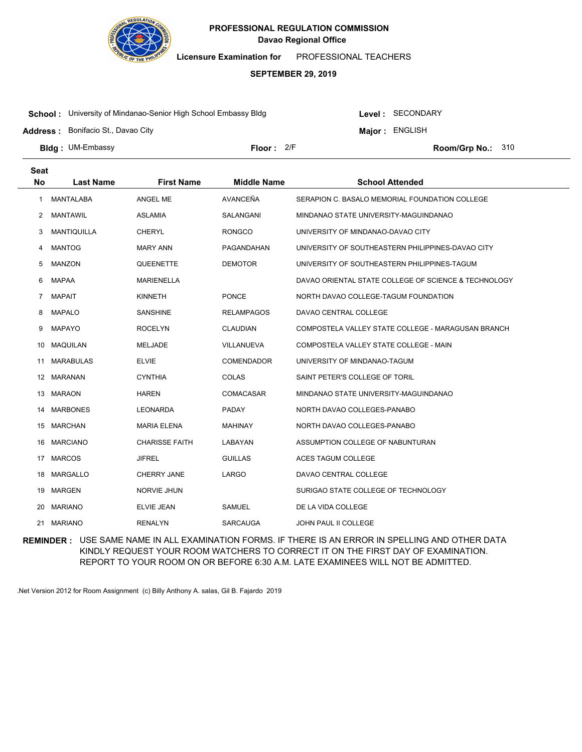**PROFESSIONAL REGULATION COMMISSION**
**Davao Regional Office**

**Licensure Examination for** PROFESSIONAL TEACHERS

**SEPTEMBER 29, 2019**

**School :** University of Mindanao-Senior High School Embassy Bldg
**Level :** SECONDARY
**Address :** Bonifacio St., Davao City
**Major :** ENGLISH
**Bldg :** UM-Embassy
**Floor :** 2/F
**Room/Grp No.:** 310

| Seat No | Last Name | First Name | Middle Name | School Attended |
|---|---|---|---|---|
| 1 | MANTALABA | ANGEL ME | AVANCEÑA | SERAPION C. BASALO MEMORIAL FOUNDATION COLLEGE |
| 2 | MANTAWIL | ASLAMIA | SALANGANI | MINDANAO STATE UNIVERSITY-MAGUINDANAO |
| 3 | MANTIQUILLA | CHERYL | RONGCO | UNIVERSITY OF MINDANAO-DAVAO CITY |
| 4 | MANTOG | MARY ANN | PAGANDAHAN | UNIVERSITY OF SOUTHEASTERN PHILIPPINES-DAVAO CITY |
| 5 | MANZON | QUEENETTE | DEMOTOR | UNIVERSITY OF SOUTHEASTERN PHILIPPINES-TAGUM |
| 6 | MAPAA | MARIENELLA | | DAVAO ORIENTAL STATE COLLEGE OF SCIENCE & TECHNOLOGY |
| 7 | MAPAIT | KINNETH | PONCE | NORTH DAVAO COLLEGE-TAGUM FOUNDATION |
| 8 | MAPALO | SANSHINE | RELAMPAGOS | DAVAO CENTRAL COLLEGE |
| 9 | MAPAYO | ROCELYN | CLAUDIAN | COMPOSTELA VALLEY STATE COLLEGE - MARAGUSAN BRANCH |
| 10 | MAQUILAN | MELJADE | VILLANUEVA | COMPOSTELA VALLEY STATE COLLEGE - MAIN |
| 11 | MARABULAS | ELVIE | COMENDADOR | UNIVERSITY OF MINDANAO-TAGUM |
| 12 | MARANAN | CYNTHIA | COLAS | SAINT PETER'S COLLEGE OF TORIL |
| 13 | MARAON | HAREN | COMACASAR | MINDANAO STATE UNIVERSITY-MAGUINDANAO |
| 14 | MARBONES | LEONARDA | PADAY | NORTH DAVAO COLLEGES-PANABO |
| 15 | MARCHAN | MARIA ELENA | MAHINAY | NORTH DAVAO COLLEGES-PANABO |
| 16 | MARCIANO | CHARISSE FAITH | LABAYAN | ASSUMPTION COLLEGE OF NABUNTURAN |
| 17 | MARCOS | JIFREL | GUILLAS | ACES TAGUM COLLEGE |
| 18 | MARGALLO | CHERRY JANE | LARGO | DAVAO CENTRAL COLLEGE |
| 19 | MARGEN | NORVIE JHUN | | SURIGAO STATE COLLEGE OF TECHNOLOGY |
| 20 | MARIANO | ELVIE JEAN | SAMUEL | DE LA VIDA COLLEGE |
| 21 | MARIANO | RENALYN | SARCAUGA | JOHN PAUL II COLLEGE |

**REMINDER :** USE SAME NAME IN ALL EXAMINATION FORMS. IF THERE IS AN ERROR IN SPELLING AND OTHER DATA KINDLY REQUEST YOUR ROOM WATCHERS TO CORRECT IT ON THE FIRST DAY OF EXAMINATION. REPORT TO YOUR ROOM ON OR BEFORE 6:30 A.M. LATE EXAMINEES WILL NOT BE ADMITTED.

.Net Version 2012 for Room Assignment (c) Billy Anthony A. salas, Gil B. Fajardo 2019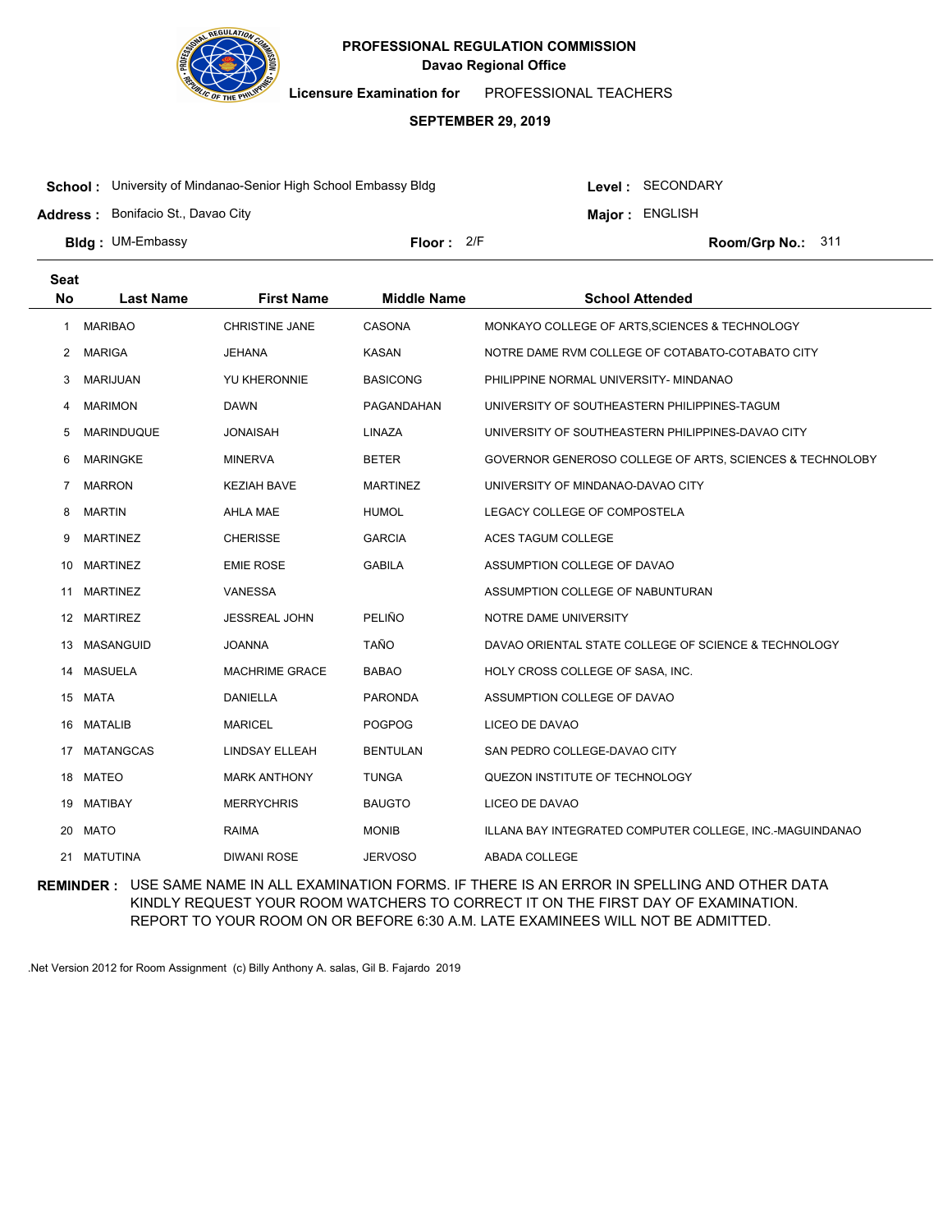**PROFESSIONAL REGULATION COMMISSION**
**Davao Regional Office**

**Licensure Examination for** PROFESSIONAL TEACHERS

**SEPTEMBER 29, 2019**

**School :** University of Mindanao-Senior High School Embassy Bldg
**Level :** SECONDARY
**Address :** Bonifacio St., Davao City
**Major :** ENGLISH
**Bldg :** UM-Embassy
**Floor :** 2/F
**Room/Grp No.:** 311

| Seat No | Last Name | First Name | Middle Name | School Attended |
|---|---|---|---|---|
| 1 | MARIBAO | CHRISTINE JANE | CASONA | MONKAYO COLLEGE OF ARTS,SCIENCES & TECHNOLOGY |
| 2 | MARIGA | JEHANA | KASAN | NOTRE DAME RVM COLLEGE OF COTABATO-COTABATO CITY |
| 3 | MARIJUAN | YU KHERONNIE | BASICONG | PHILIPPINE NORMAL UNIVERSITY- MINDANAO |
| 4 | MARIMON | DAWN | PAGANDAHAN | UNIVERSITY OF SOUTHEASTERN PHILIPPINES-TAGUM |
| 5 | MARINDUQUE | JONAISAH | LINAZA | UNIVERSITY OF SOUTHEASTERN PHILIPPINES-DAVAO CITY |
| 6 | MARINGKE | MINERVA | BETER | GOVERNOR GENEROSO COLLEGE OF ARTS, SCIENCES & TECHNOLOBY |
| 7 | MARRON | KEZIAH BAVE | MARTINEZ | UNIVERSITY OF MINDANAO-DAVAO CITY |
| 8 | MARTIN | AHLA MAE | HUMOL | LEGACY COLLEGE OF COMPOSTELA |
| 9 | MARTINEZ | CHERISSE | GARCIA | ACES TAGUM COLLEGE |
| 10 | MARTINEZ | EMIE ROSE | GABILA | ASSUMPTION COLLEGE OF DAVAO |
| 11 | MARTINEZ | VANESSA | | ASSUMPTION COLLEGE OF NABUNTURAN |
| 12 | MARTIREZ | JESSREAL JOHN | PELIÑO | NOTRE DAME UNIVERSITY |
| 13 | MASANGUID | JOANNA | TAÑO | DAVAO ORIENTAL STATE COLLEGE OF SCIENCE & TECHNOLOGY |
| 14 | MASUELA | MACHRIME GRACE | BABAO | HOLY CROSS COLLEGE OF SASA, INC. |
| 15 | MATA | DANIELLA | PARONDA | ASSUMPTION COLLEGE OF DAVAO |
| 16 | MATALIB | MARICEL | POGPOG | LICEO DE DAVAO |
| 17 | MATANGCAS | LINDSAY ELLEAH | BENTULAN | SAN PEDRO COLLEGE-DAVAO CITY |
| 18 | MATEO | MARK ANTHONY | TUNGA | QUEZON INSTITUTE OF TECHNOLOGY |
| 19 | MATIBAY | MERRYCHRIS | BAUGTO | LICEO DE DAVAO |
| 20 | MATO | RAIMA | MONIB | ILLANA BAY INTEGRATED COMPUTER COLLEGE, INC.-MAGUINDANAO |
| 21 | MATUTINA | DIWANI ROSE | JERVOSO | ABADA COLLEGE |

**REMINDER :** USE SAME NAME IN ALL EXAMINATION FORMS. IF THERE IS AN ERROR IN SPELLING AND OTHER DATA KINDLY REQUEST YOUR ROOM WATCHERS TO CORRECT IT ON THE FIRST DAY OF EXAMINATION. REPORT TO YOUR ROOM ON OR BEFORE 6:30 A.M. LATE EXAMINEES WILL NOT BE ADMITTED.

.Net Version 2012 for Room Assignment (c) Billy Anthony A. salas, Gil B. Fajardo 2019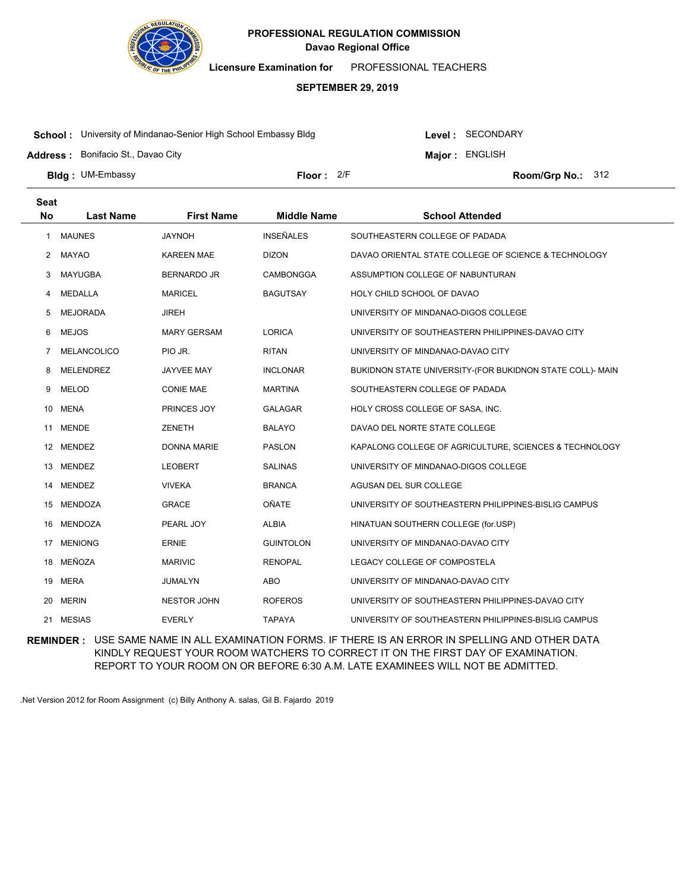# PROFESSIONAL REGULATION COMMISSION

**Davao Regional Office**

**Licensure Examination for** PROFESSIONAL TEACHERS

**SEPTEMBER 29, 2019**

**School :** University of Mindanao-Senior High School Embassy Bldg

**Level :** SECONDARY

**Address :** Bonifacio St., Davao City

**Major :** ENGLISH

**Bldg :** UM-Embassy

**Floor :** 2/F

**Room/Grp No.:** 312

| Seat No | Last Name | First Name | Middle Name | School Attended |
|---|---|---|---|---|
| 1 | MAUNES | JAYNOH | INSEÑALES | SOUTHEASTERN COLLEGE OF PADADA |
| 2 | MAYAO | KAREEN MAE | DIZON | DAVAO ORIENTAL STATE COLLEGE OF SCIENCE & TECHNOLOGY |
| 3 | MAYUGBA | BERNARDO JR | CAMBONGGA | ASSUMPTION COLLEGE OF NABUNTURAN |
| 4 | MEDALLA | MARICEL | BAGUTSAY | HOLY CHILD SCHOOL OF DAVAO |
| 5 | MEJORADA | JIREH | | UNIVERSITY OF MINDANAO-DIGOS COLLEGE |
| 6 | MEJOS | MARY GERSAM | LORICA | UNIVERSITY OF SOUTHEASTERN PHILIPPINES-DAVAO CITY |
| 7 | MELANCOLICO | PIO JR. | RITAN | UNIVERSITY OF MINDANAO-DAVAO CITY |
| 8 | MELENDREZ | JAYVEE MAY | INCLONAR | BUKIDNON STATE UNIVERSITY-(FOR BUKIDNON STATE COLL)- MAIN |
| 9 | MELOD | CONIE MAE | MARTINA | SOUTHEASTERN COLLEGE OF PADADA |
| 10 | MENA | PRINCES JOY | GALAGAR | HOLY CROSS COLLEGE OF SASA, INC. |
| 11 | MENDE | ZENETH | BALAYO | DAVAO DEL NORTE STATE COLLEGE |
| 12 | MENDEZ | DONNA MARIE | PASLON | KAPALONG COLLEGE OF AGRICULTURE, SCIENCES & TECHNOLOGY |
| 13 | MENDEZ | LEOBERT | SALINAS | UNIVERSITY OF MINDANAO-DIGOS COLLEGE |
| 14 | MENDEZ | VIVEKA | BRANCA | AGUSAN DEL SUR COLLEGE |
| 15 | MENDOZA | GRACE | OÑATE | UNIVERSITY OF SOUTHEASTERN PHILIPPINES-BISLIG CAMPUS |
| 16 | MENDOZA | PEARL JOY | ALBIA | HINATUAN SOUTHERN COLLEGE (for.USP) |
| 17 | MENIONG | ERNIE | GUINTOLON | UNIVERSITY OF MINDANAO-DAVAO CITY |
| 18 | MEÑOZA | MARIVIC | RENOPAL | LEGACY COLLEGE OF COMPOSTELA |
| 19 | MERA | JUMALYN | ABO | UNIVERSITY OF MINDANAO-DAVAO CITY |
| 20 | MERIN | NESTOR JOHN | ROFEROS | UNIVERSITY OF SOUTHEASTERN PHILIPPINES-DAVAO CITY |
| 21 | MESIAS | EVERLY | TAPAYA | UNIVERSITY OF SOUTHEASTERN PHILIPPINES-BISLIG CAMPUS |

**REMINDER :** USE SAME NAME IN ALL EXAMINATION FORMS. IF THERE IS AN ERROR IN SPELLING AND OTHER DATA KINDLY REQUEST YOUR ROOM WATCHERS TO CORRECT IT ON THE FIRST DAY OF EXAMINATION. REPORT TO YOUR ROOM ON OR BEFORE 6:30 A.M. LATE EXAMINEES WILL NOT BE ADMITTED.

.Net Version 2012 for Room Assignment (c) Billy Anthony A. salas, Gil B. Fajardo 2019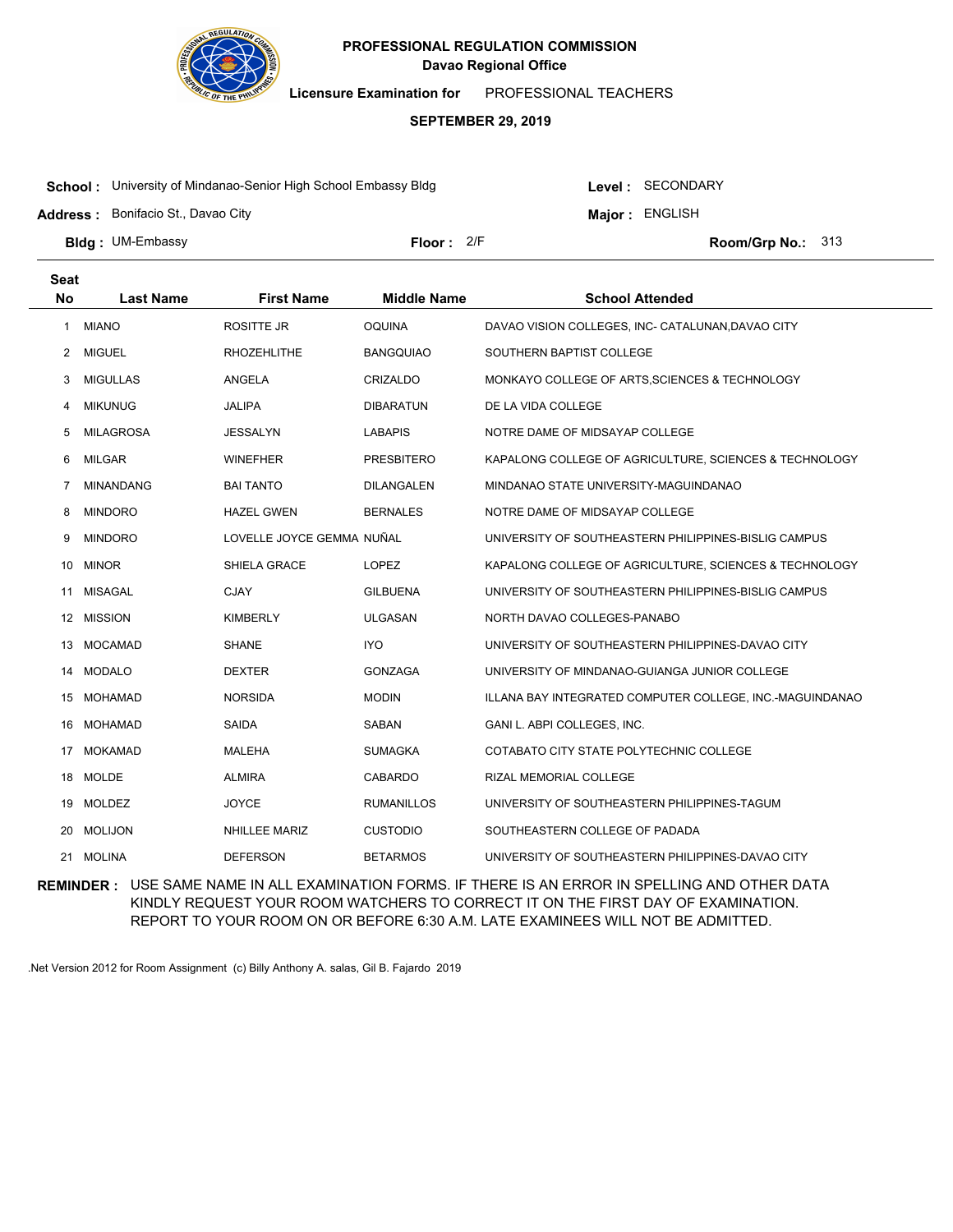**PROFESSIONAL REGULATION COMMISSION**
**Davao Regional Office**

**Licensure Examination for** PROFESSIONAL TEACHERS

**SEPTEMBER 29, 2019**

**School :** University of Mindanao-Senior High School Embassy Bldg
**Level :** SECONDARY
**Address :** Bonifacio St., Davao City
**Major :** ENGLISH
**Bldg :** UM-Embassy
**Floor :** 2/F
**Room/Grp No.:** 313

| Seat No | Last Name | First Name | Middle Name | School Attended |
|---|---|---|---|---|
| 1 | MIANO | ROSITTE JR | OQUINA | DAVAO VISION COLLEGES, INC- CATALUNAN,DAVAO CITY |
| 2 | MIGUEL | RHOZEHLITHE | BANGQUIAO | SOUTHERN BAPTIST COLLEGE |
| 3 | MIGULLAS | ANGELA | CRIZALDO | MONKAYO COLLEGE OF ARTS,SCIENCES & TECHNOLOGY |
| 4 | MIKUNUG | JALIPA | DIBARATUN | DE LA VIDA COLLEGE |
| 5 | MILAGROSA | JESSALYN | LABAPIS | NOTRE DAME OF MIDSAYAP COLLEGE |
| 6 | MILGAR | WINEFHER | PRESBITERO | KAPALONG COLLEGE OF AGRICULTURE, SCIENCES & TECHNOLOGY |
| 7 | MINANDANG | BAI TANTO | DILANGALEN | MINDANAO STATE UNIVERSITY-MAGUINDANAO |
| 8 | MINDORO | HAZEL GWEN | BERNALES | NOTRE DAME OF MIDSAYAP COLLEGE |
| 9 | MINDORO | LOVELLE JOYCE GEMMA | NUÑAL | UNIVERSITY OF SOUTHEASTERN PHILIPPINES-BISLIG CAMPUS |
| 10 | MINOR | SHIELA GRACE | LOPEZ | KAPALONG COLLEGE OF AGRICULTURE, SCIENCES & TECHNOLOGY |
| 11 | MISAGAL | CJAY | GILBUENA | UNIVERSITY OF SOUTHEASTERN PHILIPPINES-BISLIG CAMPUS |
| 12 | MISSION | KIMBERLY | ULGASAN | NORTH DAVAO COLLEGES-PANABO |
| 13 | MOCAMAD | SHANE | IYO | UNIVERSITY OF SOUTHEASTERN PHILIPPINES-DAVAO CITY |
| 14 | MODALO | DEXTER | GONZAGA | UNIVERSITY OF MINDANAO-GUIANGA JUNIOR COLLEGE |
| 15 | MOHAMAD | NORSIDA | MODIN | ILLANA BAY INTEGRATED COMPUTER COLLEGE, INC.-MAGUINDANAO |
| 16 | MOHAMAD | SAIDA | SABAN | GANI L. ABPI COLLEGES, INC. |
| 17 | MOKAMAD | MALEHA | SUMAGKA | COTABATO CITY STATE POLYTECHNIC COLLEGE |
| 18 | MOLDE | ALMIRA | CABARDO | RIZAL MEMORIAL COLLEGE |
| 19 | MOLDEZ | JOYCE | RUMANILLOS | UNIVERSITY OF SOUTHEASTERN PHILIPPINES-TAGUM |
| 20 | MOLIJON | NHILLEE MARIZ | CUSTODIO | SOUTHEASTERN COLLEGE OF PADADA |
| 21 | MOLINA | DEFERSON | BETARMOS | UNIVERSITY OF SOUTHEASTERN PHILIPPINES-DAVAO CITY |

**REMINDER :** USE SAME NAME IN ALL EXAMINATION FORMS. IF THERE IS AN ERROR IN SPELLING AND OTHER DATA KINDLY REQUEST YOUR ROOM WATCHERS TO CORRECT IT ON THE FIRST DAY OF EXAMINATION. REPORT TO YOUR ROOM ON OR BEFORE 6:30 A.M. LATE EXAMINEES WILL NOT BE ADMITTED.

.Net Version 2012 for Room Assignment (c) Billy Anthony A. salas, Gil B. Fajardo 2019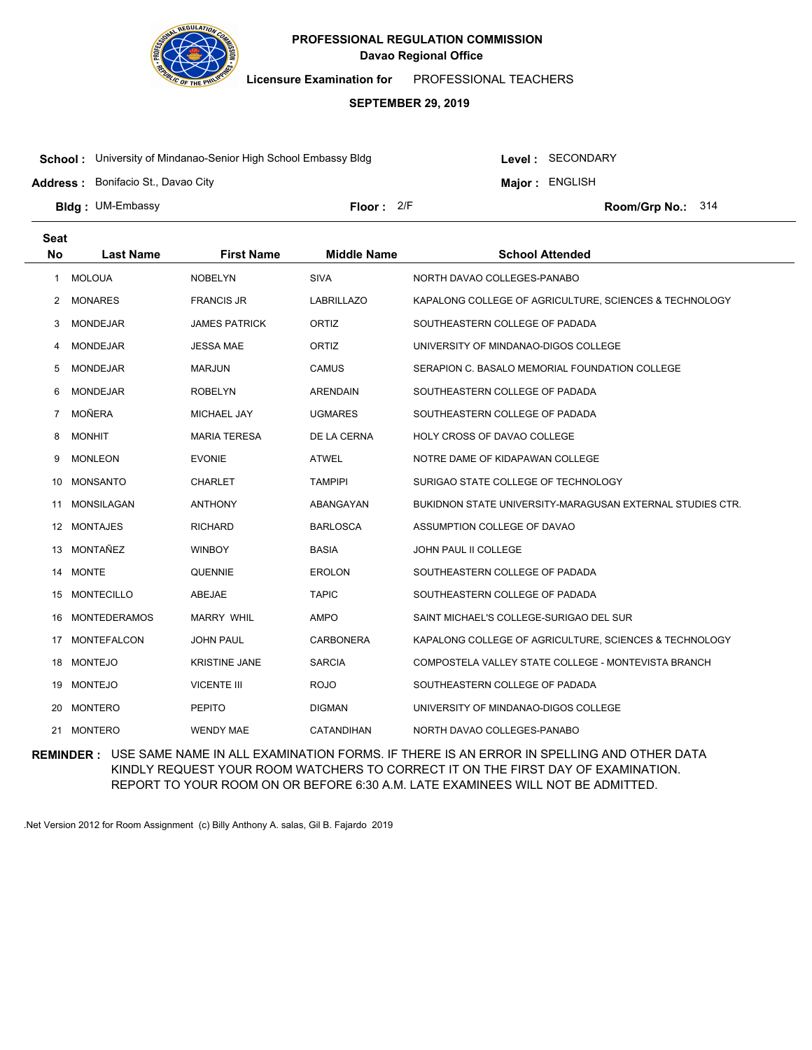**PROFESSIONAL REGULATION COMMISSION**
**Davao Regional Office**

**Licensure Examination for** PROFESSIONAL TEACHERS

**SEPTEMBER 29, 2019**

**School :** University of Mindanao-Senior High School Embassy Bldg
**Level :** SECONDARY
**Address :** Bonifacio St., Davao City
**Major :** ENGLISH
**Bldg :** UM-Embassy
**Floor :** 2/F
**Room/Grp No.:** 314

| Seat No | Last Name | First Name | Middle Name | School Attended |
|---|---|---|---|---|
| 1 | MOLOUA | NOBELYN | SIVA | NORTH DAVAO COLLEGES-PANABO |
| 2 | MONARES | FRANCIS JR | LABRILLAZO | KAPALONG COLLEGE OF AGRICULTURE, SCIENCES & TECHNOLOGY |
| 3 | MONDEJAR | JAMES PATRICK | ORTIZ | SOUTHEASTERN COLLEGE OF PADADA |
| 4 | MONDEJAR | JESSA MAE | ORTIZ | UNIVERSITY OF MINDANAO-DIGOS COLLEGE |
| 5 | MONDEJAR | MARJUN | CAMUS | SERAPION C. BASALO MEMORIAL FOUNDATION COLLEGE |
| 6 | MONDEJAR | ROBELYN | ARENDAIN | SOUTHEASTERN COLLEGE OF PADADA |
| 7 | MOÑERA | MICHAEL JAY | UGMARES | SOUTHEASTERN COLLEGE OF PADADA |
| 8 | MONHIT | MARIA TERESA | DE LA CERNA | HOLY CROSS OF DAVAO COLLEGE |
| 9 | MONLEON | EVONIE | ATWEL | NOTRE DAME OF KIDAPAWAN COLLEGE |
| 10 | MONSANTO | CHARLET | TAMPIPI | SURIGAO STATE COLLEGE OF TECHNOLOGY |
| 11 | MONSILAGAN | ANTHONY | ABANGAYAN | BUKIDNON STATE UNIVERSITY-MARAGUSAN EXTERNAL STUDIES CTR. |
| 12 | MONTAJES | RICHARD | BARLOSCA | ASSUMPTION COLLEGE OF DAVAO |
| 13 | MONTAÑEZ | WINBOY | BASIA | JOHN PAUL II COLLEGE |
| 14 | MONTE | QUENNIE | EROLON | SOUTHEASTERN COLLEGE OF PADADA |
| 15 | MONTECILLO | ABEJAE | TAPIC | SOUTHEASTERN COLLEGE OF PADADA |
| 16 | MONTEDERAMOS | MARRY WHIL | AMPO | SAINT MICHAEL'S COLLEGE-SURIGAO DEL SUR |
| 17 | MONTEFALCON | JOHN PAUL | CARBONERA | KAPALONG COLLEGE OF AGRICULTURE, SCIENCES & TECHNOLOGY |
| 18 | MONTEJO | KRISTINE JANE | SARCIA | COMPOSTELA VALLEY STATE COLLEGE - MONTEVISTA BRANCH |
| 19 | MONTEJO | VICENTE III | ROJO | SOUTHEASTERN COLLEGE OF PADADA |
| 20 | MONTERO | PEPITO | DIGMAN | UNIVERSITY OF MINDANAO-DIGOS COLLEGE |
| 21 | MONTERO | WENDY MAE | CATANDIHAN | NORTH DAVAO COLLEGES-PANABO |

**REMINDER :** USE SAME NAME IN ALL EXAMINATION FORMS. IF THERE IS AN ERROR IN SPELLING AND OTHER DATA KINDLY REQUEST YOUR ROOM WATCHERS TO CORRECT IT ON THE FIRST DAY OF EXAMINATION. REPORT TO YOUR ROOM ON OR BEFORE 6:30 A.M. LATE EXAMINEES WILL NOT BE ADMITTED.

.Net Version 2012 for Room Assignment (c) Billy Anthony A. salas, Gil B. Fajardo 2019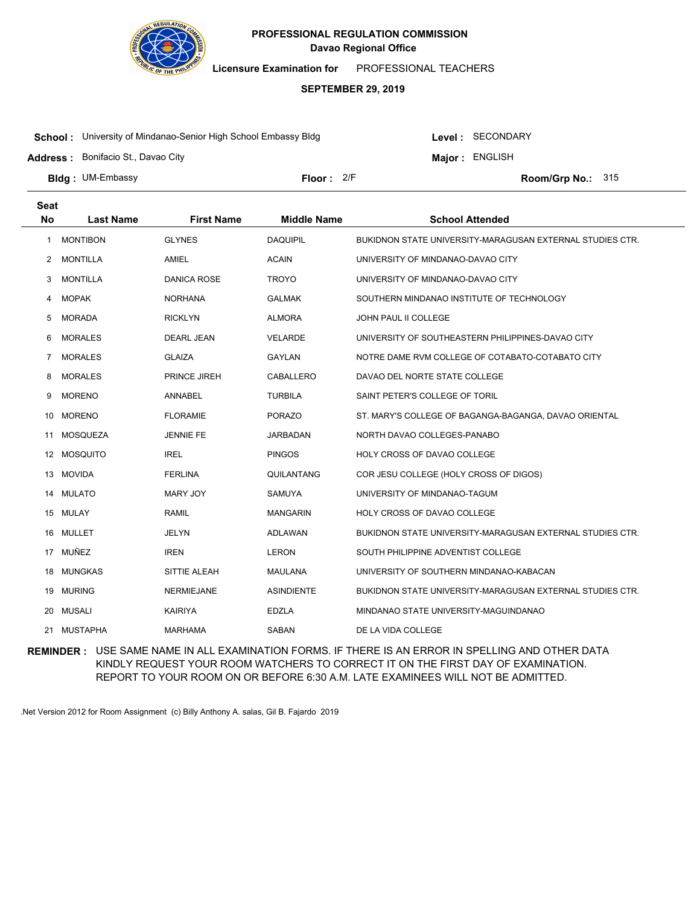**PROFESSIONAL REGULATION COMMISSION**
**Davao Regional Office**

**Licensure Examination for** PROFESSIONAL TEACHERS

**SEPTEMBER 29, 2019**

**School :** University of Mindanao-Senior High School Embassy Bldg
**Level :** SECONDARY
**Address :** Bonifacio St., Davao City
**Major :** ENGLISH
**Bldg :** UM-Embassy
**Floor :** 2/F
**Room/Grp No.:** 315

| Seat No | Last Name | First Name | Middle Name | School Attended |
|---|---|---|---|---|
| 1 | MONTIBON | GLYNES | DAQUIPIL | BUKIDNON STATE UNIVERSITY-MARAGUSAN EXTERNAL STUDIES CTR. |
| 2 | MONTILLA | AMIEL | ACAIN | UNIVERSITY OF MINDANAO-DAVAO CITY |
| 3 | MONTILLA | DANICA ROSE | TROYO | UNIVERSITY OF MINDANAO-DAVAO CITY |
| 4 | MOPAK | NORHANA | GALMAK | SOUTHERN MINDANAO INSTITUTE OF TECHNOLOGY |
| 5 | MORADA | RICKLYN | ALMORA | JOHN PAUL II COLLEGE |
| 6 | MORALES | DEARL JEAN | VELARDE | UNIVERSITY OF SOUTHEASTERN PHILIPPINES-DAVAO CITY |
| 7 | MORALES | GLAIZA | GAYLAN | NOTRE DAME RVM COLLEGE OF COTABATO-COTABATO CITY |
| 8 | MORALES | PRINCE JIREH | CABALLERO | DAVAO DEL NORTE STATE COLLEGE |
| 9 | MORENO | ANNABEL | TURBILA | SAINT PETER'S COLLEGE OF TORIL |
| 10 | MORENO | FLORAMIE | PORAZO | ST. MARY'S COLLEGE OF BAGANGA-BAGANGA, DAVAO ORIENTAL |
| 11 | MOSQUEZA | JENNIE FE | JARBADAN | NORTH DAVAO COLLEGES-PANABO |
| 12 | MOSQUITO | IREL | PINGOS | HOLY CROSS OF DAVAO COLLEGE |
| 13 | MOVIDA | FERLINA | QUILANTANG | COR JESU COLLEGE (HOLY CROSS OF DIGOS) |
| 14 | MULATO | MARY JOY | SAMUYA | UNIVERSITY OF MINDANAO-TAGUM |
| 15 | MULAY | RAMIL | MANGARIN | HOLY CROSS OF DAVAO COLLEGE |
| 16 | MULLET | JELYN | ADLAWAN | BUKIDNON STATE UNIVERSITY-MARAGUSAN EXTERNAL STUDIES CTR. |
| 17 | MUÑEZ | IREN | LERON | SOUTH PHILIPPINE ADVENTIST COLLEGE |
| 18 | MUNGKAS | SITTIE ALEAH | MAULANA | UNIVERSITY OF SOUTHERN MINDANAO-KABACAN |
| 19 | MURING | NERMIEJANE | ASINDIENTE | BUKIDNON STATE UNIVERSITY-MARAGUSAN EXTERNAL STUDIES CTR. |
| 20 | MUSALI | KAIRIYA | EDZLA | MINDANAO STATE UNIVERSITY-MAGUINDANAO |
| 21 | MUSTAPHA | MARHAMA | SABAN | DE LA VIDA COLLEGE |

**REMINDER :** USE SAME NAME IN ALL EXAMINATION FORMS. IF THERE IS AN ERROR IN SPELLING AND OTHER DATA KINDLY REQUEST YOUR ROOM WATCHERS TO CORRECT IT ON THE FIRST DAY OF EXAMINATION. REPORT TO YOUR ROOM ON OR BEFORE 6:30 A.M. LATE EXAMINEES WILL NOT BE ADMITTED.

.Net Version 2012 for Room Assignment (c) Billy Anthony A. salas, Gil B. Fajardo 2019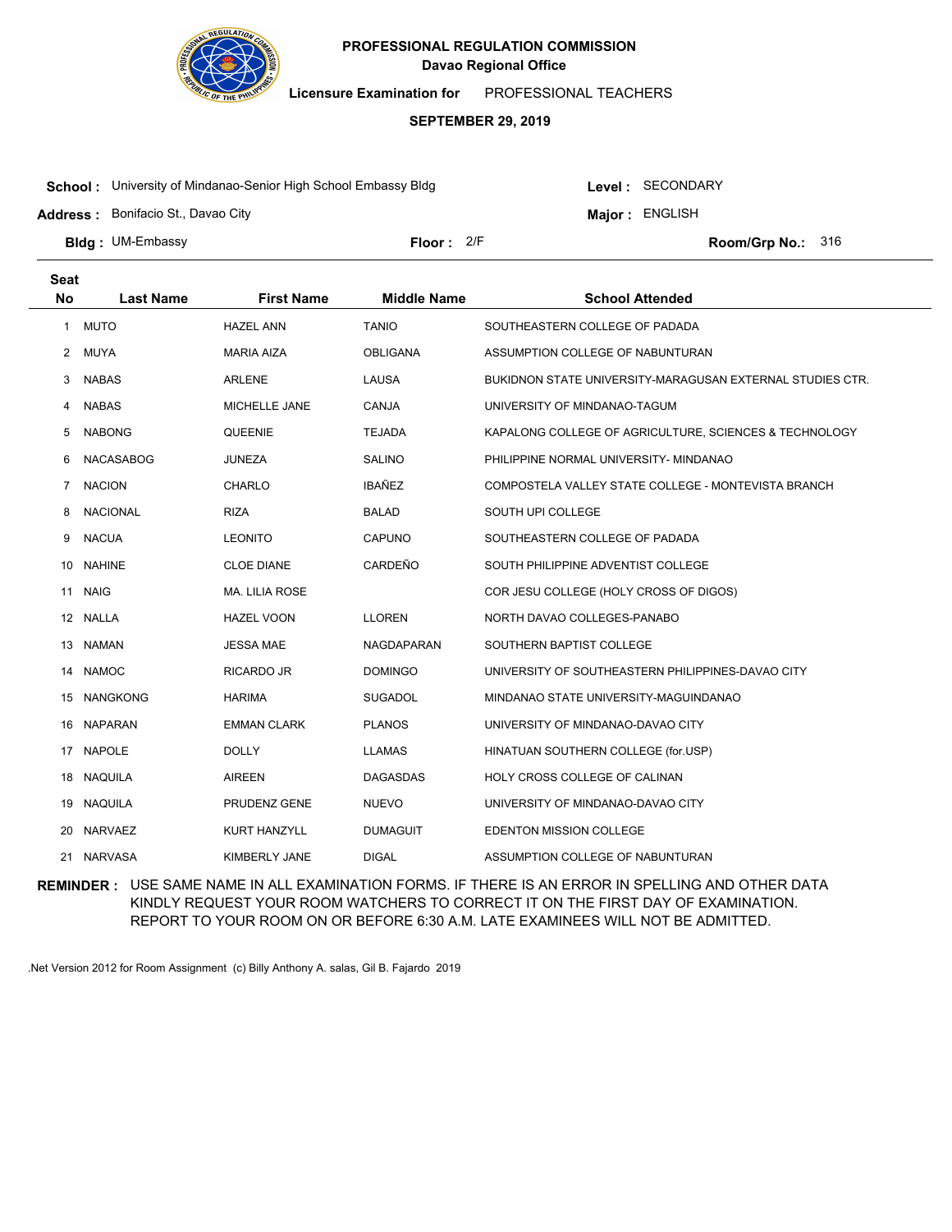**PROFESSIONAL REGULATION COMMISSION**
**Davao Regional Office**

**Licensure Examination for** PROFESSIONAL TEACHERS

**SEPTEMBER 29, 2019**

**School :** University of Mindanao-Senior High School Embassy Bldg
**Level :** SECONDARY
**Address :** Bonifacio St., Davao City
**Major :** ENGLISH
**Bldg :** UM-Embassy
**Floor :** 2/F
**Room/Grp No.:** 316

| Seat No | Last Name | First Name | Middle Name | School Attended |
|---|---|---|---|---|
| 1 | MUTO | HAZEL ANN | TANIO | SOUTHEASTERN COLLEGE OF PADADA |
| 2 | MUYA | MARIA AIZA | OBLIGANA | ASSUMPTION COLLEGE OF NABUNTURAN |
| 3 | NABAS | ARLENE | LAUSA | BUKIDNON STATE UNIVERSITY-MARAGUSAN EXTERNAL STUDIES CTR. |
| 4 | NABAS | MICHELLE JANE | CANJA | UNIVERSITY OF MINDANAO-TAGUM |
| 5 | NABONG | QUEENIE | TEJADA | KAPALONG COLLEGE OF AGRICULTURE, SCIENCES & TECHNOLOGY |
| 6 | NACASABOG | JUNEZA | SALINO | PHILIPPINE NORMAL UNIVERSITY- MINDANAO |
| 7 | NACION | CHARLO | IBAÑEZ | COMPOSTELA VALLEY STATE COLLEGE - MONTEVISTA BRANCH |
| 8 | NACIONAL | RIZA | BALAD | SOUTH UPI COLLEGE |
| 9 | NACUA | LEONITO | CAPUNO | SOUTHEASTERN COLLEGE OF PADADA |
| 10 | NAHINE | CLOE DIANE | CARDEÑO | SOUTH PHILIPPINE ADVENTIST COLLEGE |
| 11 | NAIG | MA. LILIA ROSE | | COR JESU COLLEGE (HOLY CROSS OF DIGOS) |
| 12 | NALLA | HAZEL VOON | LLOREN | NORTH DAVAO COLLEGES-PANABO |
| 13 | NAMAN | JESSA MAE | NAGDAPARAN | SOUTHERN BAPTIST COLLEGE |
| 14 | NAMOC | RICARDO JR | DOMINGO | UNIVERSITY OF SOUTHEASTERN PHILIPPINES-DAVAO CITY |
| 15 | NANGKONG | HARIMA | SUGADOL | MINDANAO STATE UNIVERSITY-MAGUINDANAO |
| 16 | NAPARAN | EMMAN CLARK | PLANOS | UNIVERSITY OF MINDANAO-DAVAO CITY |
| 17 | NAPOLE | DOLLY | LLAMAS | HINATUAN SOUTHERN COLLEGE (for.USP) |
| 18 | NAQUILA | AIREEN | DAGASDAS | HOLY CROSS COLLEGE OF CALINAN |
| 19 | NAQUILA | PRUDENZ GENE | NUEVO | UNIVERSITY OF MINDANAO-DAVAO CITY |
| 20 | NARVAEZ | KURT HANZYLL | DUMAGUIT | EDENTON MISSION COLLEGE |
| 21 | NARVASA | KIMBERLY JANE | DIGAL | ASSUMPTION COLLEGE OF NABUNTURAN |

**REMINDER :** USE SAME NAME IN ALL EXAMINATION FORMS. IF THERE IS AN ERROR IN SPELLING AND OTHER DATA KINDLY REQUEST YOUR ROOM WATCHERS TO CORRECT IT ON THE FIRST DAY OF EXAMINATION. REPORT TO YOUR ROOM ON OR BEFORE 6:30 A.M. LATE EXAMINEES WILL NOT BE ADMITTED.

.Net Version 2012 for Room Assignment (c) Billy Anthony A. salas, Gil B. Fajardo 2019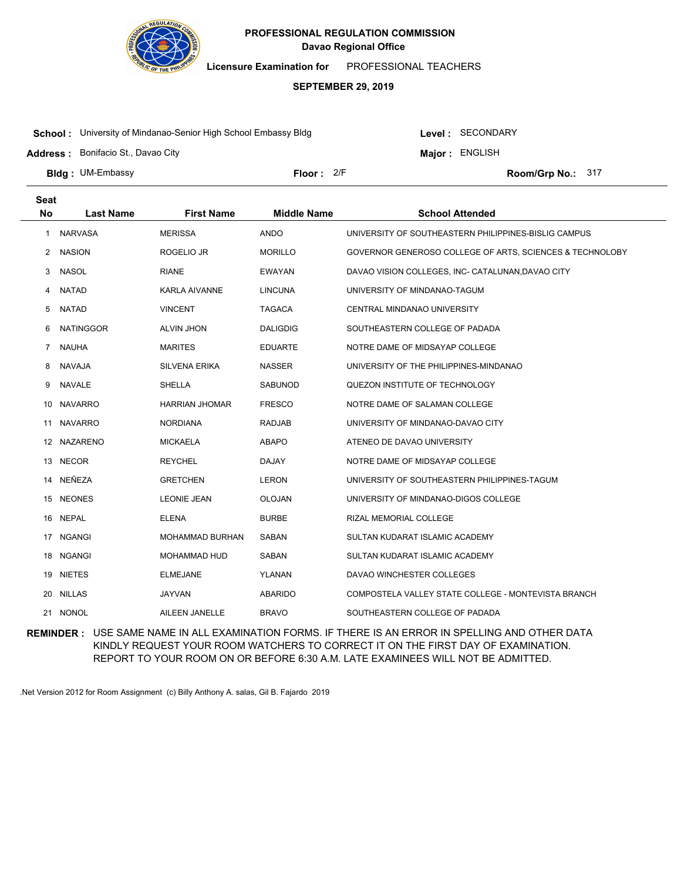**PROFESSIONAL REGULATION COMMISSION**
**Davao Regional Office**

**Licensure Examination for** PROFESSIONAL TEACHERS

**SEPTEMBER 29, 2019**

**School :** University of Mindanao-Senior High School Embassy Bldg
**Address :** Bonifacio St., Davao City
**Bldg :** UM-Embassy
**Floor :** 2/F
**Level :** SECONDARY
**Major :** ENGLISH
**Room/Grp No.:** 317

| Seat No | Last Name | First Name | Middle Name | School Attended |
|---|---|---|---|---|
| 1 | NARVASA | MERISSA | ANDO | UNIVERSITY OF SOUTHEASTERN PHILIPPINES-BISLIG CAMPUS |
| 2 | NASION | ROGELIO JR | MORILLO | GOVERNOR GENEROSO COLLEGE OF ARTS, SCIENCES & TECHNOLOBY |
| 3 | NASOL | RIANE | EWAYAN | DAVAO VISION COLLEGES, INC- CATALUNAN,DAVAO CITY |
| 4 | NATAD | KARLA AIVANNE | LINCUNA | UNIVERSITY OF MINDANAO-TAGUM |
| 5 | NATAD | VINCENT | TAGACA | CENTRAL MINDANAO UNIVERSITY |
| 6 | NATINGGOR | ALVIN JHON | DALIGDIG | SOUTHEASTERN COLLEGE OF PADADA |
| 7 | NAUHA | MARITES | EDUARTE | NOTRE DAME OF MIDSAYAP COLLEGE |
| 8 | NAVAJA | SILVENA ERIKA | NASSER | UNIVERSITY OF THE PHILIPPINES-MINDANAO |
| 9 | NAVALE | SHELLA | SABUNOD | QUEZON INSTITUTE OF TECHNOLOGY |
| 10 | NAVARRO | HARRIAN JHOMAR | FRESCO | NOTRE DAME OF SALAMAN COLLEGE |
| 11 | NAVARRO | NORDIANA | RADJAB | UNIVERSITY OF MINDANAO-DAVAO CITY |
| 12 | NAZARENO | MICKAELA | ABAPO | ATENEO DE DAVAO UNIVERSITY |
| 13 | NECOR | REYCHEL | DAJAY | NOTRE DAME OF MIDSAYAP COLLEGE |
| 14 | NEÑEZA | GRETCHEN | LERON | UNIVERSITY OF SOUTHEASTERN PHILIPPINES-TAGUM |
| 15 | NEONES | LEONIE JEAN | OLOJAN | UNIVERSITY OF MINDANAO-DIGOS COLLEGE |
| 16 | NEPAL | ELENA | BURBE | RIZAL MEMORIAL COLLEGE |
| 17 | NGANGI | MOHAMMAD BURHAN | SABAN | SULTAN KUDARAT ISLAMIC ACADEMY |
| 18 | NGANGI | MOHAMMAD HUD | SABAN | SULTAN KUDARAT ISLAMIC ACADEMY |
| 19 | NIETES | ELMEJANE | YLANAN | DAVAO WINCHESTER COLLEGES |
| 20 | NILLAS | JAYVAN | ABARIDO | COMPOSTELA VALLEY STATE COLLEGE - MONTEVISTA BRANCH |
| 21 | NONOL | AILEEN JANELLE | BRAVO | SOUTHEASTERN COLLEGE OF PADADA |

**REMINDER :** USE SAME NAME IN ALL EXAMINATION FORMS. IF THERE IS AN ERROR IN SPELLING AND OTHER DATA KINDLY REQUEST YOUR ROOM WATCHERS TO CORRECT IT ON THE FIRST DAY OF EXAMINATION. REPORT TO YOUR ROOM ON OR BEFORE 6:30 A.M. LATE EXAMINEES WILL NOT BE ADMITTED.

.Net Version 2012 for Room Assignment (c) Billy Anthony A. salas, Gil B. Fajardo 2019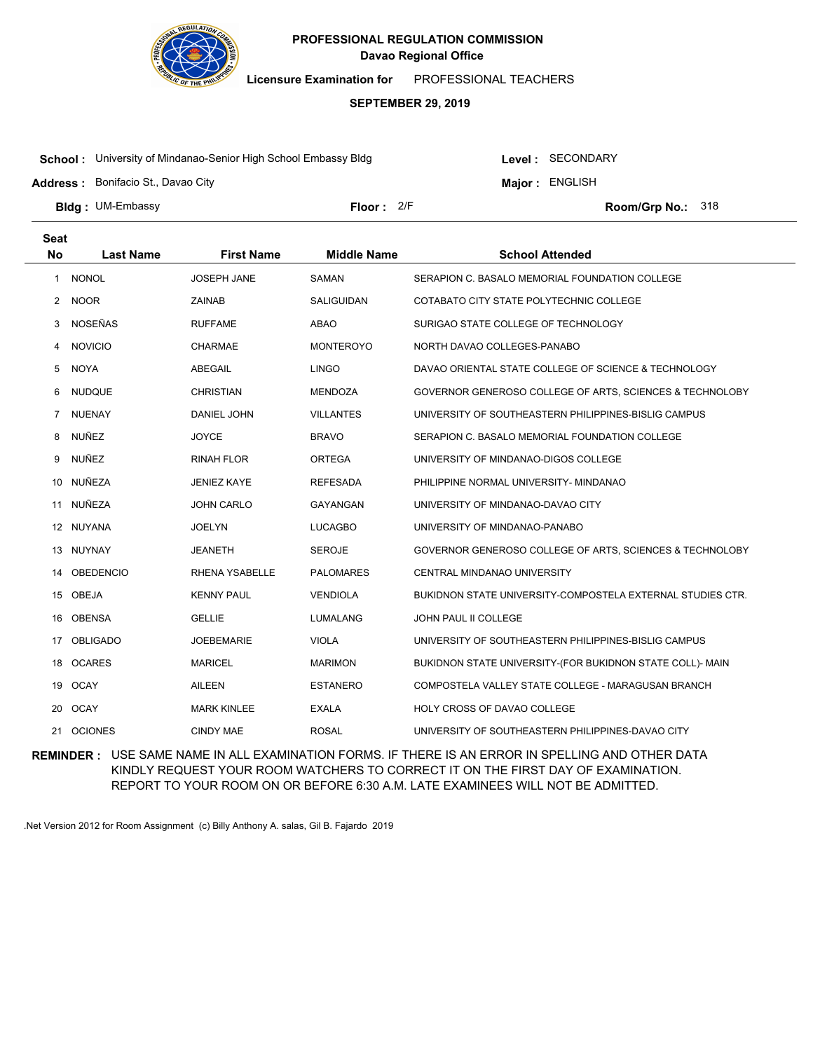**PROFESSIONAL REGULATION COMMISSION**
**Davao Regional Office**

**Licensure Examination for** PROFESSIONAL TEACHERS

**SEPTEMBER 29, 2019**

**School :** University of Mindanao-Senior High School Embassy Bldg
**Level :** SECONDARY

**Address :** Bonifacio St., Davao City
**Major :** ENGLISH

**Bldg :** UM-Embassy
**Floor :** 2/F
**Room/Grp No.:** 318

| Seat No | Last Name | First Name | Middle Name | School Attended |
|---|---|---|---|---|
| 1 | NONOL | JOSEPH JANE | SAMAN | SERAPION C. BASALO MEMORIAL FOUNDATION COLLEGE |
| 2 | NOOR | ZAINAB | SALIGUIDAN | COTABATO CITY STATE POLYTECHNIC COLLEGE |
| 3 | NOSEÑAS | RUFFAME | ABAO | SURIGAO STATE COLLEGE OF TECHNOLOGY |
| 4 | NOVICIO | CHARMAE | MONTEROYO | NORTH DAVAO COLLEGES-PANABO |
| 5 | NOYA | ABEGAIL | LINGO | DAVAO ORIENTAL STATE COLLEGE OF SCIENCE & TECHNOLOGY |
| 6 | NUDQUE | CHRISTIAN | MENDOZA | GOVERNOR GENEROSO COLLEGE OF ARTS, SCIENCES & TECHNOLOBY |
| 7 | NUENAY | DANIEL JOHN | VILLANTES | UNIVERSITY OF SOUTHEASTERN PHILIPPINES-BISLIG CAMPUS |
| 8 | NUÑEZ | JOYCE | BRAVO | SERAPION C. BASALO MEMORIAL FOUNDATION COLLEGE |
| 9 | NUÑEZ | RINAH FLOR | ORTEGA | UNIVERSITY OF MINDANAO-DIGOS COLLEGE |
| 10 | NUÑEZA | JENIEZ KAYE | REFESADA | PHILIPPINE NORMAL UNIVERSITY- MINDANAO |
| 11 | NUÑEZA | JOHN CARLO | GAYANGAN | UNIVERSITY OF MINDANAO-DAVAO CITY |
| 12 | NUYANA | JOELYN | LUCAGBO | UNIVERSITY OF MINDANAO-PANABO |
| 13 | NUYNAY | JEANETH | SEROJE | GOVERNOR GENEROSO COLLEGE OF ARTS, SCIENCES & TECHNOLOBY |
| 14 | OBEDENCIO | RHENA YSABELLE | PALOMARES | CENTRAL MINDANAO UNIVERSITY |
| 15 | OBEJA | KENNY PAUL | VENDIOLA | BUKIDNON STATE UNIVERSITY-COMPOSTELA EXTERNAL STUDIES CTR. |
| 16 | OBENSA | GELLIE | LUMALANG | JOHN PAUL II COLLEGE |
| 17 | OBLIGADO | JOEBEMARIE | VIOLA | UNIVERSITY OF SOUTHEASTERN PHILIPPINES-BISLIG CAMPUS |
| 18 | OCARES | MARICEL | MARIMON | BUKIDNON STATE UNIVERSITY-(FOR BUKIDNON STATE COLL)- MAIN |
| 19 | OCAY | AILEEN | ESTANERO | COMPOSTELA VALLEY STATE COLLEGE - MARAGUSAN BRANCH |
| 20 | OCAY | MARK KINLEE | EXALA | HOLY CROSS OF DAVAO COLLEGE |
| 21 | OCIONES | CINDY MAE | ROSAL | UNIVERSITY OF SOUTHEASTERN PHILIPPINES-DAVAO CITY |

**REMINDER :** USE SAME NAME IN ALL EXAMINATION FORMS. IF THERE IS AN ERROR IN SPELLING AND OTHER DATA KINDLY REQUEST YOUR ROOM WATCHERS TO CORRECT IT ON THE FIRST DAY OF EXAMINATION. REPORT TO YOUR ROOM ON OR BEFORE 6:30 A.M. LATE EXAMINEES WILL NOT BE ADMITTED.

.Net Version 2012 for Room Assignment (c) Billy Anthony A. salas, Gil B. Fajardo 2019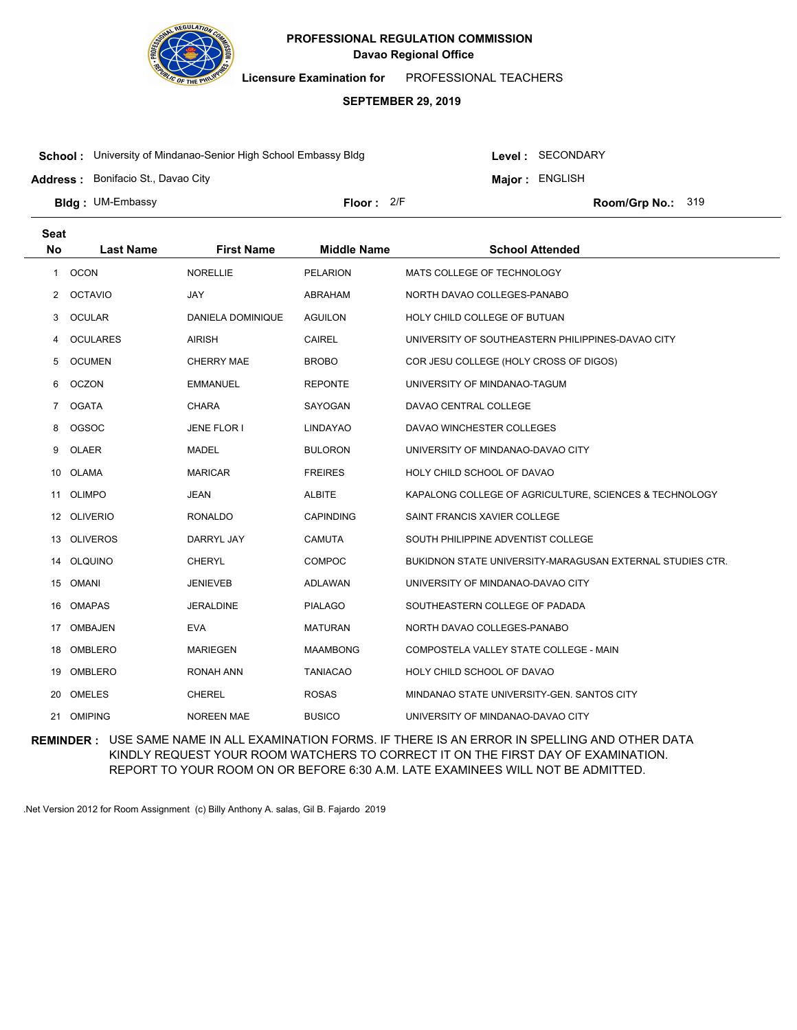# PROFESSIONAL REGULATION COMMISSION

**Davao Regional Office**

**Licensure Examination for** PROFESSIONAL TEACHERS

**SEPTEMBER 29, 2019**

**School :** University of Mindanao-Senior High School Embassy Bldg

**Level :** SECONDARY

**Address :** Bonifacio St., Davao City

**Major :** ENGLISH

**Bldg :** UM-Embassy

**Floor :** 2/F

**Room/Grp No.:** 319

| Seat No | Last Name | First Name | Middle Name | School Attended |
|---|---|---|---|---|
| 1 | OCON | NORELLIE | PELARION | MATS COLLEGE OF TECHNOLOGY |
| 2 | OCTAVIO | JAY | ABRAHAM | NORTH DAVAO COLLEGES-PANABO |
| 3 | OCULAR | DANIELA DOMINIQUE | AGUILON | HOLY CHILD COLLEGE OF BUTUAN |
| 4 | OCULARES | AIRISH | CAIREL | UNIVERSITY OF SOUTHEASTERN PHILIPPINES-DAVAO CITY |
| 5 | OCUMEN | CHERRY MAE | BROBO | COR JESU COLLEGE (HOLY CROSS OF DIGOS) |
| 6 | OCZON | EMMANUEL | REPONTE | UNIVERSITY OF MINDANAO-TAGUM |
| 7 | OGATA | CHARA | SAYOGAN | DAVAO CENTRAL COLLEGE |
| 8 | OGSOC | JENE FLOR I | LINDAYAO | DAVAO WINCHESTER COLLEGES |
| 9 | OLAER | MADEL | BULORON | UNIVERSITY OF MINDANAO-DAVAO CITY |
| 10 | OLAMA | MARICAR | FREIRES | HOLY CHILD SCHOOL OF DAVAO |
| 11 | OLIMPO | JEAN | ALBITE | KAPALONG COLLEGE OF AGRICULTURE, SCIENCES & TECHNOLOGY |
| 12 | OLIVERIO | RONALDO | CAPINDING | SAINT FRANCIS XAVIER COLLEGE |
| 13 | OLIVEROS | DARRYL JAY | CAMUTA | SOUTH PHILIPPINE ADVENTIST COLLEGE |
| 14 | OLQUINO | CHERYL | COMPOC | BUKIDNON STATE UNIVERSITY-MARAGUSAN EXTERNAL STUDIES CTR. |
| 15 | OMANI | JENIEVEB | ADLAWAN | UNIVERSITY OF MINDANAO-DAVAO CITY |
| 16 | OMAPAS | JERALDINE | PIALAGO | SOUTHEASTERN COLLEGE OF PADADA |
| 17 | OMBAJEN | EVA | MATURAN | NORTH DAVAO COLLEGES-PANABO |
| 18 | OMBLERO | MARIEGEN | MAAMBONG | COMPOSTELA VALLEY STATE COLLEGE - MAIN |
| 19 | OMBLERO | RONAH ANN | TANIACAO | HOLY CHILD SCHOOL OF DAVAO |
| 20 | OMELES | CHEREL | ROSAS | MINDANAO STATE UNIVERSITY-GEN. SANTOS CITY |
| 21 | OMIPING | NOREEN MAE | BUSICO | UNIVERSITY OF MINDANAO-DAVAO CITY |

**REMINDER :** USE SAME NAME IN ALL EXAMINATION FORMS. IF THERE IS AN ERROR IN SPELLING AND OTHER DATA KINDLY REQUEST YOUR ROOM WATCHERS TO CORRECT IT ON THE FIRST DAY OF EXAMINATION. REPORT TO YOUR ROOM ON OR BEFORE 6:30 A.M. LATE EXAMINEES WILL NOT BE ADMITTED.

.Net Version 2012 for Room Assignment (c) Billy Anthony A. salas, Gil B. Fajardo 2019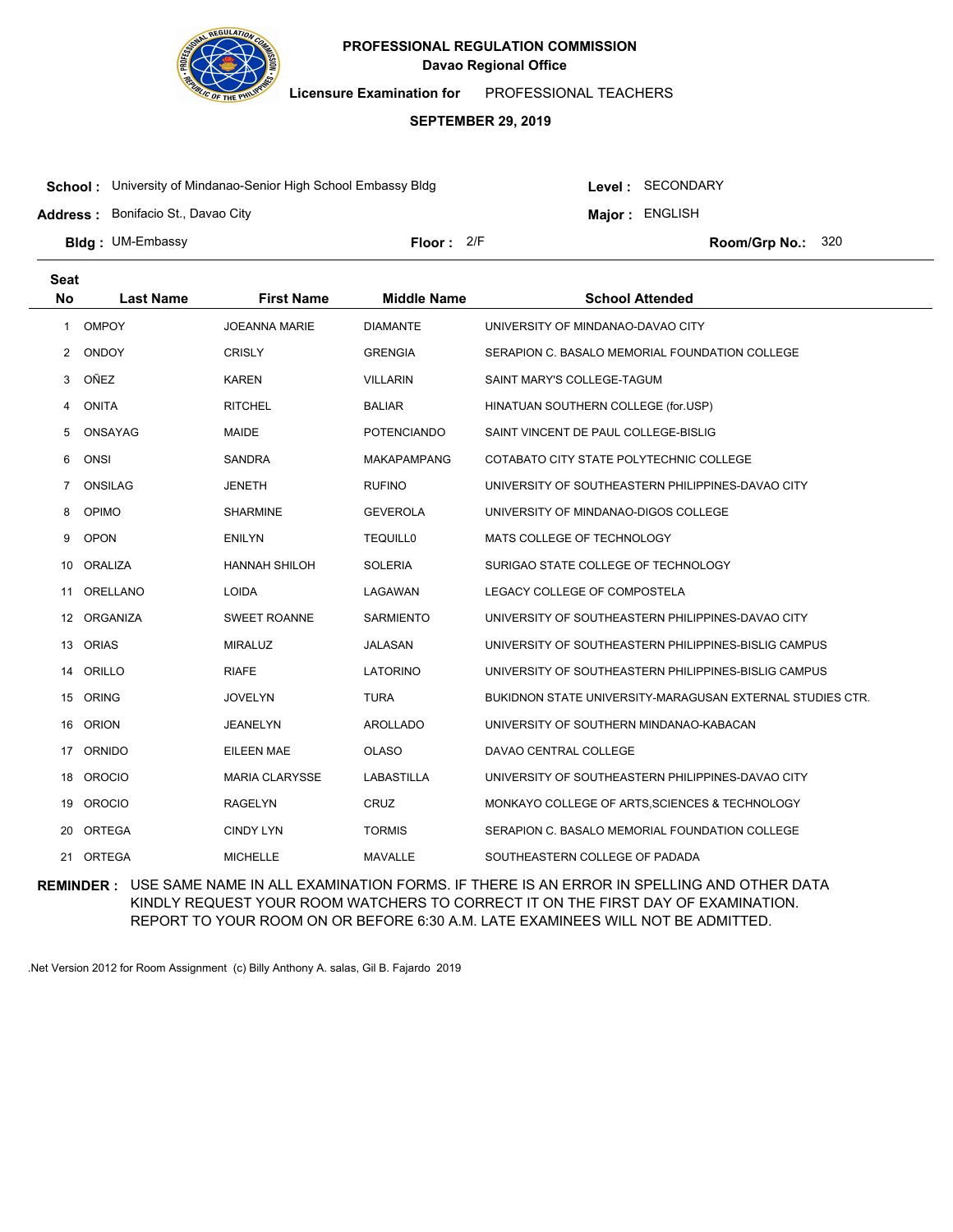**PROFESSIONAL REGULATION COMMISSION**
**Davao Regional Office**

**Licensure Examination for** PROFESSIONAL TEACHERS

**SEPTEMBER 29, 2019**

**School :** University of Mindanao-Senior High School Embassy Bldg
**Level :** SECONDARY
**Address :** Bonifacio St., Davao City
**Major :** ENGLISH
**Bldg :** UM-Embassy
**Floor :** 2/F
**Room/Grp No.:** 320

| Seat No | Last Name | First Name | Middle Name | School Attended |
|---|---|---|---|---|
| 1 | OMPOY | JOEANNA MARIE | DIAMANTE | UNIVERSITY OF MINDANAO-DAVAO CITY |
| 2 | ONDOY | CRISLY | GRENGIA | SERAPION C. BASALO MEMORIAL FOUNDATION COLLEGE |
| 3 | OÑEZ | KAREN | VILLARIN | SAINT MARY'S COLLEGE-TAGUM |
| 4 | ONITA | RITCHEL | BALIAR | HINATUAN SOUTHERN COLLEGE (for.USP) |
| 5 | ONSAYAG | MAIDE | POTENCIANDO | SAINT VINCENT DE PAUL COLLEGE-BISLIG |
| 6 | ONSI | SANDRA | MAKAPAMPANG | COTABATO CITY STATE POLYTECHNIC COLLEGE |
| 7 | ONSILAG | JENETH | RUFINO | UNIVERSITY OF SOUTHEASTERN PHILIPPINES-DAVAO CITY |
| 8 | OPIMO | SHARMINE | GEVEROLA | UNIVERSITY OF MINDANAO-DIGOS COLLEGE |
| 9 | OPON | ENILYN | TEQUILL0 | MATS COLLEGE OF TECHNOLOGY |
| 10 | ORALIZA | HANNAH SHILOH | SOLERIA | SURIGAO STATE COLLEGE OF TECHNOLOGY |
| 11 | ORELLANO | LOIDA | LAGAWAN | LEGACY COLLEGE OF COMPOSTELA |
| 12 | ORGANIZA | SWEET ROANNE | SARMIENTO | UNIVERSITY OF SOUTHEASTERN PHILIPPINES-DAVAO CITY |
| 13 | ORIAS | MIRALUZ | JALASAN | UNIVERSITY OF SOUTHEASTERN PHILIPPINES-BISLIG CAMPUS |
| 14 | ORILLO | RIAFE | LATORINO | UNIVERSITY OF SOUTHEASTERN PHILIPPINES-BISLIG CAMPUS |
| 15 | ORING | JOVELYN | TURA | BUKIDNON STATE UNIVERSITY-MARAGUSAN EXTERNAL STUDIES CTR. |
| 16 | ORION | JEANELYN | AROLLADO | UNIVERSITY OF SOUTHERN MINDANAO-KABACAN |
| 17 | ORNIDO | EILEEN MAE | OLASO | DAVAO CENTRAL COLLEGE |
| 18 | OROCIO | MARIA CLARYSSE | LABASTILLA | UNIVERSITY OF SOUTHEASTERN PHILIPPINES-DAVAO CITY |
| 19 | OROCIO | RAGELYN | CRUZ | MONKAYO COLLEGE OF ARTS,SCIENCES & TECHNOLOGY |
| 20 | ORTEGA | CINDY LYN | TORMIS | SERAPION C. BASALO MEMORIAL FOUNDATION COLLEGE |
| 21 | ORTEGA | MICHELLE | MAVALLE | SOUTHEASTERN COLLEGE OF PADADA |

**REMINDER :** USE SAME NAME IN ALL EXAMINATION FORMS. IF THERE IS AN ERROR IN SPELLING AND OTHER DATA KINDLY REQUEST YOUR ROOM WATCHERS TO CORRECT IT ON THE FIRST DAY OF EXAMINATION. REPORT TO YOUR ROOM ON OR BEFORE 6:30 A.M. LATE EXAMINEES WILL NOT BE ADMITTED.

.Net Version 2012 for Room Assignment (c) Billy Anthony A. salas, Gil B. Fajardo 2019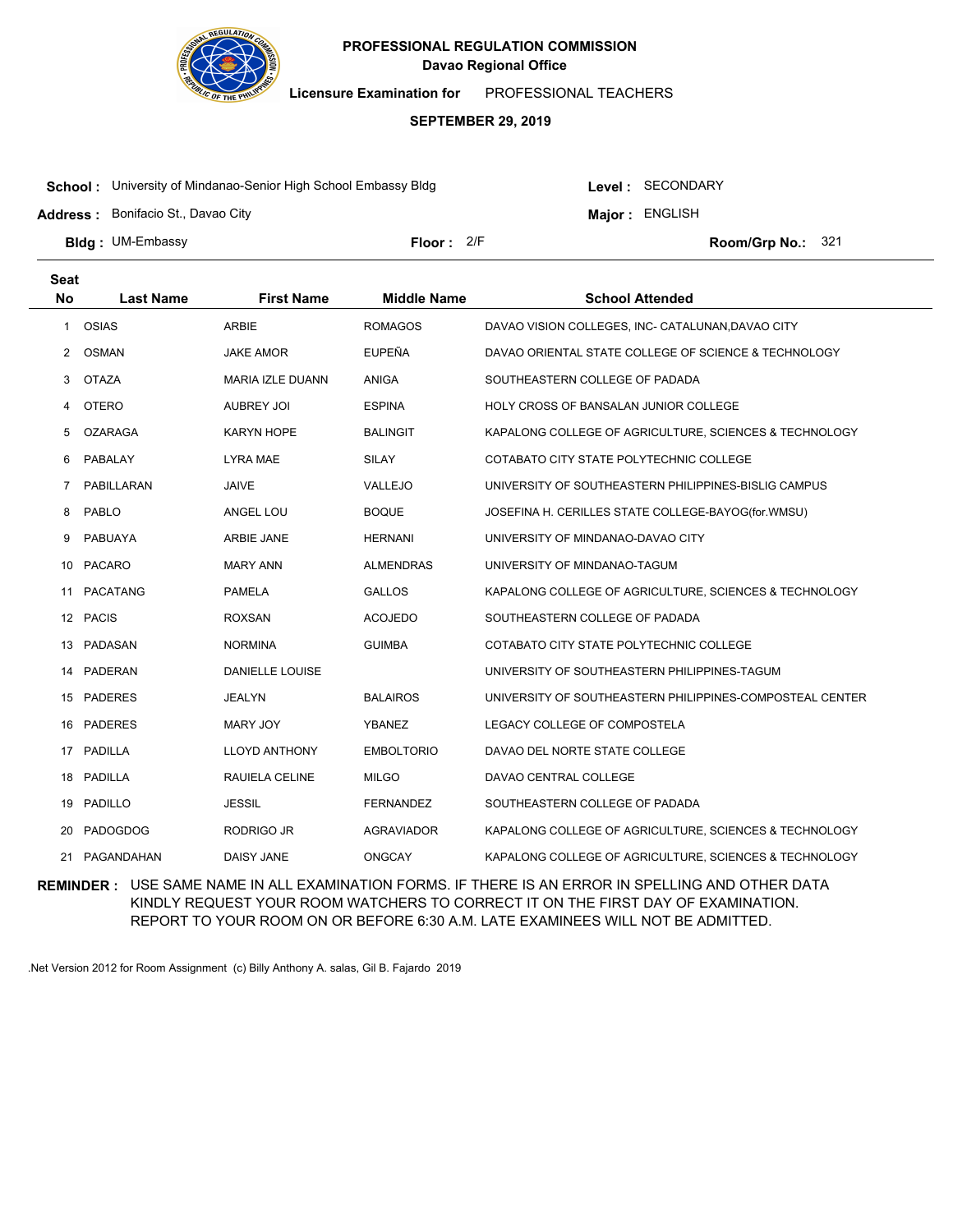**PROFESSIONAL REGULATION COMMISSION**
**Davao Regional Office**

**Licensure Examination for** PROFESSIONAL TEACHERS

**SEPTEMBER 29, 2019**

**School :** University of Mindanao-Senior High School Embassy Bldg
**Level :** SECONDARY
**Address :** Bonifacio St., Davao City
**Major :** ENGLISH
**Bldg :** UM-Embassy
**Floor :** 2/F
**Room/Grp No.:** 321

| Seat No | Last Name | First Name | Middle Name | School Attended |
|---|---|---|---|---|
| 1 | OSIAS | ARBIE | ROMAGOS | DAVAO VISION COLLEGES, INC- CATALUNAN,DAVAO CITY |
| 2 | OSMAN | JAKE AMOR | EUPEÑA | DAVAO ORIENTAL STATE COLLEGE OF SCIENCE & TECHNOLOGY |
| 3 | OTAZA | MARIA IZLE DUANN | ANIGA | SOUTHEASTERN COLLEGE OF PADADA |
| 4 | OTERO | AUBREY JOI | ESPINA | HOLY CROSS OF BANSALAN JUNIOR COLLEGE |
| 5 | OZARAGA | KARYN HOPE | BALINGIT | KAPALONG COLLEGE OF AGRICULTURE, SCIENCES & TECHNOLOGY |
| 6 | PABALAY | LYRA MAE | SILAY | COTABATO CITY STATE POLYTECHNIC COLLEGE |
| 7 | PABILLARAN | JAIVE | VALLEJO | UNIVERSITY OF SOUTHEASTERN PHILIPPINES-BISLIG CAMPUS |
| 8 | PABLO | ANGEL LOU | BOQUE | JOSEFINA H. CERILLES STATE COLLEGE-BAYOG(for.WMSU) |
| 9 | PABUAYA | ARBIE JANE | HERNANI | UNIVERSITY OF MINDANAO-DAVAO CITY |
| 10 | PACARO | MARY ANN | ALMENDRAS | UNIVERSITY OF MINDANAO-TAGUM |
| 11 | PACATANG | PAMELA | GALLOS | KAPALONG COLLEGE OF AGRICULTURE, SCIENCES & TECHNOLOGY |
| 12 | PACIS | ROXSAN | ACOJEDO | SOUTHEASTERN COLLEGE OF PADADA |
| 13 | PADASAN | NORMINA | GUIMBA | COTABATO CITY STATE POLYTECHNIC COLLEGE |
| 14 | PADERAN | DANIELLE LOUISE | | UNIVERSITY OF SOUTHEASTERN PHILIPPINES-TAGUM |
| 15 | PADERES | JEALYN | BALAIROS | UNIVERSITY OF SOUTHEASTERN PHILIPPINES-COMPOSTEAL CENTER |
| 16 | PADERES | MARY JOY | YBANEZ | LEGACY COLLEGE OF COMPOSTELA |
| 17 | PADILLA | LLOYD ANTHONY | EMBOLTORIO | DAVAO DEL NORTE STATE COLLEGE |
| 18 | PADILLA | RAUIELA CELINE | MILGO | DAVAO CENTRAL COLLEGE |
| 19 | PADILLO | JESSIL | FERNANDEZ | SOUTHEASTERN COLLEGE OF PADADA |
| 20 | PADOGDOG | RODRIGO JR | AGRAVIADOR | KAPALONG COLLEGE OF AGRICULTURE, SCIENCES & TECHNOLOGY |
| 21 | PAGANDAHAN | DAISY JANE | ONGCAY | KAPALONG COLLEGE OF AGRICULTURE, SCIENCES & TECHNOLOGY |

**REMINDER :** USE SAME NAME IN ALL EXAMINATION FORMS. IF THERE IS AN ERROR IN SPELLING AND OTHER DATA KINDLY REQUEST YOUR ROOM WATCHERS TO CORRECT IT ON THE FIRST DAY OF EXAMINATION. REPORT TO YOUR ROOM ON OR BEFORE 6:30 A.M. LATE EXAMINEES WILL NOT BE ADMITTED.

.Net Version 2012 for Room Assignment (c) Billy Anthony A. salas, Gil B. Fajardo 2019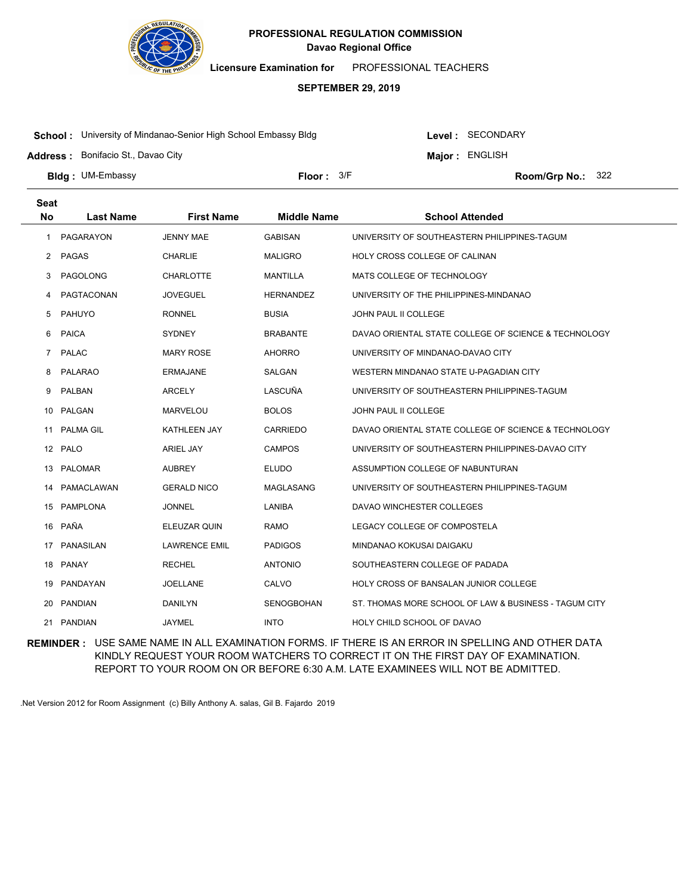**PROFESSIONAL REGULATION COMMISSION**
**Davao Regional Office**

**Licensure Examination for** PROFESSIONAL TEACHERS

**SEPTEMBER 29, 2019**

**School :** University of Mindanao-Senior High School Embassy Bldg
**Level :** SECONDARY
**Address :** Bonifacio St., Davao City
**Major :** ENGLISH
**Bldg :** UM-Embassy
**Floor :** 3/F
**Room/Grp No.:** 322

| Seat No | Last Name | First Name | Middle Name | School Attended |
|---|---|---|---|---|
| 1 | PAGARAYON | JENNY MAE | GABISAN | UNIVERSITY OF SOUTHEASTERN PHILIPPINES-TAGUM |
| 2 | PAGAS | CHARLIE | MALIGRO | HOLY CROSS COLLEGE OF CALINAN |
| 3 | PAGOLONG | CHARLOTTE | MANTILLA | MATS COLLEGE OF TECHNOLOGY |
| 4 | PAGTACONAN | JOVEGUEL | HERNANDEZ | UNIVERSITY OF THE PHILIPPINES-MINDANAO |
| 5 | PAHUYO | RONNEL | BUSIA | JOHN PAUL II COLLEGE |
| 6 | PAICA | SYDNEY | BRABANTE | DAVAO ORIENTAL STATE COLLEGE OF SCIENCE & TECHNOLOGY |
| 7 | PALAC | MARY ROSE | AHORRO | UNIVERSITY OF MINDANAO-DAVAO CITY |
| 8 | PALARAO | ERMAJANE | SALGAN | WESTERN MINDANAO STATE U-PAGADIAN CITY |
| 9 | PALBAN | ARCELY | LASCUÑA | UNIVERSITY OF SOUTHEASTERN PHILIPPINES-TAGUM |
| 10 | PALGAN | MARVELOU | BOLOS | JOHN PAUL II COLLEGE |
| 11 | PALMA GIL | KATHLEEN JAY | CARRIEDO | DAVAO ORIENTAL STATE COLLEGE OF SCIENCE & TECHNOLOGY |
| 12 | PALO | ARIEL JAY | CAMPOS | UNIVERSITY OF SOUTHEASTERN PHILIPPINES-DAVAO CITY |
| 13 | PALOMAR | AUBREY | ELUDO | ASSUMPTION COLLEGE OF NABUNTURAN |
| 14 | PAMACLAWAN | GERALD NICO | MAGLASANG | UNIVERSITY OF SOUTHEASTERN PHILIPPINES-TAGUM |
| 15 | PAMPLONA | JONNEL | LANIBA | DAVAO WINCHESTER COLLEGES |
| 16 | PAÑA | ELEUZAR QUIN | RAMO | LEGACY COLLEGE OF COMPOSTELA |
| 17 | PANASILAN | LAWRENCE EMIL | PADIGOS | MINDANAO KOKUSAI DAIGAKU |
| 18 | PANAY | RECHEL | ANTONIO | SOUTHEASTERN COLLEGE OF PADADA |
| 19 | PANDAYAN | JOELLANE | CALVO | HOLY CROSS OF BANSALAN JUNIOR COLLEGE |
| 20 | PANDIAN | DANILYN | SENOGBOHAN | ST. THOMAS MORE SCHOOL OF LAW & BUSINESS - TAGUM CITY |
| 21 | PANDIAN | JAYMEL | INTO | HOLY CHILD SCHOOL OF DAVAO |

**REMINDER :** USE SAME NAME IN ALL EXAMINATION FORMS. IF THERE IS AN ERROR IN SPELLING AND OTHER DATA KINDLY REQUEST YOUR ROOM WATCHERS TO CORRECT IT ON THE FIRST DAY OF EXAMINATION. REPORT TO YOUR ROOM ON OR BEFORE 6:30 A.M. LATE EXAMINEES WILL NOT BE ADMITTED.

.Net Version 2012 for Room Assignment (c) Billy Anthony A. salas, Gil B. Fajardo 2019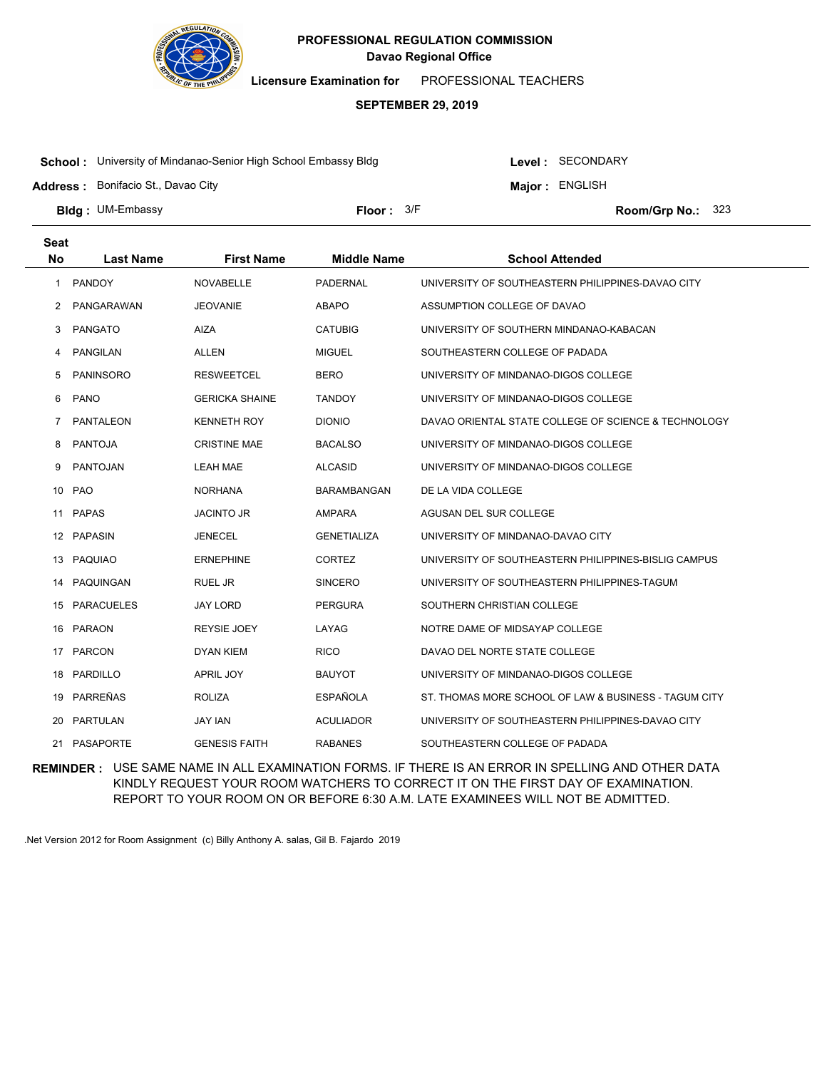**PROFESSIONAL REGULATION COMMISSION**
**Davao Regional Office**

**Licensure Examination for** PROFESSIONAL TEACHERS

**SEPTEMBER 29, 2019**

**School :** University of Mindanao-Senior High School Embassy Bldg
**Level :** SECONDARY

**Address :** Bonifacio St., Davao City
**Major :** ENGLISH

**Bldg :** UM-Embassy
**Floor :** 3/F
**Room/Grp No.:** 323

| Seat No | Last Name | First Name | Middle Name | School Attended |
|---|---|---|---|---|
| 1 | PANDOY | NOVABELLE | PADERNAL | UNIVERSITY OF SOUTHEASTERN PHILIPPINES-DAVAO CITY |
| 2 | PANGARAWAN | JEOVANIE | ABAPO | ASSUMPTION COLLEGE OF DAVAO |
| 3 | PANGATO | AIZA | CATUBIG | UNIVERSITY OF SOUTHERN MINDANAO-KABACAN |
| 4 | PANGILAN | ALLEN | MIGUEL | SOUTHEASTERN COLLEGE OF PADADA |
| 5 | PANINSORO | RESWEETCEL | BERO | UNIVERSITY OF MINDANAO-DIGOS COLLEGE |
| 6 | PANO | GERICKA SHAINE | TANDOY | UNIVERSITY OF MINDANAO-DIGOS COLLEGE |
| 7 | PANTALEON | KENNETH ROY | DIONIO | DAVAO ORIENTAL STATE COLLEGE OF SCIENCE & TECHNOLOGY |
| 8 | PANTOJA | CRISTINE MAE | BACALSO | UNIVERSITY OF MINDANAO-DIGOS COLLEGE |
| 9 | PANTOJAN | LEAH MAE | ALCASID | UNIVERSITY OF MINDANAO-DIGOS COLLEGE |
| 10 | PAO | NORHANA | BARAMBANGAN | DE LA VIDA COLLEGE |
| 11 | PAPAS | JACINTO JR | AMPARA | AGUSAN DEL SUR COLLEGE |
| 12 | PAPASIN | JENECEL | GENETIALIZA | UNIVERSITY OF MINDANAO-DAVAO CITY |
| 13 | PAQUIAO | ERNEPHINE | CORTEZ | UNIVERSITY OF SOUTHEASTERN PHILIPPINES-BISLIG CAMPUS |
| 14 | PAQUINGAN | RUEL JR | SINCERO | UNIVERSITY OF SOUTHEASTERN PHILIPPINES-TAGUM |
| 15 | PARACUELES | JAY LORD | PERGURA | SOUTHERN CHRISTIAN COLLEGE |
| 16 | PARAON | REYSIE JOEY | LAYAG | NOTRE DAME OF MIDSAYAP COLLEGE |
| 17 | PARCON | DYAN KIEM | RICO | DAVAO DEL NORTE STATE COLLEGE |
| 18 | PARDILLO | APRIL JOY | BAUYOT | UNIVERSITY OF MINDANAO-DIGOS COLLEGE |
| 19 | PARREÑAS | ROLIZA | ESPAÑOLA | ST. THOMAS MORE SCHOOL OF LAW & BUSINESS - TAGUM CITY |
| 20 | PARTULAN | JAY IAN | ACULIADOR | UNIVERSITY OF SOUTHEASTERN PHILIPPINES-DAVAO CITY |
| 21 | PASAPORTE | GENESIS FAITH | RABANES | SOUTHEASTERN COLLEGE OF PADADA |

**REMINDER :** USE SAME NAME IN ALL EXAMINATION FORMS. IF THERE IS AN ERROR IN SPELLING AND OTHER DATA KINDLY REQUEST YOUR ROOM WATCHERS TO CORRECT IT ON THE FIRST DAY OF EXAMINATION. REPORT TO YOUR ROOM ON OR BEFORE 6:30 A.M. LATE EXAMINEES WILL NOT BE ADMITTED.

.Net Version 2012 for Room Assignment (c) Billy Anthony A. salas, Gil B. Fajardo 2019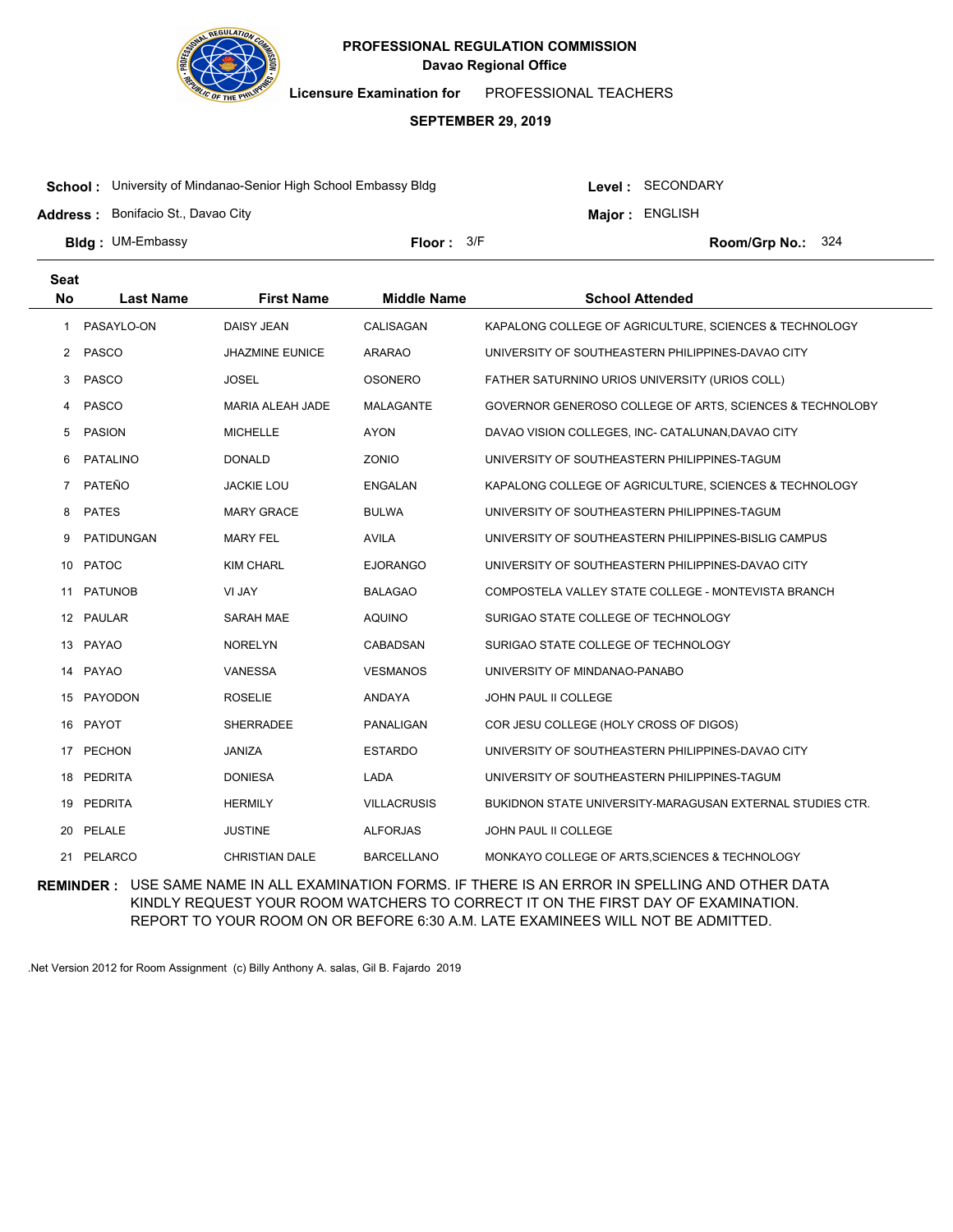# PROFESSIONAL REGULATION COMMISSION

**Davao Regional Office**

**Licensure Examination for** PROFESSIONAL TEACHERS

**SEPTEMBER 29, 2019**

**School :** University of Mindanao-Senior High School Embassy Bldg

**Level :** SECONDARY

**Address :** Bonifacio St., Davao City

**Major :** ENGLISH

**Bldg :** UM-Embassy

**Floor :** 3/F

**Room/Grp No.:** 324

| Seat No | Last Name | First Name | Middle Name | School Attended |
|---|---|---|---|---|
| 1 | PASAYLO-ON | DAISY JEAN | CALISAGAN | KAPALONG COLLEGE OF AGRICULTURE, SCIENCES & TECHNOLOGY |
| 2 | PASCO | JHAZMINE EUNICE | ARARAO | UNIVERSITY OF SOUTHEASTERN PHILIPPINES-DAVAO CITY |
| 3 | PASCO | JOSEL | OSONERO | FATHER SATURNINO URIOS UNIVERSITY (URIOS COLL) |
| 4 | PASCO | MARIA ALEAH JADE | MALAGANTE | GOVERNOR GENEROSO COLLEGE OF ARTS, SCIENCES & TECHNOLOBY |
| 5 | PASION | MICHELLE | AYON | DAVAO VISION COLLEGES, INC- CATALUNAN,DAVAO CITY |
| 6 | PATALINO | DONALD | ZONIO | UNIVERSITY OF SOUTHEASTERN PHILIPPINES-TAGUM |
| 7 | PATEÑO | JACKIE LOU | ENGALAN | KAPALONG COLLEGE OF AGRICULTURE, SCIENCES & TECHNOLOGY |
| 8 | PATES | MARY GRACE | BULWA | UNIVERSITY OF SOUTHEASTERN PHILIPPINES-TAGUM |
| 9 | PATIDUNGAN | MARY FEL | AVILA | UNIVERSITY OF SOUTHEASTERN PHILIPPINES-BISLIG CAMPUS |
| 10 | PATOC | KIM CHARL | EJORANGO | UNIVERSITY OF SOUTHEASTERN PHILIPPINES-DAVAO CITY |
| 11 | PATUNOB | VI JAY | BALAGAO | COMPOSTELA VALLEY STATE COLLEGE - MONTEVISTA BRANCH |
| 12 | PAULAR | SARAH MAE | AQUINO | SURIGAO STATE COLLEGE OF TECHNOLOGY |
| 13 | PAYAO | NORELYN | CABADSAN | SURIGAO STATE COLLEGE OF TECHNOLOGY |
| 14 | PAYAO | VANESSA | VESMANOS | UNIVERSITY OF MINDANAO-PANABO |
| 15 | PAYODON | ROSELIE | ANDAYA | JOHN PAUL II COLLEGE |
| 16 | PAYOT | SHERRADEE | PANALIGAN | COR JESU COLLEGE (HOLY CROSS OF DIGOS) |
| 17 | PECHON | JANIZA | ESTARDO | UNIVERSITY OF SOUTHEASTERN PHILIPPINES-DAVAO CITY |
| 18 | PEDRITA | DONIESA | LADA | UNIVERSITY OF SOUTHEASTERN PHILIPPINES-TAGUM |
| 19 | PEDRITA | HERMILY | VILLACRUSIS | BUKIDNON STATE UNIVERSITY-MARAGUSAN EXTERNAL STUDIES CTR. |
| 20 | PELALE | JUSTINE | ALFORJAS | JOHN PAUL II COLLEGE |
| 21 | PELARCO | CHRISTIAN DALE | BARCELLANO | MONKAYO COLLEGE OF ARTS,SCIENCES & TECHNOLOGY |

**REMINDER :** USE SAME NAME IN ALL EXAMINATION FORMS. IF THERE IS AN ERROR IN SPELLING AND OTHER DATA KINDLY REQUEST YOUR ROOM WATCHERS TO CORRECT IT ON THE FIRST DAY OF EXAMINATION. REPORT TO YOUR ROOM ON OR BEFORE 6:30 A.M. LATE EXAMINEES WILL NOT BE ADMITTED.

.Net Version 2012 for Room Assignment (c) Billy Anthony A. salas, Gil B. Fajardo 2019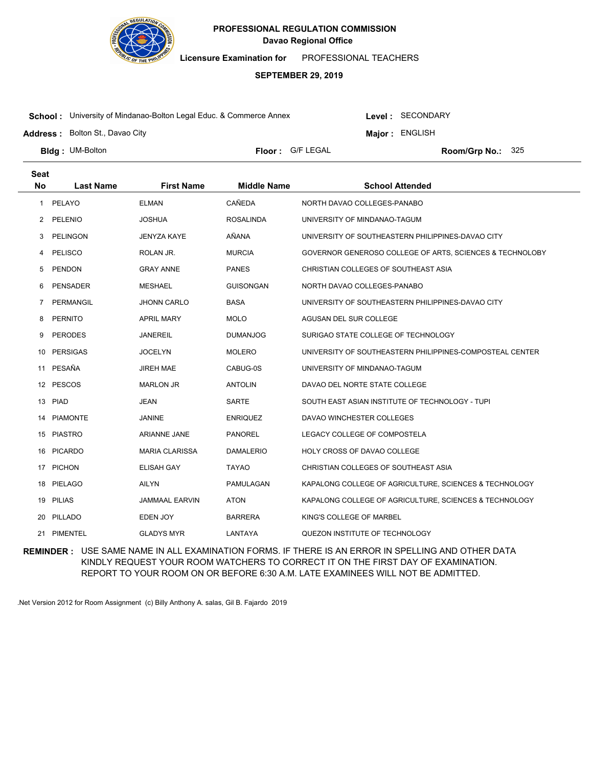**PROFESSIONAL REGULATION COMMISSION**
**Davao Regional Office**

**Licensure Examination for** PROFESSIONAL TEACHERS

**SEPTEMBER 29, 2019**

**School :** University of Mindanao-Bolton Legal Educ. & Commerce Annex
**Level :** SECONDARY
**Address :** Bolton St., Davao City
**Major :** ENGLISH
**Bldg :** UM-Bolton
**Floor :** G/F LEGAL
**Room/Grp No.:** 325

| Seat No | Last Name | First Name | Middle Name | School Attended |
|---|---|---|---|---|
| 1 | PELAYO | ELMAN | CAÑEDA | NORTH DAVAO COLLEGES-PANABO |
| 2 | PELENIO | JOSHUA | ROSALINDA | UNIVERSITY OF MINDANAO-TAGUM |
| 3 | PELINGON | JENYZA KAYE | AÑANA | UNIVERSITY OF SOUTHEASTERN PHILIPPINES-DAVAO CITY |
| 4 | PELISCO | ROLAN JR. | MURCIA | GOVERNOR GENEROSO COLLEGE OF ARTS, SCIENCES & TECHNOLOBY |
| 5 | PENDON | GRAY ANNE | PANES | CHRISTIAN COLLEGES OF SOUTHEAST ASIA |
| 6 | PENSADER | MESHAEL | GUISONGAN | NORTH DAVAO COLLEGES-PANABO |
| 7 | PERMANGIL | JHONN CARLO | BASA | UNIVERSITY OF SOUTHEASTERN PHILIPPINES-DAVAO CITY |
| 8 | PERNITO | APRIL MARY | MOLO | AGUSAN DEL SUR COLLEGE |
| 9 | PERODES | JANEREIL | DUMANJOG | SURIGAO STATE COLLEGE OF TECHNOLOGY |
| 10 | PERSIGAS | JOCELYN | MOLERO | UNIVERSITY OF SOUTHEASTERN PHILIPPINES-COMPOSTEAL CENTER |
| 11 | PESAÑA | JIREH MAE | CABUG-0S | UNIVERSITY OF MINDANAO-TAGUM |
| 12 | PESCOS | MARLON JR | ANTOLIN | DAVAO DEL NORTE STATE COLLEGE |
| 13 | PIAD | JEAN | SARTE | SOUTH EAST ASIAN INSTITUTE OF TECHNOLOGY - TUPI |
| 14 | PIAMONTE | JANINE | ENRIQUEZ | DAVAO WINCHESTER COLLEGES |
| 15 | PIASTRO | ARIANNE JANE | PANOREL | LEGACY COLLEGE OF COMPOSTELA |
| 16 | PICARDO | MARIA CLARISSA | DAMALERIO | HOLY CROSS OF DAVAO COLLEGE |
| 17 | PICHON | ELISAH GAY | TAYAO | CHRISTIAN COLLEGES OF SOUTHEAST ASIA |
| 18 | PIELAGO | AILYN | PAMULAGAN | KAPALONG COLLEGE OF AGRICULTURE, SCIENCES & TECHNOLOGY |
| 19 | PILIAS | JAMMAAL EARVIN | ATON | KAPALONG COLLEGE OF AGRICULTURE, SCIENCES & TECHNOLOGY |
| 20 | PILLADO | EDEN JOY | BARRERA | KING'S COLLEGE OF MARBEL |
| 21 | PIMENTEL | GLADYS MYR | LANTAYA | QUEZON INSTITUTE OF TECHNOLOGY |

**REMINDER :** USE SAME NAME IN ALL EXAMINATION FORMS. IF THERE IS AN ERROR IN SPELLING AND OTHER DATA KINDLY REQUEST YOUR ROOM WATCHERS TO CORRECT IT ON THE FIRST DAY OF EXAMINATION. REPORT TO YOUR ROOM ON OR BEFORE 6:30 A.M. LATE EXAMINEES WILL NOT BE ADMITTED.

.Net Version 2012 for Room Assignment (c) Billy Anthony A. salas, Gil B. Fajardo 2019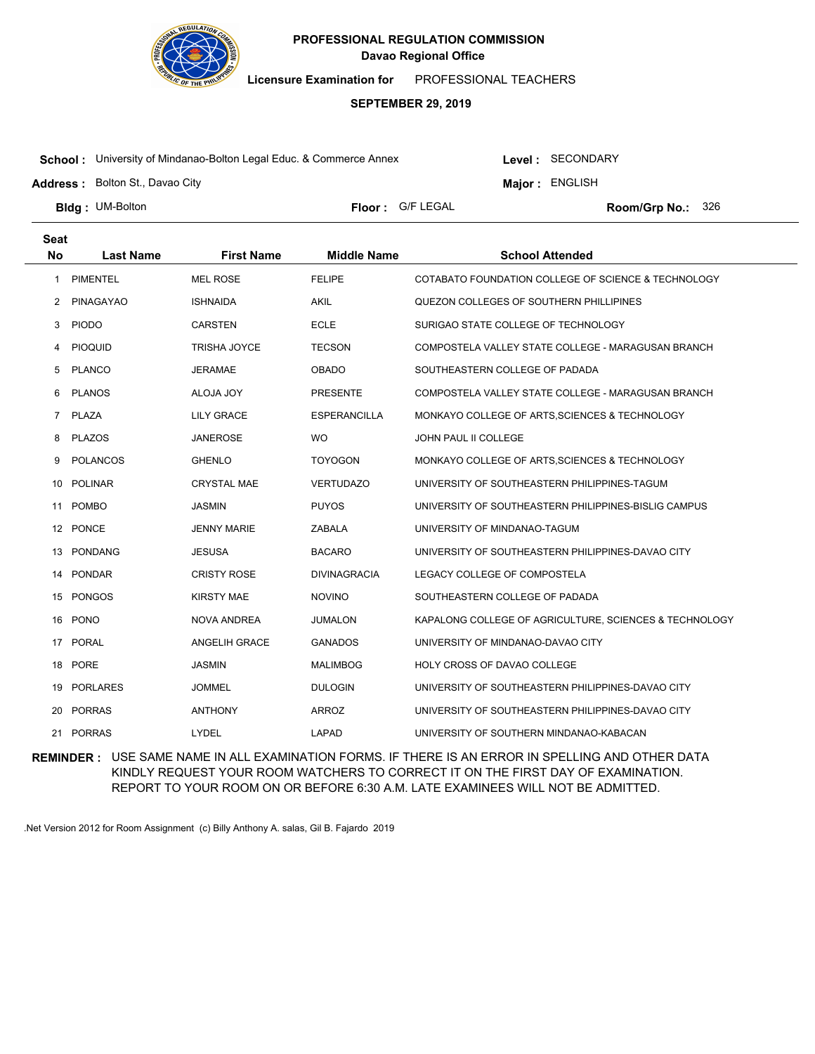**PROFESSIONAL REGULATION COMMISSION**
**Davao Regional Office**

**Licensure Examination for** PROFESSIONAL TEACHERS

**SEPTEMBER 29, 2019**

**School :** University of Mindanao-Bolton Legal Educ. & Commerce Annex
**Level :** SECONDARY
**Address :** Bolton St., Davao City
**Major :** ENGLISH
**Bldg :** UM-Bolton
**Floor :** G/F LEGAL
**Room/Grp No.:** 326

| Seat No | Last Name | First Name | Middle Name | School Attended |
|---|---|---|---|---|
| 1 | PIMENTEL | MEL ROSE | FELIPE | COTABATO FOUNDATION COLLEGE OF SCIENCE & TECHNOLOGY |
| 2 | PINAGAYAO | ISHNAIDA | AKIL | QUEZON COLLEGES OF SOUTHERN PHILLIPINES |
| 3 | PIODO | CARSTEN | ECLE | SURIGAO STATE COLLEGE OF TECHNOLOGY |
| 4 | PIOQUID | TRISHA JOYCE | TECSON | COMPOSTELA VALLEY STATE COLLEGE - MARAGUSAN BRANCH |
| 5 | PLANCO | JERAMAE | OBADO | SOUTHEASTERN COLLEGE OF PADADA |
| 6 | PLANOS | ALOJA JOY | PRESENTE | COMPOSTELA VALLEY STATE COLLEGE - MARAGUSAN BRANCH |
| 7 | PLAZA | LILY GRACE | ESPERANCILLA | MONKAYO COLLEGE OF ARTS,SCIENCES & TECHNOLOGY |
| 8 | PLAZOS | JANEROSE | WO | JOHN PAUL II COLLEGE |
| 9 | POLANCOS | GHENLO | TOYOGON | MONKAYO COLLEGE OF ARTS,SCIENCES & TECHNOLOGY |
| 10 | POLINAR | CRYSTAL MAE | VERTUDAZO | UNIVERSITY OF SOUTHEASTERN PHILIPPINES-TAGUM |
| 11 | POMBO | JASMIN | PUYOS | UNIVERSITY OF SOUTHEASTERN PHILIPPINES-BISLIG CAMPUS |
| 12 | PONCE | JENNY MARIE | ZABALA | UNIVERSITY OF MINDANAO-TAGUM |
| 13 | PONDANG | JESUSA | BACARO | UNIVERSITY OF SOUTHEASTERN PHILIPPINES-DAVAO CITY |
| 14 | PONDAR | CRISTY ROSE | DIVINAGRACIA | LEGACY COLLEGE OF COMPOSTELA |
| 15 | PONGOS | KIRSTY MAE | NOVINO | SOUTHEASTERN COLLEGE OF PADADA |
| 16 | PONO | NOVA ANDREA | JUMALON | KAPALONG COLLEGE OF AGRICULTURE, SCIENCES & TECHNOLOGY |
| 17 | PORAL | ANGELIH GRACE | GANADOS | UNIVERSITY OF MINDANAO-DAVAO CITY |
| 18 | PORE | JASMIN | MALIMBOG | HOLY CROSS OF DAVAO COLLEGE |
| 19 | PORLARES | JOMMEL | DULOGIN | UNIVERSITY OF SOUTHEASTERN PHILIPPINES-DAVAO CITY |
| 20 | PORRAS | ANTHONY | ARROZ | UNIVERSITY OF SOUTHEASTERN PHILIPPINES-DAVAO CITY |
| 21 | PORRAS | LYDEL | LAPAD | UNIVERSITY OF SOUTHERN MINDANAO-KABACAN |

**REMINDER :** USE SAME NAME IN ALL EXAMINATION FORMS. IF THERE IS AN ERROR IN SPELLING AND OTHER DATA KINDLY REQUEST YOUR ROOM WATCHERS TO CORRECT IT ON THE FIRST DAY OF EXAMINATION. REPORT TO YOUR ROOM ON OR BEFORE 6:30 A.M. LATE EXAMINEES WILL NOT BE ADMITTED.

.Net Version 2012 for Room Assignment (c) Billy Anthony A. salas, Gil B. Fajardo 2019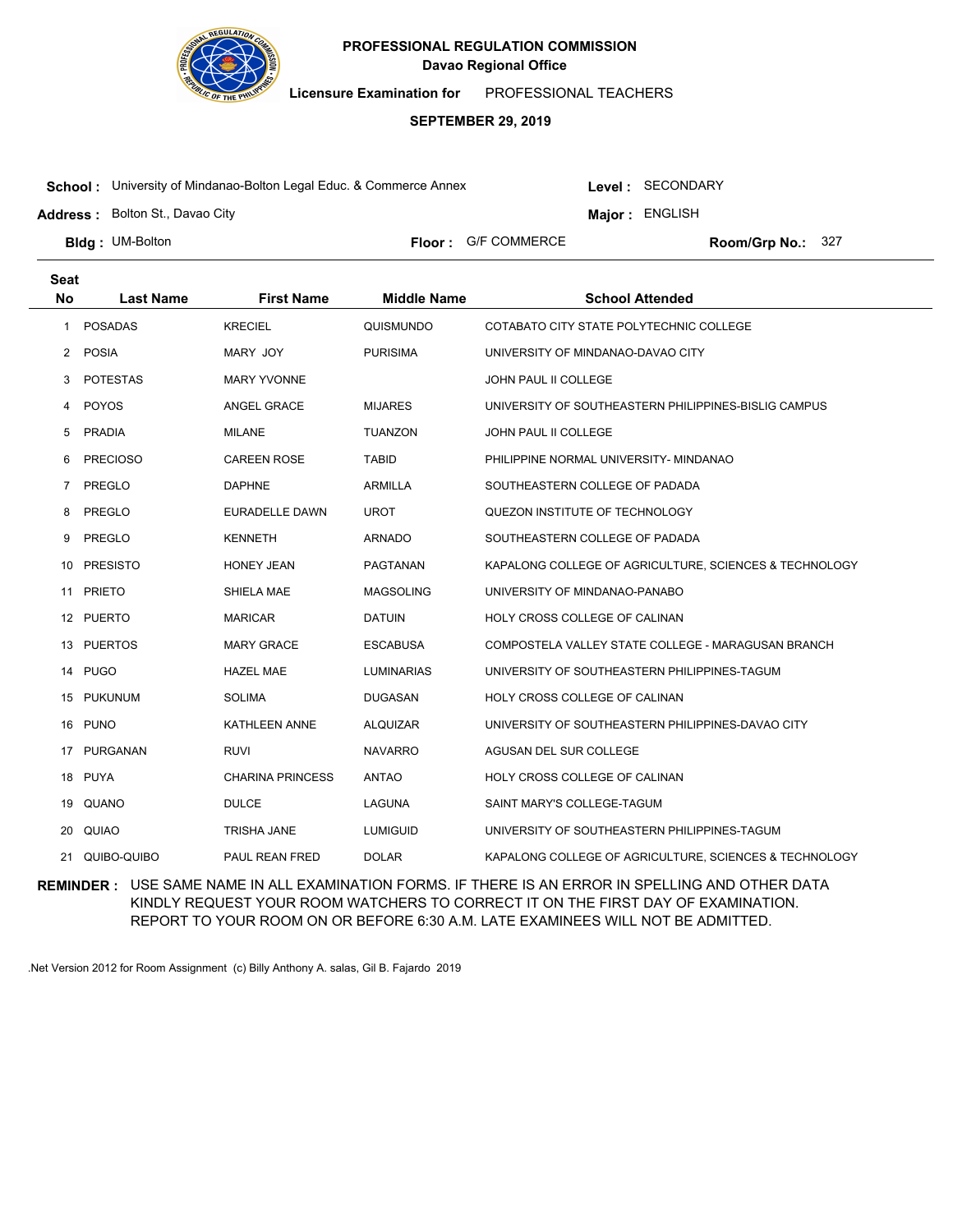# PROFESSIONAL REGULATION COMMISSION

Davao Regional Office

**Licensure Examination for** PROFESSIONAL TEACHERS

**SEPTEMBER 29, 2019**

**School :** University of Mindanao-Bolton Legal Educ. & Commerce Annex

**Level :** SECONDARY

**Address :** Bolton St., Davao City

**Major :** ENGLISH

**Bldg :** UM-Bolton

**Floor :** G/F COMMERCE

**Room/Grp No.:** 327

| Seat No | Last Name | First Name | Middle Name | School Attended |
|---|---|---|---|---|
| 1 | POSADAS | KRECIEL | QUISMUNDO | COTABATO CITY STATE POLYTECHNIC COLLEGE |
| 2 | POSIA | MARY JOY | PURISIMA | UNIVERSITY OF MINDANAO-DAVAO CITY |
| 3 | POTESTAS | MARY YVONNE | | JOHN PAUL II COLLEGE |
| 4 | POYOS | ANGEL GRACE | MIJARES | UNIVERSITY OF SOUTHEASTERN PHILIPPINES-BISLIG CAMPUS |
| 5 | PRADIA | MILANE | TUANZON | JOHN PAUL II COLLEGE |
| 6 | PRECIOSO | CAREEN ROSE | TABID | PHILIPPINE NORMAL UNIVERSITY- MINDANAO |
| 7 | PREGLO | DAPHNE | ARMILLA | SOUTHEASTERN COLLEGE OF PADADA |
| 8 | PREGLO | EURADELLE DAWN | UROT | QUEZON INSTITUTE OF TECHNOLOGY |
| 9 | PREGLO | KENNETH | ARNADO | SOUTHEASTERN COLLEGE OF PADADA |
| 10 | PRESISTO | HONEY JEAN | PAGTANAN | KAPALONG COLLEGE OF AGRICULTURE, SCIENCES & TECHNOLOGY |
| 11 | PRIETO | SHIELA MAE | MAGSOLING | UNIVERSITY OF MINDANAO-PANABO |
| 12 | PUERTO | MARICAR | DATUIN | HOLY CROSS COLLEGE OF CALINAN |
| 13 | PUERTOS | MARY GRACE | ESCABUSA | COMPOSTELA VALLEY STATE COLLEGE - MARAGUSAN BRANCH |
| 14 | PUGO | HAZEL MAE | LUMINARIAS | UNIVERSITY OF SOUTHEASTERN PHILIPPINES-TAGUM |
| 15 | PUKUNUM | SOLIMA | DUGASAN | HOLY CROSS COLLEGE OF CALINAN |
| 16 | PUNO | KATHLEEN ANNE | ALQUIZAR | UNIVERSITY OF SOUTHEASTERN PHILIPPINES-DAVAO CITY |
| 17 | PURGANAN | RUVI | NAVARRO | AGUSAN DEL SUR COLLEGE |
| 18 | PUYA | CHARINA PRINCESS | ANTAO | HOLY CROSS COLLEGE OF CALINAN |
| 19 | QUANO | DULCE | LAGUNA | SAINT MARY'S COLLEGE-TAGUM |
| 20 | QUIAO | TRISHA JANE | LUMIGUID | UNIVERSITY OF SOUTHEASTERN PHILIPPINES-TAGUM |
| 21 | QUIBO-QUIBO | PAUL REAN FRED | DOLAR | KAPALONG COLLEGE OF AGRICULTURE, SCIENCES & TECHNOLOGY |

**REMINDER :** USE SAME NAME IN ALL EXAMINATION FORMS. IF THERE IS AN ERROR IN SPELLING AND OTHER DATA KINDLY REQUEST YOUR ROOM WATCHERS TO CORRECT IT ON THE FIRST DAY OF EXAMINATION. REPORT TO YOUR ROOM ON OR BEFORE 6:30 A.M. LATE EXAMINEES WILL NOT BE ADMITTED.

.Net Version 2012 for Room Assignment (c) Billy Anthony A. salas, Gil B. Fajardo 2019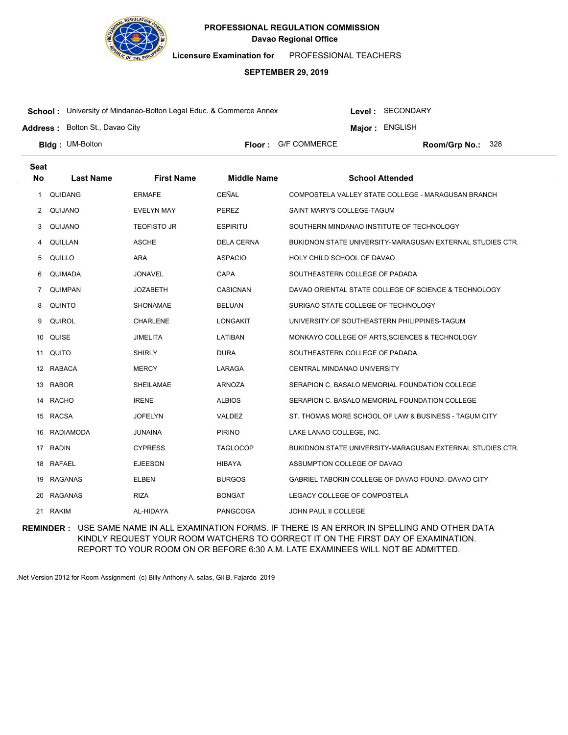**PROFESSIONAL REGULATION COMMISSION**
**Davao Regional Office**

**Licensure Examination for** PROFESSIONAL TEACHERS

**SEPTEMBER 29, 2019**

**School :** University of Mindanao-Bolton Legal Educ. & Commerce Annex **Level :** SECONDARY

**Address :** Bolton St., Davao City **Major :** ENGLISH

**Bldg :** UM-Bolton **Floor :** G/F COMMERCE **Room/Grp No.:** 328

| Seat No | Last Name | First Name | Middle Name | School Attended |
|---|---|---|---|---|
| 1 | QUIDANG | ERMAFE | CEÑAL | COMPOSTELA VALLEY STATE COLLEGE - MARAGUSAN BRANCH |
| 2 | QUIJANO | EVELYN MAY | PEREZ | SAINT MARY'S COLLEGE-TAGUM |
| 3 | QUIJANO | TEOFISTO JR | ESPIRITU | SOUTHERN MINDANAO INSTITUTE OF TECHNOLOGY |
| 4 | QUILLAN | ASCHE | DELA CERNA | BUKIDNON STATE UNIVERSITY-MARAGUSAN EXTERNAL STUDIES CTR. |
| 5 | QUILLO | ARA | ASPACIO | HOLY CHILD SCHOOL OF DAVAO |
| 6 | QUIMADA | JONAVEL | CAPA | SOUTHEASTERN COLLEGE OF PADADA |
| 7 | QUIMPAN | JOZABETH | CASICNAN | DAVAO ORIENTAL STATE COLLEGE OF SCIENCE & TECHNOLOGY |
| 8 | QUINTO | SHONAMAE | BELUAN | SURIGAO STATE COLLEGE OF TECHNOLOGY |
| 9 | QUIROL | CHARLENE | LONGAKIT | UNIVERSITY OF SOUTHEASTERN PHILIPPINES-TAGUM |
| 10 | QUISE | JIMELITA | LATIBAN | MONKAYO COLLEGE OF ARTS,SCIENCES & TECHNOLOGY |
| 11 | QUITO | SHIRLY | DURA | SOUTHEASTERN COLLEGE OF PADADA |
| 12 | RABACA | MERCY | LARAGA | CENTRAL MINDANAO UNIVERSITY |
| 13 | RABOR | SHEILAMAE | ARNOZA | SERAPION C. BASALO MEMORIAL FOUNDATION COLLEGE |
| 14 | RACHO | IRENE | ALBIOS | SERAPION C. BASALO MEMORIAL FOUNDATION COLLEGE |
| 15 | RACSA | JOFELYN | VALDEZ | ST. THOMAS MORE SCHOOL OF LAW & BUSINESS - TAGUM CITY |
| 16 | RADIAMODA | JUNAINA | PIRINO | LAKE LANAO COLLEGE, INC. |
| 17 | RADIN | CYPRESS | TAGLOCOP | BUKIDNON STATE UNIVERSITY-MARAGUSAN EXTERNAL STUDIES CTR. |
| 18 | RAFAEL | EJEESON | HIBAYA | ASSUMPTION COLLEGE OF DAVAO |
| 19 | RAGANAS | ELBEN | BURGOS | GABRIEL TABORIN COLLEGE OF DAVAO FOUND.-DAVAO CITY |
| 20 | RAGANAS | RIZA | BONGAT | LEGACY COLLEGE OF COMPOSTELA |
| 21 | RAKIM | AL-HIDAYA | PANGCOGA | JOHN PAUL II COLLEGE |

**REMINDER :** USE SAME NAME IN ALL EXAMINATION FORMS. IF THERE IS AN ERROR IN SPELLING AND OTHER DATA KINDLY REQUEST YOUR ROOM WATCHERS TO CORRECT IT ON THE FIRST DAY OF EXAMINATION. REPORT TO YOUR ROOM ON OR BEFORE 6:30 A.M. LATE EXAMINEES WILL NOT BE ADMITTED.

.Net Version 2012 for Room Assignment (c) Billy Anthony A. salas, Gil B. Fajardo 2019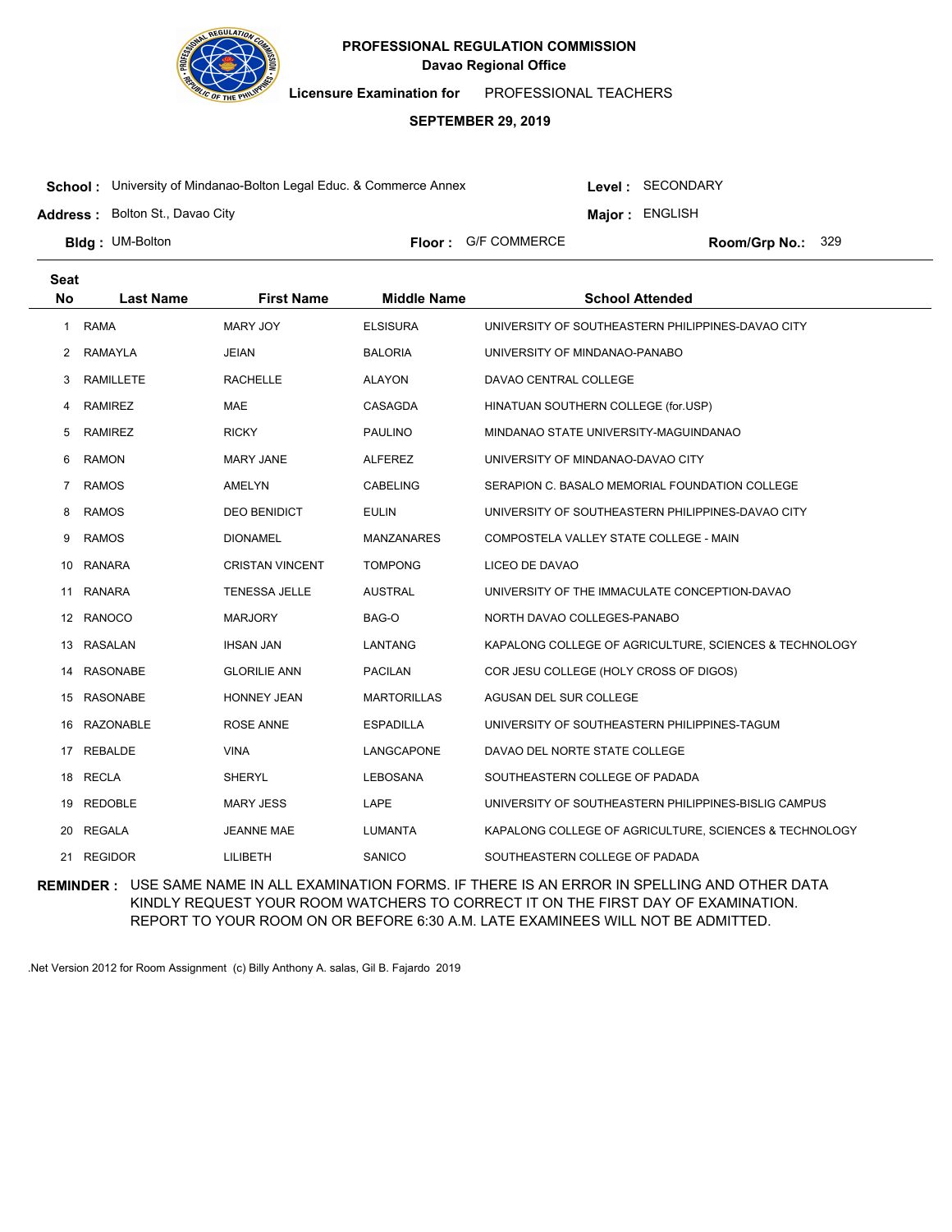**PROFESSIONAL REGULATION COMMISSION**
**Davao Regional Office**

**Licensure Examination for** PROFESSIONAL TEACHERS

**SEPTEMBER 29, 2019**

**School :** University of Mindanao-Bolton Legal Educ. & Commerce Annex
**Level :** SECONDARY
**Address :** Bolton St., Davao City
**Major :** ENGLISH
**Bldg :** UM-Bolton
**Floor :** G/F COMMERCE
**Room/Grp No.:** 329

| Seat No | Last Name | First Name | Middle Name | School Attended |
|---|---|---|---|---|
| 1 | RAMA | MARY JOY | ELSISURA | UNIVERSITY OF SOUTHEASTERN PHILIPPINES-DAVAO CITY |
| 2 | RAMAYLA | JEIAN | BALORIA | UNIVERSITY OF MINDANAO-PANABO |
| 3 | RAMILLETE | RACHELLE | ALAYON | DAVAO CENTRAL COLLEGE |
| 4 | RAMIREZ | MAE | CASAGDA | HINATUAN SOUTHERN COLLEGE (for.USP) |
| 5 | RAMIREZ | RICKY | PAULINO | MINDANAO STATE UNIVERSITY-MAGUINDANAO |
| 6 | RAMON | MARY JANE | ALFEREZ | UNIVERSITY OF MINDANAO-DAVAO CITY |
| 7 | RAMOS | AMELYN | CABELING | SERAPION C. BASALO MEMORIAL FOUNDATION COLLEGE |
| 8 | RAMOS | DEO BENIDICT | EULIN | UNIVERSITY OF SOUTHEASTERN PHILIPPINES-DAVAO CITY |
| 9 | RAMOS | DIONAMEL | MANZANARES | COMPOSTELA VALLEY STATE COLLEGE - MAIN |
| 10 | RANARA | CRISTAN VINCENT | TOMPONG | LICEO DE DAVAO |
| 11 | RANARA | TENESSA JELLE | AUSTRAL | UNIVERSITY OF THE IMMACULATE CONCEPTION-DAVAO |
| 12 | RANOCO | MARJORY | BAG-O | NORTH DAVAO COLLEGES-PANABO |
| 13 | RASALAN | IHSAN JAN | LANTANG | KAPALONG COLLEGE OF AGRICULTURE, SCIENCES & TECHNOLOGY |
| 14 | RASONABE | GLORILIE ANN | PACILAN | COR JESU COLLEGE (HOLY CROSS OF DIGOS) |
| 15 | RASONABE | HONNEY JEAN | MARTORILLAS | AGUSAN DEL SUR COLLEGE |
| 16 | RAZONABLE | ROSE ANNE | ESPADILLA | UNIVERSITY OF SOUTHEASTERN PHILIPPINES-TAGUM |
| 17 | REBALDE | VINA | LANGCAPONE | DAVAO DEL NORTE STATE COLLEGE |
| 18 | RECLA | SHERYL | LEBOSANA | SOUTHEASTERN COLLEGE OF PADADA |
| 19 | REDOBLE | MARY JESS | LAPE | UNIVERSITY OF SOUTHEASTERN PHILIPPINES-BISLIG CAMPUS |
| 20 | REGALA | JEANNE MAE | LUMANTA | KAPALONG COLLEGE OF AGRICULTURE, SCIENCES & TECHNOLOGY |
| 21 | REGIDOR | LILIBETH | SANICO | SOUTHEASTERN COLLEGE OF PADADA |

**REMINDER :** USE SAME NAME IN ALL EXAMINATION FORMS. IF THERE IS AN ERROR IN SPELLING AND OTHER DATA KINDLY REQUEST YOUR ROOM WATCHERS TO CORRECT IT ON THE FIRST DAY OF EXAMINATION. REPORT TO YOUR ROOM ON OR BEFORE 6:30 A.M. LATE EXAMINEES WILL NOT BE ADMITTED.

.Net Version 2012 for Room Assignment (c) Billy Anthony A. salas, Gil B. Fajardo 2019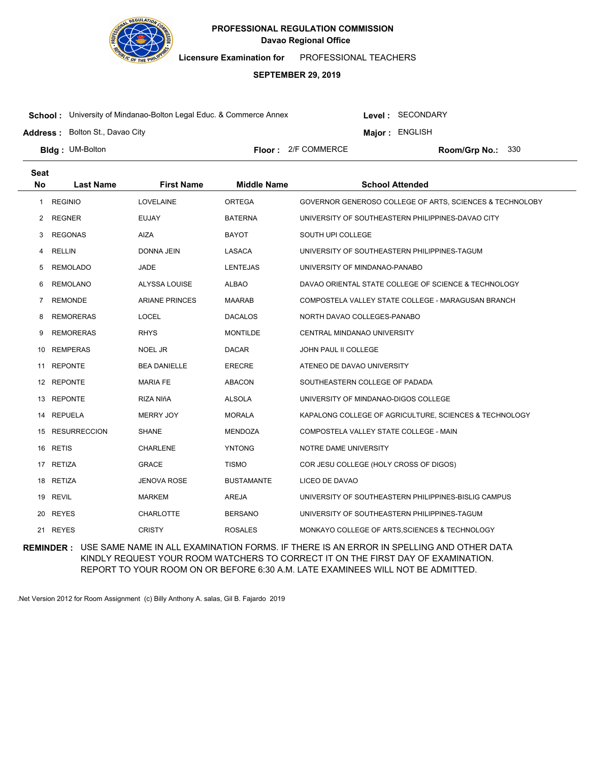**PROFESSIONAL REGULATION COMMISSION**
**Davao Regional Office**

**Licensure Examination for** PROFESSIONAL TEACHERS

**SEPTEMBER 29, 2019**

**School :** University of Mindanao-Bolton Legal Educ. & Commerce Annex
**Level :** SECONDARY
**Address :** Bolton St., Davao City
**Major :** ENGLISH
**Bldg :** UM-Bolton
**Floor :** 2/F COMMERCE
**Room/Grp No.:** 330

| Seat No | Last Name | First Name | Middle Name | School Attended |
|---|---|---|---|---|
| 1 | REGINIO | LOVELAINE | ORTEGA | GOVERNOR GENEROSO COLLEGE OF ARTS, SCIENCES & TECHNOLOBY |
| 2 | REGNER | EUJAY | BATERNA | UNIVERSITY OF SOUTHEASTERN PHILIPPINES-DAVAO CITY |
| 3 | REGONAS | AIZA | BAYOT | SOUTH UPI COLLEGE |
| 4 | RELLIN | DONNA JEIN | LASACA | UNIVERSITY OF SOUTHEASTERN PHILIPPINES-TAGUM |
| 5 | REMOLADO | JADE | LENTEJAS | UNIVERSITY OF MINDANAO-PANABO |
| 6 | REMOLANO | ALYSSA LOUISE | ALBAO | DAVAO ORIENTAL STATE COLLEGE OF SCIENCE & TECHNOLOGY |
| 7 | REMONDE | ARIANE PRINCES | MAARAB | COMPOSTELA VALLEY STATE COLLEGE - MARAGUSAN BRANCH |
| 8 | REMORERAS | LOCEL | DACALOS | NORTH DAVAO COLLEGES-PANABO |
| 9 | REMORERAS | RHYS | MONTILDE | CENTRAL MINDANAO UNIVERSITY |
| 10 | REMPERAS | NOEL JR | DACAR | JOHN PAUL II COLLEGE |
| 11 | REPONTE | BEA DANIELLE | ERECRE | ATENEO DE DAVAO UNIVERSITY |
| 12 | REPONTE | MARIA FE | ABACON | SOUTHEASTERN COLLEGE OF PADADA |
| 13 | REPONTE | RIZA NIñA | ALSOLA | UNIVERSITY OF MINDANAO-DIGOS COLLEGE |
| 14 | REPUELA | MERRY JOY | MORALA | KAPALONG COLLEGE OF AGRICULTURE, SCIENCES & TECHNOLOGY |
| 15 | RESURRECCION | SHANE | MENDOZA | COMPOSTELA VALLEY STATE COLLEGE - MAIN |
| 16 | RETIS | CHARLENE | YNTONG | NOTRE DAME UNIVERSITY |
| 17 | RETIZA | GRACE | TISMO | COR JESU COLLEGE (HOLY CROSS OF DIGOS) |
| 18 | RETIZA | JENOVA ROSE | BUSTAMANTE | LICEO DE DAVAO |
| 19 | REVIL | MARKEM | AREJA | UNIVERSITY OF SOUTHEASTERN PHILIPPINES-BISLIG CAMPUS |
| 20 | REYES | CHARLOTTE | BERSANO | UNIVERSITY OF SOUTHEASTERN PHILIPPINES-TAGUM |
| 21 | REYES | CRISTY | ROSALES | MONKAYO COLLEGE OF ARTS,SCIENCES & TECHNOLOGY |

**REMINDER :** USE SAME NAME IN ALL EXAMINATION FORMS. IF THERE IS AN ERROR IN SPELLING AND OTHER DATA KINDLY REQUEST YOUR ROOM WATCHERS TO CORRECT IT ON THE FIRST DAY OF EXAMINATION. REPORT TO YOUR ROOM ON OR BEFORE 6:30 A.M. LATE EXAMINEES WILL NOT BE ADMITTED.

.Net Version 2012 for Room Assignment (c) Billy Anthony A. salas, Gil B. Fajardo 2019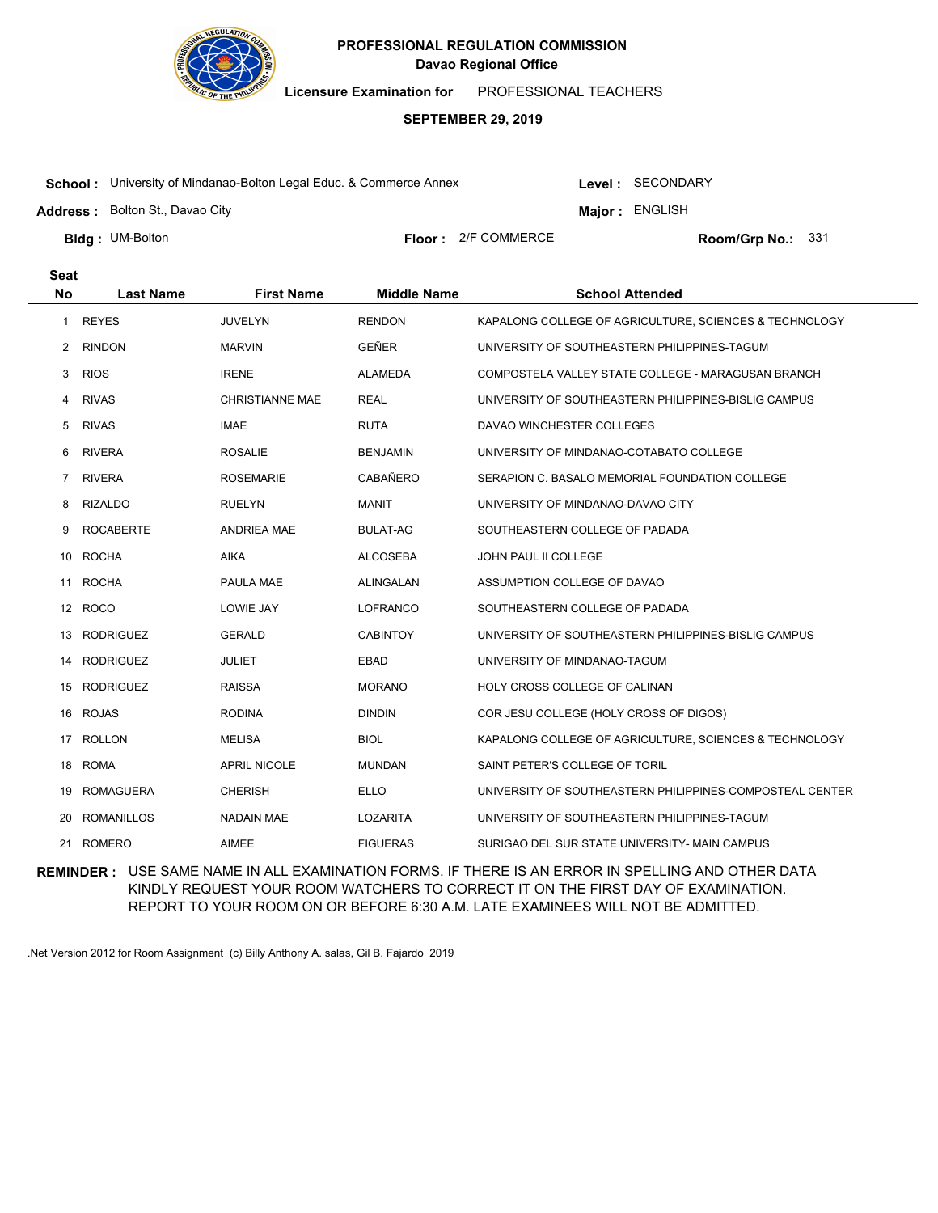**PROFESSIONAL REGULATION COMMISSION**
**Davao Regional Office**

**Licensure Examination for** PROFESSIONAL TEACHERS

**SEPTEMBER 29, 2019**

**School :** University of Mindanao-Bolton Legal Educ. & Commerce Annex **Level :** SECONDARY

**Address :** Bolton St., Davao City **Major :** ENGLISH

**Bldg :** UM-Bolton **Floor :** 2/F COMMERCE **Room/Grp No.:** 331

| Seat No | Last Name | First Name | Middle Name | School Attended |
|---|---|---|---|---|
| 1 | REYES | JUVELYN | RENDON | KAPALONG COLLEGE OF AGRICULTURE, SCIENCES & TECHNOLOGY |
| 2 | RINDON | MARVIN | GEÑER | UNIVERSITY OF SOUTHEASTERN PHILIPPINES-TAGUM |
| 3 | RIOS | IRENE | ALAMEDA | COMPOSTELA VALLEY STATE COLLEGE - MARAGUSAN BRANCH |
| 4 | RIVAS | CHRISTIANNE MAE | REAL | UNIVERSITY OF SOUTHEASTERN PHILIPPINES-BISLIG CAMPUS |
| 5 | RIVAS | IMAE | RUTA | DAVAO WINCHESTER COLLEGES |
| 6 | RIVERA | ROSALIE | BENJAMIN | UNIVERSITY OF MINDANAO-COTABATO COLLEGE |
| 7 | RIVERA | ROSEMARIE | CABAÑERO | SERAPION C. BASALO MEMORIAL FOUNDATION COLLEGE |
| 8 | RIZALDO | RUELYN | MANIT | UNIVERSITY OF MINDANAO-DAVAO CITY |
| 9 | ROCABERTE | ANDRIEA MAE | BULAT-AG | SOUTHEASTERN COLLEGE OF PADADA |
| 10 | ROCHA | AIKA | ALCOSEBA | JOHN PAUL II COLLEGE |
| 11 | ROCHA | PAULA MAE | ALINGALAN | ASSUMPTION COLLEGE OF DAVAO |
| 12 | ROCO | LOWIE JAY | LOFRANCO | SOUTHEASTERN COLLEGE OF PADADA |
| 13 | RODRIGUEZ | GERALD | CABINTOY | UNIVERSITY OF SOUTHEASTERN PHILIPPINES-BISLIG CAMPUS |
| 14 | RODRIGUEZ | JULIET | EBAD | UNIVERSITY OF MINDANAO-TAGUM |
| 15 | RODRIGUEZ | RAISSA | MORANO | HOLY CROSS COLLEGE OF CALINAN |
| 16 | ROJAS | RODINA | DINDIN | COR JESU COLLEGE (HOLY CROSS OF DIGOS) |
| 17 | ROLLON | MELISA | BIOL | KAPALONG COLLEGE OF AGRICULTURE, SCIENCES & TECHNOLOGY |
| 18 | ROMA | APRIL NICOLE | MUNDAN | SAINT PETER'S COLLEGE OF TORIL |
| 19 | ROMAGUERA | CHERISH | ELLO | UNIVERSITY OF SOUTHEASTERN PHILIPPINES-COMPOSTEAL CENTER |
| 20 | ROMANILLOS | NADAIN MAE | LOZARITA | UNIVERSITY OF SOUTHEASTERN PHILIPPINES-TAGUM |
| 21 | ROMERO | AIMEE | FIGUERAS | SURIGAO DEL SUR STATE UNIVERSITY- MAIN CAMPUS |

**REMINDER :** USE SAME NAME IN ALL EXAMINATION FORMS. IF THERE IS AN ERROR IN SPELLING AND OTHER DATA KINDLY REQUEST YOUR ROOM WATCHERS TO CORRECT IT ON THE FIRST DAY OF EXAMINATION. REPORT TO YOUR ROOM ON OR BEFORE 6:30 A.M. LATE EXAMINEES WILL NOT BE ADMITTED.

.Net Version 2012 for Room Assignment (c) Billy Anthony A. salas, Gil B. Fajardo 2019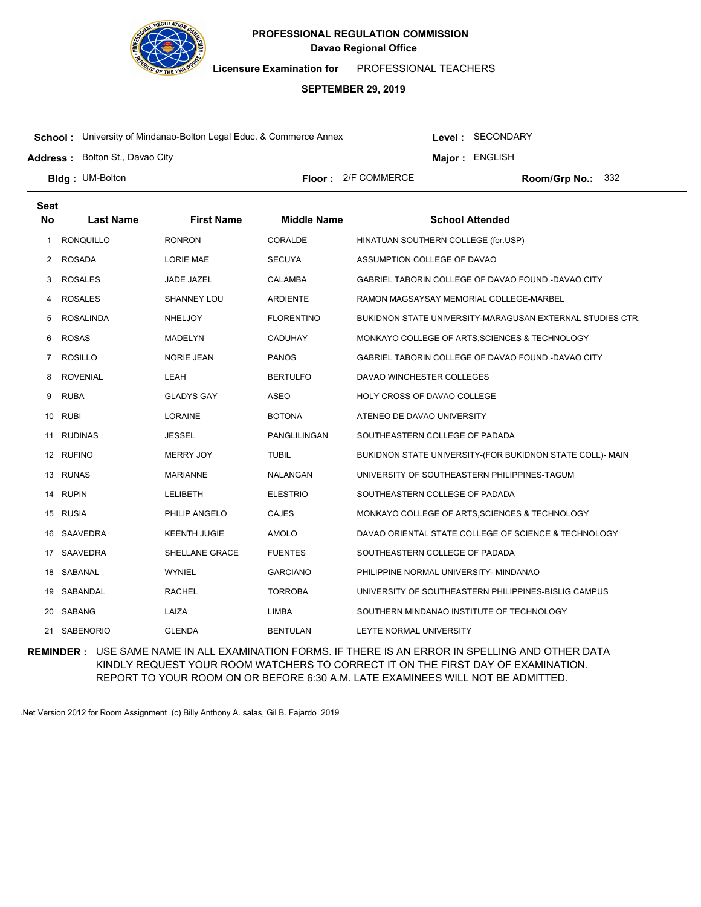# PROFESSIONAL REGULATION COMMISSION

**Davao Regional Office**

**Licensure Examination for** PROFESSIONAL TEACHERS

**SEPTEMBER 29, 2019**

**School :** University of Mindanao-Bolton Legal Educ. & Commerce Annex **Level :** SECONDARY

**Address :** Bolton St., Davao City **Major :** ENGLISH

**Bldg :** UM-Bolton **Floor :** 2/F COMMERCE **Room/Grp No.:** 332

| Seat No | Last Name | First Name | Middle Name | School Attended |
|---|---|---|---|---|
| 1 | RONQUILLO | RONRON | CORALDE | HINATUAN SOUTHERN COLLEGE (for.USP) |
| 2 | ROSADA | LORIE MAE | SECUYA | ASSUMPTION COLLEGE OF DAVAO |
| 3 | ROSALES | JADE JAZEL | CALAMBA | GABRIEL TABORIN COLLEGE OF DAVAO FOUND.-DAVAO CITY |
| 4 | ROSALES | SHANNEY LOU | ARDIENTE | RAMON MAGSAYSAY MEMORIAL COLLEGE-MARBEL |
| 5 | ROSALINDA | NHELJOY | FLORENTINO | BUKIDNON STATE UNIVERSITY-MARAGUSAN EXTERNAL STUDIES CTR. |
| 6 | ROSAS | MADELYN | CADUHAY | MONKAYO COLLEGE OF ARTS,SCIENCES & TECHNOLOGY |
| 7 | ROSILLO | NORIE JEAN | PANOS | GABRIEL TABORIN COLLEGE OF DAVAO FOUND.-DAVAO CITY |
| 8 | ROVENIAL | LEAH | BERTULFO | DAVAO WINCHESTER COLLEGES |
| 9 | RUBA | GLADYS GAY | ASEO | HOLY CROSS OF DAVAO COLLEGE |
| 10 | RUBI | LORAINE | BOTONA | ATENEO DE DAVAO UNIVERSITY |
| 11 | RUDINAS | JESSEL | PANGLILINGAN | SOUTHEASTERN COLLEGE OF PADADA |
| 12 | RUFINO | MERRY JOY | TUBIL | BUKIDNON STATE UNIVERSITY-(FOR BUKIDNON STATE COLL)- MAIN |
| 13 | RUNAS | MARIANNE | NALANGAN | UNIVERSITY OF SOUTHEASTERN PHILIPPINES-TAGUM |
| 14 | RUPIN | LELIBETH | ELESTRIO | SOUTHEASTERN COLLEGE OF PADADA |
| 15 | RUSIA | PHILIP ANGELO | CAJES | MONKAYO COLLEGE OF ARTS,SCIENCES & TECHNOLOGY |
| 16 | SAAVEDRA | KEENTH JUGIE | AMOLO | DAVAO ORIENTAL STATE COLLEGE OF SCIENCE & TECHNOLOGY |
| 17 | SAAVEDRA | SHELLANE GRACE | FUENTES | SOUTHEASTERN COLLEGE OF PADADA |
| 18 | SABANAL | WYNIEL | GARCIANO | PHILIPPINE NORMAL UNIVERSITY- MINDANAO |
| 19 | SABANDAL | RACHEL | TORROBA | UNIVERSITY OF SOUTHEASTERN PHILIPPINES-BISLIG CAMPUS |
| 20 | SABANG | LAIZA | LIMBA | SOUTHERN MINDANAO INSTITUTE OF TECHNOLOGY |
| 21 | SABENORIO | GLENDA | BENTULAN | LEYTE NORMAL UNIVERSITY |

**REMINDER :** USE SAME NAME IN ALL EXAMINATION FORMS. IF THERE IS AN ERROR IN SPELLING AND OTHER DATA KINDLY REQUEST YOUR ROOM WATCHERS TO CORRECT IT ON THE FIRST DAY OF EXAMINATION. REPORT TO YOUR ROOM ON OR BEFORE 6:30 A.M. LATE EXAMINEES WILL NOT BE ADMITTED.

.Net Version 2012 for Room Assignment (c) Billy Anthony A. salas, Gil B. Fajardo 2019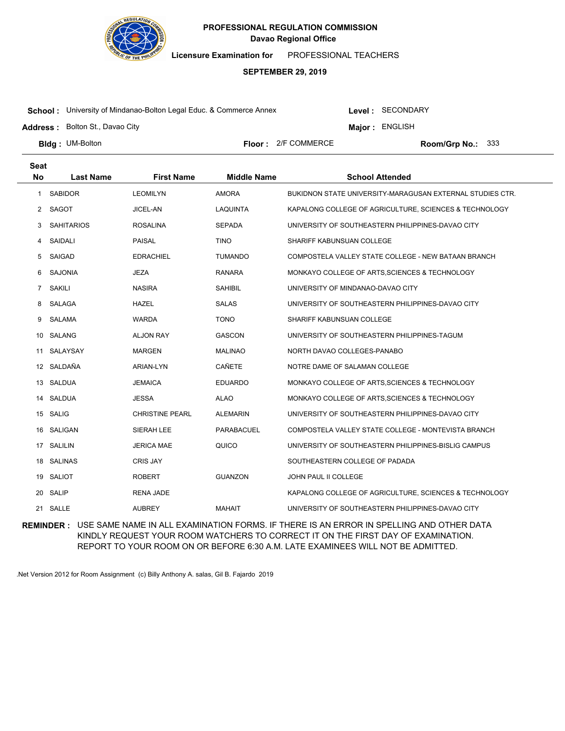**PROFESSIONAL REGULATION COMMISSION**
**Davao Regional Office**

**Licensure Examination for** PROFESSIONAL TEACHERS

**SEPTEMBER 29, 2019**

**School :** University of Mindanao-Bolton Legal Educ. & Commerce Annex
**Level :** SECONDARY
**Address :** Bolton St., Davao City
**Major :** ENGLISH
**Bldg :** UM-Bolton
**Floor :** 2/F COMMERCE
**Room/Grp No.:** 333

| Seat No | Last Name | First Name | Middle Name | School Attended |
|---|---|---|---|---|
| 1 | SABIDOR | LEOMILYN | AMORA | BUKIDNON STATE UNIVERSITY-MARAGUSAN EXTERNAL STUDIES CTR. |
| 2 | SAGOT | JICEL-AN | LAQUINTA | KAPALONG COLLEGE OF AGRICULTURE, SCIENCES & TECHNOLOGY |
| 3 | SAHITARIOS | ROSALINA | SEPADA | UNIVERSITY OF SOUTHEASTERN PHILIPPINES-DAVAO CITY |
| 4 | SAIDALI | PAISAL | TINO | SHARIFF KABUNSUAN COLLEGE |
| 5 | SAIGAD | EDRACHIEL | TUMANDO | COMPOSTELA VALLEY STATE COLLEGE - NEW BATAAN BRANCH |
| 6 | SAJONIA | JEZA | RANARA | MONKAYO COLLEGE OF ARTS,SCIENCES & TECHNOLOGY |
| 7 | SAKILI | NASIRA | SAHIBIL | UNIVERSITY OF MINDANAO-DAVAO CITY |
| 8 | SALAGA | HAZEL | SALAS | UNIVERSITY OF SOUTHEASTERN PHILIPPINES-DAVAO CITY |
| 9 | SALAMA | WARDA | TONO | SHARIFF KABUNSUAN COLLEGE |
| 10 | SALANG | ALJON RAY | GASCON | UNIVERSITY OF SOUTHEASTERN PHILIPPINES-TAGUM |
| 11 | SALAYSAY | MARGEN | MALINAO | NORTH DAVAO COLLEGES-PANABO |
| 12 | SALDAÑA | ARIAN-LYN | CAÑETE | NOTRE DAME OF SALAMAN COLLEGE |
| 13 | SALDUA | JEMAICA | EDUARDO | MONKAYO COLLEGE OF ARTS,SCIENCES & TECHNOLOGY |
| 14 | SALDUA | JESSA | ALAO | MONKAYO COLLEGE OF ARTS,SCIENCES & TECHNOLOGY |
| 15 | SALIG | CHRISTINE PEARL | ALEMARIN | UNIVERSITY OF SOUTHEASTERN PHILIPPINES-DAVAO CITY |
| 16 | SALIGAN | SIERAH LEE | PARABACUEL | COMPOSTELA VALLEY STATE COLLEGE - MONTEVISTA BRANCH |
| 17 | SALILIN | JERICA MAE | QUICO | UNIVERSITY OF SOUTHEASTERN PHILIPPINES-BISLIG CAMPUS |
| 18 | SALINAS | CRIS JAY | | SOUTHEASTERN COLLEGE OF PADADA |
| 19 | SALIOT | ROBERT | GUANZON | JOHN PAUL II COLLEGE |
| 20 | SALIP | RENA JADE | | KAPALONG COLLEGE OF AGRICULTURE, SCIENCES & TECHNOLOGY |
| 21 | SALLE | AUBREY | MAHAIT | UNIVERSITY OF SOUTHEASTERN PHILIPPINES-DAVAO CITY |

**REMINDER :** USE SAME NAME IN ALL EXAMINATION FORMS. IF THERE IS AN ERROR IN SPELLING AND OTHER DATA KINDLY REQUEST YOUR ROOM WATCHERS TO CORRECT IT ON THE FIRST DAY OF EXAMINATION. REPORT TO YOUR ROOM ON OR BEFORE 6:30 A.M. LATE EXAMINEES WILL NOT BE ADMITTED.

.Net Version 2012 for Room Assignment (c) Billy Anthony A. salas, Gil B. Fajardo 2019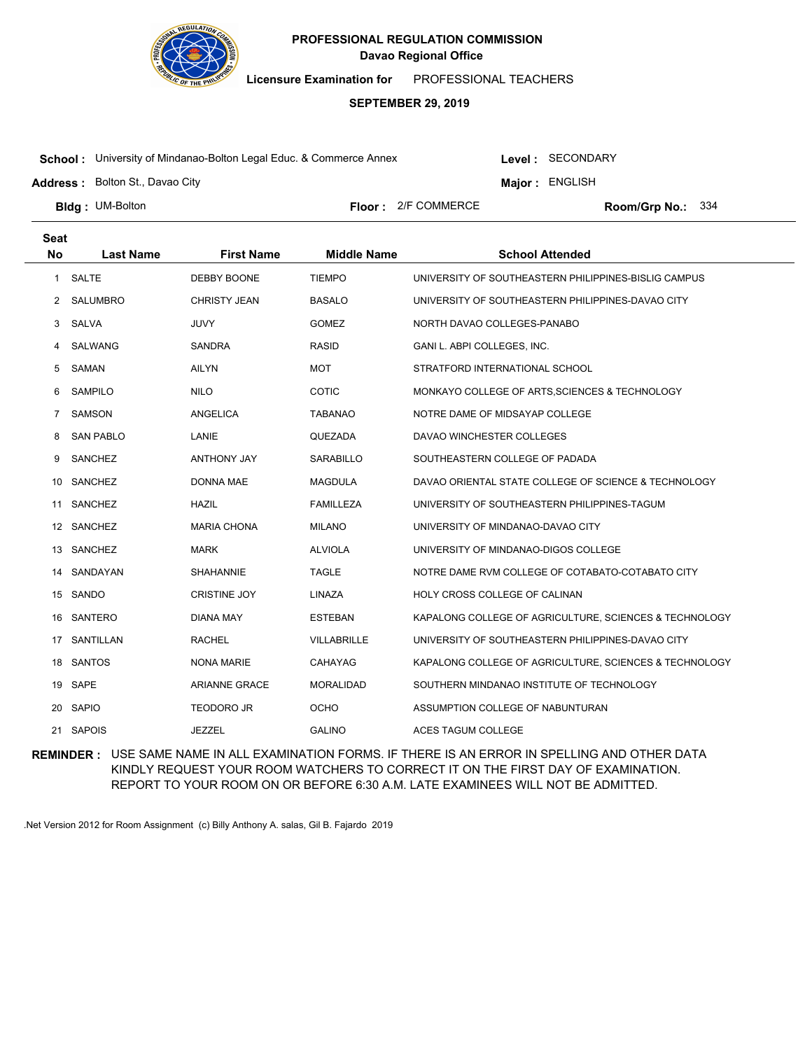**PROFESSIONAL REGULATION COMMISSION**
**Davao Regional Office**

**Licensure Examination for** PROFESSIONAL TEACHERS

**SEPTEMBER 29, 2019**

**School :** University of Mindanao-Bolton Legal Educ. & Commerce Annex
**Level :** SECONDARY

**Address :** Bolton St., Davao City
**Major :** ENGLISH

**Bldg :** UM-Bolton
**Floor :** 2/F COMMERCE
**Room/Grp No.:** 334

| Seat No | Last Name | First Name | Middle Name | School Attended |
|---|---|---|---|---|
| 1 | SALTE | DEBBY BOONE | TIEMPO | UNIVERSITY OF SOUTHEASTERN PHILIPPINES-BISLIG CAMPUS |
| 2 | SALUMBRO | CHRISTY JEAN | BASALO | UNIVERSITY OF SOUTHEASTERN PHILIPPINES-DAVAO CITY |
| 3 | SALVA | JUVY | GOMEZ | NORTH DAVAO COLLEGES-PANABO |
| 4 | SALWANG | SANDRA | RASID | GANI L. ABPI COLLEGES, INC. |
| 5 | SAMAN | AILYN | MOT | STRATFORD INTERNATIONAL SCHOOL |
| 6 | SAMPILO | NILO | COTIC | MONKAYO COLLEGE OF ARTS,SCIENCES & TECHNOLOGY |
| 7 | SAMSON | ANGELICA | TABANAO | NOTRE DAME OF MIDSAYAP COLLEGE |
| 8 | SAN PABLO | LANIE | QUEZADA | DAVAO WINCHESTER COLLEGES |
| 9 | SANCHEZ | ANTHONY JAY | SARABILLO | SOUTHEASTERN COLLEGE OF PADADA |
| 10 | SANCHEZ | DONNA MAE | MAGDULA | DAVAO ORIENTAL STATE COLLEGE OF SCIENCE & TECHNOLOGY |
| 11 | SANCHEZ | HAZIL | FAMILLEZA | UNIVERSITY OF SOUTHEASTERN PHILIPPINES-TAGUM |
| 12 | SANCHEZ | MARIA CHONA | MILANO | UNIVERSITY OF MINDANAO-DAVAO CITY |
| 13 | SANCHEZ | MARK | ALVIOLA | UNIVERSITY OF MINDANAO-DIGOS COLLEGE |
| 14 | SANDAYAN | SHAHANNIE | TAGLE | NOTRE DAME RVM COLLEGE OF COTABATO-COTABATO CITY |
| 15 | SANDO | CRISTINE JOY | LINAZA | HOLY CROSS COLLEGE OF CALINAN |
| 16 | SANTERO | DIANA MAY | ESTEBAN | KAPALONG COLLEGE OF AGRICULTURE, SCIENCES & TECHNOLOGY |
| 17 | SANTILLAN | RACHEL | VILLABRILLE | UNIVERSITY OF SOUTHEASTERN PHILIPPINES-DAVAO CITY |
| 18 | SANTOS | NONA MARIE | CAHAYAG | KAPALONG COLLEGE OF AGRICULTURE, SCIENCES & TECHNOLOGY |
| 19 | SAPE | ARIANNE GRACE | MORALIDAD | SOUTHERN MINDANAO INSTITUTE OF TECHNOLOGY |
| 20 | SAPIO | TEODORO JR | OCHO | ASSUMPTION COLLEGE OF NABUNTURAN |
| 21 | SAPOIS | JEZZEL | GALINO | ACES TAGUM COLLEGE |

**REMINDER :** USE SAME NAME IN ALL EXAMINATION FORMS. IF THERE IS AN ERROR IN SPELLING AND OTHER DATA KINDLY REQUEST YOUR ROOM WATCHERS TO CORRECT IT ON THE FIRST DAY OF EXAMINATION. REPORT TO YOUR ROOM ON OR BEFORE 6:30 A.M. LATE EXAMINEES WILL NOT BE ADMITTED.

.Net Version 2012 for Room Assignment (c) Billy Anthony A. salas, Gil B. Fajardo 2019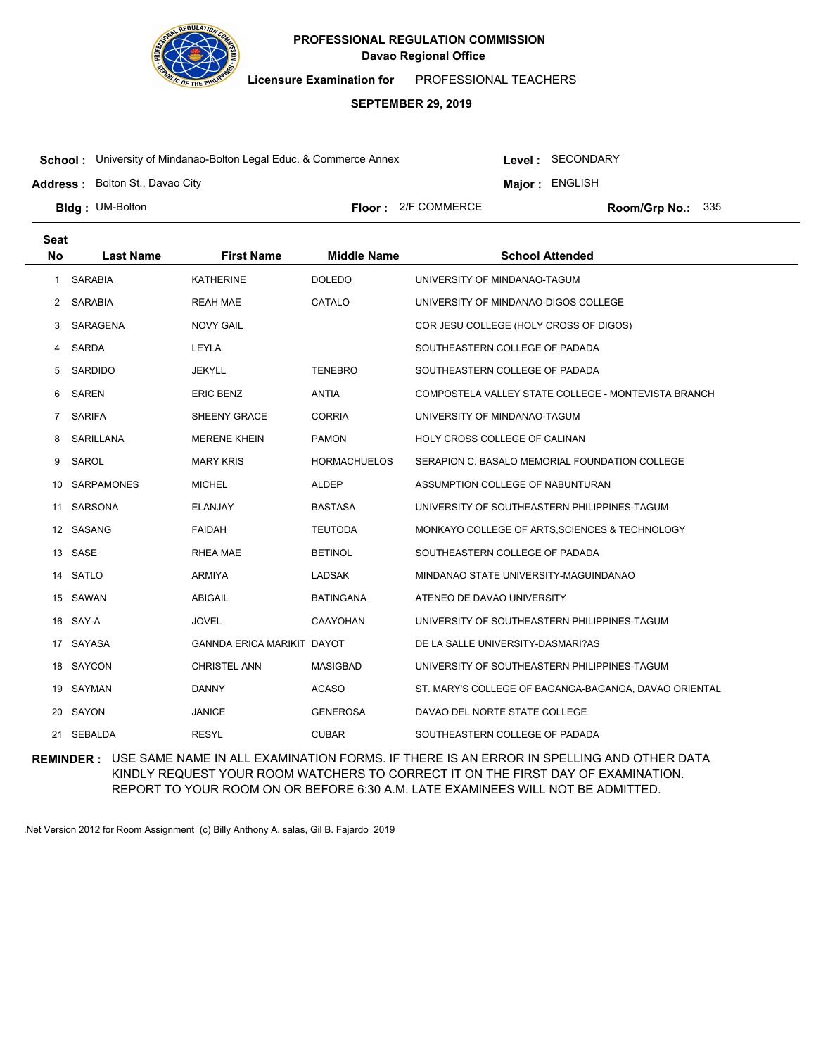**PROFESSIONAL REGULATION COMMISSION**
**Davao Regional Office**

**Licensure Examination for** PROFESSIONAL TEACHERS

**SEPTEMBER 29, 2019**

**School :** University of Mindanao-Bolton Legal Educ. & Commerce Annex
**Level :** SECONDARY

**Address :** Bolton St., Davao City
**Major :** ENGLISH

**Bldg :** UM-Bolton
**Floor :** 2/F COMMERCE
**Room/Grp No.:** 335

| Seat No | Last Name | First Name | Middle Name | School Attended |
|---|---|---|---|---|
| 1 | SARABIA | KATHERINE | DOLEDO | UNIVERSITY OF MINDANAO-TAGUM |
| 2 | SARABIA | REAH MAE | CATALO | UNIVERSITY OF MINDANAO-DIGOS COLLEGE |
| 3 | SARAGENA | NOVY GAIL | | COR JESU COLLEGE (HOLY CROSS OF DIGOS) |
| 4 | SARDA | LEYLA | | SOUTHEASTERN COLLEGE OF PADADA |
| 5 | SARDIDO | JEKYLL | TENEBRO | SOUTHEASTERN COLLEGE OF PADADA |
| 6 | SAREN | ERIC BENZ | ANTIA | COMPOSTELA VALLEY STATE COLLEGE - MONTEVISTA BRANCH |
| 7 | SARIFA | SHEENY GRACE | CORRIA | UNIVERSITY OF MINDANAO-TAGUM |
| 8 | SARILLANA | MERENE KHEIN | PAMON | HOLY CROSS COLLEGE OF CALINAN |
| 9 | SAROL | MARY KRIS | HORMACHUELOS | SERAPION C. BASALO MEMORIAL FOUNDATION COLLEGE |
| 10 | SARPAMONES | MICHEL | ALDEP | ASSUMPTION COLLEGE OF NABUNTURAN |
| 11 | SARSONA | ELANJAY | BASTASA | UNIVERSITY OF SOUTHEASTERN PHILIPPINES-TAGUM |
| 12 | SASANG | FAIDAH | TEUTODA | MONKAYO COLLEGE OF ARTS,SCIENCES & TECHNOLOGY |
| 13 | SASE | RHEA MAE | BETINOL | SOUTHEASTERN COLLEGE OF PADADA |
| 14 | SATLO | ARMIYA | LADSAK | MINDANAO STATE UNIVERSITY-MAGUINDANAO |
| 15 | SAWAN | ABIGAIL | BATINGANA | ATENEO DE DAVAO UNIVERSITY |
| 16 | SAY-A | JOVEL | CAAYOHAN | UNIVERSITY OF SOUTHEASTERN PHILIPPINES-TAGUM |
| 17 | SAYASA | GANNDA ERICA MARIKIT | DAYOT | DE LA SALLE UNIVERSITY-DASMARI?AS |
| 18 | SAYCON | CHRISTEL ANN | MASIGBAD | UNIVERSITY OF SOUTHEASTERN PHILIPPINES-TAGUM |
| 19 | SAYMAN | DANNY | ACASO | ST. MARY'S COLLEGE OF BAGANGA-BAGANGA, DAVAO ORIENTAL |
| 20 | SAYON | JANICE | GENEROSA | DAVAO DEL NORTE STATE COLLEGE |
| 21 | SEBALDA | RESYL | CUBAR | SOUTHEASTERN COLLEGE OF PADADA |

**REMINDER :** USE SAME NAME IN ALL EXAMINATION FORMS. IF THERE IS AN ERROR IN SPELLING AND OTHER DATA KINDLY REQUEST YOUR ROOM WATCHERS TO CORRECT IT ON THE FIRST DAY OF EXAMINATION. REPORT TO YOUR ROOM ON OR BEFORE 6:30 A.M. LATE EXAMINEES WILL NOT BE ADMITTED.

.Net Version 2012 for Room Assignment (c) Billy Anthony A. salas, Gil B. Fajardo 2019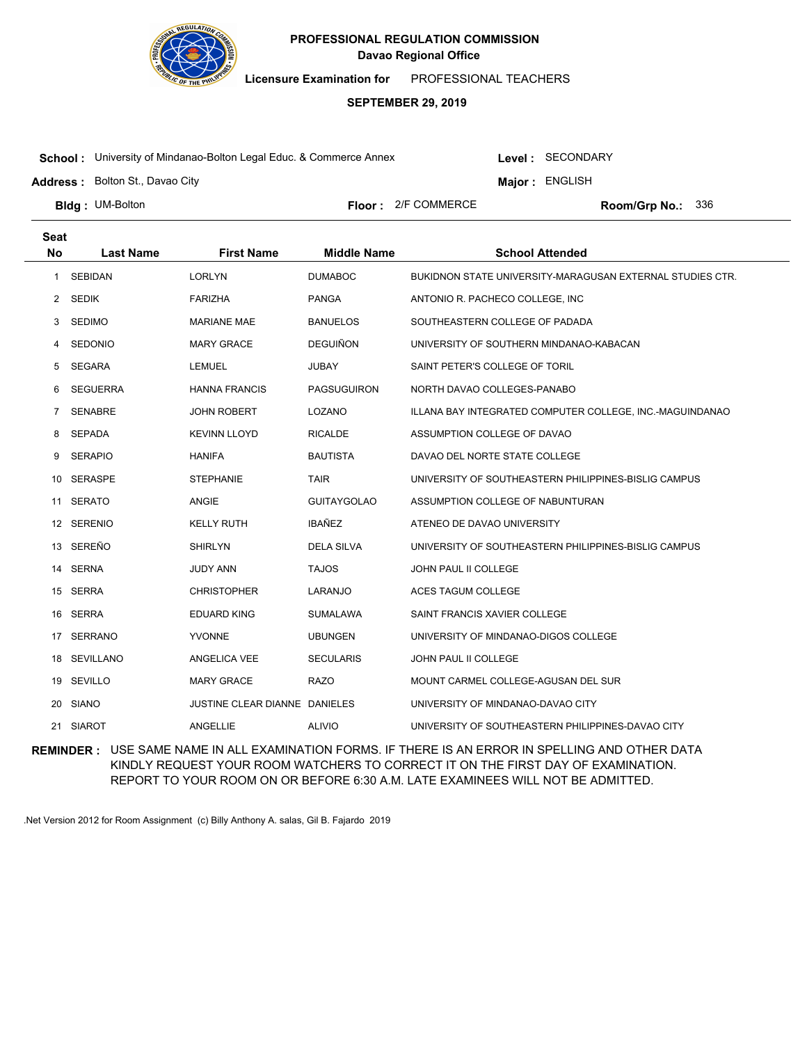# PROFESSIONAL REGULATION COMMISSION

**Davao Regional Office**

**Licensure Examination for** PROFESSIONAL TEACHERS

**SEPTEMBER 29, 2019**

**School :** University of Mindanao-Bolton Legal Educ. & Commerce Annex

**Level :** SECONDARY

**Address :** Bolton St., Davao City

**Major :** ENGLISH

**Bldg :** UM-Bolton

**Floor :** 2/F COMMERCE

**Room/Grp No.:** 336

| Seat No | Last Name | First Name | Middle Name | School Attended |
|---|---|---|---|---|
| 1 | SEBIDAN | LORLYN | DUMABOC | BUKIDNON STATE UNIVERSITY-MARAGUSAN EXTERNAL STUDIES CTR. |
| 2 | SEDIK | FARIZHA | PANGA | ANTONIO R. PACHECO COLLEGE, INC |
| 3 | SEDIMO | MARIANE MAE | BANUELOS | SOUTHEASTERN COLLEGE OF PADADA |
| 4 | SEDONIO | MARY GRACE | DEGUIÑON | UNIVERSITY OF SOUTHERN MINDANAO-KABACAN |
| 5 | SEGARA | LEMUEL | JUBAY | SAINT PETER'S COLLEGE OF TORIL |
| 6 | SEGUERRA | HANNA FRANCIS | PAGSUGUIRON | NORTH DAVAO COLLEGES-PANABO |
| 7 | SENABRE | JOHN ROBERT | LOZANO | ILLANA BAY INTEGRATED COMPUTER COLLEGE, INC.-MAGUINDANAO |
| 8 | SEPADA | KEVINN LLOYD | RICALDE | ASSUMPTION COLLEGE OF DAVAO |
| 9 | SERAPIO | HANIFA | BAUTISTA | DAVAO DEL NORTE STATE COLLEGE |
| 10 | SERASPE | STEPHANIE | TAIR | UNIVERSITY OF SOUTHEASTERN PHILIPPINES-BISLIG CAMPUS |
| 11 | SERATO | ANGIE | GUITAYGOLAO | ASSUMPTION COLLEGE OF NABUNTURAN |
| 12 | SERENIO | KELLY RUTH | IBAÑEZ | ATENEO DE DAVAO UNIVERSITY |
| 13 | SEREÑO | SHIRLYN | DELA SILVA | UNIVERSITY OF SOUTHEASTERN PHILIPPINES-BISLIG CAMPUS |
| 14 | SERNA | JUDY ANN | TAJOS | JOHN PAUL II COLLEGE |
| 15 | SERRA | CHRISTOPHER | LARANJO | ACES TAGUM COLLEGE |
| 16 | SERRA | EDUARD KING | SUMALAWA | SAINT FRANCIS XAVIER COLLEGE |
| 17 | SERRANO | YVONNE | UBUNGEN | UNIVERSITY OF MINDANAO-DIGOS COLLEGE |
| 18 | SEVILLANO | ANGELICA VEE | SECULARIS | JOHN PAUL II COLLEGE |
| 19 | SEVILLO | MARY GRACE | RAZO | MOUNT CARMEL COLLEGE-AGUSAN DEL SUR |
| 20 | SIANO | JUSTINE CLEAR DIANNE | DANIELES | UNIVERSITY OF MINDANAO-DAVAO CITY |
| 21 | SIAROT | ANGELLIE | ALIVIO | UNIVERSITY OF SOUTHEASTERN PHILIPPINES-DAVAO CITY |

**REMINDER :** USE SAME NAME IN ALL EXAMINATION FORMS. IF THERE IS AN ERROR IN SPELLING AND OTHER DATA KINDLY REQUEST YOUR ROOM WATCHERS TO CORRECT IT ON THE FIRST DAY OF EXAMINATION. REPORT TO YOUR ROOM ON OR BEFORE 6:30 A.M. LATE EXAMINEES WILL NOT BE ADMITTED.

.Net Version 2012 for Room Assignment (c) Billy Anthony A. salas, Gil B. Fajardo 2019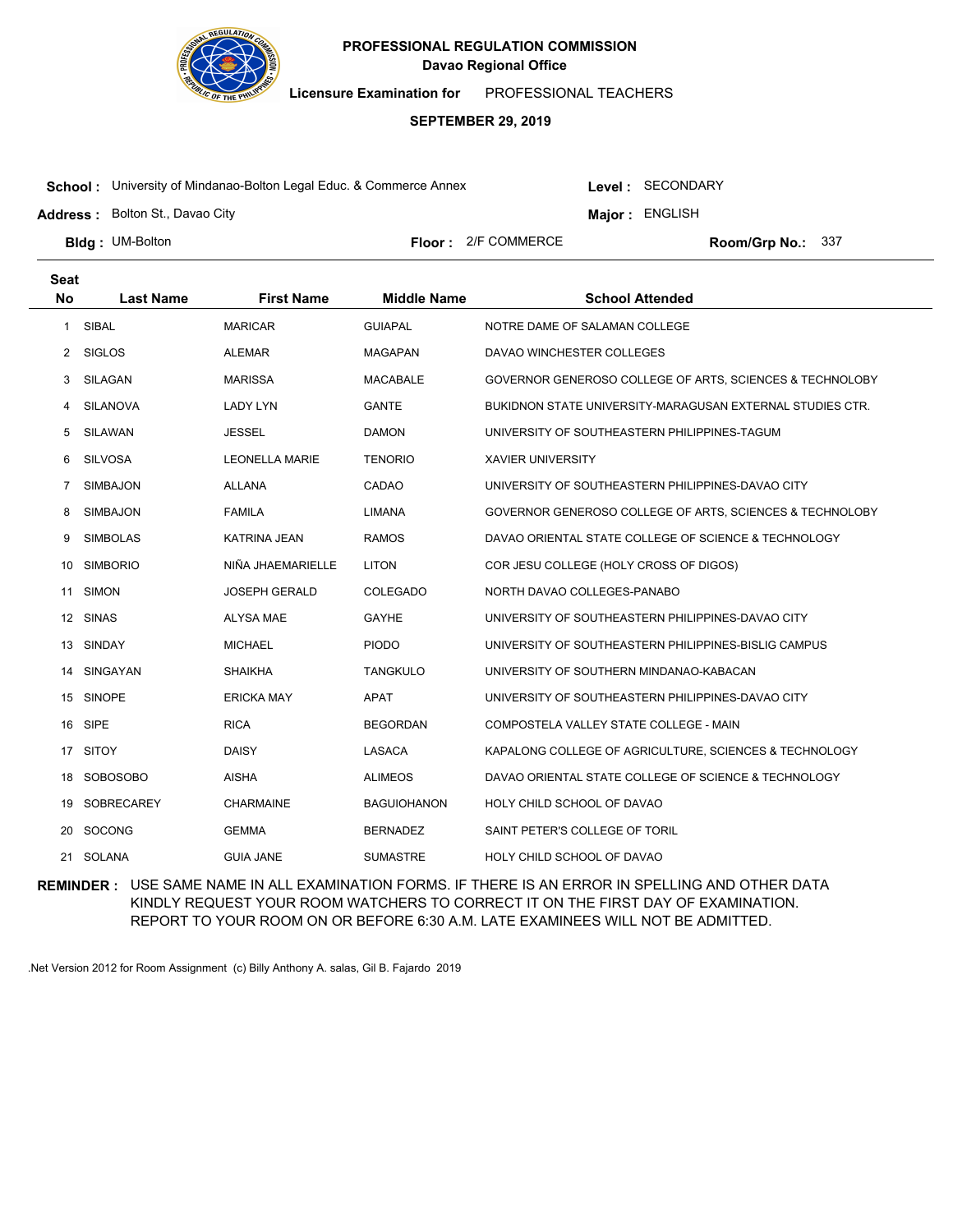**PROFESSIONAL REGULATION COMMISSION**
**Davao Regional Office**

**Licensure Examination for** PROFESSIONAL TEACHERS

**SEPTEMBER 29, 2019**

**School :** University of Mindanao-Bolton Legal Educ. & Commerce Annex
**Level :** SECONDARY

**Address :** Bolton St., Davao City
**Major :** ENGLISH

**Bldg :** UM-Bolton
**Floor :** 2/F COMMERCE
**Room/Grp No.:** 337

| Seat No | Last Name | First Name | Middle Name | School Attended |
|---|---|---|---|---|
| 1 | SIBAL | MARICAR | GUIAPAL | NOTRE DAME OF SALAMAN COLLEGE |
| 2 | SIGLOS | ALEMAR | MAGAPAN | DAVAO WINCHESTER COLLEGES |
| 3 | SILAGAN | MARISSA | MACABALE | GOVERNOR GENEROSO COLLEGE OF ARTS, SCIENCES & TECHNOLOBY |
| 4 | SILANOVA | LADY LYN | GANTE | BUKIDNON STATE UNIVERSITY-MARAGUSAN EXTERNAL STUDIES CTR. |
| 5 | SILAWAN | JESSEL | DAMON | UNIVERSITY OF SOUTHEASTERN PHILIPPINES-TAGUM |
| 6 | SILVOSA | LEONELLA MARIE | TENORIO | XAVIER UNIVERSITY |
| 7 | SIMBAJON | ALLANA | CADAO | UNIVERSITY OF SOUTHEASTERN PHILIPPINES-DAVAO CITY |
| 8 | SIMBAJON | FAMILA | LIMANA | GOVERNOR GENEROSO COLLEGE OF ARTS, SCIENCES & TECHNOLOBY |
| 9 | SIMBOLAS | KATRINA JEAN | RAMOS | DAVAO ORIENTAL STATE COLLEGE OF SCIENCE & TECHNOLOGY |
| 10 | SIMBORIO | NIÑA JHAEMARIELLE | LITON | COR JESU COLLEGE (HOLY CROSS OF DIGOS) |
| 11 | SIMON | JOSEPH GERALD | COLEGADO | NORTH DAVAO COLLEGES-PANABO |
| 12 | SINAS | ALYSA MAE | GAYHE | UNIVERSITY OF SOUTHEASTERN PHILIPPINES-DAVAO CITY |
| 13 | SINDAY | MICHAEL | PIODO | UNIVERSITY OF SOUTHEASTERN PHILIPPINES-BISLIG CAMPUS |
| 14 | SINGAYAN | SHAIKHA | TANGKULO | UNIVERSITY OF SOUTHERN MINDANAO-KABACAN |
| 15 | SINOPE | ERICKA MAY | APAT | UNIVERSITY OF SOUTHEASTERN PHILIPPINES-DAVAO CITY |
| 16 | SIPE | RICA | BEGORDAN | COMPOSTELA VALLEY STATE COLLEGE - MAIN |
| 17 | SITOY | DAISY | LASACA | KAPALONG COLLEGE OF AGRICULTURE, SCIENCES & TECHNOLOGY |
| 18 | SOBOSOBO | AISHA | ALIMEOS | DAVAO ORIENTAL STATE COLLEGE OF SCIENCE & TECHNOLOGY |
| 19 | SOBRECAREY | CHARMAINE | BAGUIOHANON | HOLY CHILD SCHOOL OF DAVAO |
| 20 | SOCONG | GEMMA | BERNADEZ | SAINT PETER'S COLLEGE OF TORIL |
| 21 | SOLANA | GUIA JANE | SUMASTRE | HOLY CHILD SCHOOL OF DAVAO |

**REMINDER :** USE SAME NAME IN ALL EXAMINATION FORMS. IF THERE IS AN ERROR IN SPELLING AND OTHER DATA KINDLY REQUEST YOUR ROOM WATCHERS TO CORRECT IT ON THE FIRST DAY OF EXAMINATION. REPORT TO YOUR ROOM ON OR BEFORE 6:30 A.M. LATE EXAMINEES WILL NOT BE ADMITTED.

.Net Version 2012 for Room Assignment (c) Billy Anthony A. salas, Gil B. Fajardo 2019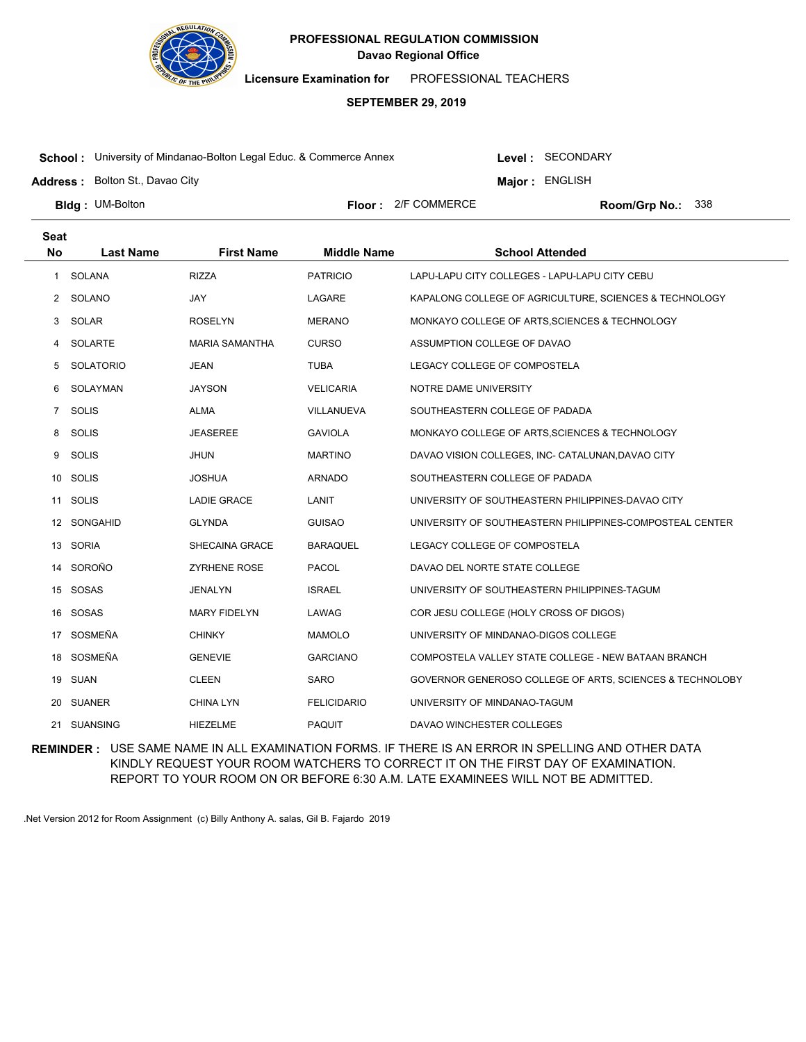**PROFESSIONAL REGULATION COMMISSION**
**Davao Regional Office**

**Licensure Examination for** PROFESSIONAL TEACHERS

**SEPTEMBER 29, 2019**

**School :** University of Mindanao-Bolton Legal Educ. & Commerce Annex
**Level :** SECONDARY
**Address :** Bolton St., Davao City
**Major :** ENGLISH
**Bldg :** UM-Bolton
**Floor :** 2/F COMMERCE
**Room/Grp No.:** 338

| Seat No | Last Name | First Name | Middle Name | School Attended |
|---|---|---|---|---|
| 1 | SOLANA | RIZZA | PATRICIO | LAPU-LAPU CITY COLLEGES - LAPU-LAPU CITY CEBU |
| 2 | SOLANO | JAY | LAGARE | KAPALONG COLLEGE OF AGRICULTURE, SCIENCES & TECHNOLOGY |
| 3 | SOLAR | ROSELYN | MERANO | MONKAYO COLLEGE OF ARTS,SCIENCES & TECHNOLOGY |
| 4 | SOLARTE | MARIA SAMANTHA | CURSO | ASSUMPTION COLLEGE OF DAVAO |
| 5 | SOLATORIO | JEAN | TUBA | LEGACY COLLEGE OF COMPOSTELA |
| 6 | SOLAYMAN | JAYSON | VELICARIA | NOTRE DAME UNIVERSITY |
| 7 | SOLIS | ALMA | VILLANUEVA | SOUTHEASTERN COLLEGE OF PADADA |
| 8 | SOLIS | JEASEREE | GAVIOLA | MONKAYO COLLEGE OF ARTS,SCIENCES & TECHNOLOGY |
| 9 | SOLIS | JHUN | MARTINO | DAVAO VISION COLLEGES, INC- CATALUNAN,DAVAO CITY |
| 10 | SOLIS | JOSHUA | ARNADO | SOUTHEASTERN COLLEGE OF PADADA |
| 11 | SOLIS | LADIE GRACE | LANIT | UNIVERSITY OF SOUTHEASTERN PHILIPPINES-DAVAO CITY |
| 12 | SONGAHID | GLYNDA | GUISAO | UNIVERSITY OF SOUTHEASTERN PHILIPPINES-COMPOSTEAL CENTER |
| 13 | SORIA | SHECAINA GRACE | BARAQUEL | LEGACY COLLEGE OF COMPOSTELA |
| 14 | SOROÑO | ZYRHENE ROSE | PACOL | DAVAO DEL NORTE STATE COLLEGE |
| 15 | SOSAS | JENALYN | ISRAEL | UNIVERSITY OF SOUTHEASTERN PHILIPPINES-TAGUM |
| 16 | SOSAS | MARY FIDELYN | LAWAG | COR JESU COLLEGE (HOLY CROSS OF DIGOS) |
| 17 | SOSMEÑA | CHINKY | MAMOLO | UNIVERSITY OF MINDANAO-DIGOS COLLEGE |
| 18 | SOSMEÑA | GENEVIE | GARCIANO | COMPOSTELA VALLEY STATE COLLEGE - NEW BATAAN BRANCH |
| 19 | SUAN | CLEEN | SARO | GOVERNOR GENEROSO COLLEGE OF ARTS, SCIENCES & TECHNOLOBY |
| 20 | SUANER | CHINA LYN | FELICIDARIO | UNIVERSITY OF MINDANAO-TAGUM |
| 21 | SUANSING | HIEZELME | PAQUIT | DAVAO WINCHESTER COLLEGES |

**REMINDER :** USE SAME NAME IN ALL EXAMINATION FORMS. IF THERE IS AN ERROR IN SPELLING AND OTHER DATA KINDLY REQUEST YOUR ROOM WATCHERS TO CORRECT IT ON THE FIRST DAY OF EXAMINATION. REPORT TO YOUR ROOM ON OR BEFORE 6:30 A.M. LATE EXAMINEES WILL NOT BE ADMITTED.

.Net Version 2012 for Room Assignment (c) Billy Anthony A. salas, Gil B. Fajardo 2019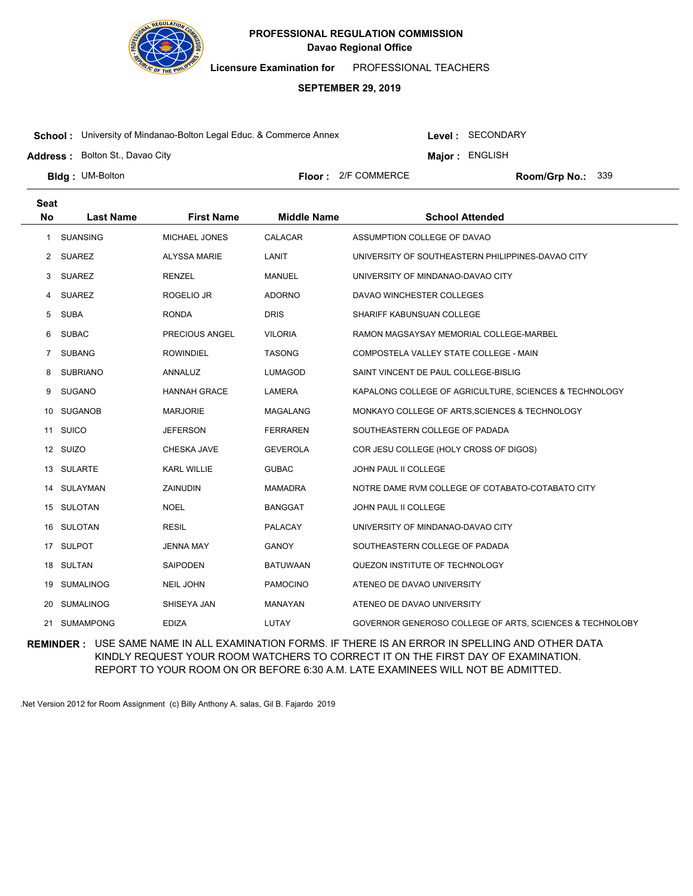**PROFESSIONAL REGULATION COMMISSION**
**Davao Regional Office**

**Licensure Examination for** PROFESSIONAL TEACHERS

**SEPTEMBER 29, 2019**

**School :** University of Mindanao-Bolton Legal Educ. & Commerce Annex
**Level :** SECONDARY
**Address :** Bolton St., Davao City
**Major :** ENGLISH
**Bldg :** UM-Bolton
**Floor :** 2/F COMMERCE
**Room/Grp No.:** 339

| Seat No | Last Name | First Name | Middle Name | School Attended |
|---|---|---|---|---|
| 1 | SUANSING | MICHAEL JONES | CALACAR | ASSUMPTION COLLEGE OF DAVAO |
| 2 | SUAREZ | ALYSSA MARIE | LANIT | UNIVERSITY OF SOUTHEASTERN PHILIPPINES-DAVAO CITY |
| 3 | SUAREZ | RENZEL | MANUEL | UNIVERSITY OF MINDANAO-DAVAO CITY |
| 4 | SUAREZ | ROGELIO JR | ADORNO | DAVAO WINCHESTER COLLEGES |
| 5 | SUBA | RONDA | DRIS | SHARIFF KABUNSUAN COLLEGE |
| 6 | SUBAC | PRECIOUS ANGEL | VILORIA | RAMON MAGSAYSAY MEMORIAL COLLEGE-MARBEL |
| 7 | SUBANG | ROWINDIEL | TASONG | COMPOSTELA VALLEY STATE COLLEGE - MAIN |
| 8 | SUBRIANO | ANNALUZ | LUMAGOD | SAINT VINCENT DE PAUL COLLEGE-BISLIG |
| 9 | SUGANO | HANNAH GRACE | LAMERA | KAPALONG COLLEGE OF AGRICULTURE, SCIENCES & TECHNOLOGY |
| 10 | SUGANOB | MARJORIE | MAGALANG | MONKAYO COLLEGE OF ARTS,SCIENCES & TECHNOLOGY |
| 11 | SUICO | JEFERSON | FERRAREN | SOUTHEASTERN COLLEGE OF PADADA |
| 12 | SUIZO | CHESKA JAVE | GEVEROLA | COR JESU COLLEGE (HOLY CROSS OF DIGOS) |
| 13 | SULARTE | KARL WILLIE | GUBAC | JOHN PAUL II COLLEGE |
| 14 | SULAYMAN | ZAINUDIN | MAMADRA | NOTRE DAME RVM COLLEGE OF COTABATO-COTABATO CITY |
| 15 | SULOTAN | NOEL | BANGGAT | JOHN PAUL II COLLEGE |
| 16 | SULOTAN | RESIL | PALACAY | UNIVERSITY OF MINDANAO-DAVAO CITY |
| 17 | SULPOT | JENNA MAY | GANOY | SOUTHEASTERN COLLEGE OF PADADA |
| 18 | SULTAN | SAIPODEN | BATUWAAN | QUEZON INSTITUTE OF TECHNOLOGY |
| 19 | SUMALINOG | NEIL JOHN | PAMOCINO | ATENEO DE DAVAO UNIVERSITY |
| 20 | SUMALINOG | SHISEYA JAN | MANAYAN | ATENEO DE DAVAO UNIVERSITY |
| 21 | SUMAMPONG | EDIZA | LUTAY | GOVERNOR GENEROSO COLLEGE OF ARTS, SCIENCES & TECHNOLOBY |

**REMINDER :** USE SAME NAME IN ALL EXAMINATION FORMS. IF THERE IS AN ERROR IN SPELLING AND OTHER DATA KINDLY REQUEST YOUR ROOM WATCHERS TO CORRECT IT ON THE FIRST DAY OF EXAMINATION. REPORT TO YOUR ROOM ON OR BEFORE 6:30 A.M. LATE EXAMINEES WILL NOT BE ADMITTED.

.Net Version 2012 for Room Assignment (c) Billy Anthony A. salas, Gil B. Fajardo 2019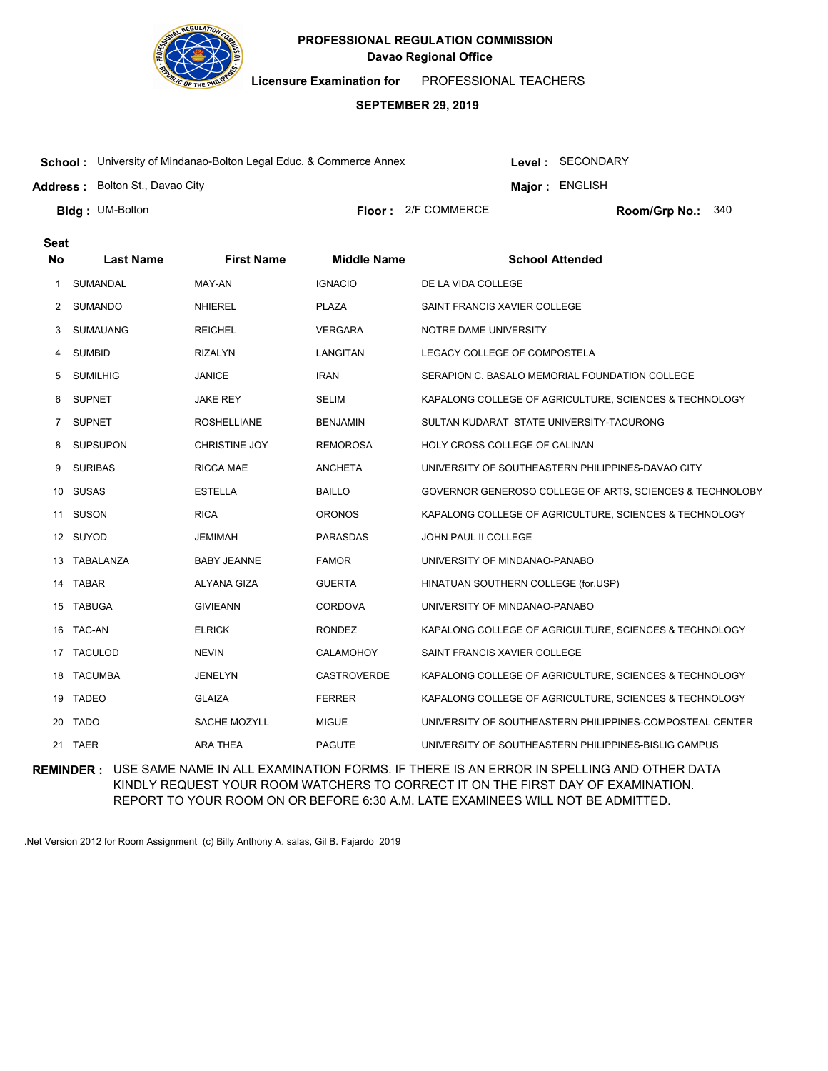**PROFESSIONAL REGULATION COMMISSION**
**Davao Regional Office**

**Licensure Examination for** PROFESSIONAL TEACHERS

**SEPTEMBER 29, 2019**

**School :** University of Mindanao-Bolton Legal Educ. & Commerce Annex
**Level :** SECONDARY
**Address :** Bolton St., Davao City
**Major :** ENGLISH
**Bldg :** UM-Bolton
**Floor :** 2/F COMMERCE
**Room/Grp No.:** 340

| Seat No | Last Name | First Name | Middle Name | School Attended |
|---|---|---|---|---|
| 1 | SUMANDAL | MAY-AN | IGNACIO | DE LA VIDA COLLEGE |
| 2 | SUMANDO | NHIEREL | PLAZA | SAINT FRANCIS XAVIER COLLEGE |
| 3 | SUMAUANG | REICHEL | VERGARA | NOTRE DAME UNIVERSITY |
| 4 | SUMBID | RIZALYN | LANGITAN | LEGACY COLLEGE OF COMPOSTELA |
| 5 | SUMILHIG | JANICE | IRAN | SERAPION C. BASALO MEMORIAL FOUNDATION COLLEGE |
| 6 | SUPNET | JAKE REY | SELIM | KAPALONG COLLEGE OF AGRICULTURE, SCIENCES & TECHNOLOGY |
| 7 | SUPNET | ROSHELLIANE | BENJAMIN | SULTAN KUDARAT STATE UNIVERSITY-TACURONG |
| 8 | SUPSUPON | CHRISTINE JOY | REMOROSA | HOLY CROSS COLLEGE OF CALINAN |
| 9 | SURIBAS | RICCA MAE | ANCHETA | UNIVERSITY OF SOUTHEASTERN PHILIPPINES-DAVAO CITY |
| 10 | SUSAS | ESTELLA | BAILLO | GOVERNOR GENEROSO COLLEGE OF ARTS, SCIENCES & TECHNOLOBY |
| 11 | SUSON | RICA | ORONOS | KAPALONG COLLEGE OF AGRICULTURE, SCIENCES & TECHNOLOGY |
| 12 | SUYOD | JEMIMAH | PARASDAS | JOHN PAUL II COLLEGE |
| 13 | TABALANZA | BABY JEANNE | FAMOR | UNIVERSITY OF MINDANAO-PANABO |
| 14 | TABAR | ALYANA GIZA | GUERTA | HINATUAN SOUTHERN COLLEGE (for.USP) |
| 15 | TABUGA | GIVIEANN | CORDOVA | UNIVERSITY OF MINDANAO-PANABO |
| 16 | TAC-AN | ELRICK | RONDEZ | KAPALONG COLLEGE OF AGRICULTURE, SCIENCES & TECHNOLOGY |
| 17 | TACULOD | NEVIN | CALAMOHOY | SAINT FRANCIS XAVIER COLLEGE |
| 18 | TACUMBA | JENELYN | CASTROVERDE | KAPALONG COLLEGE OF AGRICULTURE, SCIENCES & TECHNOLOGY |
| 19 | TADEO | GLAIZA | FERRER | KAPALONG COLLEGE OF AGRICULTURE, SCIENCES & TECHNOLOGY |
| 20 | TADO | SACHE MOZYLL | MIGUE | UNIVERSITY OF SOUTHEASTERN PHILIPPINES-COMPOSTEAL CENTER |
| 21 | TAER | ARA THEA | PAGUTE | UNIVERSITY OF SOUTHEASTERN PHILIPPINES-BISLIG CAMPUS |

**REMINDER :** USE SAME NAME IN ALL EXAMINATION FORMS. IF THERE IS AN ERROR IN SPELLING AND OTHER DATA KINDLY REQUEST YOUR ROOM WATCHERS TO CORRECT IT ON THE FIRST DAY OF EXAMINATION. REPORT TO YOUR ROOM ON OR BEFORE 6:30 A.M. LATE EXAMINEES WILL NOT BE ADMITTED.

.Net Version 2012 for Room Assignment (c) Billy Anthony A. salas, Gil B. Fajardo 2019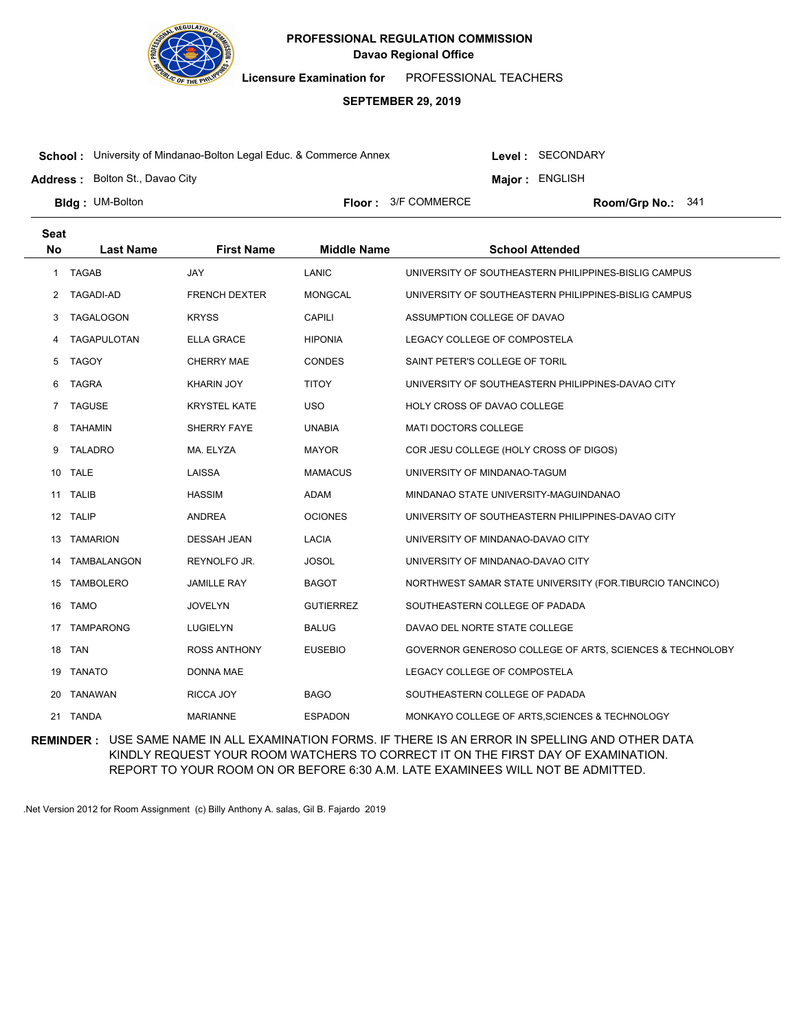**PROFESSIONAL REGULATION COMMISSION**
**Davao Regional Office**

**Licensure Examination for** PROFESSIONAL TEACHERS

**SEPTEMBER 29, 2019**

**School :** University of Mindanao-Bolton Legal Educ. & Commerce Annex
**Level :** SECONDARY
**Address :** Bolton St., Davao City
**Major :** ENGLISH
**Bldg :** UM-Bolton
**Floor :** 3/F COMMERCE
**Room/Grp No.:** 341

| Seat No | Last Name | First Name | Middle Name | School Attended |
|---|---|---|---|---|
| 1 | TAGAB | JAY | LANIC | UNIVERSITY OF SOUTHEASTERN PHILIPPINES-BISLIG CAMPUS |
| 2 | TAGADI-AD | FRENCH DEXTER | MONGCAL | UNIVERSITY OF SOUTHEASTERN PHILIPPINES-BISLIG CAMPUS |
| 3 | TAGALOGON | KRYSS | CAPILI | ASSUMPTION COLLEGE OF DAVAO |
| 4 | TAGAPULOTAN | ELLA GRACE | HIPONIA | LEGACY COLLEGE OF COMPOSTELA |
| 5 | TAGOY | CHERRY MAE | CONDES | SAINT PETER'S COLLEGE OF TORIL |
| 6 | TAGRA | KHARIN JOY | TITOY | UNIVERSITY OF SOUTHEASTERN PHILIPPINES-DAVAO CITY |
| 7 | TAGUSE | KRYSTEL KATE | USO | HOLY CROSS OF DAVAO COLLEGE |
| 8 | TAHAMIN | SHERRY FAYE | UNABIA | MATI DOCTORS COLLEGE |
| 9 | TALADRO | MA. ELYZA | MAYOR | COR JESU COLLEGE (HOLY CROSS OF DIGOS) |
| 10 | TALE | LAISSA | MAMACUS | UNIVERSITY OF MINDANAO-TAGUM |
| 11 | TALIB | HASSIM | ADAM | MINDANAO STATE UNIVERSITY-MAGUINDANAO |
| 12 | TALIP | ANDREA | OCIONES | UNIVERSITY OF SOUTHEASTERN PHILIPPINES-DAVAO CITY |
| 13 | TAMARION | DESSAH JEAN | LACIA | UNIVERSITY OF MINDANAO-DAVAO CITY |
| 14 | TAMBALANGON | REYNOLFO JR. | JOSOL | UNIVERSITY OF MINDANAO-DAVAO CITY |
| 15 | TAMBOLERO | JAMILLE RAY | BAGOT | NORTHWEST SAMAR STATE UNIVERSITY (FOR.TIBURCIO TANCINCO) |
| 16 | TAMO | JOVELYN | GUTIERREZ | SOUTHEASTERN COLLEGE OF PADADA |
| 17 | TAMPARONG | LUGIELYN | BALUG | DAVAO DEL NORTE STATE COLLEGE |
| 18 | TAN | ROSS ANTHONY | EUSEBIO | GOVERNOR GENEROSO COLLEGE OF ARTS, SCIENCES & TECHNOLOBY |
| 19 | TANATO | DONNA MAE | | LEGACY COLLEGE OF COMPOSTELA |
| 20 | TANAWAN | RICCA JOY | BAGO | SOUTHEASTERN COLLEGE OF PADADA |
| 21 | TANDA | MARIANNE | ESPADON | MONKAYO COLLEGE OF ARTS,SCIENCES & TECHNOLOGY |

**REMINDER :** USE SAME NAME IN ALL EXAMINATION FORMS. IF THERE IS AN ERROR IN SPELLING AND OTHER DATA KINDLY REQUEST YOUR ROOM WATCHERS TO CORRECT IT ON THE FIRST DAY OF EXAMINATION. REPORT TO YOUR ROOM ON OR BEFORE 6:30 A.M. LATE EXAMINEES WILL NOT BE ADMITTED.

.Net Version 2012 for Room Assignment (c) Billy Anthony A. salas, Gil B. Fajardo 2019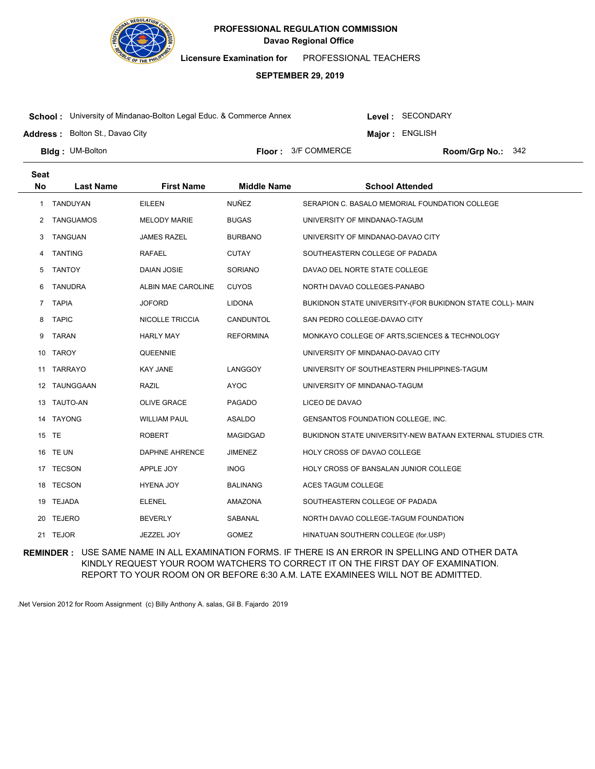**PROFESSIONAL REGULATION COMMISSION**
**Davao Regional Office**

**Licensure Examination for** PROFESSIONAL TEACHERS

**SEPTEMBER 29, 2019**

**School :** University of Mindanao-Bolton Legal Educ. & Commerce Annex **Level :** SECONDARY

**Address :** Bolton St., Davao City **Major :** ENGLISH

**Bldg :** UM-Bolton **Floor :** 3/F COMMERCE **Room/Grp No.:** 342

| Seat No | Last Name | First Name | Middle Name | School Attended |
|---|---|---|---|---|
| 1 | TANDUYAN | EILEEN | NUÑEZ | SERAPION C. BASALO MEMORIAL FOUNDATION COLLEGE |
| 2 | TANGUAMOS | MELODY MARIE | BUGAS | UNIVERSITY OF MINDANAO-TAGUM |
| 3 | TANGUAN | JAMES RAZEL | BURBANO | UNIVERSITY OF MINDANAO-DAVAO CITY |
| 4 | TANTING | RAFAEL | CUTAY | SOUTHEASTERN COLLEGE OF PADADA |
| 5 | TANTOY | DAIAN JOSIE | SORIANO | DAVAO DEL NORTE STATE COLLEGE |
| 6 | TANUDRA | ALBIN MAE CAROLINE | CUYOS | NORTH DAVAO COLLEGES-PANABO |
| 7 | TAPIA | JOFORD | LIDONA | BUKIDNON STATE UNIVERSITY-(FOR BUKIDNON STATE COLL)- MAIN |
| 8 | TAPIC | NICOLLE TRICCIA | CANDUNTOL | SAN PEDRO COLLEGE-DAVAO CITY |
| 9 | TARAN | HARLY MAY | REFORMINA | MONKAYO COLLEGE OF ARTS,SCIENCES & TECHNOLOGY |
| 10 | TAROY | QUEENNIE | | UNIVERSITY OF MINDANAO-DAVAO CITY |
| 11 | TARRAYO | KAY JANE | LANGGOY | UNIVERSITY OF SOUTHEASTERN PHILIPPINES-TAGUM |
| 12 | TAUNGGAAN | RAZIL | AYOC | UNIVERSITY OF MINDANAO-TAGUM |
| 13 | TAUTO-AN | OLIVE GRACE | PAGADO | LICEO DE DAVAO |
| 14 | TAYONG | WILLIAM PAUL | ASALDO | GENSANTOS FOUNDATION COLLEGE, INC. |
| 15 | TE | ROBERT | MAGIDGAD | BUKIDNON STATE UNIVERSITY-NEW BATAAN EXTERNAL STUDIES CTR. |
| 16 | TE UN | DAPHNE AHRENCE | JIMENEZ | HOLY CROSS OF DAVAO COLLEGE |
| 17 | TECSON | APPLE JOY | INOG | HOLY CROSS OF BANSALAN JUNIOR COLLEGE |
| 18 | TECSON | HYENA JOY | BALINANG | ACES TAGUM COLLEGE |
| 19 | TEJADA | ELENEL | AMAZONA | SOUTHEASTERN COLLEGE OF PADADA |
| 20 | TEJERO | BEVERLY | SABANAL | NORTH DAVAO COLLEGE-TAGUM FOUNDATION |
| 21 | TEJOR | JEZZEL JOY | GOMEZ | HINATUAN SOUTHERN COLLEGE (for.USP) |

**REMINDER :** USE SAME NAME IN ALL EXAMINATION FORMS. IF THERE IS AN ERROR IN SPELLING AND OTHER DATA KINDLY REQUEST YOUR ROOM WATCHERS TO CORRECT IT ON THE FIRST DAY OF EXAMINATION. REPORT TO YOUR ROOM ON OR BEFORE 6:30 A.M. LATE EXAMINEES WILL NOT BE ADMITTED.

.Net Version 2012 for Room Assignment (c) Billy Anthony A. salas, Gil B. Fajardo 2019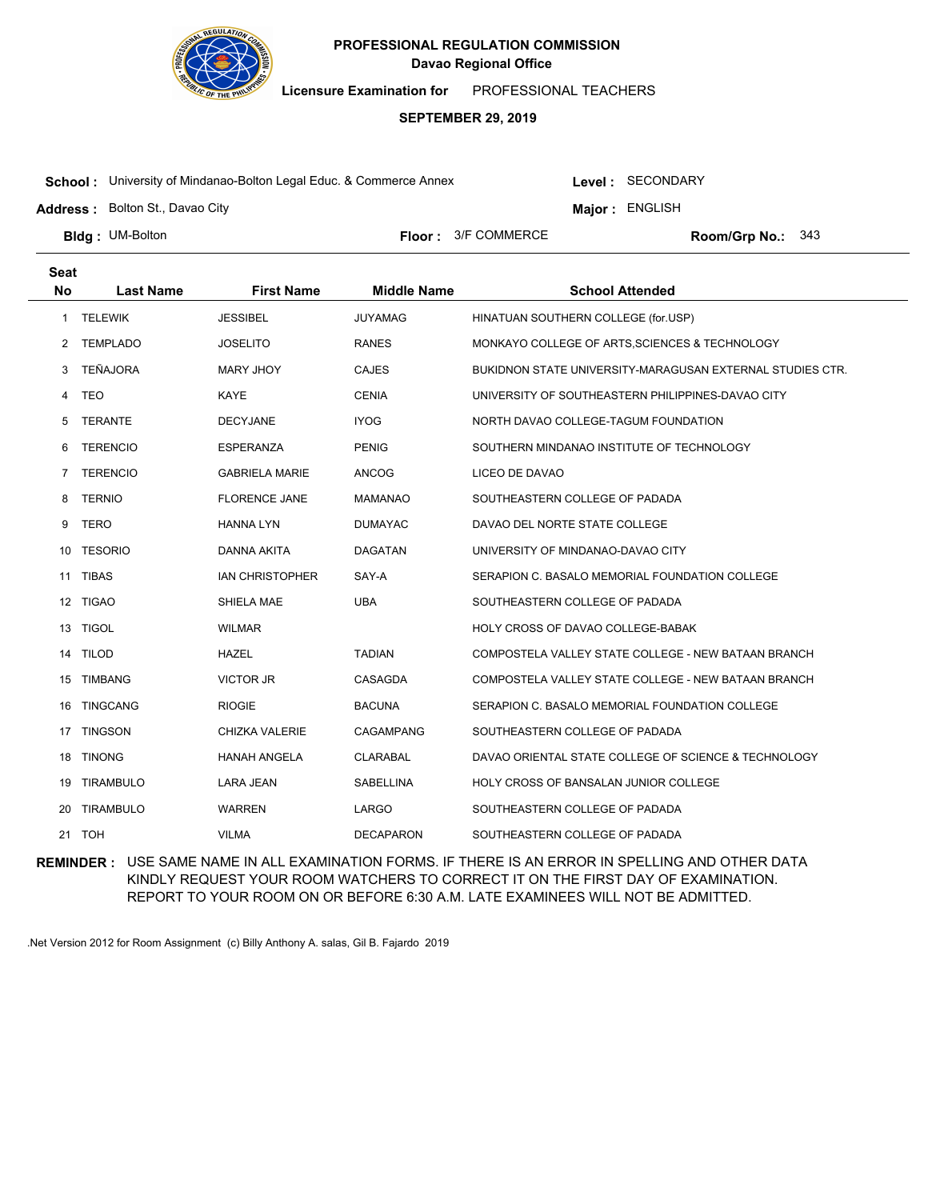**PROFESSIONAL REGULATION COMMISSION**
**Davao Regional Office**

**Licensure Examination for** PROFESSIONAL TEACHERS

**SEPTEMBER 29, 2019**

**School :** University of Mindanao-Bolton Legal Educ. & Commerce Annex
**Level :** SECONDARY
**Address :** Bolton St., Davao City
**Major :** ENGLISH
**Bldg :** UM-Bolton
**Floor :** 3/F COMMERCE
**Room/Grp No.:** 343

| Seat No | Last Name | First Name | Middle Name | School Attended |
|---|---|---|---|---|
| 1 | TELEWIK | JESSIBEL | JUYAMAG | HINATUAN SOUTHERN COLLEGE (for.USP) |
| 2 | TEMPLADO | JOSELITO | RANES | MONKAYO COLLEGE OF ARTS,SCIENCES & TECHNOLOGY |
| 3 | TEÑAJORA | MARY JHOY | CAJES | BUKIDNON STATE UNIVERSITY-MARAGUSAN EXTERNAL STUDIES CTR. |
| 4 | TEO | KAYE | CENIA | UNIVERSITY OF SOUTHEASTERN PHILIPPINES-DAVAO CITY |
| 5 | TERANTE | DECYJANE | IYOG | NORTH DAVAO COLLEGE-TAGUM FOUNDATION |
| 6 | TERENCIO | ESPERANZA | PENIG | SOUTHERN MINDANAO INSTITUTE OF TECHNOLOGY |
| 7 | TERENCIO | GABRIELA MARIE | ANCOG | LICEO DE DAVAO |
| 8 | TERNIO | FLORENCE JANE | MAMANAO | SOUTHEASTERN COLLEGE OF PADADA |
| 9 | TERO | HANNA LYN | DUMAYAC | DAVAO DEL NORTE STATE COLLEGE |
| 10 | TESORIO | DANNA AKITA | DAGATAN | UNIVERSITY OF MINDANAO-DAVAO CITY |
| 11 | TIBAS | IAN CHRISTOPHER | SAY-A | SERAPION C. BASALO MEMORIAL FOUNDATION COLLEGE |
| 12 | TIGAO | SHIELA MAE | UBA | SOUTHEASTERN COLLEGE OF PADADA |
| 13 | TIGOL | WILMAR | | HOLY CROSS OF DAVAO COLLEGE-BABAK |
| 14 | TILOD | HAZEL | TADIAN | COMPOSTELA VALLEY STATE COLLEGE - NEW BATAAN BRANCH |
| 15 | TIMBANG | VICTOR JR | CASAGDA | COMPOSTELA VALLEY STATE COLLEGE - NEW BATAAN BRANCH |
| 16 | TINGCANG | RIOGIE | BACUNA | SERAPION C. BASALO MEMORIAL FOUNDATION COLLEGE |
| 17 | TINGSON | CHIZKA VALERIE | CAGAMPANG | SOUTHEASTERN COLLEGE OF PADADA |
| 18 | TINONG | HANAH ANGELA | CLARABAL | DAVAO ORIENTAL STATE COLLEGE OF SCIENCE & TECHNOLOGY |
| 19 | TIRAMBULO | LARA JEAN | SABELLINA | HOLY CROSS OF BANSALAN JUNIOR COLLEGE |
| 20 | TIRAMBULO | WARREN | LARGO | SOUTHEASTERN COLLEGE OF PADADA |
| 21 | TOH | VILMA | DECAPARON | SOUTHEASTERN COLLEGE OF PADADA |

**REMINDER :** USE SAME NAME IN ALL EXAMINATION FORMS. IF THERE IS AN ERROR IN SPELLING AND OTHER DATA KINDLY REQUEST YOUR ROOM WATCHERS TO CORRECT IT ON THE FIRST DAY OF EXAMINATION. REPORT TO YOUR ROOM ON OR BEFORE 6:30 A.M. LATE EXAMINEES WILL NOT BE ADMITTED.

.Net Version 2012 for Room Assignment (c) Billy Anthony A. salas, Gil B. Fajardo 2019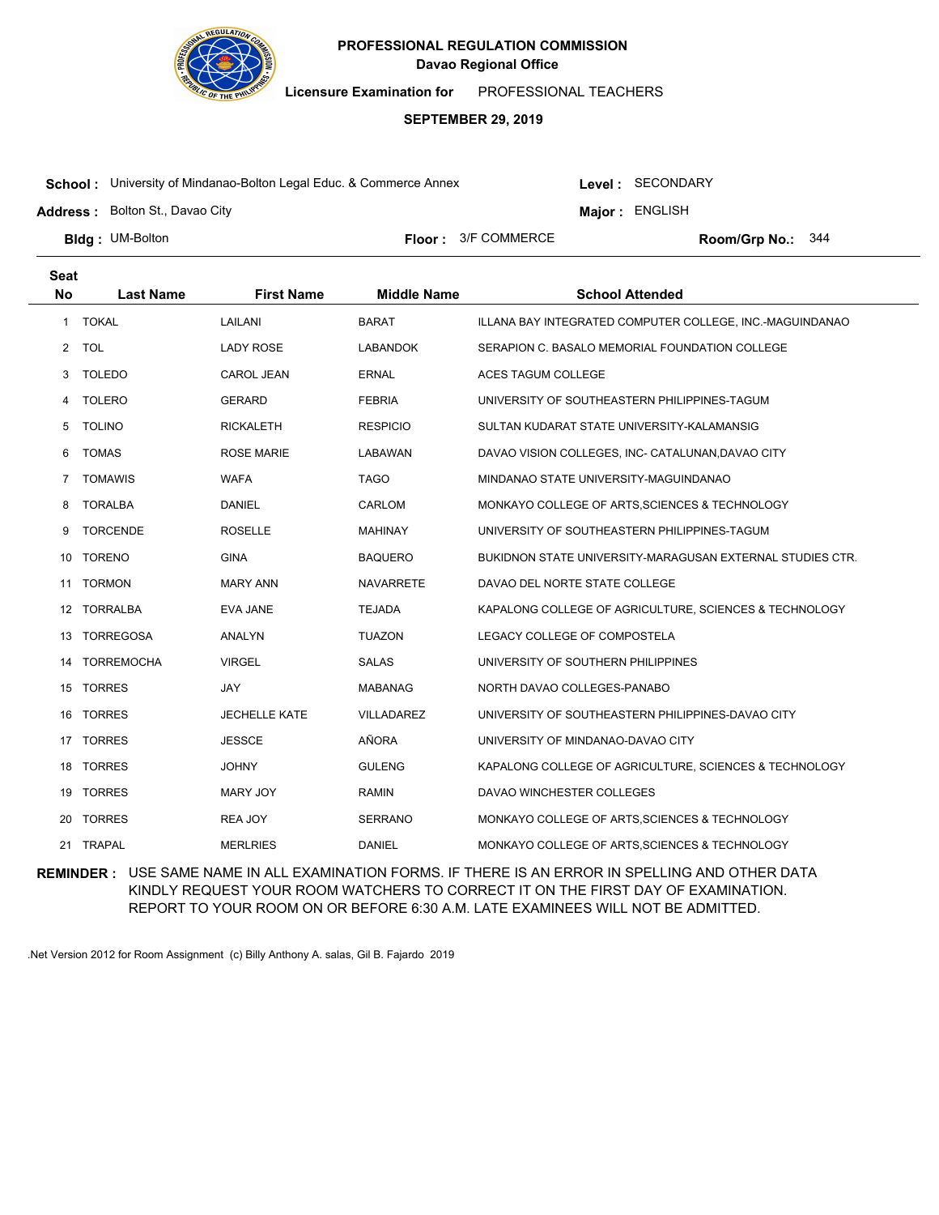**PROFESSIONAL REGULATION COMMISSION**
**Davao Regional Office**

**Licensure Examination for** PROFESSIONAL TEACHERS

**SEPTEMBER 29, 2019**

**School :** University of Mindanao-Bolton Legal Educ. & Commerce Annex
**Level :** SECONDARY
**Address :** Bolton St., Davao City
**Major :** ENGLISH
**Bldg :** UM-Bolton
**Floor :** 3/F COMMERCE
**Room/Grp No.:** 344

| Seat No | Last Name | First Name | Middle Name | School Attended |
|---|---|---|---|---|
| 1 | TOKAL | LAILANI | BARAT | ILLANA BAY INTEGRATED COMPUTER COLLEGE, INC.-MAGUINDANAO |
| 2 | TOL | LADY ROSE | LABANDOK | SERAPION C. BASALO MEMORIAL FOUNDATION COLLEGE |
| 3 | TOLEDO | CAROL JEAN | ERNAL | ACES TAGUM COLLEGE |
| 4 | TOLERO | GERARD | FEBRIA | UNIVERSITY OF SOUTHEASTERN PHILIPPINES-TAGUM |
| 5 | TOLINO | RICKALETH | RESPICIO | SULTAN KUDARAT STATE UNIVERSITY-KALAMANSIG |
| 6 | TOMAS | ROSE MARIE | LABAWAN | DAVAO VISION COLLEGES, INC- CATALUNAN,DAVAO CITY |
| 7 | TOMAWIS | WAFA | TAGO | MINDANAO STATE UNIVERSITY-MAGUINDANAO |
| 8 | TORALBA | DANIEL | CARLOM | MONKAYO COLLEGE OF ARTS,SCIENCES & TECHNOLOGY |
| 9 | TORCENDE | ROSELLE | MAHINAY | UNIVERSITY OF SOUTHEASTERN PHILIPPINES-TAGUM |
| 10 | TORENO | GINA | BAQUERO | BUKIDNON STATE UNIVERSITY-MARAGUSAN EXTERNAL STUDIES CTR. |
| 11 | TORMON | MARY ANN | NAVARRETE | DAVAO DEL NORTE STATE COLLEGE |
| 12 | TORRALBA | EVA JANE | TEJADA | KAPALONG COLLEGE OF AGRICULTURE, SCIENCES & TECHNOLOGY |
| 13 | TORREGOSA | ANALYN | TUAZON | LEGACY COLLEGE OF COMPOSTELA |
| 14 | TORREMOCHA | VIRGEL | SALAS | UNIVERSITY OF SOUTHERN PHILIPPINES |
| 15 | TORRES | JAY | MABANAG | NORTH DAVAO COLLEGES-PANABO |
| 16 | TORRES | JECHELLE KATE | VILLADAREZ | UNIVERSITY OF SOUTHEASTERN PHILIPPINES-DAVAO CITY |
| 17 | TORRES | JESSCE | AÑORA | UNIVERSITY OF MINDANAO-DAVAO CITY |
| 18 | TORRES | JOHNY | GULENG | KAPALONG COLLEGE OF AGRICULTURE, SCIENCES & TECHNOLOGY |
| 19 | TORRES | MARY JOY | RAMIN | DAVAO WINCHESTER COLLEGES |
| 20 | TORRES | REA JOY | SERRANO | MONKAYO COLLEGE OF ARTS,SCIENCES & TECHNOLOGY |
| 21 | TRAPAL | MERLRIES | DANIEL | MONKAYO COLLEGE OF ARTS,SCIENCES & TECHNOLOGY |

**REMINDER :** USE SAME NAME IN ALL EXAMINATION FORMS. IF THERE IS AN ERROR IN SPELLING AND OTHER DATA KINDLY REQUEST YOUR ROOM WATCHERS TO CORRECT IT ON THE FIRST DAY OF EXAMINATION. REPORT TO YOUR ROOM ON OR BEFORE 6:30 A.M. LATE EXAMINEES WILL NOT BE ADMITTED.

.Net Version 2012 for Room Assignment (c) Billy Anthony A. salas, Gil B. Fajardo 2019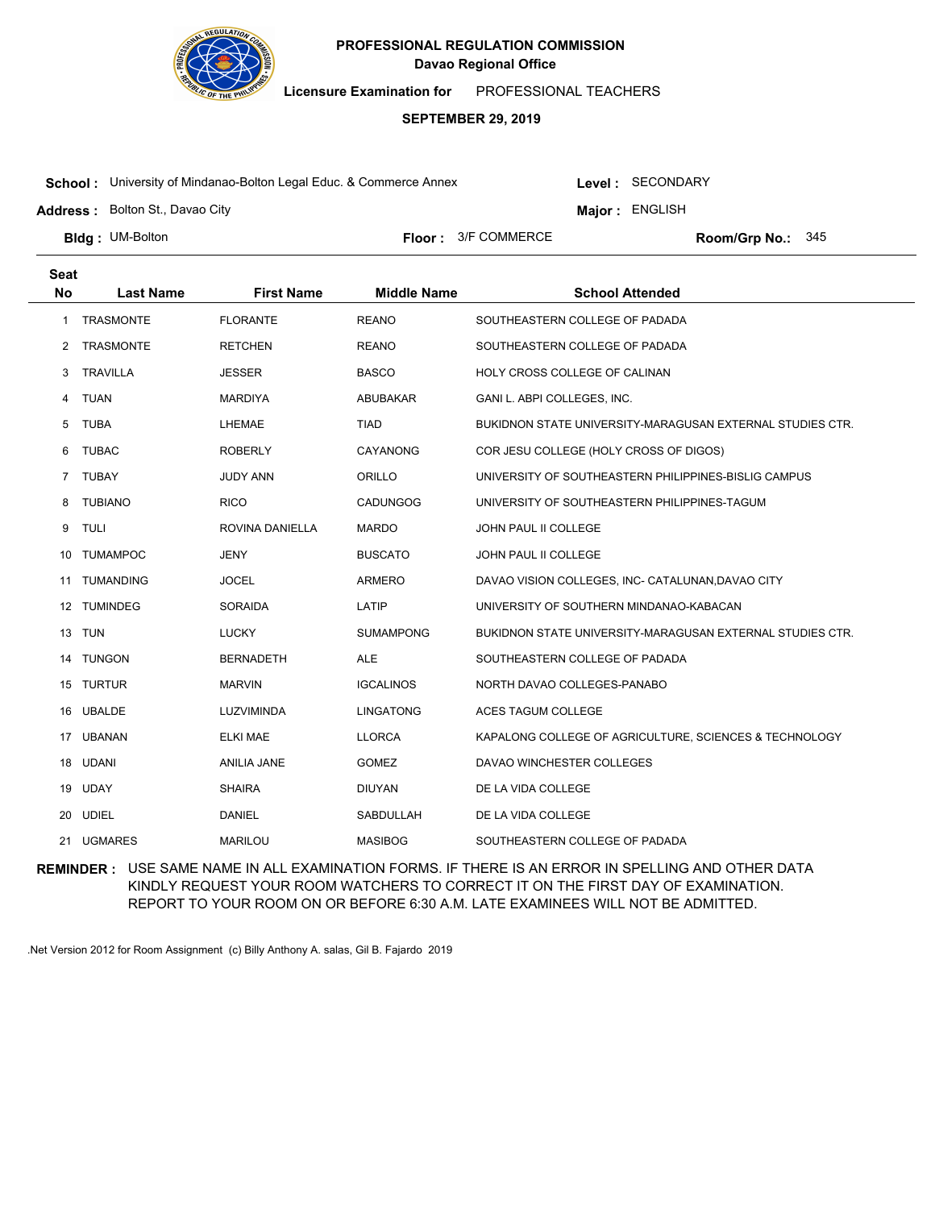**PROFESSIONAL REGULATION COMMISSION**
**Davao Regional Office**

**Licensure Examination for** PROFESSIONAL TEACHERS

**SEPTEMBER 29, 2019**

**School :** University of Mindanao-Bolton Legal Educ. & Commerce Annex
**Level :** SECONDARY

**Address :** Bolton St., Davao City
**Major :** ENGLISH

**Bldg :** UM-Bolton
**Floor :** 3/F COMMERCE
**Room/Grp No.:** 345

| Seat No | Last Name | First Name | Middle Name | School Attended |
|---|---|---|---|---|
| 1 | TRASMONTE | FLORANTE | REANO | SOUTHEASTERN COLLEGE OF PADADA |
| 2 | TRASMONTE | RETCHEN | REANO | SOUTHEASTERN COLLEGE OF PADADA |
| 3 | TRAVILLA | JESSER | BASCO | HOLY CROSS COLLEGE OF CALINAN |
| 4 | TUAN | MARDIYA | ABUBAKAR | GANI L. ABPI COLLEGES, INC. |
| 5 | TUBA | LHEMAE | TIAD | BUKIDNON STATE UNIVERSITY-MARAGUSAN EXTERNAL STUDIES CTR. |
| 6 | TUBAC | ROBERLY | CAYANONG | COR JESU COLLEGE (HOLY CROSS OF DIGOS) |
| 7 | TUBAY | JUDY ANN | ORILLO | UNIVERSITY OF SOUTHEASTERN PHILIPPINES-BISLIG CAMPUS |
| 8 | TUBIANO | RICO | CADUNGOG | UNIVERSITY OF SOUTHEASTERN PHILIPPINES-TAGUM |
| 9 | TULI | ROVINA DANIELLA | MARDO | JOHN PAUL II COLLEGE |
| 10 | TUMAMPOC | JENY | BUSCATO | JOHN PAUL II COLLEGE |
| 11 | TUMANDING | JOCEL | ARMERO | DAVAO VISION COLLEGES, INC- CATALUNAN,DAVAO CITY |
| 12 | TUMINDEG | SORAIDA | LATIP | UNIVERSITY OF SOUTHERN MINDANAO-KABACAN |
| 13 | TUN | LUCKY | SUMAMPONG | BUKIDNON STATE UNIVERSITY-MARAGUSAN EXTERNAL STUDIES CTR. |
| 14 | TUNGON | BERNADETH | ALE | SOUTHEASTERN COLLEGE OF PADADA |
| 15 | TURTUR | MARVIN | IGCALINOS | NORTH DAVAO COLLEGES-PANABO |
| 16 | UBALDE | LUZVIMINDA | LINGATONG | ACES TAGUM COLLEGE |
| 17 | UBANAN | ELKI MAE | LLORCA | KAPALONG COLLEGE OF AGRICULTURE, SCIENCES & TECHNOLOGY |
| 18 | UDANI | ANILIA JANE | GOMEZ | DAVAO WINCHESTER COLLEGES |
| 19 | UDAY | SHAIRA | DIUYAN | DE LA VIDA COLLEGE |
| 20 | UDIEL | DANIEL | SABDULLAH | DE LA VIDA COLLEGE |
| 21 | UGMARES | MARILOU | MASIBOG | SOUTHEASTERN COLLEGE OF PADADA |

**REMINDER :** USE SAME NAME IN ALL EXAMINATION FORMS. IF THERE IS AN ERROR IN SPELLING AND OTHER DATA KINDLY REQUEST YOUR ROOM WATCHERS TO CORRECT IT ON THE FIRST DAY OF EXAMINATION. REPORT TO YOUR ROOM ON OR BEFORE 6:30 A.M. LATE EXAMINEES WILL NOT BE ADMITTED.

.Net Version 2012 for Room Assignment (c) Billy Anthony A. salas, Gil B. Fajardo 2019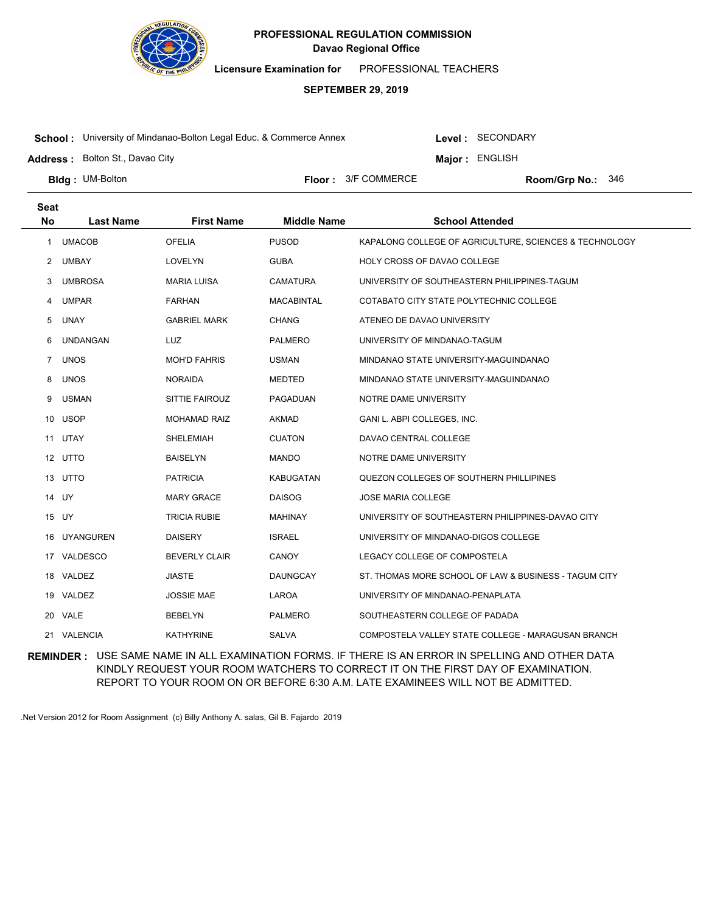**PROFESSIONAL REGULATION COMMISSION**
**Davao Regional Office**

**Licensure Examination for** PROFESSIONAL TEACHERS

**SEPTEMBER 29, 2019**

**School :** University of Mindanao-Bolton Legal Educ. & Commerce Annex
**Level :** SECONDARY
**Address :** Bolton St., Davao City
**Major :** ENGLISH
**Bldg :** UM-Bolton
**Floor :** 3/F COMMERCE
**Room/Grp No.:** 346

| Seat No | Last Name | First Name | Middle Name | School Attended |
|---|---|---|---|---|
| 1 | UMACOB | OFELIA | PUSOD | KAPALONG COLLEGE OF AGRICULTURE, SCIENCES & TECHNOLOGY |
| 2 | UMBAY | LOVELYN | GUBA | HOLY CROSS OF DAVAO COLLEGE |
| 3 | UMBROSA | MARIA LUISA | CAMATURA | UNIVERSITY OF SOUTHEASTERN PHILIPPINES-TAGUM |
| 4 | UMPAR | FARHAN | MACABINTAL | COTABATO CITY STATE POLYTECHNIC COLLEGE |
| 5 | UNAY | GABRIEL MARK | CHANG | ATENEO DE DAVAO UNIVERSITY |
| 6 | UNDANGAN | LUZ | PALMERO | UNIVERSITY OF MINDANAO-TAGUM |
| 7 | UNOS | MOH'D FAHRIS | USMAN | MINDANAO STATE UNIVERSITY-MAGUINDANAO |
| 8 | UNOS | NORAIDA | MEDTED | MINDANAO STATE UNIVERSITY-MAGUINDANAO |
| 9 | USMAN | SITTIE FAIROUZ | PAGADUAN | NOTRE DAME UNIVERSITY |
| 10 | USOP | MOHAMAD RAIZ | AKMAD | GANI L. ABPI COLLEGES, INC. |
| 11 | UTAY | SHELEMIAH | CUATON | DAVAO CENTRAL COLLEGE |
| 12 | UTTO | BAISELYN | MANDO | NOTRE DAME UNIVERSITY |
| 13 | UTTO | PATRICIA | KABUGATAN | QUEZON COLLEGES OF SOUTHERN PHILLIPINES |
| 14 | UY | MARY GRACE | DAISOG | JOSE MARIA COLLEGE |
| 15 | UY | TRICIA RUBIE | MAHINAY | UNIVERSITY OF SOUTHEASTERN PHILIPPINES-DAVAO CITY |
| 16 | UYANGUREN | DAISERY | ISRAEL | UNIVERSITY OF MINDANAO-DIGOS COLLEGE |
| 17 | VALDESCO | BEVERLY CLAIR | CANOY | LEGACY COLLEGE OF COMPOSTELA |
| 18 | VALDEZ | JIASTE | DAUNGCAY | ST. THOMAS MORE SCHOOL OF LAW & BUSINESS - TAGUM CITY |
| 19 | VALDEZ | JOSSIE MAE | LAROA | UNIVERSITY OF MINDANAO-PENAPLATA |
| 20 | VALE | BEBELYN | PALMERO | SOUTHEASTERN COLLEGE OF PADADA |
| 21 | VALENCIA | KATHYRINE | SALVA | COMPOSTELA VALLEY STATE COLLEGE - MARAGUSAN BRANCH |

**REMINDER :** USE SAME NAME IN ALL EXAMINATION FORMS. IF THERE IS AN ERROR IN SPELLING AND OTHER DATA KINDLY REQUEST YOUR ROOM WATCHERS TO CORRECT IT ON THE FIRST DAY OF EXAMINATION. REPORT TO YOUR ROOM ON OR BEFORE 6:30 A.M. LATE EXAMINEES WILL NOT BE ADMITTED.

.Net Version 2012 for Room Assignment (c) Billy Anthony A. salas, Gil B. Fajardo 2019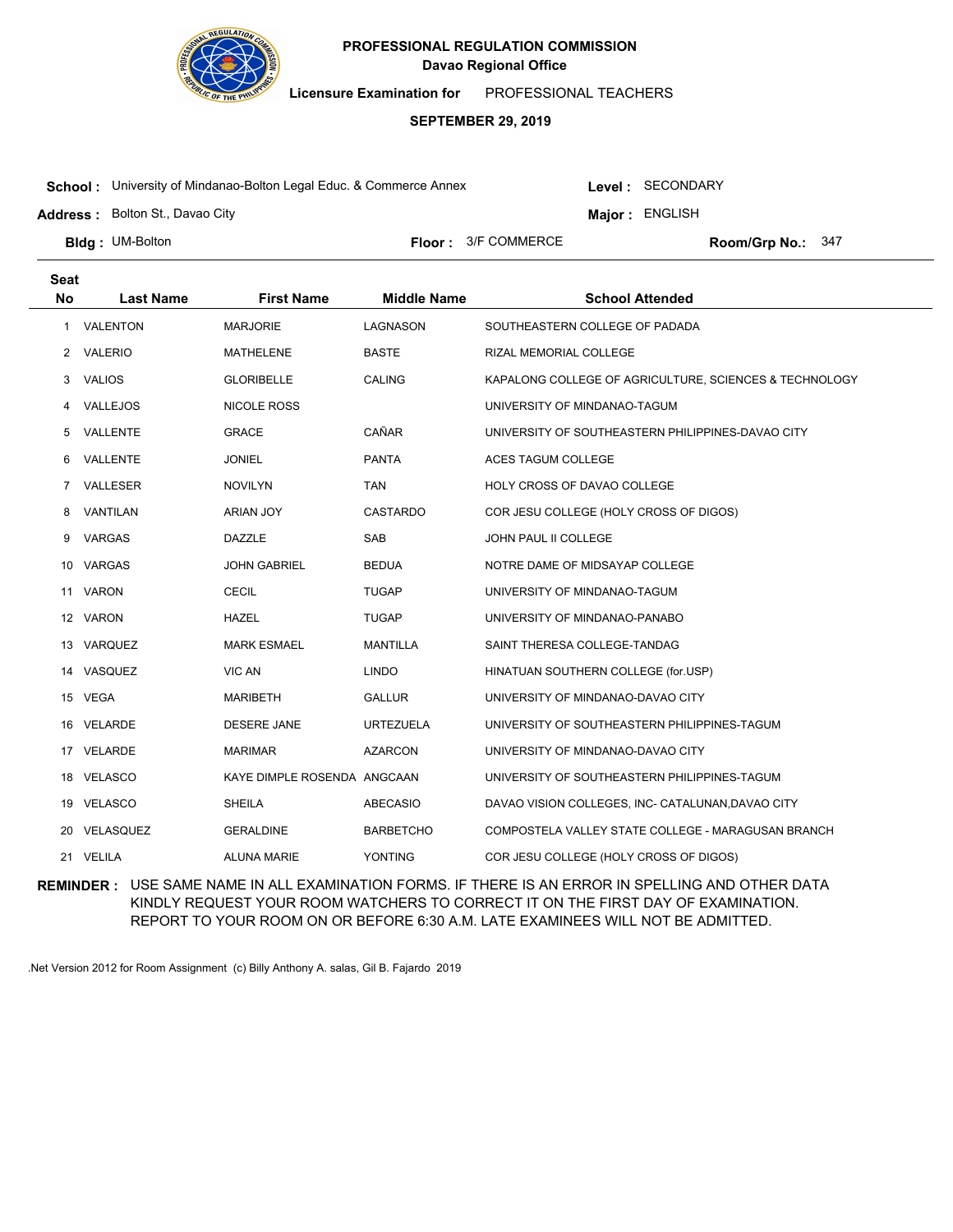**PROFESSIONAL REGULATION COMMISSION**
**Davao Regional Office**

**Licensure Examination for** PROFESSIONAL TEACHERS

**SEPTEMBER 29, 2019**

**School :** University of Mindanao-Bolton Legal Educ. & Commerce Annex **Level :** SECONDARY

**Address :** Bolton St., Davao City **Major :** ENGLISH

**Bldg :** UM-Bolton **Floor :** 3/F COMMERCE **Room/Grp No.:** 347

| Seat No | Last Name | First Name | Middle Name | School Attended |
|---|---|---|---|---|
| 1 | VALENTON | MARJORIE | LAGNASON | SOUTHEASTERN COLLEGE OF PADADA |
| 2 | VALERIO | MATHELENE | BASTE | RIZAL MEMORIAL COLLEGE |
| 3 | VALIOS | GLORIBELLE | CALING | KAPALONG COLLEGE OF AGRICULTURE, SCIENCES & TECHNOLOGY |
| 4 | VALLEJOS | NICOLE ROSS | | UNIVERSITY OF MINDANAO-TAGUM |
| 5 | VALLENTE | GRACE | CAÑAR | UNIVERSITY OF SOUTHEASTERN PHILIPPINES-DAVAO CITY |
| 6 | VALLENTE | JONIEL | PANTA | ACES TAGUM COLLEGE |
| 7 | VALLESER | NOVILYN | TAN | HOLY CROSS OF DAVAO COLLEGE |
| 8 | VANTILAN | ARIAN JOY | CASTARDO | COR JESU COLLEGE (HOLY CROSS OF DIGOS) |
| 9 | VARGAS | DAZZLE | SAB | JOHN PAUL II COLLEGE |
| 10 | VARGAS | JOHN GABRIEL | BEDUA | NOTRE DAME OF MIDSAYAP COLLEGE |
| 11 | VARON | CECIL | TUGAP | UNIVERSITY OF MINDANAO-TAGUM |
| 12 | VARON | HAZEL | TUGAP | UNIVERSITY OF MINDANAO-PANABO |
| 13 | VARQUEZ | MARK ESMAEL | MANTILLA | SAINT THERESA COLLEGE-TANDAG |
| 14 | VASQUEZ | VIC AN | LINDO | HINATUAN SOUTHERN COLLEGE (for.USP) |
| 15 | VEGA | MARIBETH | GALLUR | UNIVERSITY OF MINDANAO-DAVAO CITY |
| 16 | VELARDE | DESERE JANE | URTEZUELA | UNIVERSITY OF SOUTHEASTERN PHILIPPINES-TAGUM |
| 17 | VELARDE | MARIMAR | AZARCON | UNIVERSITY OF MINDANAO-DAVAO CITY |
| 18 | VELASCO | KAYE DIMPLE ROSENDA | ANGCAAN | UNIVERSITY OF SOUTHEASTERN PHILIPPINES-TAGUM |
| 19 | VELASCO | SHEILA | ABECASIO | DAVAO VISION COLLEGES, INC- CATALUNAN,DAVAO CITY |
| 20 | VELASQUEZ | GERALDINE | BARBETCHO | COMPOSTELA VALLEY STATE COLLEGE - MARAGUSAN BRANCH |
| 21 | VELILA | ALUNA MARIE | YONTING | COR JESU COLLEGE (HOLY CROSS OF DIGOS) |

**REMINDER :** USE SAME NAME IN ALL EXAMINATION FORMS. IF THERE IS AN ERROR IN SPELLING AND OTHER DATA KINDLY REQUEST YOUR ROOM WATCHERS TO CORRECT IT ON THE FIRST DAY OF EXAMINATION. REPORT TO YOUR ROOM ON OR BEFORE 6:30 A.M. LATE EXAMINEES WILL NOT BE ADMITTED.

.Net Version 2012 for Room Assignment (c) Billy Anthony A. salas, Gil B. Fajardo 2019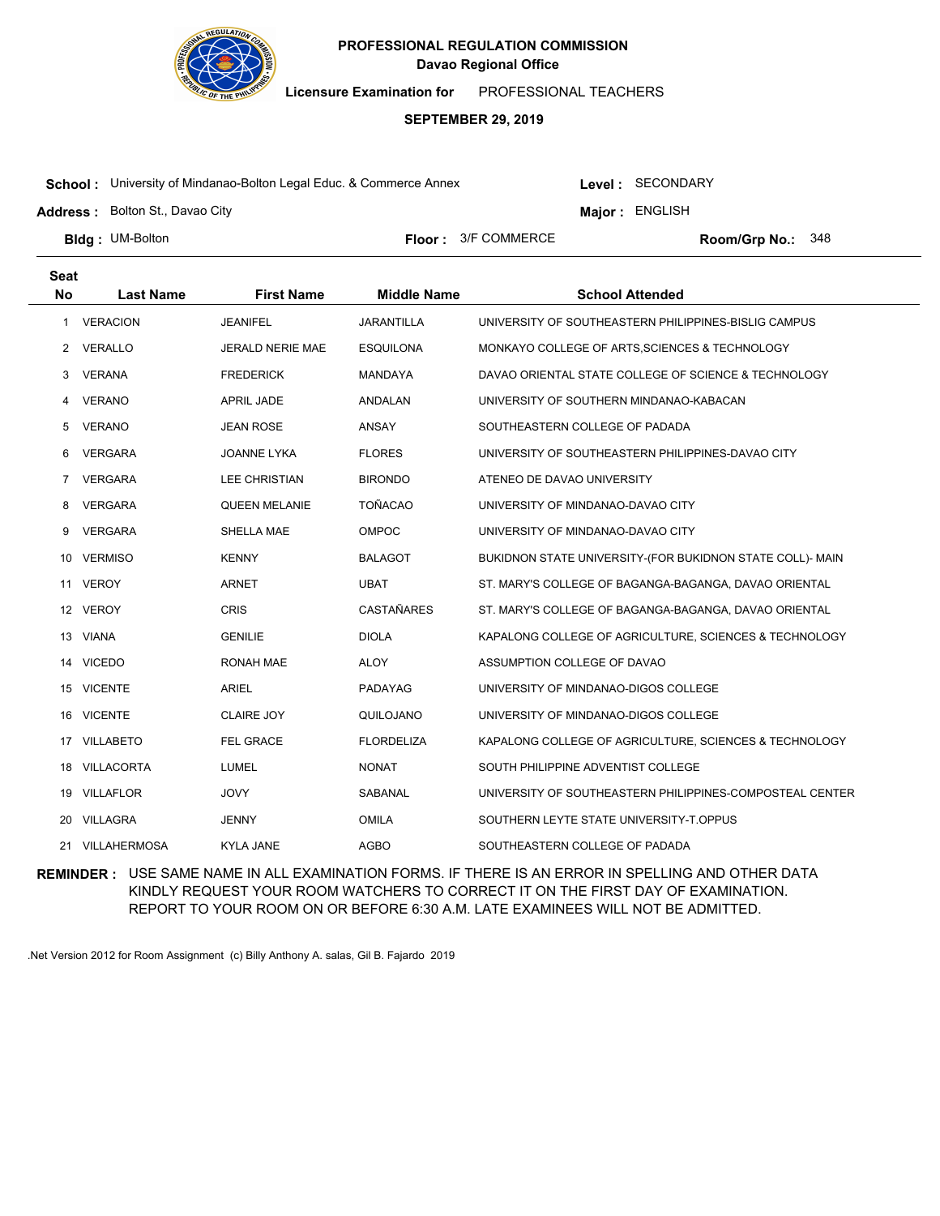**PROFESSIONAL REGULATION COMMISSION**
**Davao Regional Office**

**Licensure Examination for** PROFESSIONAL TEACHERS

**SEPTEMBER 29, 2019**

**School :** University of Mindanao-Bolton Legal Educ. & Commerce Annex
**Level :** SECONDARY
**Address :** Bolton St., Davao City
**Major :** ENGLISH
**Bldg :** UM-Bolton
**Floor :** 3/F COMMERCE
**Room/Grp No.:** 348

| Seat No | Last Name | First Name | Middle Name | School Attended |
|---|---|---|---|---|
| 1 | VERACION | JEANIFEL | JARANTILLA | UNIVERSITY OF SOUTHEASTERN PHILIPPINES-BISLIG CAMPUS |
| 2 | VERALLO | JERALD NERIE MAE | ESQUILONA | MONKAYO COLLEGE OF ARTS,SCIENCES & TECHNOLOGY |
| 3 | VERANA | FREDERICK | MANDAYA | DAVAO ORIENTAL STATE COLLEGE OF SCIENCE & TECHNOLOGY |
| 4 | VERANO | APRIL JADE | ANDALAN | UNIVERSITY OF SOUTHERN MINDANAO-KABACAN |
| 5 | VERANO | JEAN ROSE | ANSAY | SOUTHEASTERN COLLEGE OF PADADA |
| 6 | VERGARA | JOANNE LYKA | FLORES | UNIVERSITY OF SOUTHEASTERN PHILIPPINES-DAVAO CITY |
| 7 | VERGARA | LEE CHRISTIAN | BIRONDO | ATENEO DE DAVAO UNIVERSITY |
| 8 | VERGARA | QUEEN MELANIE | TOÑACAO | UNIVERSITY OF MINDANAO-DAVAO CITY |
| 9 | VERGARA | SHELLA MAE | OMPOC | UNIVERSITY OF MINDANAO-DAVAO CITY |
| 10 | VERMISO | KENNY | BALAGOT | BUKIDNON STATE UNIVERSITY-(FOR BUKIDNON STATE COLL)- MAIN |
| 11 | VEROY | ARNET | UBAT | ST. MARY'S COLLEGE OF BAGANGA-BAGANGA, DAVAO ORIENTAL |
| 12 | VEROY | CRIS | CASTAÑARES | ST. MARY'S COLLEGE OF BAGANGA-BAGANGA, DAVAO ORIENTAL |
| 13 | VIANA | GENILIE | DIOLA | KAPALONG COLLEGE OF AGRICULTURE, SCIENCES & TECHNOLOGY |
| 14 | VICEDO | RONAH MAE | ALOY | ASSUMPTION COLLEGE OF DAVAO |
| 15 | VICENTE | ARIEL | PADAYAG | UNIVERSITY OF MINDANAO-DIGOS COLLEGE |
| 16 | VICENTE | CLAIRE JOY | QUILOJANO | UNIVERSITY OF MINDANAO-DIGOS COLLEGE |
| 17 | VILLABETO | FEL GRACE | FLORDELIZA | KAPALONG COLLEGE OF AGRICULTURE, SCIENCES & TECHNOLOGY |
| 18 | VILLACORTA | LUMEL | NONAT | SOUTH PHILIPPINE ADVENTIST COLLEGE |
| 19 | VILLAFLOR | JOVY | SABANAL | UNIVERSITY OF SOUTHEASTERN PHILIPPINES-COMPOSTEAL CENTER |
| 20 | VILLAGRA | JENNY | OMILA | SOUTHERN LEYTE STATE UNIVERSITY-T.OPPUS |
| 21 | VILLAHERMOSA | KYLA JANE | AGBO | SOUTHEASTERN COLLEGE OF PADADA |

**REMINDER :** USE SAME NAME IN ALL EXAMINATION FORMS. IF THERE IS AN ERROR IN SPELLING AND OTHER DATA KINDLY REQUEST YOUR ROOM WATCHERS TO CORRECT IT ON THE FIRST DAY OF EXAMINATION. REPORT TO YOUR ROOM ON OR BEFORE 6:30 A.M. LATE EXAMINEES WILL NOT BE ADMITTED.

.Net Version 2012 for Room Assignment (c) Billy Anthony A. salas, Gil B. Fajardo 2019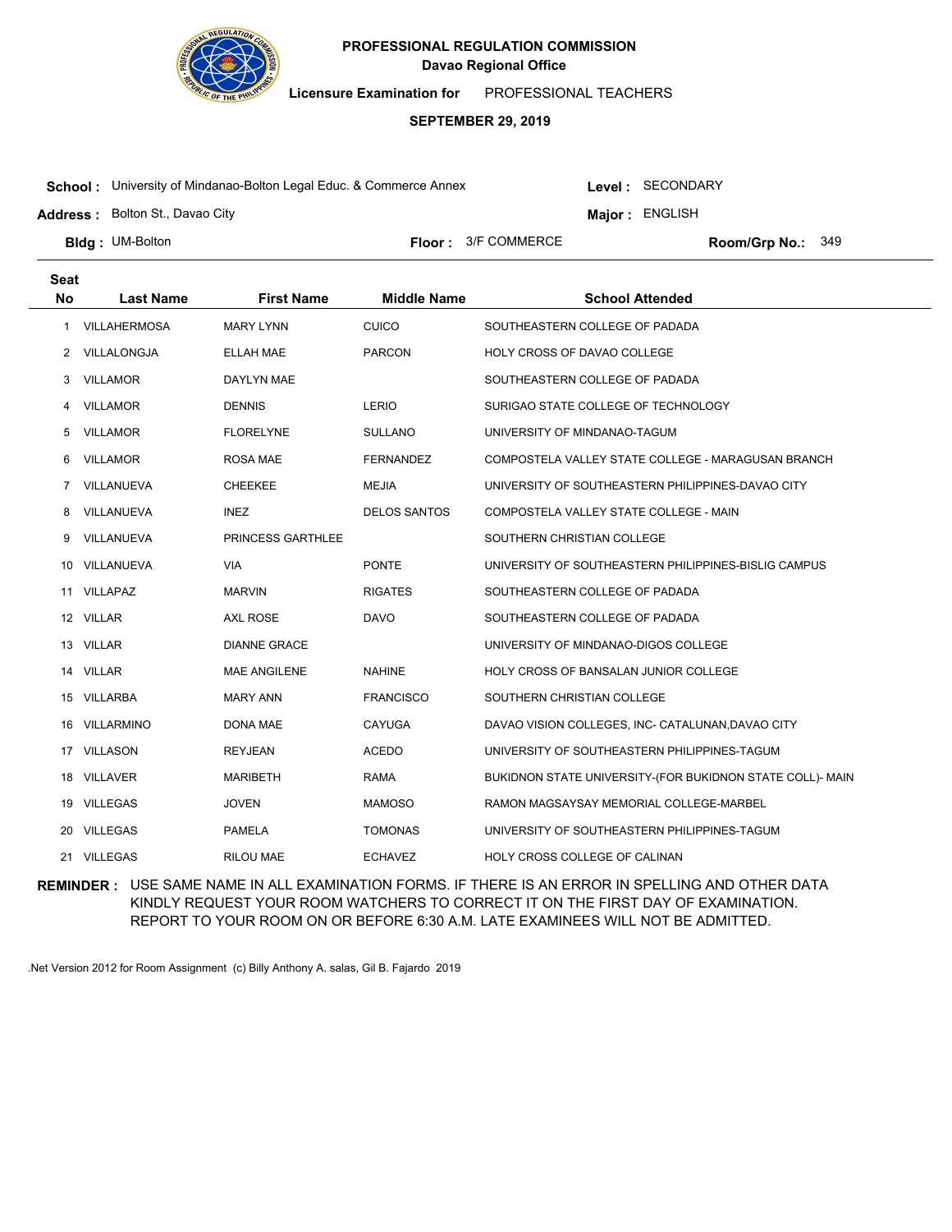**PROFESSIONAL REGULATION COMMISSION**
**Davao Regional Office**

**Licensure Examination for** PROFESSIONAL TEACHERS

**SEPTEMBER 29, 2019**

**School :** University of Mindanao-Bolton Legal Educ. & Commerce Annex
**Level :** SECONDARY
**Address :** Bolton St., Davao City
**Major :** ENGLISH
**Bldg :** UM-Bolton
**Floor :** 3/F COMMERCE
**Room/Grp No.:** 349

| Seat No | Last Name | First Name | Middle Name | School Attended |
|---|---|---|---|---|
| 1 | VILLAHERMOSA | MARY LYNN | CUICO | SOUTHEASTERN COLLEGE OF PADADA |
| 2 | VILLALONGJA | ELLAH MAE | PARCON | HOLY CROSS OF DAVAO COLLEGE |
| 3 | VILLAMOR | DAYLYN MAE | | SOUTHEASTERN COLLEGE OF PADADA |
| 4 | VILLAMOR | DENNIS | LERIO | SURIGAO STATE COLLEGE OF TECHNOLOGY |
| 5 | VILLAMOR | FLORELYNE | SULLANO | UNIVERSITY OF MINDANAO-TAGUM |
| 6 | VILLAMOR | ROSA MAE | FERNANDEZ | COMPOSTELA VALLEY STATE COLLEGE - MARAGUSAN BRANCH |
| 7 | VILLANUEVA | CHEEKEE | MEJIA | UNIVERSITY OF SOUTHEASTERN PHILIPPINES-DAVAO CITY |
| 8 | VILLANUEVA | INEZ | DELOS SANTOS | COMPOSTELA VALLEY STATE COLLEGE - MAIN |
| 9 | VILLANUEVA | PRINCESS GARTHLEE | | SOUTHERN CHRISTIAN COLLEGE |
| 10 | VILLANUEVA | VIA | PONTE | UNIVERSITY OF SOUTHEASTERN PHILIPPINES-BISLIG CAMPUS |
| 11 | VILLAPAZ | MARVIN | RIGATES | SOUTHEASTERN COLLEGE OF PADADA |
| 12 | VILLAR | AXL ROSE | DAVO | SOUTHEASTERN COLLEGE OF PADADA |
| 13 | VILLAR | DIANNE GRACE | | UNIVERSITY OF MINDANAO-DIGOS COLLEGE |
| 14 | VILLAR | MAE ANGILENE | NAHINE | HOLY CROSS OF BANSALAN JUNIOR COLLEGE |
| 15 | VILLARBA | MARY ANN | FRANCISCO | SOUTHERN CHRISTIAN COLLEGE |
| 16 | VILLARMINO | DONA MAE | CAYUGA | DAVAO VISION COLLEGES, INC- CATALUNAN,DAVAO CITY |
| 17 | VILLASON | REYJEAN | ACEDO | UNIVERSITY OF SOUTHEASTERN PHILIPPINES-TAGUM |
| 18 | VILLAVER | MARIBETH | RAMA | BUKIDNON STATE UNIVERSITY-(FOR BUKIDNON STATE COLL)- MAIN |
| 19 | VILLEGAS | JOVEN | MAMOSO | RAMON MAGSAYSAY MEMORIAL COLLEGE-MARBEL |
| 20 | VILLEGAS | PAMELA | TOMONAS | UNIVERSITY OF SOUTHEASTERN PHILIPPINES-TAGUM |
| 21 | VILLEGAS | RILOU MAE | ECHAVEZ | HOLY CROSS COLLEGE OF CALINAN |

**REMINDER :** USE SAME NAME IN ALL EXAMINATION FORMS. IF THERE IS AN ERROR IN SPELLING AND OTHER DATA KINDLY REQUEST YOUR ROOM WATCHERS TO CORRECT IT ON THE FIRST DAY OF EXAMINATION. REPORT TO YOUR ROOM ON OR BEFORE 6:30 A.M. LATE EXAMINEES WILL NOT BE ADMITTED.

.Net Version 2012 for Room Assignment (c) Billy Anthony A. salas, Gil B. Fajardo 2019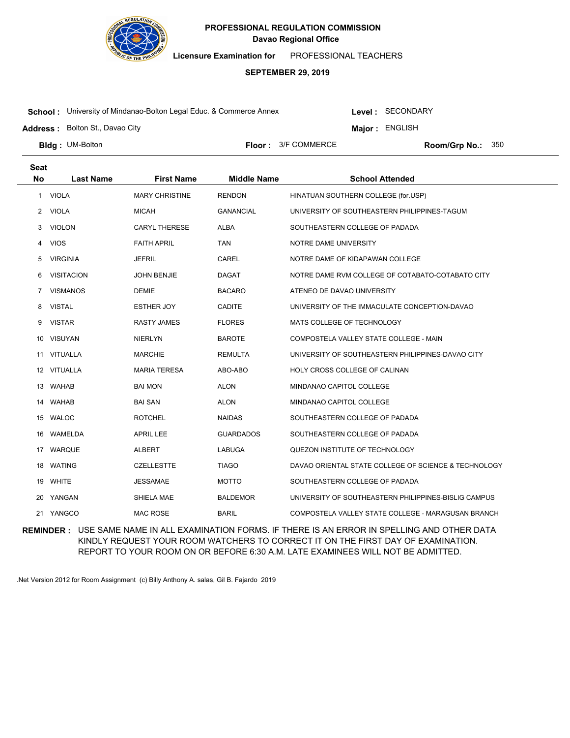**PROFESSIONAL REGULATION COMMISSION**
**Davao Regional Office**

**Licensure Examination for** PROFESSIONAL TEACHERS

**SEPTEMBER 29, 2019**

**School :** University of Mindanao-Bolton Legal Educ. & Commerce Annex
**Level :** SECONDARY

**Address :** Bolton St., Davao City
**Major :** ENGLISH

**Bldg :** UM-Bolton
**Floor :** 3/F COMMERCE
**Room/Grp No.:** 350

| Seat No | Last Name | First Name | Middle Name | School Attended |
|---|---|---|---|---|
| 1 | VIOLA | MARY CHRISTINE | RENDON | HINATUAN SOUTHERN COLLEGE (for.USP) |
| 2 | VIOLA | MICAH | GANANCIAL | UNIVERSITY OF SOUTHEASTERN PHILIPPINES-TAGUM |
| 3 | VIOLON | CARYL THERESE | ALBA | SOUTHEASTERN COLLEGE OF PADADA |
| 4 | VIOS | FAITH APRIL | TAN | NOTRE DAME UNIVERSITY |
| 5 | VIRGINIA | JEFRIL | CAREL | NOTRE DAME OF KIDAPAWAN COLLEGE |
| 6 | VISITACION | JOHN BENJIE | DAGAT | NOTRE DAME RVM COLLEGE OF COTABATO-COTABATO CITY |
| 7 | VISMANOS | DEMIE | BACARO | ATENEO DE DAVAO UNIVERSITY |
| 8 | VISTAL | ESTHER JOY | CADITE | UNIVERSITY OF THE IMMACULATE CONCEPTION-DAVAO |
| 9 | VISTAR | RASTY JAMES | FLORES | MATS COLLEGE OF TECHNOLOGY |
| 10 | VISUYAN | NIERLYN | BAROTE | COMPOSTELA VALLEY STATE COLLEGE - MAIN |
| 11 | VITUALLA | MARCHIE | REMULTA | UNIVERSITY OF SOUTHEASTERN PHILIPPINES-DAVAO CITY |
| 12 | VITUALLA | MARIA TERESA | ABO-ABO | HOLY CROSS COLLEGE OF CALINAN |
| 13 | WAHAB | BAI MON | ALON | MINDANAO CAPITOL COLLEGE |
| 14 | WAHAB | BAI SAN | ALON | MINDANAO CAPITOL COLLEGE |
| 15 | WALOC | ROTCHEL | NAIDAS | SOUTHEASTERN COLLEGE OF PADADA |
| 16 | WAMELDA | APRIL LEE | GUARDADOS | SOUTHEASTERN COLLEGE OF PADADA |
| 17 | WARQUE | ALBERT | LABUGA | QUEZON INSTITUTE OF TECHNOLOGY |
| 18 | WATING | CZELLESTTE | TIAGO | DAVAO ORIENTAL STATE COLLEGE OF SCIENCE & TECHNOLOGY |
| 19 | WHITE | JESSAMAE | MOTTO | SOUTHEASTERN COLLEGE OF PADADA |
| 20 | YANGAN | SHIELA MAE | BALDEMOR | UNIVERSITY OF SOUTHEASTERN PHILIPPINES-BISLIG CAMPUS |
| 21 | YANGCO | MAC ROSE | BARIL | COMPOSTELA VALLEY STATE COLLEGE - MARAGUSAN BRANCH |

**REMINDER :** USE SAME NAME IN ALL EXAMINATION FORMS. IF THERE IS AN ERROR IN SPELLING AND OTHER DATA KINDLY REQUEST YOUR ROOM WATCHERS TO CORRECT IT ON THE FIRST DAY OF EXAMINATION. REPORT TO YOUR ROOM ON OR BEFORE 6:30 A.M. LATE EXAMINEES WILL NOT BE ADMITTED.

.Net Version 2012 for Room Assignment (c) Billy Anthony A. salas, Gil B. Fajardo 2019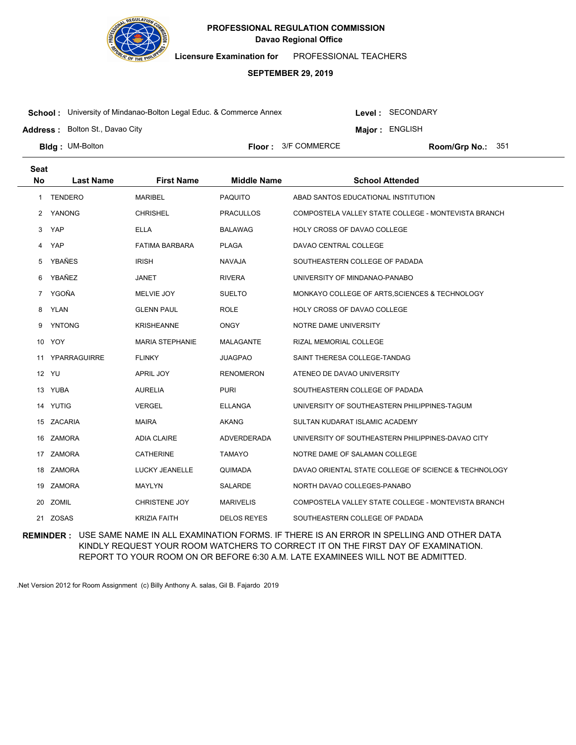# PROFESSIONAL REGULATION COMMISSION

**Davao Regional Office**

**Licensure Examination for** PROFESSIONAL TEACHERS

**SEPTEMBER 29, 2019**

**School :** University of Mindanao-Bolton Legal Educ. & Commerce Annex
**Level :** SECONDARY

**Address :** Bolton St., Davao City
**Major :** ENGLISH

**Bldg :** UM-Bolton
**Floor :** 3/F COMMERCE
**Room/Grp No.:** 351

| Seat No | Last Name | First Name | Middle Name | School Attended |
|---|---|---|---|---|
| 1 | TENDERO | MARIBEL | PAQUITO | ABAD SANTOS EDUCATIONAL INSTITUTION |
| 2 | YANONG | CHRISHEL | PRACULLOS | COMPOSTELA VALLEY STATE COLLEGE - MONTEVISTA BRANCH |
| 3 | YAP | ELLA | BALAWAG | HOLY CROSS OF DAVAO COLLEGE |
| 4 | YAP | FATIMA BARBARA | PLAGA | DAVAO CENTRAL COLLEGE |
| 5 | YBAÑES | IRISH | NAVAJA | SOUTHEASTERN COLLEGE OF PADADA |
| 6 | YBAÑEZ | JANET | RIVERA | UNIVERSITY OF MINDANAO-PANABO |
| 7 | YGOÑA | MELVIE JOY | SUELTO | MONKAYO COLLEGE OF ARTS,SCIENCES & TECHNOLOGY |
| 8 | YLAN | GLENN PAUL | ROLE | HOLY CROSS OF DAVAO COLLEGE |
| 9 | YNTONG | KRISHEANNE | ONGY | NOTRE DAME UNIVERSITY |
| 10 | YOY | MARIA STEPHANIE | MALAGANTE | RIZAL MEMORIAL COLLEGE |
| 11 | YPARRAGUIRRE | FLINKY | JUAGPAO | SAINT THERESA COLLEGE-TANDAG |
| 12 | YU | APRIL JOY | RENOMERON | ATENEO DE DAVAO UNIVERSITY |
| 13 | YUBA | AURELIA | PURI | SOUTHEASTERN COLLEGE OF PADADA |
| 14 | YUTIG | VERGEL | ELLANGA | UNIVERSITY OF SOUTHEASTERN PHILIPPINES-TAGUM |
| 15 | ZACARIA | MAIRA | AKANG | SULTAN KUDARAT ISLAMIC ACADEMY |
| 16 | ZAMORA | ADIA CLAIRE | ADVERDERADA | UNIVERSITY OF SOUTHEASTERN PHILIPPINES-DAVAO CITY |
| 17 | ZAMORA | CATHERINE | TAMAYO | NOTRE DAME OF SALAMAN COLLEGE |
| 18 | ZAMORA | LUCKY JEANELLE | QUIMADA | DAVAO ORIENTAL STATE COLLEGE OF SCIENCE & TECHNOLOGY |
| 19 | ZAMORA | MAYLYN | SALARDE | NORTH DAVAO COLLEGES-PANABO |
| 20 | ZOMIL | CHRISTENE JOY | MARIVELIS | COMPOSTELA VALLEY STATE COLLEGE - MONTEVISTA BRANCH |
| 21 | ZOSAS | KRIZIA FAITH | DELOS REYES | SOUTHEASTERN COLLEGE OF PADADA |

**REMINDER :** USE SAME NAME IN ALL EXAMINATION FORMS. IF THERE IS AN ERROR IN SPELLING AND OTHER DATA KINDLY REQUEST YOUR ROOM WATCHERS TO CORRECT IT ON THE FIRST DAY OF EXAMINATION. REPORT TO YOUR ROOM ON OR BEFORE 6:30 A.M. LATE EXAMINEES WILL NOT BE ADMITTED.

.Net Version 2012 for Room Assignment (c) Billy Anthony A. salas, Gil B. Fajardo 2019